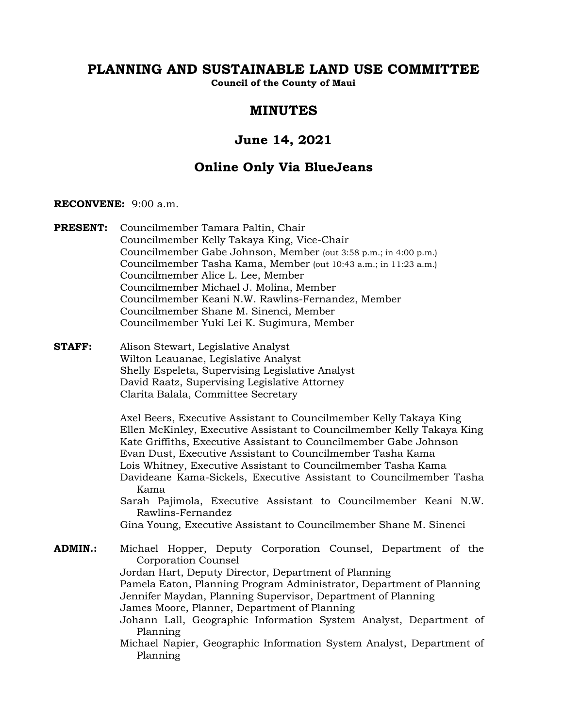# PLANNING AND SUSTAINABLE LAND USE COMMITTEE

**Council of the County of Maui**

## MINUTES

## June 14, 2021

## Online Only Via BlueJeans

**RECONVENE:** 9:00 a.m.

**PRESENT:**
Councilmember Tamara Paltin, Chair
Councilmember Kelly Takaya King, Vice-Chair
Councilmember Gabe Johnson, Member (out 3:58 p.m.; in 4:00 p.m.)
Councilmember Tasha Kama, Member (out 10:43 a.m.; in 11:23 a.m.)
Councilmember Alice L. Lee, Member
Councilmember Michael J. Molina, Member
Councilmember Keani N.W. Rawlins-Fernandez, Member
Councilmember Shane M. Sinenci, Member
Councilmember Yuki Lei K. Sugimura, Member

**STAFF:**
Alison Stewart, Legislative Analyst
Wilton Leauanae, Legislative Analyst
Shelly Espeleta, Supervising Legislative Analyst
David Raatz, Supervising Legislative Attorney
Clarita Balala, Committee Secretary

Axel Beers, Executive Assistant to Councilmember Kelly Takaya King
Ellen McKinley, Executive Assistant to Councilmember Kelly Takaya King
Kate Griffiths, Executive Assistant to Councilmember Gabe Johnson
Evan Dust, Executive Assistant to Councilmember Tasha Kama
Lois Whitney, Executive Assistant to Councilmember Tasha Kama
Davideane Kama-Sickels, Executive Assistant to Councilmember Tasha Kama
Sarah Pajimola, Executive Assistant to Councilmember Keani N.W. Rawlins-Fernandez
Gina Young, Executive Assistant to Councilmember Shane M. Sinenci

**ADMIN.:**
Michael Hopper, Deputy Corporation Counsel, Department of the Corporation Counsel
Jordan Hart, Deputy Director, Department of Planning
Pamela Eaton, Planning Program Administrator, Department of Planning
Jennifer Maydan, Planning Supervisor, Department of Planning
James Moore, Planner, Department of Planning
Johann Lall, Geographic Information System Analyst, Department of Planning
Michael Napier, Geographic Information System Analyst, Department of Planning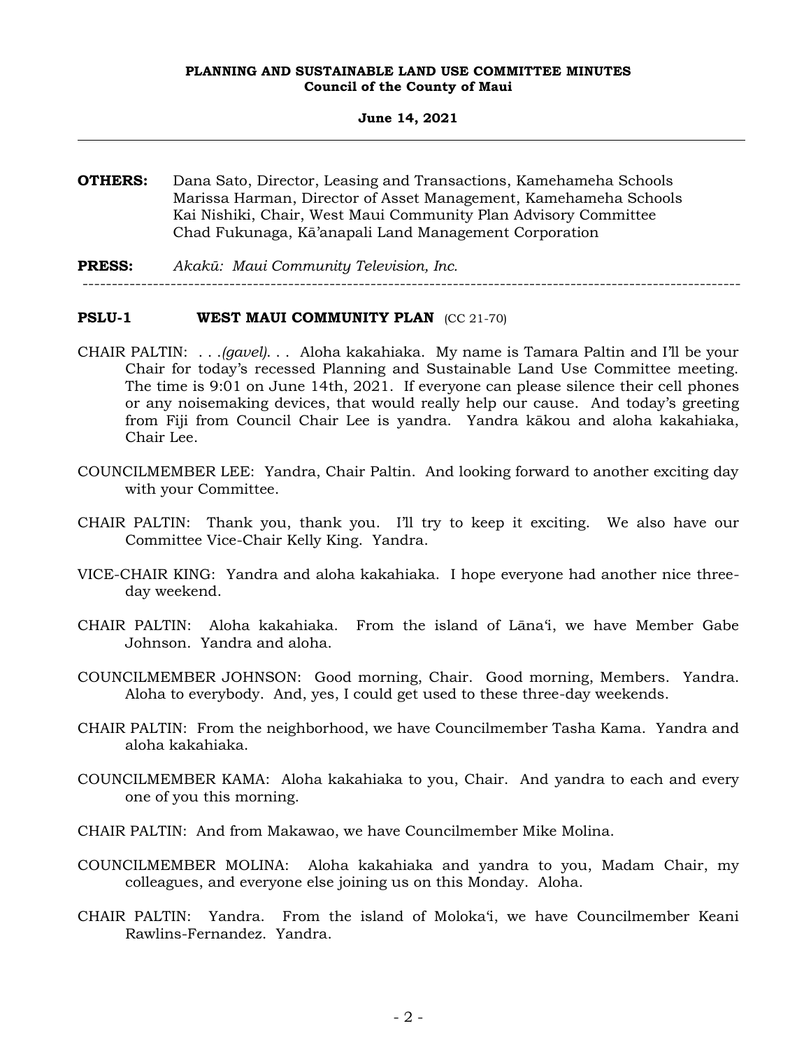**OTHERS:** Dana Sato, Director, Leasing and Transactions, Kamehameha Schools
Marissa Harman, Director of Asset Management, Kamehameha Schools
Kai Nishiki, Chair, West Maui Community Plan Advisory Committee
Chad Fukunaga, Kā'anapali Land Management Corporation

**PRESS:** *Akakū: Maui Community Television, Inc.*

---

**PSLU-1 WEST MAUI COMMUNITY PLAN** (CC 21-70)

CHAIR PALTIN: . . .*(gavel)*. . . Aloha kakahiaka. My name is Tamara Paltin and I'll be your Chair for today's recessed Planning and Sustainable Land Use Committee meeting. The time is 9:01 on June 14th, 2021. If everyone can please silence their cell phones or any noisemaking devices, that would really help our cause. And today's greeting from Fiji from Council Chair Lee is yandra. Yandra kākou and aloha kakahiaka, Chair Lee.

COUNCILMEMBER LEE: Yandra, Chair Paltin. And looking forward to another exciting day with your Committee.

CHAIR PALTIN: Thank you, thank you. I'll try to keep it exciting. We also have our Committee Vice-Chair Kelly King. Yandra.

VICE-CHAIR KING: Yandra and aloha kakahiaka. I hope everyone had another nice three-day weekend.

CHAIR PALTIN: Aloha kakahiaka. From the island of Lāna'i, we have Member Gabe Johnson. Yandra and aloha.

COUNCILMEMBER JOHNSON: Good morning, Chair. Good morning, Members. Yandra. Aloha to everybody. And, yes, I could get used to these three-day weekends.

CHAIR PALTIN: From the neighborhood, we have Councilmember Tasha Kama. Yandra and aloha kakahiaka.

COUNCILMEMBER KAMA: Aloha kakahiaka to you, Chair. And yandra to each and every one of you this morning.

CHAIR PALTIN: And from Makawao, we have Councilmember Mike Molina.

COUNCILMEMBER MOLINA: Aloha kakahiaka and yandra to you, Madam Chair, my colleagues, and everyone else joining us on this Monday. Aloha.

CHAIR PALTIN: Yandra. From the island of Moloka'i, we have Councilmember Keani Rawlins-Fernandez. Yandra.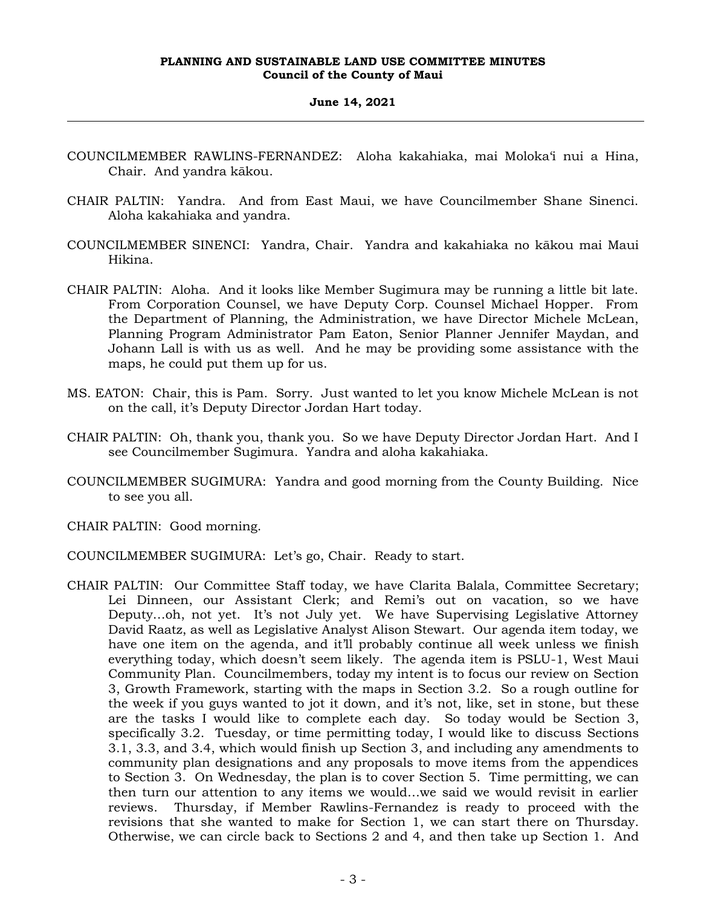COUNCILMEMBER RAWLINS-FERNANDEZ: Aloha kakahiaka, mai Molokaʻi nui a Hina, Chair. And yandra kākou.

CHAIR PALTIN: Yandra. And from East Maui, we have Councilmember Shane Sinenci. Aloha kakahiaka and yandra.

COUNCILMEMBER SINENCI: Yandra, Chair. Yandra and kakahiaka no kākou mai Maui Hikina.

CHAIR PALTIN: Aloha. And it looks like Member Sugimura may be running a little bit late. From Corporation Counsel, we have Deputy Corp. Counsel Michael Hopper. From the Department of Planning, the Administration, we have Director Michele McLean, Planning Program Administrator Pam Eaton, Senior Planner Jennifer Maydan, and Johann Lall is with us as well. And he may be providing some assistance with the maps, he could put them up for us.

MS. EATON: Chair, this is Pam. Sorry. Just wanted to let you know Michele McLean is not on the call, it's Deputy Director Jordan Hart today.

CHAIR PALTIN: Oh, thank you, thank you. So we have Deputy Director Jordan Hart. And I see Councilmember Sugimura. Yandra and aloha kakahiaka.

COUNCILMEMBER SUGIMURA: Yandra and good morning from the County Building. Nice to see you all.

CHAIR PALTIN: Good morning.

COUNCILMEMBER SUGIMURA: Let's go, Chair. Ready to start.

CHAIR PALTIN: Our Committee Staff today, we have Clarita Balala, Committee Secretary; Lei Dinneen, our Assistant Clerk; and Remi's out on vacation, so we have Deputy...oh, not yet. It's not July yet. We have Supervising Legislative Attorney David Raatz, as well as Legislative Analyst Alison Stewart. Our agenda item today, we have one item on the agenda, and it'll probably continue all week unless we finish everything today, which doesn't seem likely. The agenda item is PSLU-1, West Maui Community Plan. Councilmembers, today my intent is to focus our review on Section 3, Growth Framework, starting with the maps in Section 3.2. So a rough outline for the week if you guys wanted to jot it down, and it's not, like, set in stone, but these are the tasks I would like to complete each day. So today would be Section 3, specifically 3.2. Tuesday, or time permitting today, I would like to discuss Sections 3.1, 3.3, and 3.4, which would finish up Section 3, and including any amendments to community plan designations and any proposals to move items from the appendices to Section 3. On Wednesday, the plan is to cover Section 5. Time permitting, we can then turn our attention to any items we would...we said we would revisit in earlier reviews. Thursday, if Member Rawlins-Fernandez is ready to proceed with the revisions that she wanted to make for Section 1, we can start there on Thursday. Otherwise, we can circle back to Sections 2 and 4, and then take up Section 1. And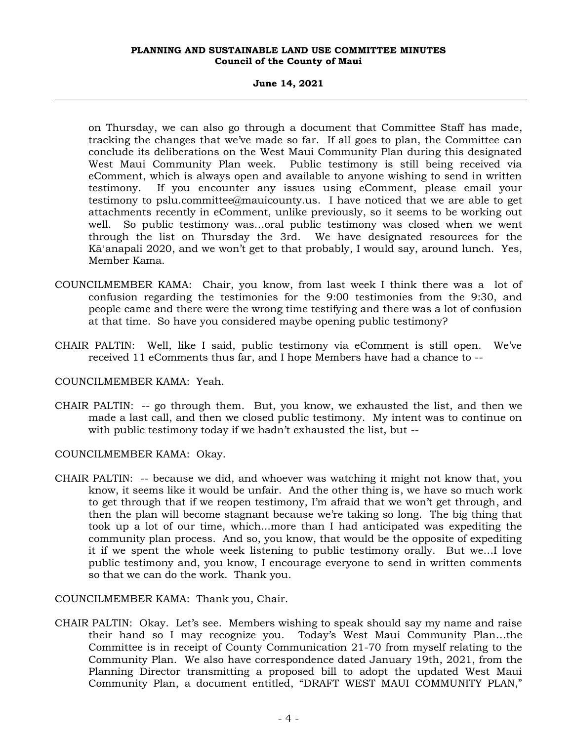on Thursday, we can also go through a document that Committee Staff has made, tracking the changes that we've made so far. If all goes to plan, the Committee can conclude its deliberations on the West Maui Community Plan during this designated West Maui Community Plan week. Public testimony is still being received via eComment, which is always open and available to anyone wishing to send in written testimony. If you encounter any issues using eComment, please email your testimony to pslu.committee@mauicounty.us. I have noticed that we are able to get attachments recently in eComment, unlike previously, so it seems to be working out well. So public testimony was...oral public testimony was closed when we went through the list on Thursday the 3rd. We have designated resources for the Kāʻanapali 2020, and we won't get to that probably, I would say, around lunch. Yes, Member Kama.

COUNCILMEMBER KAMA: Chair, you know, from last week I think there was a lot of confusion regarding the testimonies for the 9:00 testimonies from the 9:30, and people came and there were the wrong time testifying and there was a lot of confusion at that time. So have you considered maybe opening public testimony?

CHAIR PALTIN: Well, like I said, public testimony via eComment is still open. We've received 11 eComments thus far, and I hope Members have had a chance to --

COUNCILMEMBER KAMA: Yeah.

CHAIR PALTIN: -- go through them. But, you know, we exhausted the list, and then we made a last call, and then we closed public testimony. My intent was to continue on with public testimony today if we hadn't exhausted the list, but --

COUNCILMEMBER KAMA: Okay.

CHAIR PALTIN: -- because we did, and whoever was watching it might not know that, you know, it seems like it would be unfair. And the other thing is, we have so much work to get through that if we reopen testimony, I'm afraid that we won't get through, and then the plan will become stagnant because we're taking so long. The big thing that took up a lot of our time, which...more than I had anticipated was expediting the community plan process. And so, you know, that would be the opposite of expediting it if we spent the whole week listening to public testimony orally. But we...I love public testimony and, you know, I encourage everyone to send in written comments so that we can do the work. Thank you.

COUNCILMEMBER KAMA: Thank you, Chair.

CHAIR PALTIN: Okay. Let's see. Members wishing to speak should say my name and raise their hand so I may recognize you. Today's West Maui Community Plan...the Committee is in receipt of County Communication 21-70 from myself relating to the Community Plan. We also have correspondence dated January 19th, 2021, from the Planning Director transmitting a proposed bill to adopt the updated West Maui Community Plan, a document entitled, "DRAFT WEST MAUI COMMUNITY PLAN,"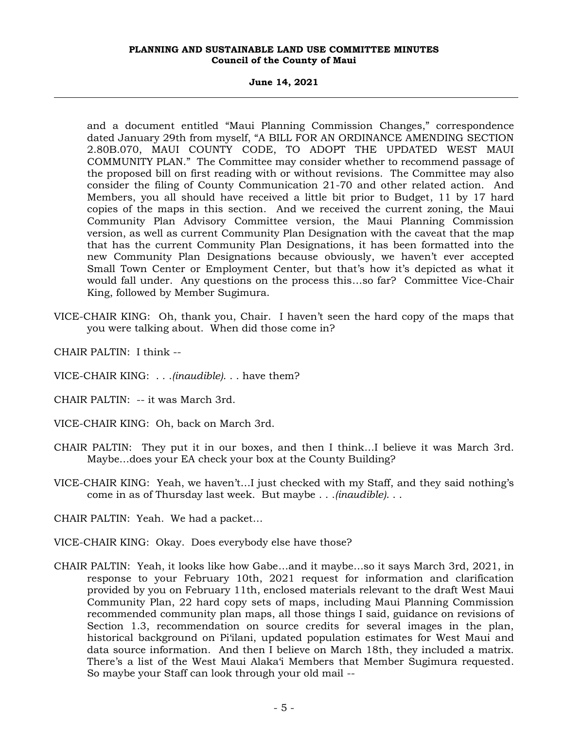and a document entitled "Maui Planning Commission Changes," correspondence dated January 29th from myself, "A BILL FOR AN ORDINANCE AMENDING SECTION 2.80B.070, MAUI COUNTY CODE, TO ADOPT THE UPDATED WEST MAUI COMMUNITY PLAN." The Committee may consider whether to recommend passage of the proposed bill on first reading with or without revisions. The Committee may also consider the filing of County Communication 21-70 and other related action. And Members, you all should have received a little bit prior to Budget, 11 by 17 hard copies of the maps in this section. And we received the current zoning, the Maui Community Plan Advisory Committee version, the Maui Planning Commission version, as well as current Community Plan Designation with the caveat that the map that has the current Community Plan Designations, it has been formatted into the new Community Plan Designations because obviously, we haven't ever accepted Small Town Center or Employment Center, but that's how it's depicted as what it would fall under. Any questions on the process this...so far? Committee Vice-Chair King, followed by Member Sugimura.

VICE-CHAIR KING: Oh, thank you, Chair. I haven't seen the hard copy of the maps that you were talking about. When did those come in?

CHAIR PALTIN: I think --

VICE-CHAIR KING: . . .*(inaudible)*. . . have them?

CHAIR PALTIN: -- it was March 3rd.

VICE-CHAIR KING: Oh, back on March 3rd.

CHAIR PALTIN: They put it in our boxes, and then I think...I believe it was March 3rd. Maybe...does your EA check your box at the County Building?

VICE-CHAIR KING: Yeah, we haven't...I just checked with my Staff, and they said nothing's come in as of Thursday last week. But maybe . . .*(inaudible)*. . .

CHAIR PALTIN: Yeah. We had a packet...

VICE-CHAIR KING: Okay. Does everybody else have those?

CHAIR PALTIN: Yeah, it looks like how Gabe...and it maybe...so it says March 3rd, 2021, in response to your February 10th, 2021 request for information and clarification provided by you on February 11th, enclosed materials relevant to the draft West Maui Community Plan, 22 hard copy sets of maps, including Maui Planning Commission recommended community plan maps, all those things I said, guidance on revisions of Section 1.3, recommendation on source credits for several images in the plan, historical background on Piʻilani, updated population estimates for West Maui and data source information. And then I believe on March 18th, they included a matrix. There's a list of the West Maui Alakaʻi Members that Member Sugimura requested. So maybe your Staff can look through your old mail --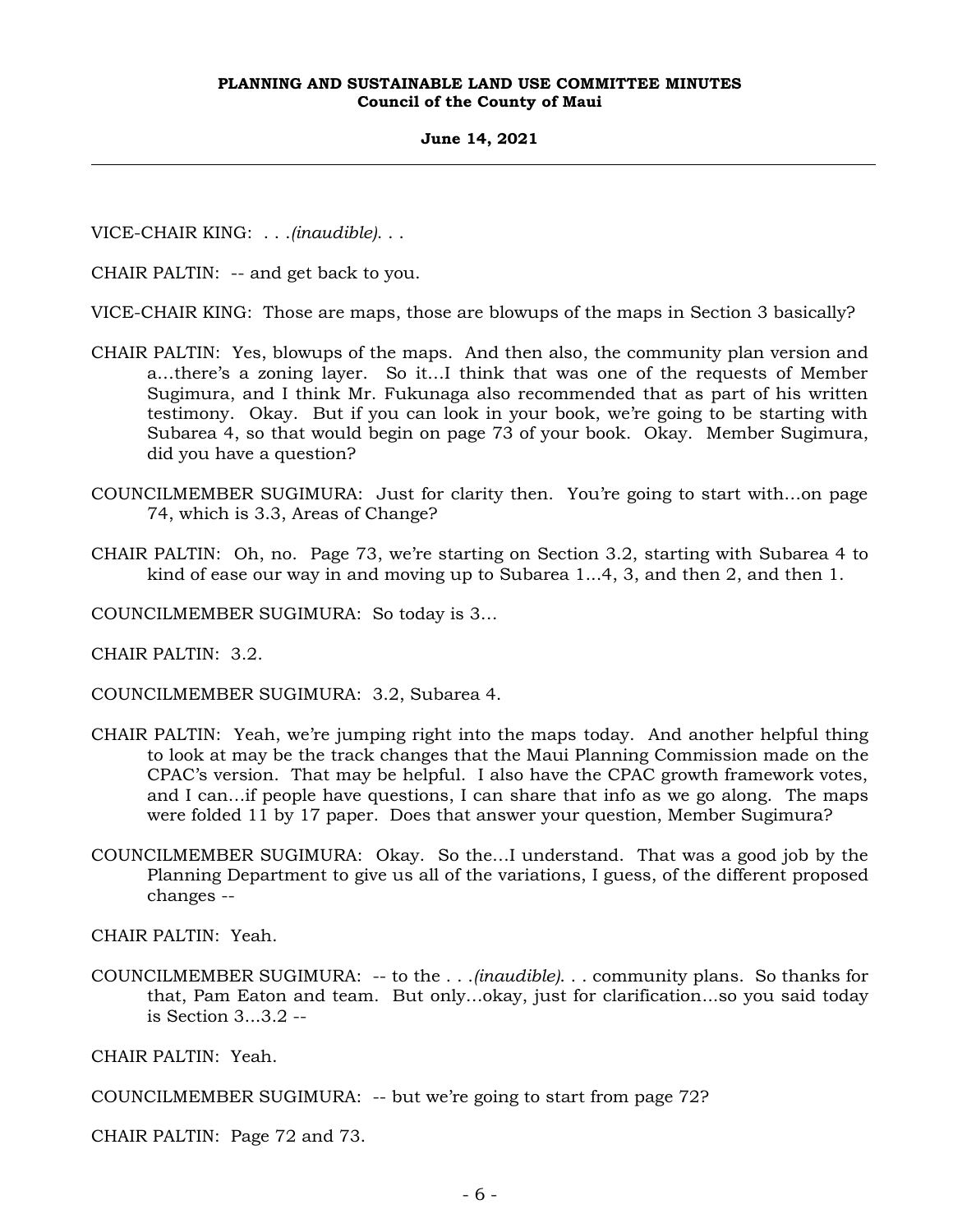VICE-CHAIR KING: . . .*(inaudible)*. . .

CHAIR PALTIN: -- and get back to you.

VICE-CHAIR KING: Those are maps, those are blowups of the maps in Section 3 basically?

CHAIR PALTIN: Yes, blowups of the maps. And then also, the community plan version and a...there's a zoning layer. So it...I think that was one of the requests of Member Sugimura, and I think Mr. Fukunaga also recommended that as part of his written testimony. Okay. But if you can look in your book, we're going to be starting with Subarea 4, so that would begin on page 73 of your book. Okay. Member Sugimura, did you have a question?

COUNCILMEMBER SUGIMURA: Just for clarity then. You're going to start with...on page 74, which is 3.3, Areas of Change?

CHAIR PALTIN: Oh, no. Page 73, we're starting on Section 3.2, starting with Subarea 4 to kind of ease our way in and moving up to Subarea 1...4, 3, and then 2, and then 1.

COUNCILMEMBER SUGIMURA: So today is 3...

CHAIR PALTIN: 3.2.

COUNCILMEMBER SUGIMURA: 3.2, Subarea 4.

CHAIR PALTIN: Yeah, we're jumping right into the maps today. And another helpful thing to look at may be the track changes that the Maui Planning Commission made on the CPAC's version. That may be helpful. I also have the CPAC growth framework votes, and I can...if people have questions, I can share that info as we go along. The maps were folded 11 by 17 paper. Does that answer your question, Member Sugimura?

COUNCILMEMBER SUGIMURA: Okay. So the...I understand. That was a good job by the Planning Department to give us all of the variations, I guess, of the different proposed changes --

CHAIR PALTIN: Yeah.

COUNCILMEMBER SUGIMURA: -- to the . . .*(inaudible)*. . . community plans. So thanks for that, Pam Eaton and team. But only...okay, just for clarification...so you said today is Section 3...3.2 --

CHAIR PALTIN: Yeah.

COUNCILMEMBER SUGIMURA: -- but we're going to start from page 72?

CHAIR PALTIN: Page 72 and 73.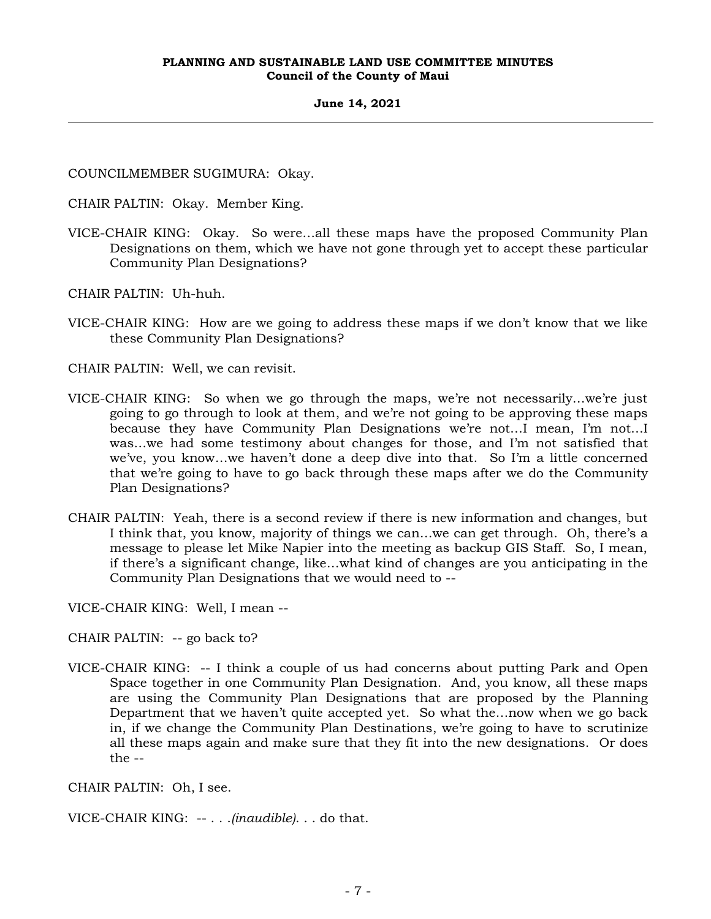COUNCILMEMBER SUGIMURA: Okay.

CHAIR PALTIN: Okay. Member King.

VICE-CHAIR KING: Okay. So were…all these maps have the proposed Community Plan Designations on them, which we have not gone through yet to accept these particular Community Plan Designations?

CHAIR PALTIN: Uh-huh.

VICE-CHAIR KING: How are we going to address these maps if we don't know that we like these Community Plan Designations?

CHAIR PALTIN: Well, we can revisit.

VICE-CHAIR KING: So when we go through the maps, we're not necessarily…we're just going to go through to look at them, and we're not going to be approving these maps because they have Community Plan Designations we're not…I mean, I'm not…I was…we had some testimony about changes for those, and I'm not satisfied that we've, you know…we haven't done a deep dive into that. So I'm a little concerned that we're going to have to go back through these maps after we do the Community Plan Designations?

CHAIR PALTIN: Yeah, there is a second review if there is new information and changes, but I think that, you know, majority of things we can…we can get through. Oh, there's a message to please let Mike Napier into the meeting as backup GIS Staff. So, I mean, if there's a significant change, like…what kind of changes are you anticipating in the Community Plan Designations that we would need to --

VICE-CHAIR KING: Well, I mean --

CHAIR PALTIN: -- go back to?

VICE-CHAIR KING: -- I think a couple of us had concerns about putting Park and Open Space together in one Community Plan Designation. And, you know, all these maps are using the Community Plan Designations that are proposed by the Planning Department that we haven't quite accepted yet. So what the…now when we go back in, if we change the Community Plan Destinations, we're going to have to scrutinize all these maps again and make sure that they fit into the new designations. Or does the --

CHAIR PALTIN: Oh, I see.

VICE-CHAIR KING: -- . . .*(inaudible)*. . . do that.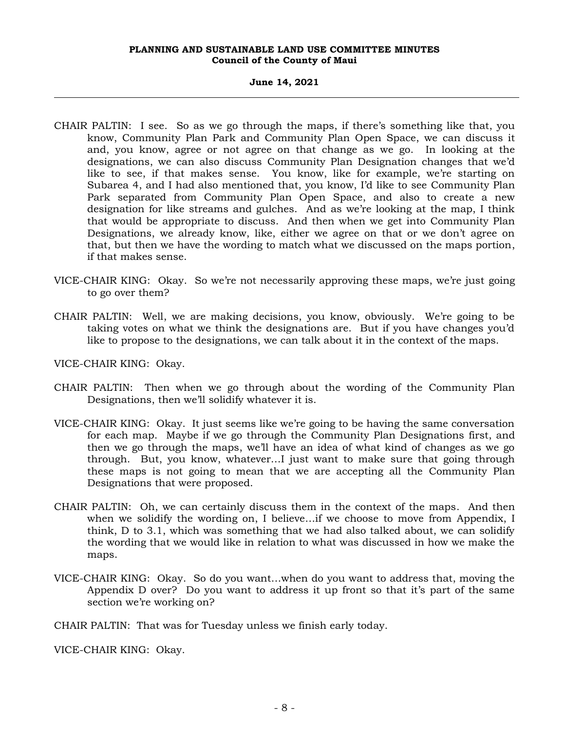CHAIR PALTIN: I see. So as we go through the maps, if there's something like that, you know, Community Plan Park and Community Plan Open Space, we can discuss it and, you know, agree or not agree on that change as we go. In looking at the designations, we can also discuss Community Plan Designation changes that we'd like to see, if that makes sense. You know, like for example, we're starting on Subarea 4, and I had also mentioned that, you know, I'd like to see Community Plan Park separated from Community Plan Open Space, and also to create a new designation for like streams and gulches. And as we're looking at the map, I think that would be appropriate to discuss. And then when we get into Community Plan Designations, we already know, like, either we agree on that or we don't agree on that, but then we have the wording to match what we discussed on the maps portion, if that makes sense.

VICE-CHAIR KING: Okay. So we're not necessarily approving these maps, we're just going to go over them?

CHAIR PALTIN: Well, we are making decisions, you know, obviously. We're going to be taking votes on what we think the designations are. But if you have changes you'd like to propose to the designations, we can talk about it in the context of the maps.

VICE-CHAIR KING: Okay.

CHAIR PALTIN: Then when we go through about the wording of the Community Plan Designations, then we'll solidify whatever it is.

VICE-CHAIR KING: Okay. It just seems like we're going to be having the same conversation for each map. Maybe if we go through the Community Plan Designations first, and then we go through the maps, we'll have an idea of what kind of changes as we go through. But, you know, whatever...I just want to make sure that going through these maps is not going to mean that we are accepting all the Community Plan Designations that were proposed.

CHAIR PALTIN: Oh, we can certainly discuss them in the context of the maps. And then when we solidify the wording on, I believe...if we choose to move from Appendix, I think, D to 3.1, which was something that we had also talked about, we can solidify the wording that we would like in relation to what was discussed in how we make the maps.

VICE-CHAIR KING: Okay. So do you want...when do you want to address that, moving the Appendix D over? Do you want to address it up front so that it's part of the same section we're working on?

CHAIR PALTIN: That was for Tuesday unless we finish early today.

VICE-CHAIR KING: Okay.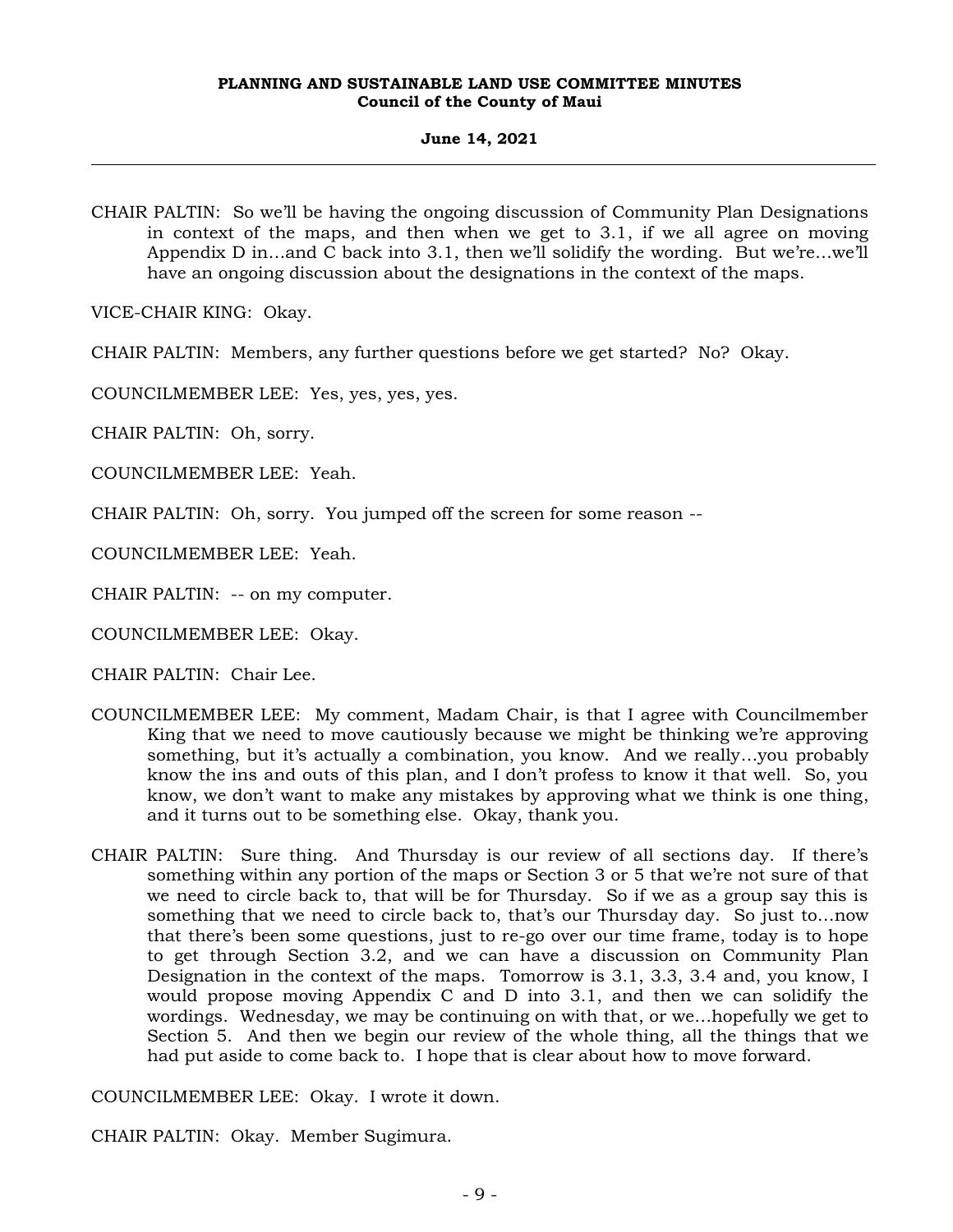CHAIR PALTIN: So we'll be having the ongoing discussion of Community Plan Designations in context of the maps, and then when we get to 3.1, if we all agree on moving Appendix D in...and C back into 3.1, then we'll solidify the wording. But we're...we'll have an ongoing discussion about the designations in the context of the maps.

VICE-CHAIR KING: Okay.

CHAIR PALTIN: Members, any further questions before we get started? No? Okay.

COUNCILMEMBER LEE: Yes, yes, yes, yes.

CHAIR PALTIN: Oh, sorry.

COUNCILMEMBER LEE: Yeah.

CHAIR PALTIN: Oh, sorry. You jumped off the screen for some reason --

COUNCILMEMBER LEE: Yeah.

CHAIR PALTIN: -- on my computer.

COUNCILMEMBER LEE: Okay.

CHAIR PALTIN: Chair Lee.

COUNCILMEMBER LEE: My comment, Madam Chair, is that I agree with Councilmember King that we need to move cautiously because we might be thinking we're approving something, but it's actually a combination, you know. And we really...you probably know the ins and outs of this plan, and I don't profess to know it that well. So, you know, we don't want to make any mistakes by approving what we think is one thing, and it turns out to be something else. Okay, thank you.

CHAIR PALTIN: Sure thing. And Thursday is our review of all sections day. If there's something within any portion of the maps or Section 3 or 5 that we're not sure of that we need to circle back to, that will be for Thursday. So if we as a group say this is something that we need to circle back to, that's our Thursday day. So just to...now that there's been some questions, just to re-go over our time frame, today is to hope to get through Section 3.2, and we can have a discussion on Community Plan Designation in the context of the maps. Tomorrow is 3.1, 3.3, 3.4 and, you know, I would propose moving Appendix C and D into 3.1, and then we can solidify the wordings. Wednesday, we may be continuing on with that, or we...hopefully we get to Section 5. And then we begin our review of the whole thing, all the things that we had put aside to come back to. I hope that is clear about how to move forward.

COUNCILMEMBER LEE: Okay. I wrote it down.

CHAIR PALTIN: Okay. Member Sugimura.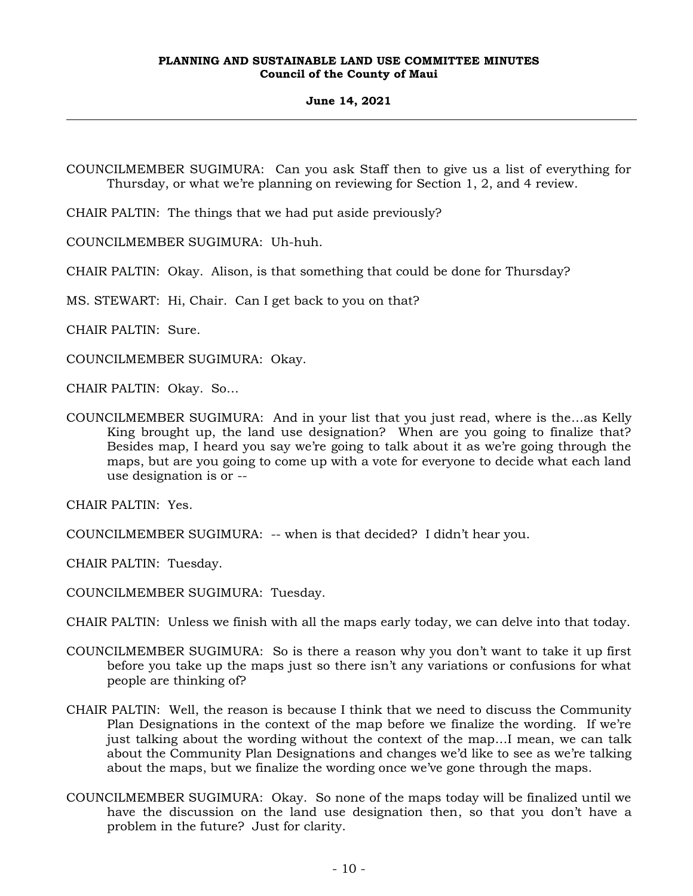COUNCILMEMBER SUGIMURA: Can you ask Staff then to give us a list of everything for Thursday, or what we're planning on reviewing for Section 1, 2, and 4 review.

CHAIR PALTIN: The things that we had put aside previously?

COUNCILMEMBER SUGIMURA: Uh-huh.

CHAIR PALTIN: Okay. Alison, is that something that could be done for Thursday?

MS. STEWART: Hi, Chair. Can I get back to you on that?

CHAIR PALTIN: Sure.

COUNCILMEMBER SUGIMURA: Okay.

CHAIR PALTIN: Okay. So...

COUNCILMEMBER SUGIMURA: And in your list that you just read, where is the...as Kelly King brought up, the land use designation? When are you going to finalize that? Besides map, I heard you say we're going to talk about it as we're going through the maps, but are you going to come up with a vote for everyone to decide what each land use designation is or --

CHAIR PALTIN: Yes.

COUNCILMEMBER SUGIMURA: -- when is that decided? I didn't hear you.

CHAIR PALTIN: Tuesday.

COUNCILMEMBER SUGIMURA: Tuesday.

CHAIR PALTIN: Unless we finish with all the maps early today, we can delve into that today.

COUNCILMEMBER SUGIMURA: So is there a reason why you don't want to take it up first before you take up the maps just so there isn't any variations or confusions for what people are thinking of?

CHAIR PALTIN: Well, the reason is because I think that we need to discuss the Community Plan Designations in the context of the map before we finalize the wording. If we're just talking about the wording without the context of the map...I mean, we can talk about the Community Plan Designations and changes we'd like to see as we're talking about the maps, but we finalize the wording once we've gone through the maps.

COUNCILMEMBER SUGIMURA: Okay. So none of the maps today will be finalized until we have the discussion on the land use designation then, so that you don't have a problem in the future? Just for clarity.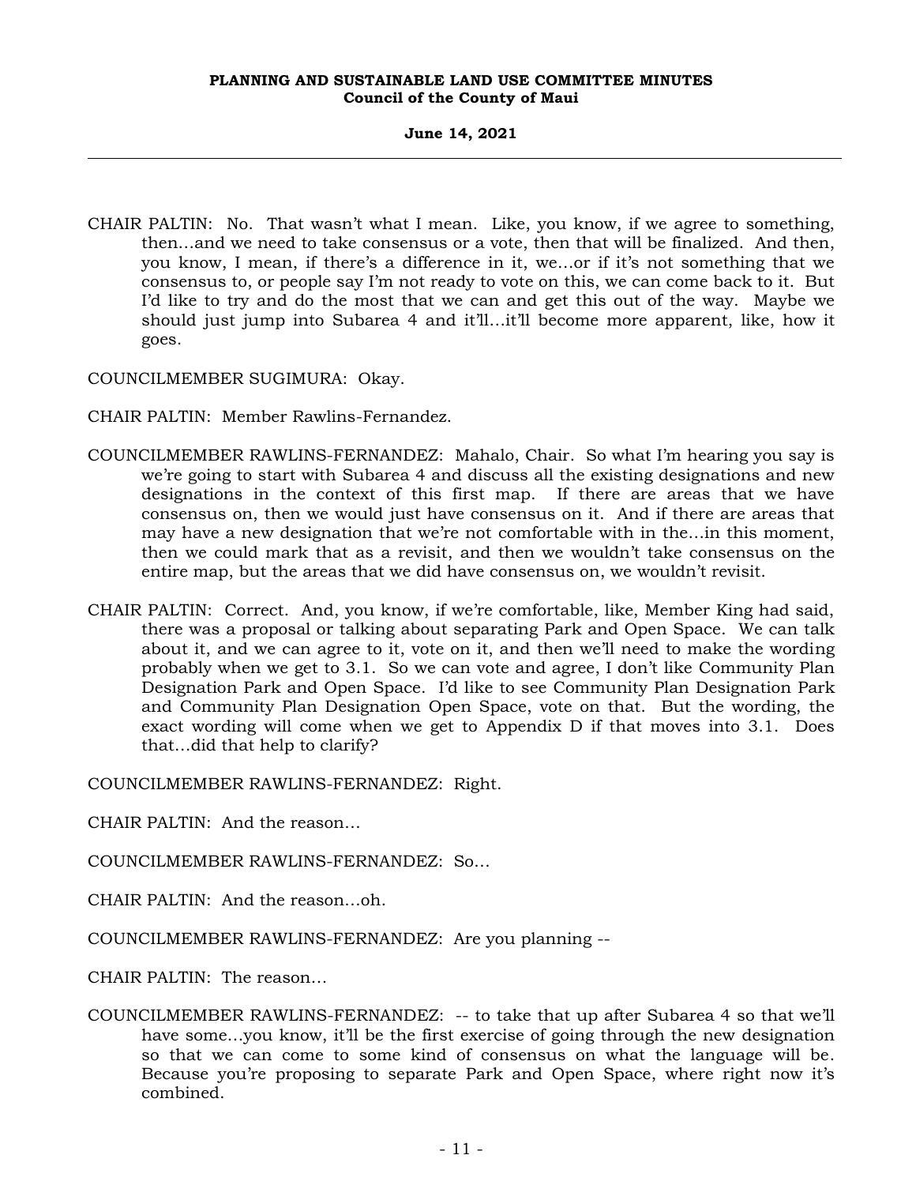CHAIR PALTIN: No. That wasn't what I mean. Like, you know, if we agree to something, then...and we need to take consensus or a vote, then that will be finalized. And then, you know, I mean, if there's a difference in it, we...or if it's not something that we consensus to, or people say I'm not ready to vote on this, we can come back to it. But I'd like to try and do the most that we can and get this out of the way. Maybe we should just jump into Subarea 4 and it'll...it'll become more apparent, like, how it goes.

COUNCILMEMBER SUGIMURA: Okay.

CHAIR PALTIN: Member Rawlins-Fernandez.

COUNCILMEMBER RAWLINS-FERNANDEZ: Mahalo, Chair. So what I'm hearing you say is we're going to start with Subarea 4 and discuss all the existing designations and new designations in the context of this first map. If there are areas that we have consensus on, then we would just have consensus on it. And if there are areas that may have a new designation that we're not comfortable with in the...in this moment, then we could mark that as a revisit, and then we wouldn't take consensus on the entire map, but the areas that we did have consensus on, we wouldn't revisit.

CHAIR PALTIN: Correct. And, you know, if we're comfortable, like, Member King had said, there was a proposal or talking about separating Park and Open Space. We can talk about it, and we can agree to it, vote on it, and then we'll need to make the wording probably when we get to 3.1. So we can vote and agree, I don't like Community Plan Designation Park and Open Space. I'd like to see Community Plan Designation Park and Community Plan Designation Open Space, vote on that. But the wording, the exact wording will come when we get to Appendix D if that moves into 3.1. Does that...did that help to clarify?

COUNCILMEMBER RAWLINS-FERNANDEZ: Right.

CHAIR PALTIN: And the reason...

COUNCILMEMBER RAWLINS-FERNANDEZ: So...

CHAIR PALTIN: And the reason...oh.

COUNCILMEMBER RAWLINS-FERNANDEZ: Are you planning --

CHAIR PALTIN: The reason...

COUNCILMEMBER RAWLINS-FERNANDEZ: -- to take that up after Subarea 4 so that we'll have some...you know, it'll be the first exercise of going through the new designation so that we can come to some kind of consensus on what the language will be. Because you're proposing to separate Park and Open Space, where right now it's combined.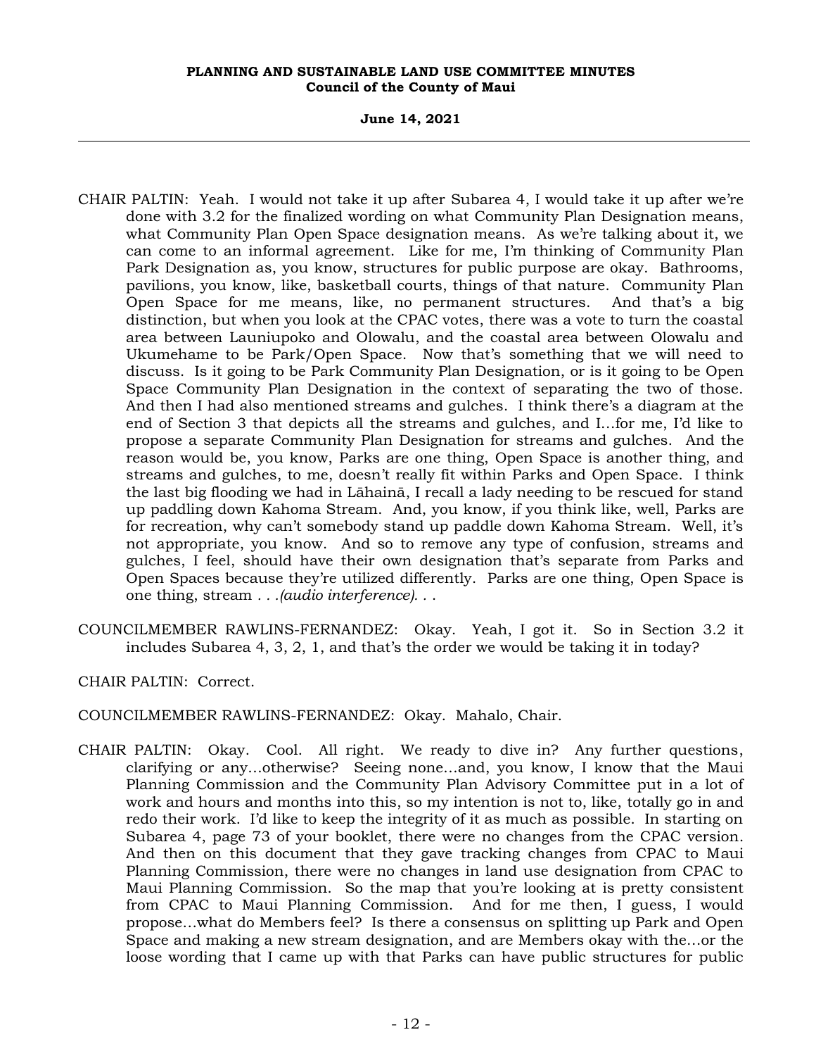CHAIR PALTIN: Yeah. I would not take it up after Subarea 4, I would take it up after we're done with 3.2 for the finalized wording on what Community Plan Designation means, what Community Plan Open Space designation means. As we're talking about it, we can come to an informal agreement. Like for me, I'm thinking of Community Plan Park Designation as, you know, structures for public purpose are okay. Bathrooms, pavilions, you know, like, basketball courts, things of that nature. Community Plan Open Space for me means, like, no permanent structures. And that's a big distinction, but when you look at the CPAC votes, there was a vote to turn the coastal area between Launiupoko and Olowalu, and the coastal area between Olowalu and Ukumehame to be Park/Open Space. Now that's something that we will need to discuss. Is it going to be Park Community Plan Designation, or is it going to be Open Space Community Plan Designation in the context of separating the two of those. And then I had also mentioned streams and gulches. I think there's a diagram at the end of Section 3 that depicts all the streams and gulches, and I...for me, I'd like to propose a separate Community Plan Designation for streams and gulches. And the reason would be, you know, Parks are one thing, Open Space is another thing, and streams and gulches, to me, doesn't really fit within Parks and Open Space. I think the last big flooding we had in Lāhainā, I recall a lady needing to be rescued for stand up paddling down Kahoma Stream. And, you know, if you think like, well, Parks are for recreation, why can't somebody stand up paddle down Kahoma Stream. Well, it's not appropriate, you know. And so to remove any type of confusion, streams and gulches, I feel, should have their own designation that's separate from Parks and Open Spaces because they're utilized differently. Parks are one thing, Open Space is one thing, stream . . .*(audio interference)*. . .

COUNCILMEMBER RAWLINS-FERNANDEZ: Okay. Yeah, I got it. So in Section 3.2 it includes Subarea 4, 3, 2, 1, and that's the order we would be taking it in today?

CHAIR PALTIN: Correct.

COUNCILMEMBER RAWLINS-FERNANDEZ: Okay. Mahalo, Chair.

CHAIR PALTIN: Okay. Cool. All right. We ready to dive in? Any further questions, clarifying or any...otherwise? Seeing none...and, you know, I know that the Maui Planning Commission and the Community Plan Advisory Committee put in a lot of work and hours and months into this, so my intention is not to, like, totally go in and redo their work. I'd like to keep the integrity of it as much as possible. In starting on Subarea 4, page 73 of your booklet, there were no changes from the CPAC version. And then on this document that they gave tracking changes from CPAC to Maui Planning Commission, there were no changes in land use designation from CPAC to Maui Planning Commission. So the map that you're looking at is pretty consistent from CPAC to Maui Planning Commission. And for me then, I guess, I would propose...what do Members feel? Is there a consensus on splitting up Park and Open Space and making a new stream designation, and are Members okay with the...or the loose wording that I came up with that Parks can have public structures for public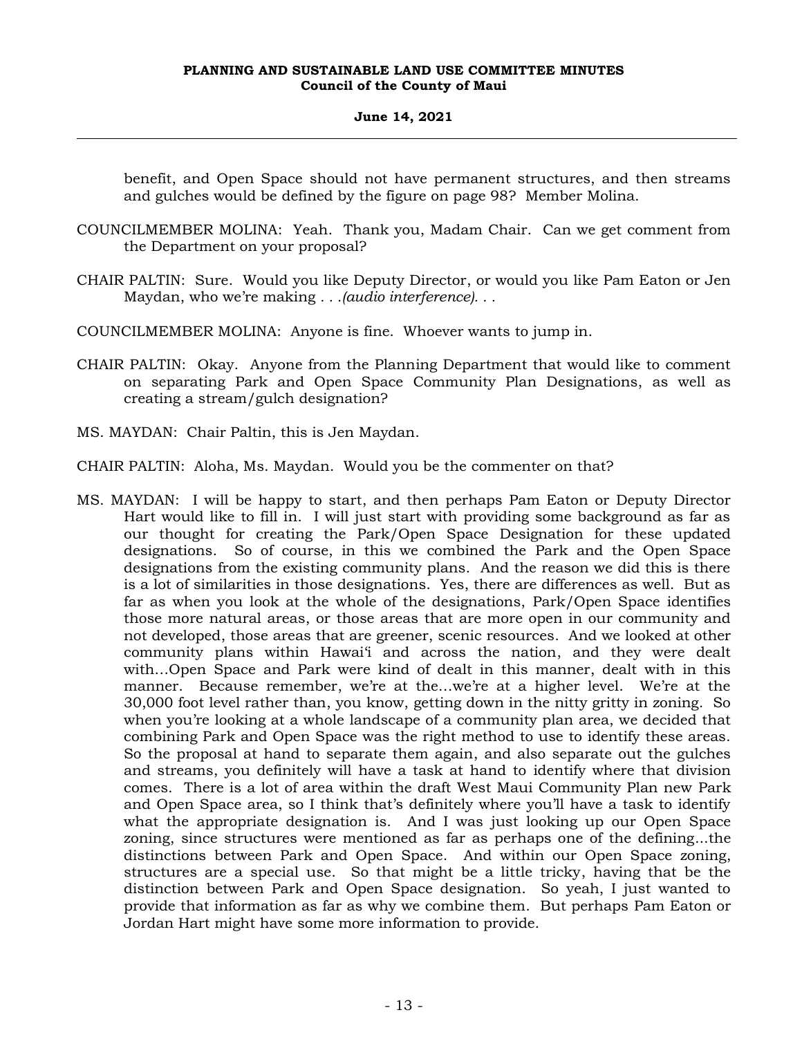benefit, and Open Space should not have permanent structures, and then streams and gulches would be defined by the figure on page 98? Member Molina.

COUNCILMEMBER MOLINA: Yeah. Thank you, Madam Chair. Can we get comment from the Department on your proposal?

CHAIR PALTIN: Sure. Would you like Deputy Director, or would you like Pam Eaton or Jen Maydan, who we're making *. . .(audio interference). . .*

COUNCILMEMBER MOLINA: Anyone is fine. Whoever wants to jump in.

CHAIR PALTIN: Okay. Anyone from the Planning Department that would like to comment on separating Park and Open Space Community Plan Designations, as well as creating a stream/gulch designation?

MS. MAYDAN: Chair Paltin, this is Jen Maydan.

CHAIR PALTIN: Aloha, Ms. Maydan. Would you be the commenter on that?

MS. MAYDAN: I will be happy to start, and then perhaps Pam Eaton or Deputy Director Hart would like to fill in. I will just start with providing some background as far as our thought for creating the Park/Open Space Designation for these updated designations. So of course, in this we combined the Park and the Open Space designations from the existing community plans. And the reason we did this is there is a lot of similarities in those designations. Yes, there are differences as well. But as far as when you look at the whole of the designations, Park/Open Space identifies those more natural areas, or those areas that are more open in our community and not developed, those areas that are greener, scenic resources. And we looked at other community plans within Hawaiʻi and across the nation, and they were dealt with...Open Space and Park were kind of dealt in this manner, dealt with in this manner. Because remember, we're at the...we're at a higher level. We're at the 30,000 foot level rather than, you know, getting down in the nitty gritty in zoning. So when you're looking at a whole landscape of a community plan area, we decided that combining Park and Open Space was the right method to use to identify these areas. So the proposal at hand to separate them again, and also separate out the gulches and streams, you definitely will have a task at hand to identify where that division comes. There is a lot of area within the draft West Maui Community Plan new Park and Open Space area, so I think that's definitely where you'll have a task to identify what the appropriate designation is. And I was just looking up our Open Space zoning, since structures were mentioned as far as perhaps one of the defining...the distinctions between Park and Open Space. And within our Open Space zoning, structures are a special use. So that might be a little tricky, having that be the distinction between Park and Open Space designation. So yeah, I just wanted to provide that information as far as why we combine them. But perhaps Pam Eaton or Jordan Hart might have some more information to provide.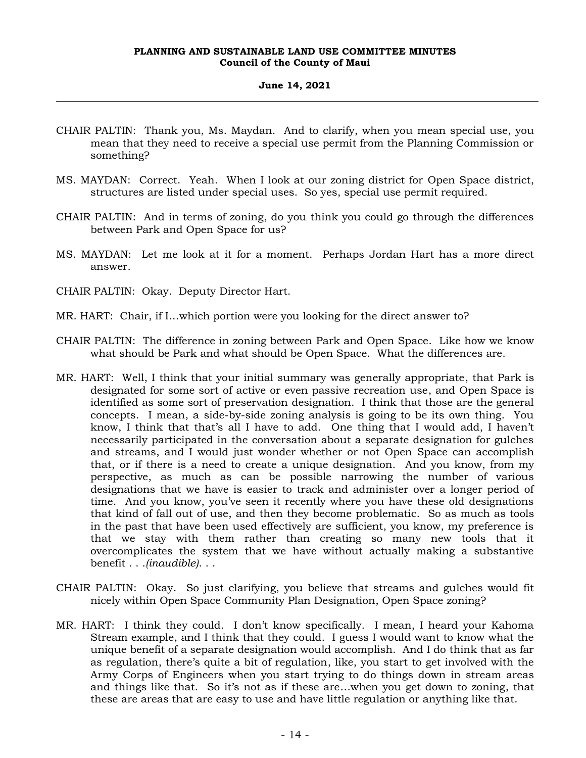CHAIR PALTIN: Thank you, Ms. Maydan. And to clarify, when you mean special use, you mean that they need to receive a special use permit from the Planning Commission or something?

MS. MAYDAN: Correct. Yeah. When I look at our zoning district for Open Space district, structures are listed under special uses. So yes, special use permit required.

CHAIR PALTIN: And in terms of zoning, do you think you could go through the differences between Park and Open Space for us?

MS. MAYDAN: Let me look at it for a moment. Perhaps Jordan Hart has a more direct answer.

CHAIR PALTIN: Okay. Deputy Director Hart.

MR. HART: Chair, if I...which portion were you looking for the direct answer to?

CHAIR PALTIN: The difference in zoning between Park and Open Space. Like how we know what should be Park and what should be Open Space. What the differences are.

MR. HART: Well, I think that your initial summary was generally appropriate, that Park is designated for some sort of active or even passive recreation use, and Open Space is identified as some sort of preservation designation. I think that those are the general concepts. I mean, a side-by-side zoning analysis is going to be its own thing. You know, I think that that's all I have to add. One thing that I would add, I haven't necessarily participated in the conversation about a separate designation for gulches and streams, and I would just wonder whether or not Open Space can accomplish that, or if there is a need to create a unique designation. And you know, from my perspective, as much as can be possible narrowing the number of various designations that we have is easier to track and administer over a longer period of time. And you know, you've seen it recently where you have these old designations that kind of fall out of use, and then they become problematic. So as much as tools in the past that have been used effectively are sufficient, you know, my preference is that we stay with them rather than creating so many new tools that it overcomplicates the system that we have without actually making a substantive benefit . . .*(inaudible)*. . .

CHAIR PALTIN: Okay. So just clarifying, you believe that streams and gulches would fit nicely within Open Space Community Plan Designation, Open Space zoning?

MR. HART: I think they could. I don't know specifically. I mean, I heard your Kahoma Stream example, and I think that they could. I guess I would want to know what the unique benefit of a separate designation would accomplish. And I do think that as far as regulation, there's quite a bit of regulation, like, you start to get involved with the Army Corps of Engineers when you start trying to do things down in stream areas and things like that. So it's not as if these are...when you get down to zoning, that these are areas that are easy to use and have little regulation or anything like that.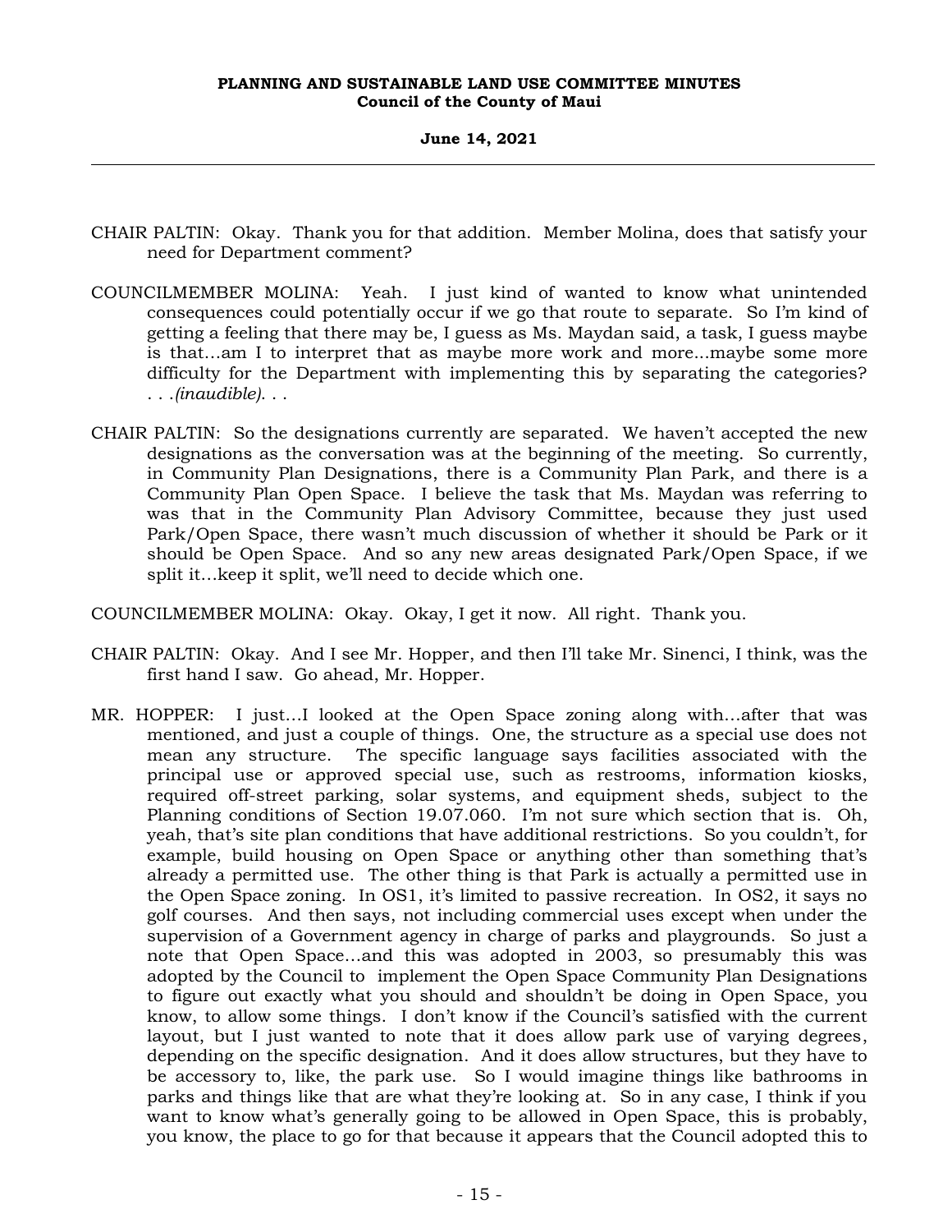CHAIR PALTIN: Okay. Thank you for that addition. Member Molina, does that satisfy your need for Department comment?

COUNCILMEMBER MOLINA: Yeah. I just kind of wanted to know what unintended consequences could potentially occur if we go that route to separate. So I'm kind of getting a feeling that there may be, I guess as Ms. Maydan said, a task, I guess maybe is that...am I to interpret that as maybe more work and more...maybe some more difficulty for the Department with implementing this by separating the categories? . . .*(inaudible)*. . .

CHAIR PALTIN: So the designations currently are separated. We haven't accepted the new designations as the conversation was at the beginning of the meeting. So currently, in Community Plan Designations, there is a Community Plan Park, and there is a Community Plan Open Space. I believe the task that Ms. Maydan was referring to was that in the Community Plan Advisory Committee, because they just used Park/Open Space, there wasn't much discussion of whether it should be Park or it should be Open Space. And so any new areas designated Park/Open Space, if we split it...keep it split, we'll need to decide which one.

COUNCILMEMBER MOLINA: Okay. Okay, I get it now. All right. Thank you.

CHAIR PALTIN: Okay. And I see Mr. Hopper, and then I'll take Mr. Sinenci, I think, was the first hand I saw. Go ahead, Mr. Hopper.

MR. HOPPER: I just...I looked at the Open Space zoning along with...after that was mentioned, and just a couple of things. One, the structure as a special use does not mean any structure. The specific language says facilities associated with the principal use or approved special use, such as restrooms, information kiosks, required off-street parking, solar systems, and equipment sheds, subject to the Planning conditions of Section 19.07.060. I'm not sure which section that is. Oh, yeah, that's site plan conditions that have additional restrictions. So you couldn't, for example, build housing on Open Space or anything other than something that's already a permitted use. The other thing is that Park is actually a permitted use in the Open Space zoning. In OS1, it's limited to passive recreation. In OS2, it says no golf courses. And then says, not including commercial uses except when under the supervision of a Government agency in charge of parks and playgrounds. So just a note that Open Space...and this was adopted in 2003, so presumably this was adopted by the Council to implement the Open Space Community Plan Designations to figure out exactly what you should and shouldn't be doing in Open Space, you know, to allow some things. I don't know if the Council's satisfied with the current layout, but I just wanted to note that it does allow park use of varying degrees, depending on the specific designation. And it does allow structures, but they have to be accessory to, like, the park use. So I would imagine things like bathrooms in parks and things like that are what they're looking at. So in any case, I think if you want to know what's generally going to be allowed in Open Space, this is probably, you know, the place to go for that because it appears that the Council adopted this to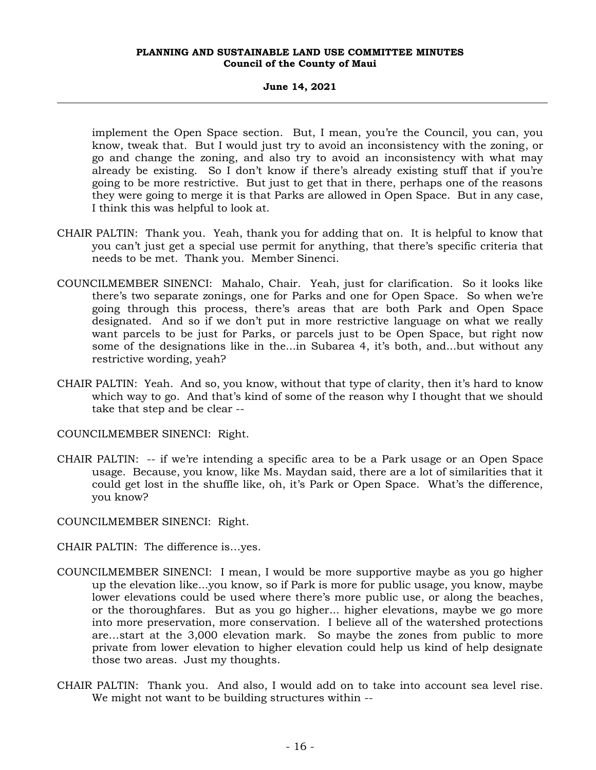implement the Open Space section. But, I mean, you're the Council, you can, you know, tweak that. But I would just try to avoid an inconsistency with the zoning, or go and change the zoning, and also try to avoid an inconsistency with what may already be existing. So I don't know if there's already existing stuff that if you're going to be more restrictive. But just to get that in there, perhaps one of the reasons they were going to merge it is that Parks are allowed in Open Space. But in any case, I think this was helpful to look at.

CHAIR PALTIN: Thank you. Yeah, thank you for adding that on. It is helpful to know that you can't just get a special use permit for anything, that there's specific criteria that needs to be met. Thank you. Member Sinenci.

COUNCILMEMBER SINENCI: Mahalo, Chair. Yeah, just for clarification. So it looks like there's two separate zonings, one for Parks and one for Open Space. So when we're going through this process, there's areas that are both Park and Open Space designated. And so if we don't put in more restrictive language on what we really want parcels to be just for Parks, or parcels just to be Open Space, but right now some of the designations like in the...in Subarea 4, it's both, and...but without any restrictive wording, yeah?

CHAIR PALTIN: Yeah. And so, you know, without that type of clarity, then it's hard to know which way to go. And that's kind of some of the reason why I thought that we should take that step and be clear --

COUNCILMEMBER SINENCI: Right.

CHAIR PALTIN: -- if we're intending a specific area to be a Park usage or an Open Space usage. Because, you know, like Ms. Maydan said, there are a lot of similarities that it could get lost in the shuffle like, oh, it's Park or Open Space. What's the difference, you know?

COUNCILMEMBER SINENCI: Right.

CHAIR PALTIN: The difference is…yes.

COUNCILMEMBER SINENCI: I mean, I would be more supportive maybe as you go higher up the elevation like...you know, so if Park is more for public usage, you know, maybe lower elevations could be used where there's more public use, or along the beaches, or the thoroughfares. But as you go higher... higher elevations, maybe we go more into more preservation, more conservation. I believe all of the watershed protections are…start at the 3,000 elevation mark. So maybe the zones from public to more private from lower elevation to higher elevation could help us kind of help designate those two areas. Just my thoughts.

CHAIR PALTIN: Thank you. And also, I would add on to take into account sea level rise. We might not want to be building structures within --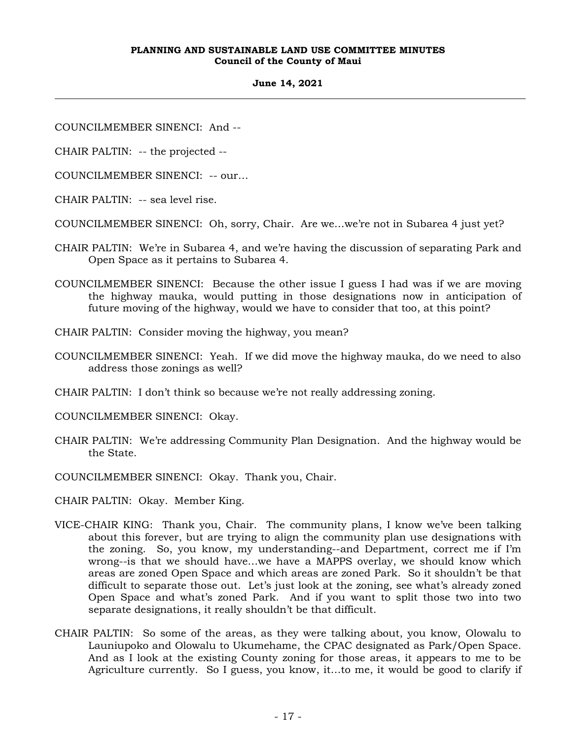COUNCILMEMBER SINENCI: And --

CHAIR PALTIN: -- the projected --

COUNCILMEMBER SINENCI: -- our...

CHAIR PALTIN: -- sea level rise.

COUNCILMEMBER SINENCI: Oh, sorry, Chair. Are we...we're not in Subarea 4 just yet?

CHAIR PALTIN: We're in Subarea 4, and we're having the discussion of separating Park and Open Space as it pertains to Subarea 4.

COUNCILMEMBER SINENCI: Because the other issue I guess I had was if we are moving the highway mauka, would putting in those designations now in anticipation of future moving of the highway, would we have to consider that too, at this point?

CHAIR PALTIN: Consider moving the highway, you mean?

COUNCILMEMBER SINENCI: Yeah. If we did move the highway mauka, do we need to also address those zonings as well?

CHAIR PALTIN: I don't think so because we're not really addressing zoning.

COUNCILMEMBER SINENCI: Okay.

CHAIR PALTIN: We're addressing Community Plan Designation. And the highway would be the State.

COUNCILMEMBER SINENCI: Okay. Thank you, Chair.

CHAIR PALTIN: Okay. Member King.

VICE-CHAIR KING: Thank you, Chair. The community plans, I know we've been talking about this forever, but are trying to align the community plan use designations with the zoning. So, you know, my understanding--and Department, correct me if I'm wrong--is that we should have...we have a MAPPS overlay, we should know which areas are zoned Open Space and which areas are zoned Park. So it shouldn't be that difficult to separate those out. Let's just look at the zoning, see what's already zoned Open Space and what's zoned Park. And if you want to split those two into two separate designations, it really shouldn't be that difficult.

CHAIR PALTIN: So some of the areas, as they were talking about, you know, Olowalu to Launiupoko and Olowalu to Ukumehame, the CPAC designated as Park/Open Space. And as I look at the existing County zoning for those areas, it appears to me to be Agriculture currently. So I guess, you know, it...to me, it would be good to clarify if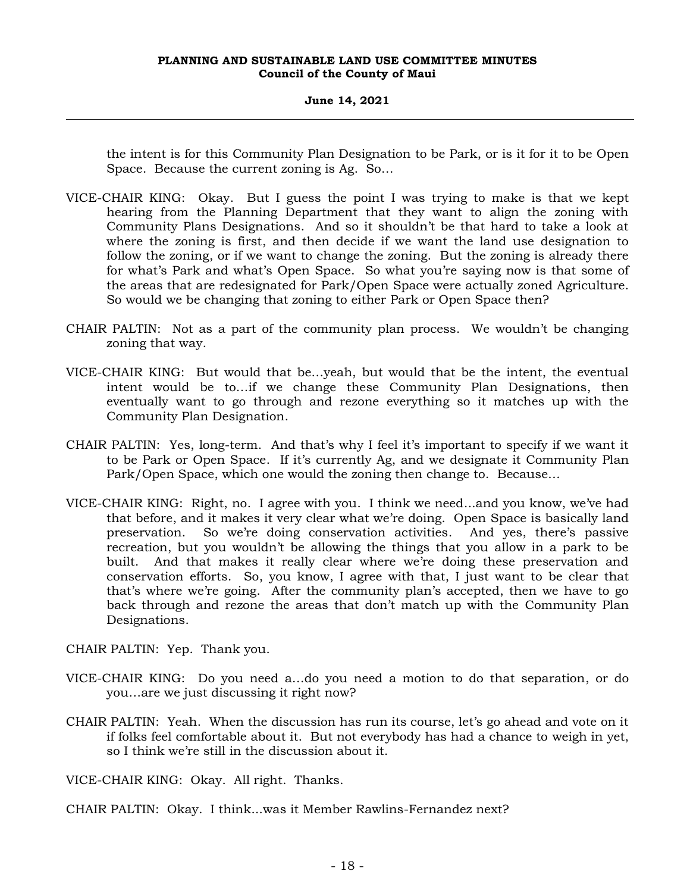the intent is for this Community Plan Designation to be Park, or is it for it to be Open Space. Because the current zoning is Ag. So...

VICE-CHAIR KING: Okay. But I guess the point I was trying to make is that we kept hearing from the Planning Department that they want to align the zoning with Community Plans Designations. And so it shouldn't be that hard to take a look at where the zoning is first, and then decide if we want the land use designation to follow the zoning, or if we want to change the zoning. But the zoning is already there for what's Park and what's Open Space. So what you're saying now is that some of the areas that are redesignated for Park/Open Space were actually zoned Agriculture. So would we be changing that zoning to either Park or Open Space then?

CHAIR PALTIN: Not as a part of the community plan process. We wouldn't be changing zoning that way.

VICE-CHAIR KING: But would that be...yeah, but would that be the intent, the eventual intent would be to...if we change these Community Plan Designations, then eventually want to go through and rezone everything so it matches up with the Community Plan Designation.

CHAIR PALTIN: Yes, long-term. And that's why I feel it's important to specify if we want it to be Park or Open Space. If it's currently Ag, and we designate it Community Plan Park/Open Space, which one would the zoning then change to. Because...

VICE-CHAIR KING: Right, no. I agree with you. I think we need...and you know, we've had that before, and it makes it very clear what we're doing. Open Space is basically land preservation. So we're doing conservation activities. And yes, there's passive recreation, but you wouldn't be allowing the things that you allow in a park to be built. And that makes it really clear where we're doing these preservation and conservation efforts. So, you know, I agree with that, I just want to be clear that that's where we're going. After the community plan's accepted, then we have to go back through and rezone the areas that don't match up with the Community Plan Designations.

CHAIR PALTIN: Yep. Thank you.

VICE-CHAIR KING: Do you need a...do you need a motion to do that separation, or do you...are we just discussing it right now?

CHAIR PALTIN: Yeah. When the discussion has run its course, let's go ahead and vote on it if folks feel comfortable about it. But not everybody has had a chance to weigh in yet, so I think we're still in the discussion about it.

VICE-CHAIR KING: Okay. All right. Thanks.

CHAIR PALTIN: Okay. I think...was it Member Rawlins-Fernandez next?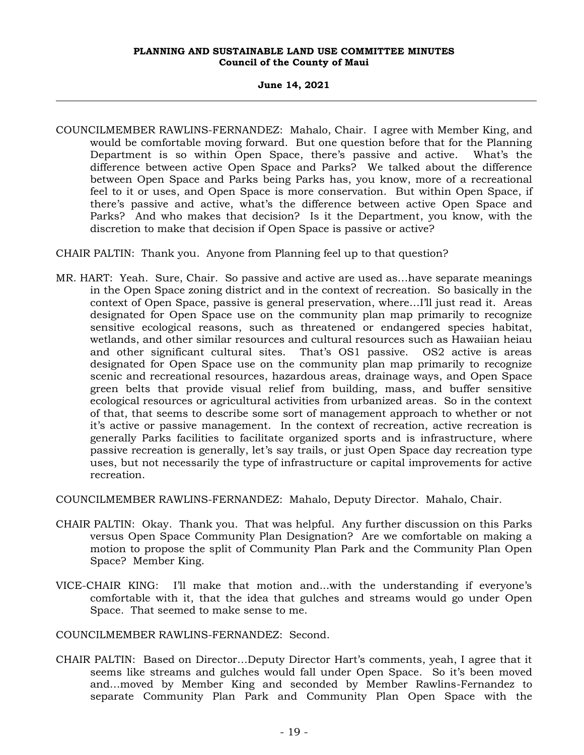COUNCILMEMBER RAWLINS-FERNANDEZ: Mahalo, Chair. I agree with Member King, and would be comfortable moving forward. But one question before that for the Planning Department is so within Open Space, there's passive and active. What's the difference between active Open Space and Parks? We talked about the difference between Open Space and Parks being Parks has, you know, more of a recreational feel to it or uses, and Open Space is more conservation. But within Open Space, if there's passive and active, what's the difference between active Open Space and Parks? And who makes that decision? Is it the Department, you know, with the discretion to make that decision if Open Space is passive or active?

CHAIR PALTIN: Thank you. Anyone from Planning feel up to that question?

MR. HART: Yeah. Sure, Chair. So passive and active are used as...have separate meanings in the Open Space zoning district and in the context of recreation. So basically in the context of Open Space, passive is general preservation, where...I'll just read it. Areas designated for Open Space use on the community plan map primarily to recognize sensitive ecological reasons, such as threatened or endangered species habitat, wetlands, and other similar resources and cultural resources such as Hawaiian heiau and other significant cultural sites. That's OS1 passive. OS2 active is areas designated for Open Space use on the community plan map primarily to recognize scenic and recreational resources, hazardous areas, drainage ways, and Open Space green belts that provide visual relief from building, mass, and buffer sensitive ecological resources or agricultural activities from urbanized areas. So in the context of that, that seems to describe some sort of management approach to whether or not it's active or passive management. In the context of recreation, active recreation is generally Parks facilities to facilitate organized sports and is infrastructure, where passive recreation is generally, let's say trails, or just Open Space day recreation type uses, but not necessarily the type of infrastructure or capital improvements for active recreation.

COUNCILMEMBER RAWLINS-FERNANDEZ: Mahalo, Deputy Director. Mahalo, Chair.

CHAIR PALTIN: Okay. Thank you. That was helpful. Any further discussion on this Parks versus Open Space Community Plan Designation? Are we comfortable on making a motion to propose the split of Community Plan Park and the Community Plan Open Space? Member King.

VICE-CHAIR KING: I'll make that motion and...with the understanding if everyone's comfortable with it, that the idea that gulches and streams would go under Open Space. That seemed to make sense to me.

COUNCILMEMBER RAWLINS-FERNANDEZ: Second.

CHAIR PALTIN: Based on Director...Deputy Director Hart's comments, yeah, I agree that it seems like streams and gulches would fall under Open Space. So it's been moved and...moved by Member King and seconded by Member Rawlins-Fernandez to separate Community Plan Park and Community Plan Open Space with the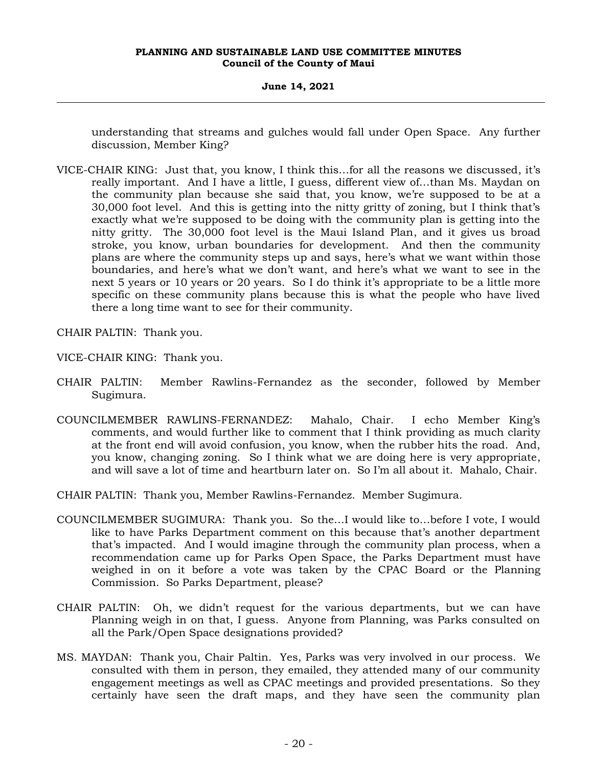understanding that streams and gulches would fall under Open Space. Any further discussion, Member King?

VICE-CHAIR KING: Just that, you know, I think this...for all the reasons we discussed, it's really important. And I have a little, I guess, different view of...than Ms. Maydan on the community plan because she said that, you know, we're supposed to be at a 30,000 foot level. And this is getting into the nitty gritty of zoning, but I think that's exactly what we're supposed to be doing with the community plan is getting into the nitty gritty. The 30,000 foot level is the Maui Island Plan, and it gives us broad stroke, you know, urban boundaries for development. And then the community plans are where the community steps up and says, here's what we want within those boundaries, and here's what we don't want, and here's what we want to see in the next 5 years or 10 years or 20 years. So I do think it's appropriate to be a little more specific on these community plans because this is what the people who have lived there a long time want to see for their community.

CHAIR PALTIN: Thank you.

VICE-CHAIR KING: Thank you.

CHAIR PALTIN: Member Rawlins-Fernandez as the seconder, followed by Member Sugimura.

COUNCILMEMBER RAWLINS-FERNANDEZ: Mahalo, Chair. I echo Member King's comments, and would further like to comment that I think providing as much clarity at the front end will avoid confusion, you know, when the rubber hits the road. And, you know, changing zoning. So I think what we are doing here is very appropriate, and will save a lot of time and heartburn later on. So I'm all about it. Mahalo, Chair.

CHAIR PALTIN: Thank you, Member Rawlins-Fernandez. Member Sugimura.

COUNCILMEMBER SUGIMURA: Thank you. So the...I would like to...before I vote, I would like to have Parks Department comment on this because that's another department that's impacted. And I would imagine through the community plan process, when a recommendation came up for Parks Open Space, the Parks Department must have weighed in on it before a vote was taken by the CPAC Board or the Planning Commission. So Parks Department, please?

CHAIR PALTIN: Oh, we didn't request for the various departments, but we can have Planning weigh in on that, I guess. Anyone from Planning, was Parks consulted on all the Park/Open Space designations provided?

MS. MAYDAN: Thank you, Chair Paltin. Yes, Parks was very involved in our process. We consulted with them in person, they emailed, they attended many of our community engagement meetings as well as CPAC meetings and provided presentations. So they certainly have seen the draft maps, and they have seen the community plan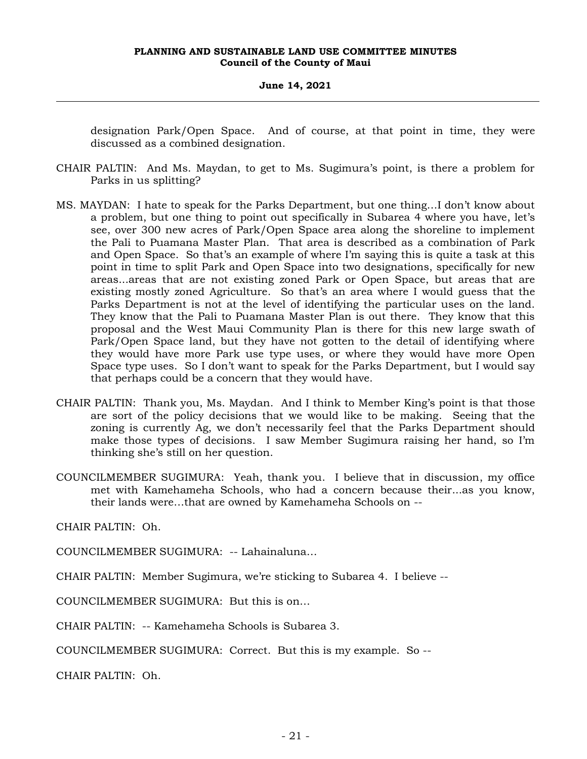designation Park/Open Space. And of course, at that point in time, they were discussed as a combined designation.

CHAIR PALTIN: And Ms. Maydan, to get to Ms. Sugimura's point, is there a problem for Parks in us splitting?

MS. MAYDAN: I hate to speak for the Parks Department, but one thing...I don't know about a problem, but one thing to point out specifically in Subarea 4 where you have, let's see, over 300 new acres of Park/Open Space area along the shoreline to implement the Pali to Puamana Master Plan. That area is described as a combination of Park and Open Space. So that's an example of where I'm saying this is quite a task at this point in time to split Park and Open Space into two designations, specifically for new areas...areas that are not existing zoned Park or Open Space, but areas that are existing mostly zoned Agriculture. So that's an area where I would guess that the Parks Department is not at the level of identifying the particular uses on the land. They know that the Pali to Puamana Master Plan is out there. They know that this proposal and the West Maui Community Plan is there for this new large swath of Park/Open Space land, but they have not gotten to the detail of identifying where they would have more Park use type uses, or where they would have more Open Space type uses. So I don't want to speak for the Parks Department, but I would say that perhaps could be a concern that they would have.

CHAIR PALTIN: Thank you, Ms. Maydan. And I think to Member King's point is that those are sort of the policy decisions that we would like to be making. Seeing that the zoning is currently Ag, we don't necessarily feel that the Parks Department should make those types of decisions. I saw Member Sugimura raising her hand, so I'm thinking she's still on her question.

COUNCILMEMBER SUGIMURA: Yeah, thank you. I believe that in discussion, my office met with Kamehameha Schools, who had a concern because their...as you know, their lands were...that are owned by Kamehameha Schools on --

CHAIR PALTIN: Oh.

COUNCILMEMBER SUGIMURA: -- Lahainaluna...

CHAIR PALTIN: Member Sugimura, we're sticking to Subarea 4. I believe --

COUNCILMEMBER SUGIMURA: But this is on...

CHAIR PALTIN: -- Kamehameha Schools is Subarea 3.

COUNCILMEMBER SUGIMURA: Correct. But this is my example. So --

CHAIR PALTIN: Oh.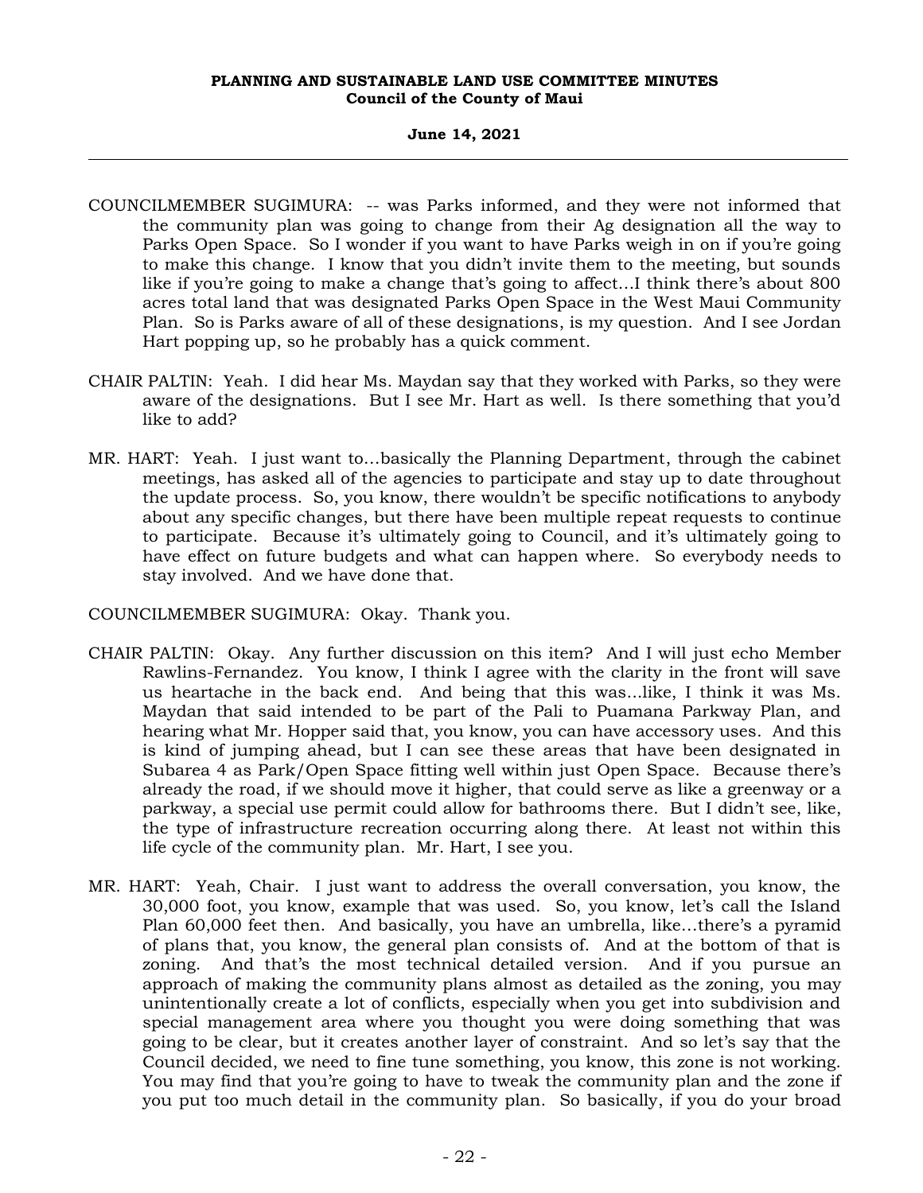COUNCILMEMBER SUGIMURA: -- was Parks informed, and they were not informed that the community plan was going to change from their Ag designation all the way to Parks Open Space. So I wonder if you want to have Parks weigh in on if you're going to make this change. I know that you didn't invite them to the meeting, but sounds like if you're going to make a change that's going to affect...I think there's about 800 acres total land that was designated Parks Open Space in the West Maui Community Plan. So is Parks aware of all of these designations, is my question. And I see Jordan Hart popping up, so he probably has a quick comment.

CHAIR PALTIN: Yeah. I did hear Ms. Maydan say that they worked with Parks, so they were aware of the designations. But I see Mr. Hart as well. Is there something that you'd like to add?

MR. HART: Yeah. I just want to...basically the Planning Department, through the cabinet meetings, has asked all of the agencies to participate and stay up to date throughout the update process. So, you know, there wouldn't be specific notifications to anybody about any specific changes, but there have been multiple repeat requests to continue to participate. Because it's ultimately going to Council, and it's ultimately going to have effect on future budgets and what can happen where. So everybody needs to stay involved. And we have done that.

COUNCILMEMBER SUGIMURA: Okay. Thank you.

CHAIR PALTIN: Okay. Any further discussion on this item? And I will just echo Member Rawlins-Fernandez. You know, I think I agree with the clarity in the front will save us heartache in the back end. And being that this was...like, I think it was Ms. Maydan that said intended to be part of the Pali to Puamana Parkway Plan, and hearing what Mr. Hopper said that, you know, you can have accessory uses. And this is kind of jumping ahead, but I can see these areas that have been designated in Subarea 4 as Park/Open Space fitting well within just Open Space. Because there's already the road, if we should move it higher, that could serve as like a greenway or a parkway, a special use permit could allow for bathrooms there. But I didn't see, like, the type of infrastructure recreation occurring along there. At least not within this life cycle of the community plan. Mr. Hart, I see you.

MR. HART: Yeah, Chair. I just want to address the overall conversation, you know, the 30,000 foot, you know, example that was used. So, you know, let's call the Island Plan 60,000 feet then. And basically, you have an umbrella, like...there's a pyramid of plans that, you know, the general plan consists of. And at the bottom of that is zoning. And that's the most technical detailed version. And if you pursue an approach of making the community plans almost as detailed as the zoning, you may unintentionally create a lot of conflicts, especially when you get into subdivision and special management area where you thought you were doing something that was going to be clear, but it creates another layer of constraint. And so let's say that the Council decided, we need to fine tune something, you know, this zone is not working. You may find that you're going to have to tweak the community plan and the zone if you put too much detail in the community plan. So basically, if you do your broad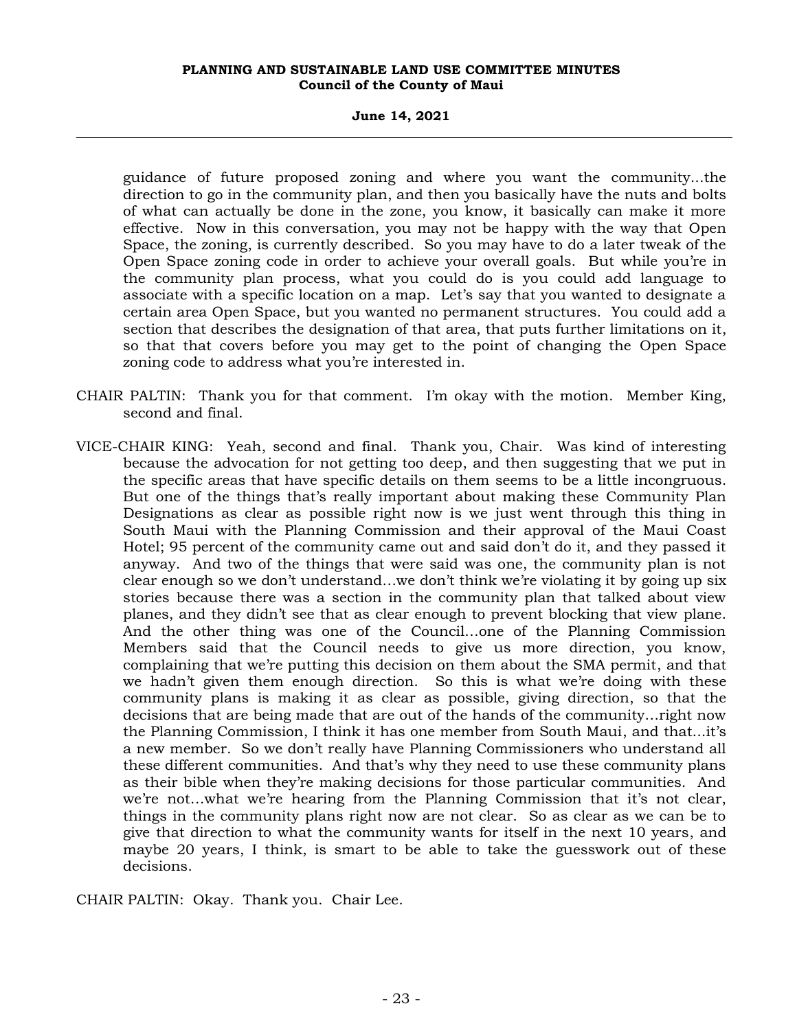guidance of future proposed zoning and where you want the community...the direction to go in the community plan, and then you basically have the nuts and bolts of what can actually be done in the zone, you know, it basically can make it more effective. Now in this conversation, you may not be happy with the way that Open Space, the zoning, is currently described. So you may have to do a later tweak of the Open Space zoning code in order to achieve your overall goals. But while you're in the community plan process, what you could do is you could add language to associate with a specific location on a map. Let's say that you wanted to designate a certain area Open Space, but you wanted no permanent structures. You could add a section that describes the designation of that area, that puts further limitations on it, so that that covers before you may get to the point of changing the Open Space zoning code to address what you're interested in.

CHAIR PALTIN: Thank you for that comment. I'm okay with the motion. Member King, second and final.

VICE-CHAIR KING: Yeah, second and final. Thank you, Chair. Was kind of interesting because the advocation for not getting too deep, and then suggesting that we put in the specific areas that have specific details on them seems to be a little incongruous. But one of the things that's really important about making these Community Plan Designations as clear as possible right now is we just went through this thing in South Maui with the Planning Commission and their approval of the Maui Coast Hotel; 95 percent of the community came out and said don't do it, and they passed it anyway. And two of the things that were said was one, the community plan is not clear enough so we don't understand...we don't think we're violating it by going up six stories because there was a section in the community plan that talked about view planes, and they didn't see that as clear enough to prevent blocking that view plane. And the other thing was one of the Council...one of the Planning Commission Members said that the Council needs to give us more direction, you know, complaining that we're putting this decision on them about the SMA permit, and that we hadn't given them enough direction. So this is what we're doing with these community plans is making it as clear as possible, giving direction, so that the decisions that are being made that are out of the hands of the community...right now the Planning Commission, I think it has one member from South Maui, and that...it's a new member. So we don't really have Planning Commissioners who understand all these different communities. And that's why they need to use these community plans as their bible when they're making decisions for those particular communities. And we're not...what we're hearing from the Planning Commission that it's not clear, things in the community plans right now are not clear. So as clear as we can be to give that direction to what the community wants for itself in the next 10 years, and maybe 20 years, I think, is smart to be able to take the guesswork out of these decisions.

CHAIR PALTIN: Okay. Thank you. Chair Lee.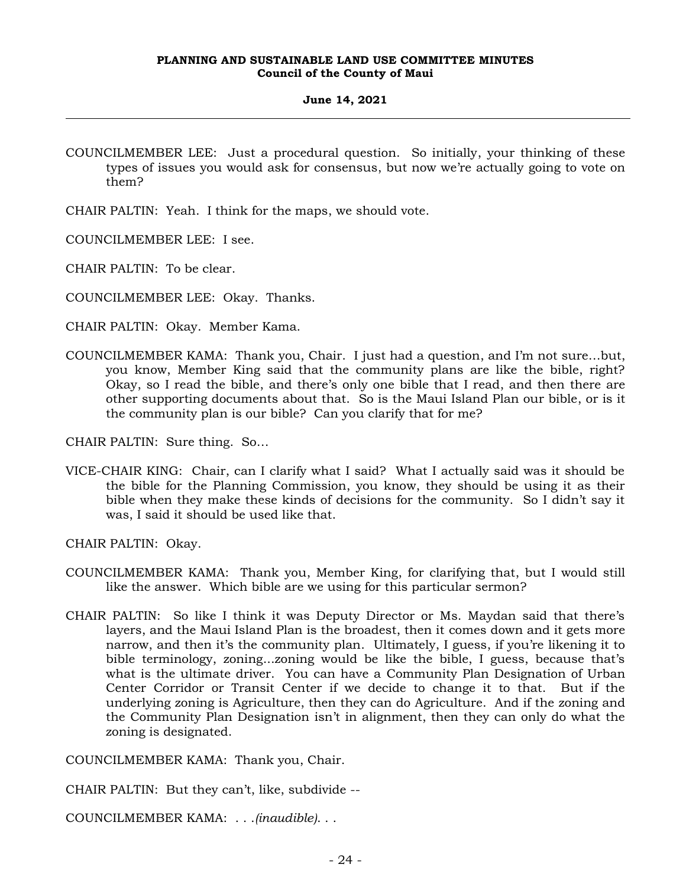COUNCILMEMBER LEE: Just a procedural question. So initially, your thinking of these types of issues you would ask for consensus, but now we're actually going to vote on them?

CHAIR PALTIN: Yeah. I think for the maps, we should vote.

COUNCILMEMBER LEE: I see.

CHAIR PALTIN: To be clear.

COUNCILMEMBER LEE: Okay. Thanks.

CHAIR PALTIN: Okay. Member Kama.

COUNCILMEMBER KAMA: Thank you, Chair. I just had a question, and I'm not sure...but, you know, Member King said that the community plans are like the bible, right? Okay, so I read the bible, and there's only one bible that I read, and then there are other supporting documents about that. So is the Maui Island Plan our bible, or is it the community plan is our bible? Can you clarify that for me?

CHAIR PALTIN: Sure thing. So...

VICE-CHAIR KING: Chair, can I clarify what I said? What I actually said was it should be the bible for the Planning Commission, you know, they should be using it as their bible when they make these kinds of decisions for the community. So I didn't say it was, I said it should be used like that.

CHAIR PALTIN: Okay.

COUNCILMEMBER KAMA: Thank you, Member King, for clarifying that, but I would still like the answer. Which bible are we using for this particular sermon?

CHAIR PALTIN: So like I think it was Deputy Director or Ms. Maydan said that there's layers, and the Maui Island Plan is the broadest, then it comes down and it gets more narrow, and then it's the community plan. Ultimately, I guess, if you're likening it to bible terminology, zoning...zoning would be like the bible, I guess, because that's what is the ultimate driver. You can have a Community Plan Designation of Urban Center Corridor or Transit Center if we decide to change it to that. But if the underlying zoning is Agriculture, then they can do Agriculture. And if the zoning and the Community Plan Designation isn't in alignment, then they can only do what the zoning is designated.

COUNCILMEMBER KAMA: Thank you, Chair.

CHAIR PALTIN: But they can't, like, subdivide --

COUNCILMEMBER KAMA: . . .*(inaudible)*. . .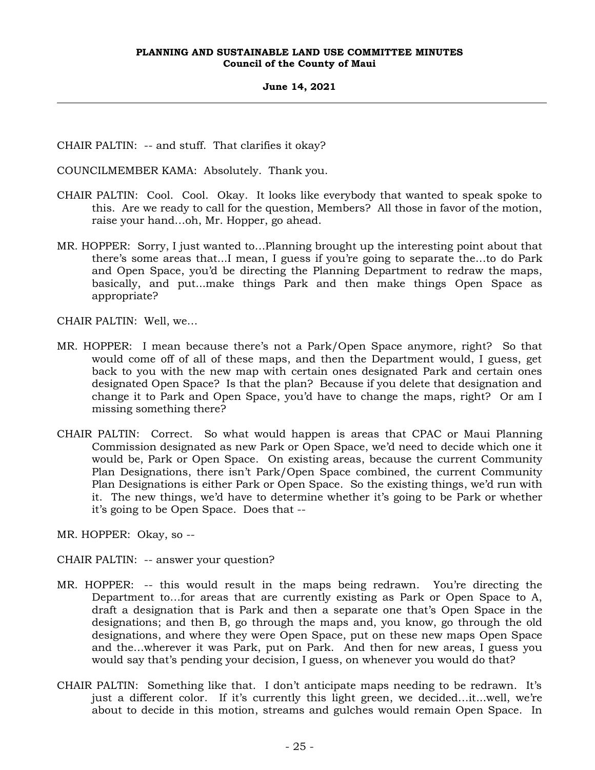CHAIR PALTIN: -- and stuff. That clarifies it okay?

COUNCILMEMBER KAMA: Absolutely. Thank you.

CHAIR PALTIN: Cool. Cool. Okay. It looks like everybody that wanted to speak spoke to this. Are we ready to call for the question, Members? All those in favor of the motion, raise your hand...oh, Mr. Hopper, go ahead.

MR. HOPPER: Sorry, I just wanted to...Planning brought up the interesting point about that there's some areas that...I mean, I guess if you're going to separate the...to do Park and Open Space, you'd be directing the Planning Department to redraw the maps, basically, and put...make things Park and then make things Open Space as appropriate?

CHAIR PALTIN: Well, we...

MR. HOPPER: I mean because there's not a Park/Open Space anymore, right? So that would come off of all of these maps, and then the Department would, I guess, get back to you with the new map with certain ones designated Park and certain ones designated Open Space? Is that the plan? Because if you delete that designation and change it to Park and Open Space, you'd have to change the maps, right? Or am I missing something there?

CHAIR PALTIN: Correct. So what would happen is areas that CPAC or Maui Planning Commission designated as new Park or Open Space, we'd need to decide which one it would be, Park or Open Space. On existing areas, because the current Community Plan Designations, there isn't Park/Open Space combined, the current Community Plan Designations is either Park or Open Space. So the existing things, we'd run with it. The new things, we'd have to determine whether it's going to be Park or whether it's going to be Open Space. Does that --

MR. HOPPER: Okay, so --

CHAIR PALTIN: -- answer your question?

MR. HOPPER: -- this would result in the maps being redrawn. You're directing the Department to...for areas that are currently existing as Park or Open Space to A, draft a designation that is Park and then a separate one that's Open Space in the designations; and then B, go through the maps and, you know, go through the old designations, and where they were Open Space, put on these new maps Open Space and the...wherever it was Park, put on Park. And then for new areas, I guess you would say that's pending your decision, I guess, on whenever you would do that?

CHAIR PALTIN: Something like that. I don't anticipate maps needing to be redrawn. It's just a different color. If it's currently this light green, we decided...it...well, we're about to decide in this motion, streams and gulches would remain Open Space. In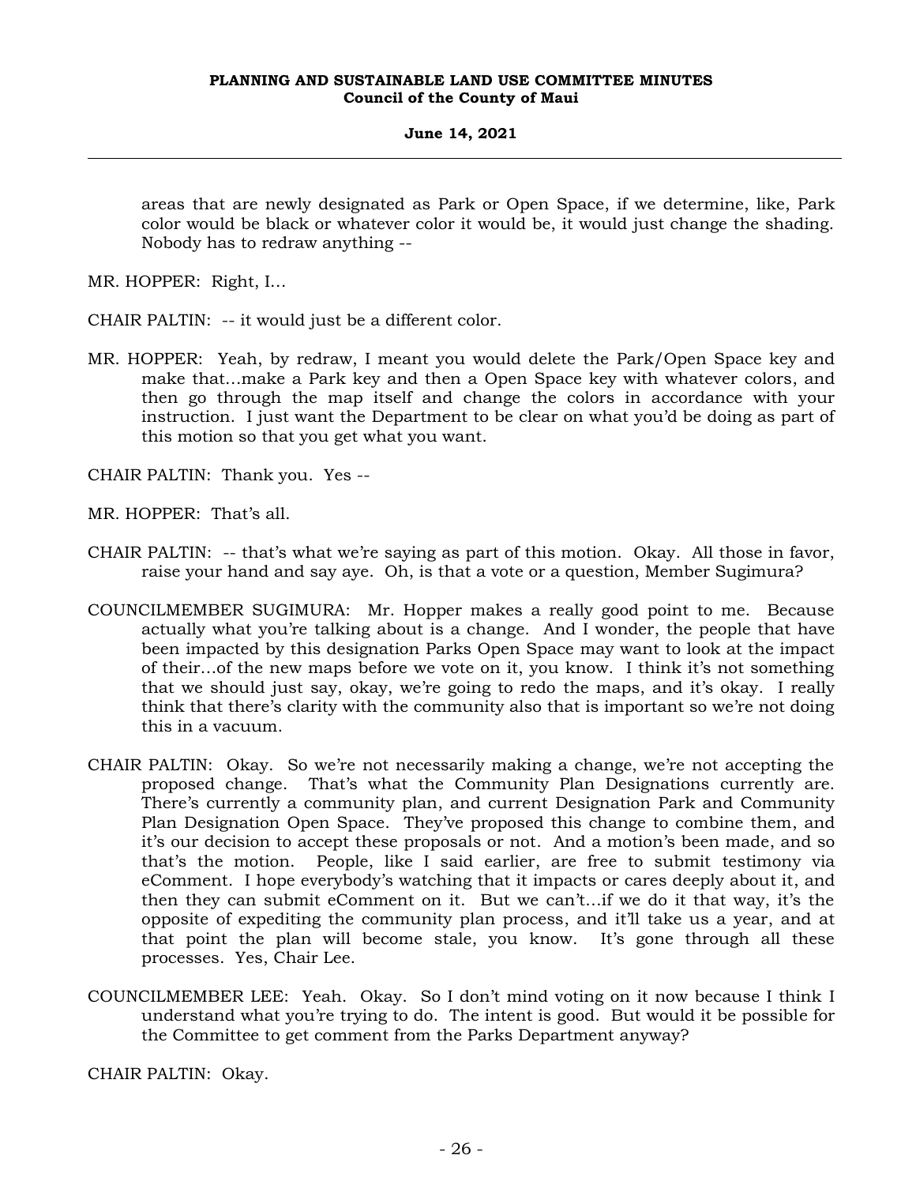areas that are newly designated as Park or Open Space, if we determine, like, Park color would be black or whatever color it would be, it would just change the shading. Nobody has to redraw anything --

MR. HOPPER: Right, I...

CHAIR PALTIN: -- it would just be a different color.

MR. HOPPER: Yeah, by redraw, I meant you would delete the Park/Open Space key and make that...make a Park key and then a Open Space key with whatever colors, and then go through the map itself and change the colors in accordance with your instruction. I just want the Department to be clear on what you'd be doing as part of this motion so that you get what you want.

CHAIR PALTIN: Thank you. Yes --

MR. HOPPER: That's all.

CHAIR PALTIN: -- that's what we're saying as part of this motion. Okay. All those in favor, raise your hand and say aye. Oh, is that a vote or a question, Member Sugimura?

COUNCILMEMBER SUGIMURA: Mr. Hopper makes a really good point to me. Because actually what you're talking about is a change. And I wonder, the people that have been impacted by this designation Parks Open Space may want to look at the impact of their...of the new maps before we vote on it, you know. I think it's not something that we should just say, okay, we're going to redo the maps, and it's okay. I really think that there's clarity with the community also that is important so we're not doing this in a vacuum.

CHAIR PALTIN: Okay. So we're not necessarily making a change, we're not accepting the proposed change. That's what the Community Plan Designations currently are. There's currently a community plan, and current Designation Park and Community Plan Designation Open Space. They've proposed this change to combine them, and it's our decision to accept these proposals or not. And a motion's been made, and so that's the motion. People, like I said earlier, are free to submit testimony via eComment. I hope everybody's watching that it impacts or cares deeply about it, and then they can submit eComment on it. But we can't...if we do it that way, it's the opposite of expediting the community plan process, and it'll take us a year, and at that point the plan will become stale, you know. It's gone through all these processes. Yes, Chair Lee.

COUNCILMEMBER LEE: Yeah. Okay. So I don't mind voting on it now because I think I understand what you're trying to do. The intent is good. But would it be possible for the Committee to get comment from the Parks Department anyway?

CHAIR PALTIN: Okay.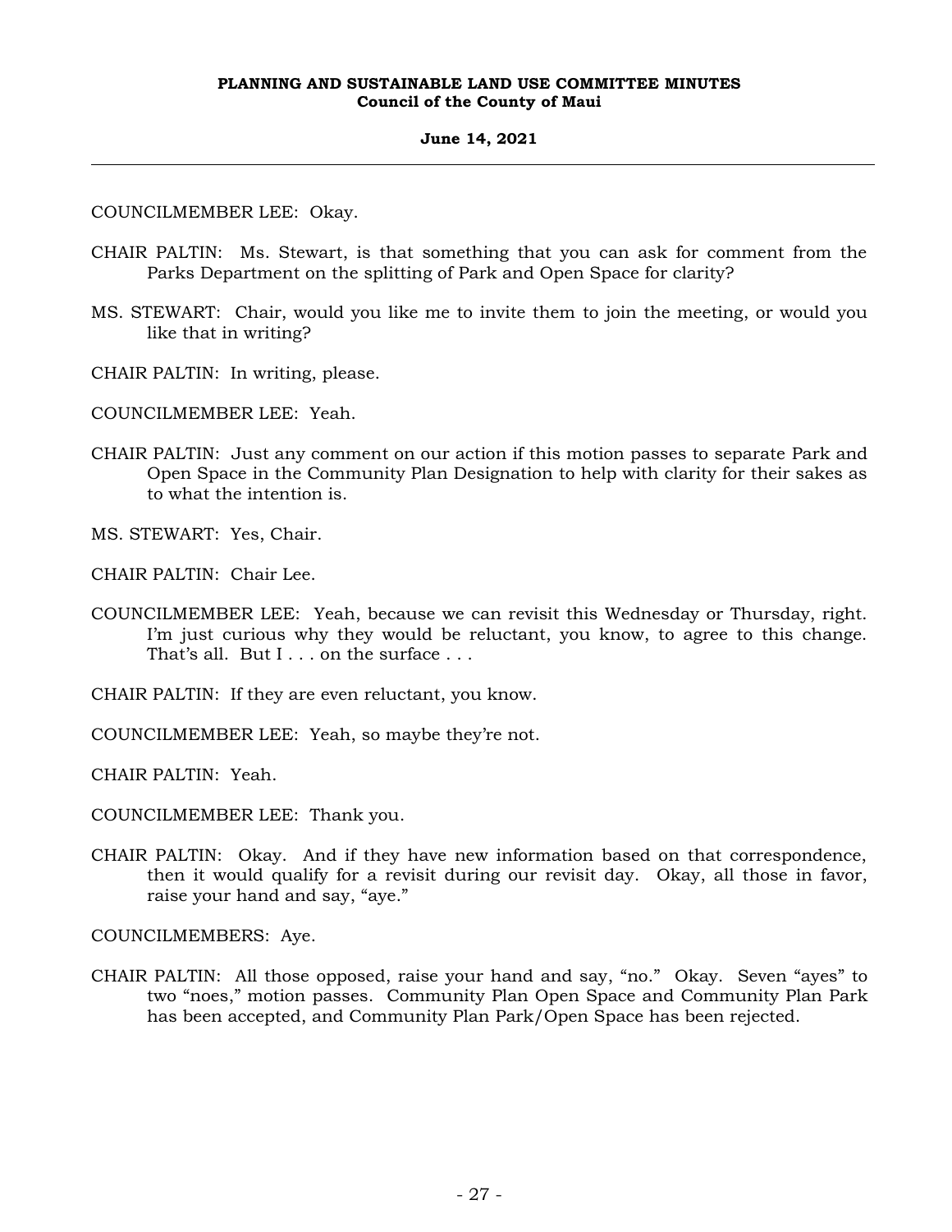COUNCILMEMBER LEE: Okay.

CHAIR PALTIN: Ms. Stewart, is that something that you can ask for comment from the Parks Department on the splitting of Park and Open Space for clarity?

MS. STEWART: Chair, would you like me to invite them to join the meeting, or would you like that in writing?

CHAIR PALTIN: In writing, please.

COUNCILMEMBER LEE: Yeah.

CHAIR PALTIN: Just any comment on our action if this motion passes to separate Park and Open Space in the Community Plan Designation to help with clarity for their sakes as to what the intention is.

MS. STEWART: Yes, Chair.

CHAIR PALTIN: Chair Lee.

COUNCILMEMBER LEE: Yeah, because we can revisit this Wednesday or Thursday, right. I'm just curious why they would be reluctant, you know, to agree to this change. That's all. But I . . . on the surface . . .

CHAIR PALTIN: If they are even reluctant, you know.

COUNCILMEMBER LEE: Yeah, so maybe they're not.

CHAIR PALTIN: Yeah.

COUNCILMEMBER LEE: Thank you.

CHAIR PALTIN: Okay. And if they have new information based on that correspondence, then it would qualify for a revisit during our revisit day. Okay, all those in favor, raise your hand and say, "aye."

COUNCILMEMBERS: Aye.

CHAIR PALTIN: All those opposed, raise your hand and say, "no." Okay. Seven "ayes" to two "noes," motion passes. Community Plan Open Space and Community Plan Park has been accepted, and Community Plan Park/Open Space has been rejected.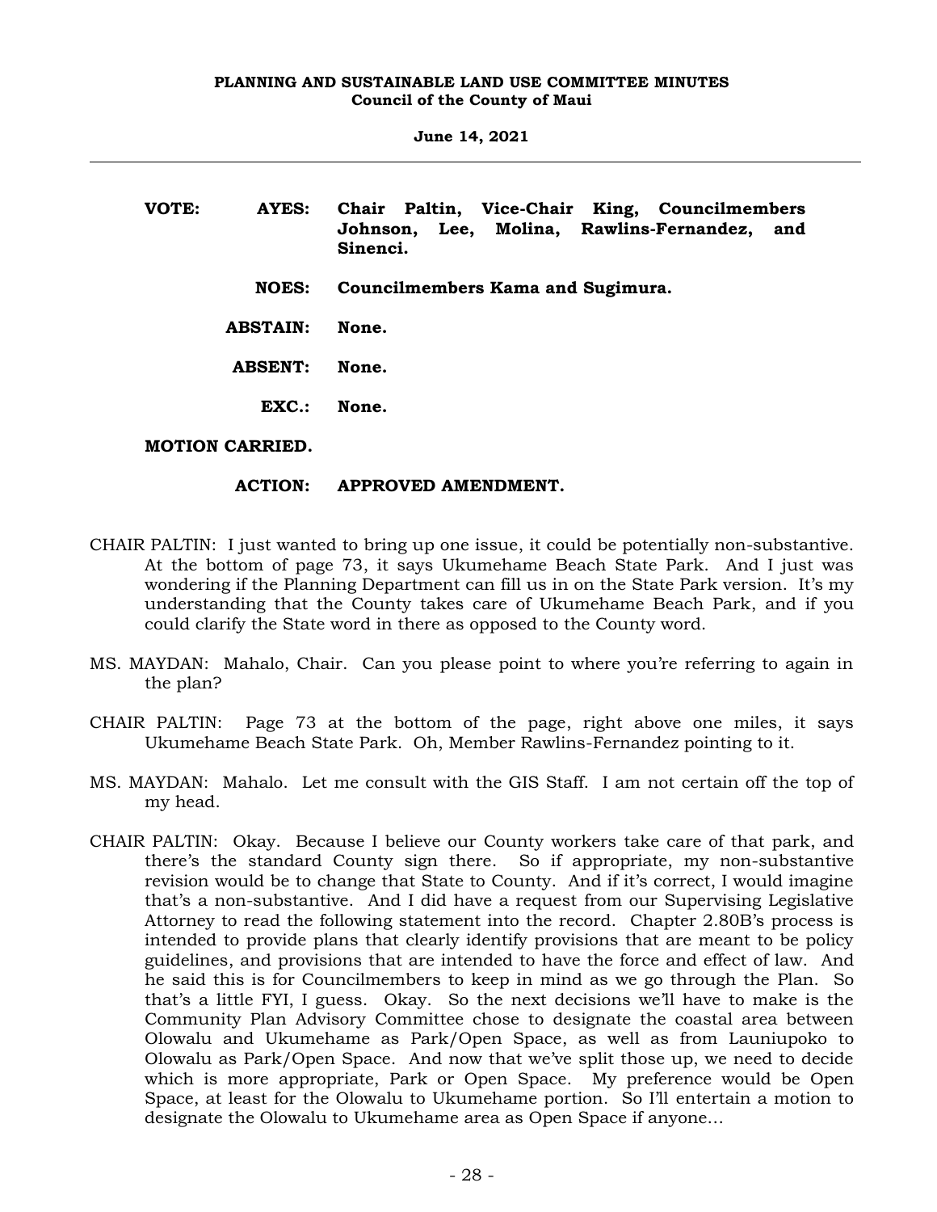**VOTE: AYES: Chair Paltin, Vice-Chair King, Councilmembers Johnson, Lee, Molina, Rawlins-Fernandez, and Sinenci.**

**NOES: Councilmembers Kama and Sugimura.**

**ABSTAIN: None.**

**ABSENT: None.**

**EXC.: None.**

**MOTION CARRIED.**

**ACTION: APPROVED AMENDMENT.**

CHAIR PALTIN: I just wanted to bring up one issue, it could be potentially non-substantive. At the bottom of page 73, it says Ukumehame Beach State Park. And I just was wondering if the Planning Department can fill us in on the State Park version. It's my understanding that the County takes care of Ukumehame Beach Park, and if you could clarify the State word in there as opposed to the County word.

MS. MAYDAN: Mahalo, Chair. Can you please point to where you're referring to again in the plan?

CHAIR PALTIN: Page 73 at the bottom of the page, right above one miles, it says Ukumehame Beach State Park. Oh, Member Rawlins-Fernandez pointing to it.

MS. MAYDAN: Mahalo. Let me consult with the GIS Staff. I am not certain off the top of my head.

CHAIR PALTIN: Okay. Because I believe our County workers take care of that park, and there's the standard County sign there. So if appropriate, my non-substantive revision would be to change that State to County. And if it's correct, I would imagine that's a non-substantive. And I did have a request from our Supervising Legislative Attorney to read the following statement into the record. Chapter 2.80B's process is intended to provide plans that clearly identify provisions that are meant to be policy guidelines, and provisions that are intended to have the force and effect of law. And he said this is for Councilmembers to keep in mind as we go through the Plan. So that's a little FYI, I guess. Okay. So the next decisions we'll have to make is the Community Plan Advisory Committee chose to designate the coastal area between Olowalu and Ukumehame as Park/Open Space, as well as from Launiupoko to Olowalu as Park/Open Space. And now that we've split those up, we need to decide which is more appropriate, Park or Open Space. My preference would be Open Space, at least for the Olowalu to Ukumehame portion. So I'll entertain a motion to designate the Olowalu to Ukumehame area as Open Space if anyone...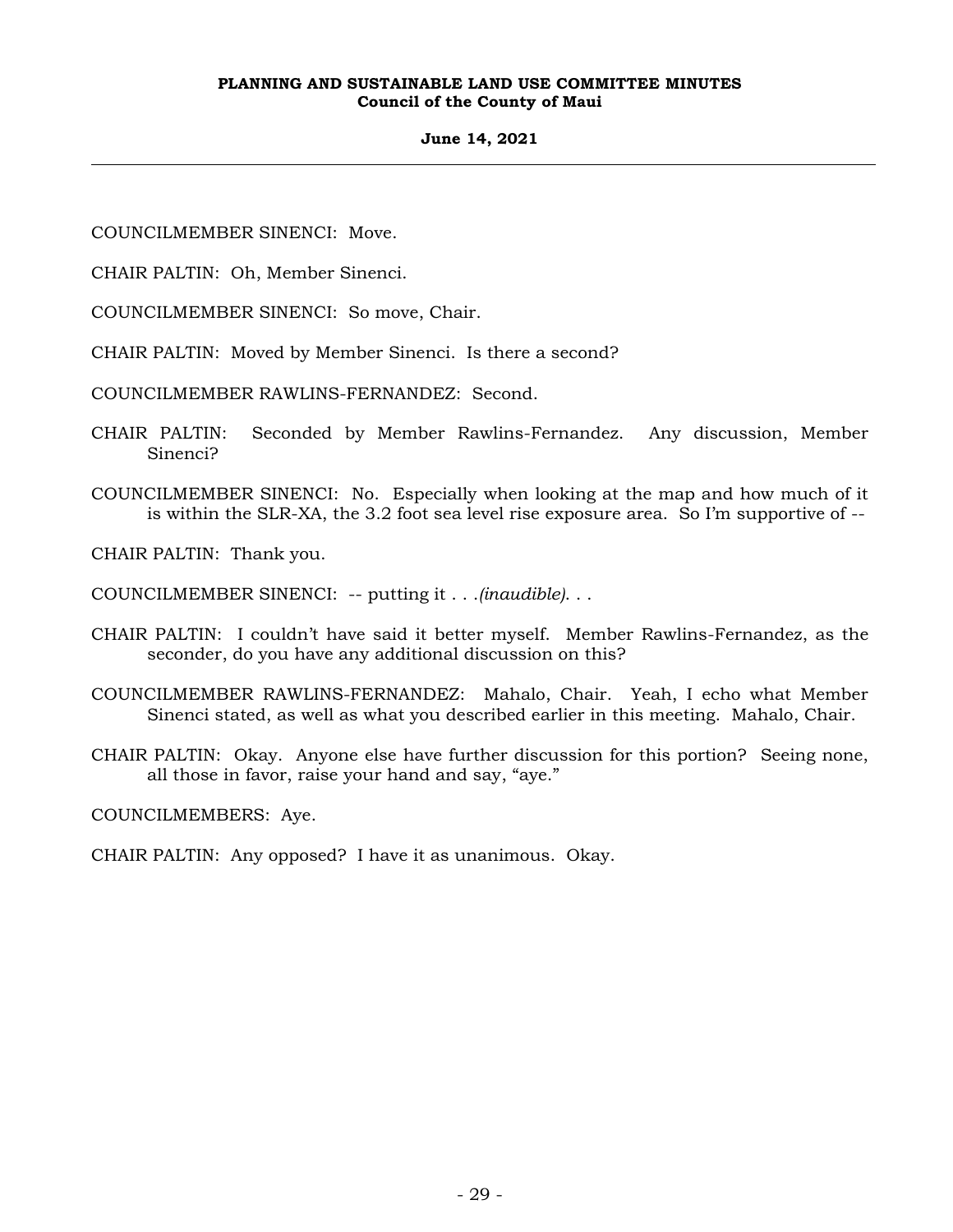COUNCILMEMBER SINENCI: Move.

CHAIR PALTIN: Oh, Member Sinenci.

COUNCILMEMBER SINENCI: So move, Chair.

CHAIR PALTIN: Moved by Member Sinenci. Is there a second?

COUNCILMEMBER RAWLINS-FERNANDEZ: Second.

CHAIR PALTIN: Seconded by Member Rawlins-Fernandez. Any discussion, Member Sinenci?

COUNCILMEMBER SINENCI: No. Especially when looking at the map and how much of it is within the SLR-XA, the 3.2 foot sea level rise exposure area. So I'm supportive of --

CHAIR PALTIN: Thank you.

COUNCILMEMBER SINENCI: -- putting it . . .*(inaudible)*. . .

CHAIR PALTIN: I couldn't have said it better myself. Member Rawlins-Fernandez, as the seconder, do you have any additional discussion on this?

COUNCILMEMBER RAWLINS-FERNANDEZ: Mahalo, Chair. Yeah, I echo what Member Sinenci stated, as well as what you described earlier in this meeting. Mahalo, Chair.

CHAIR PALTIN: Okay. Anyone else have further discussion for this portion? Seeing none, all those in favor, raise your hand and say, "aye."

COUNCILMEMBERS: Aye.

CHAIR PALTIN: Any opposed? I have it as unanimous. Okay.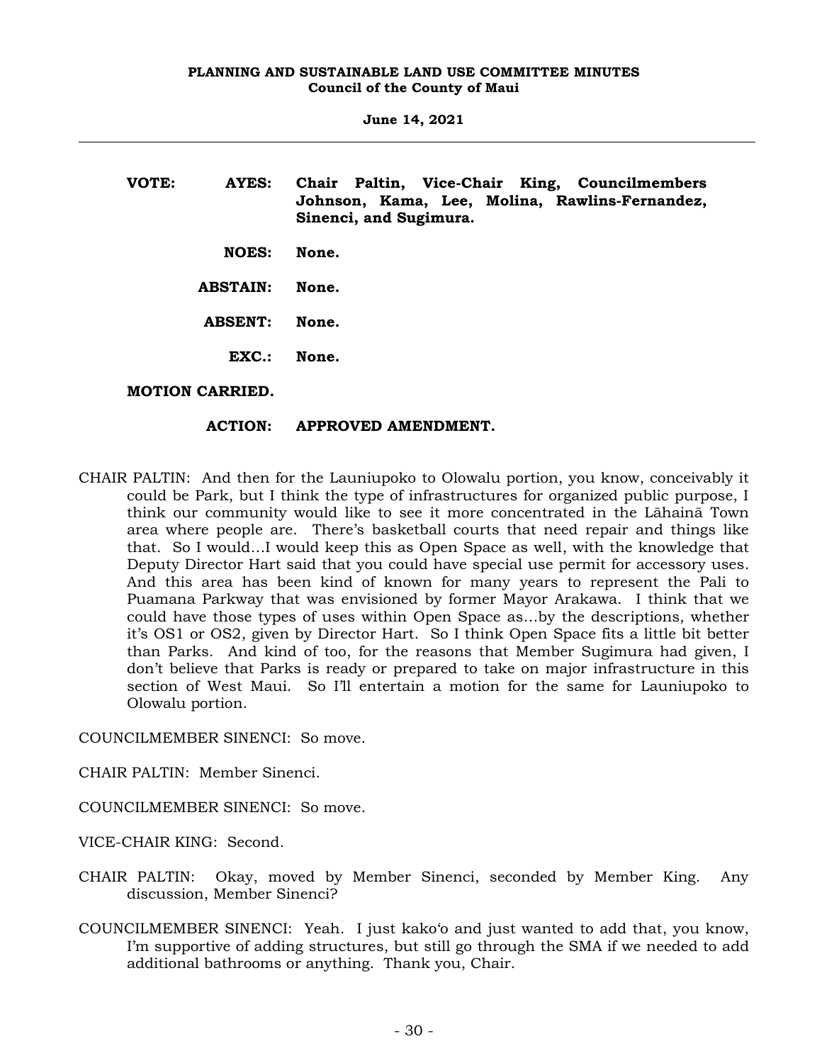**VOTE: AYES: Chair Paltin, Vice-Chair King, Councilmembers Johnson, Kama, Lee, Molina, Rawlins-Fernandez, Sinenci, and Sugimura.**

**NOES: None.**

**ABSTAIN: None.**

**ABSENT: None.**

**EXC.: None.**

**MOTION CARRIED.**

**ACTION: APPROVED AMENDMENT.**

CHAIR PALTIN: And then for the Launiupoko to Olowalu portion, you know, conceivably it could be Park, but I think the type of infrastructures for organized public purpose, I think our community would like to see it more concentrated in the Lāhainā Town area where people are. There's basketball courts that need repair and things like that. So I would…I would keep this as Open Space as well, with the knowledge that Deputy Director Hart said that you could have special use permit for accessory uses. And this area has been kind of known for many years to represent the Pali to Puamana Parkway that was envisioned by former Mayor Arakawa. I think that we could have those types of uses within Open Space as…by the descriptions, whether it's OS1 or OS2, given by Director Hart. So I think Open Space fits a little bit better than Parks. And kind of too, for the reasons that Member Sugimura had given, I don't believe that Parks is ready or prepared to take on major infrastructure in this section of West Maui. So I'll entertain a motion for the same for Launiupoko to Olowalu portion.

COUNCILMEMBER SINENCI: So move.

CHAIR PALTIN: Member Sinenci.

COUNCILMEMBER SINENCI: So move.

VICE-CHAIR KING: Second.

CHAIR PALTIN: Okay, moved by Member Sinenci, seconded by Member King. Any discussion, Member Sinenci?

COUNCILMEMBER SINENCI: Yeah. I just kakoʻo and just wanted to add that, you know, I'm supportive of adding structures, but still go through the SMA if we needed to add additional bathrooms or anything. Thank you, Chair.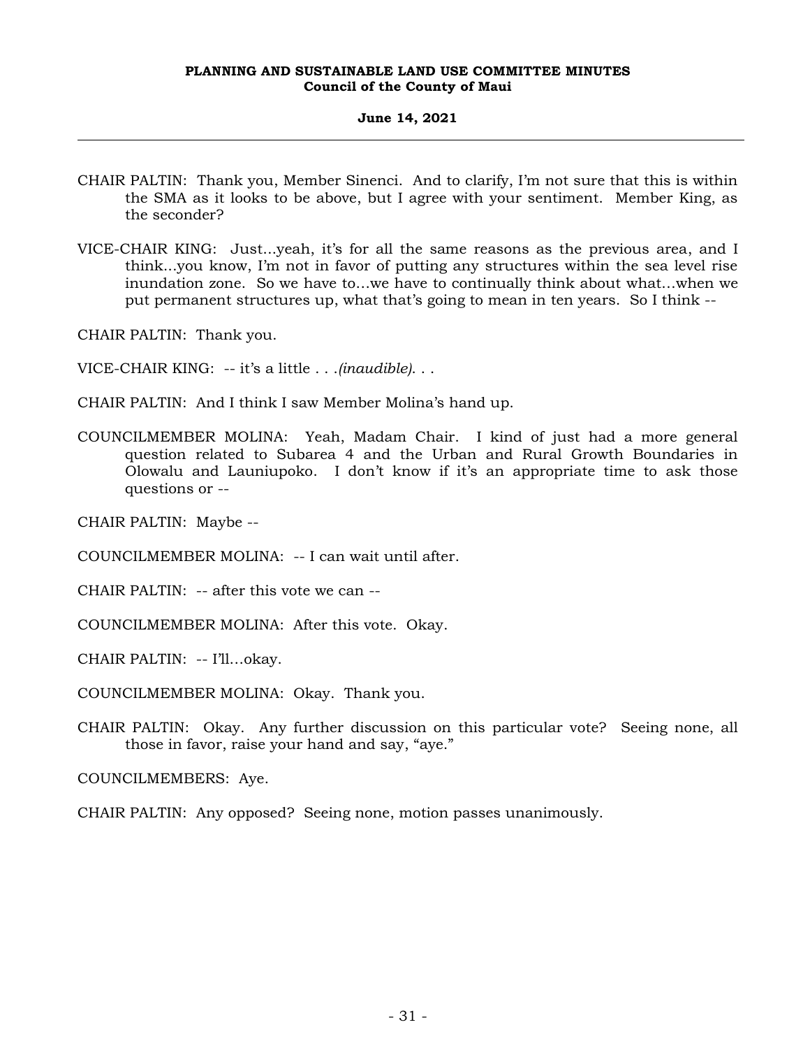CHAIR PALTIN: Thank you, Member Sinenci. And to clarify, I'm not sure that this is within the SMA as it looks to be above, but I agree with your sentiment. Member King, as the seconder?

VICE-CHAIR KING: Just...yeah, it's for all the same reasons as the previous area, and I think...you know, I'm not in favor of putting any structures within the sea level rise inundation zone. So we have to...we have to continually think about what...when we put permanent structures up, what that's going to mean in ten years. So I think --

CHAIR PALTIN: Thank you.

VICE-CHAIR KING: -- it's a little . . .*(inaudible)*. . .

CHAIR PALTIN: And I think I saw Member Molina's hand up.

COUNCILMEMBER MOLINA: Yeah, Madam Chair. I kind of just had a more general question related to Subarea 4 and the Urban and Rural Growth Boundaries in Olowalu and Launiupoko. I don't know if it's an appropriate time to ask those questions or --

CHAIR PALTIN: Maybe --

COUNCILMEMBER MOLINA: -- I can wait until after.

CHAIR PALTIN: -- after this vote we can --

COUNCILMEMBER MOLINA: After this vote. Okay.

CHAIR PALTIN: -- I'll...okay.

COUNCILMEMBER MOLINA: Okay. Thank you.

CHAIR PALTIN: Okay. Any further discussion on this particular vote? Seeing none, all those in favor, raise your hand and say, "aye."

COUNCILMEMBERS: Aye.

CHAIR PALTIN: Any opposed? Seeing none, motion passes unanimously.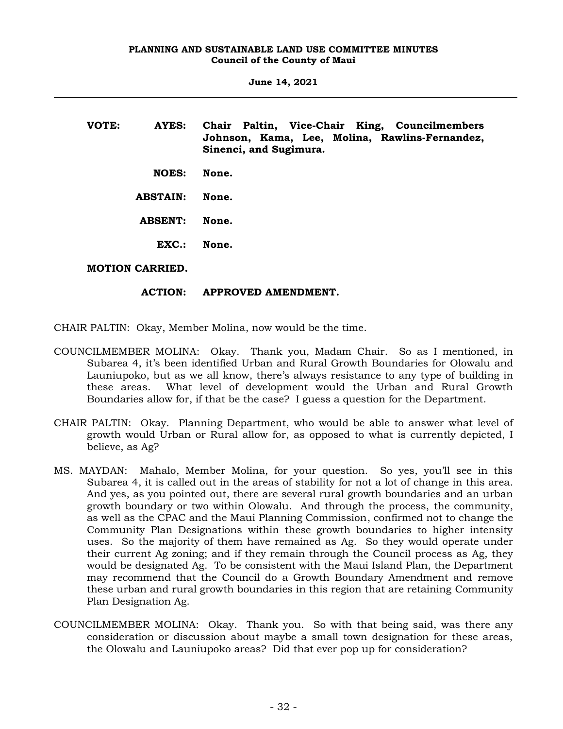**VOTE:** **AYES:** **Chair Paltin, Vice-Chair King, Councilmembers Johnson, Kama, Lee, Molina, Rawlins-Fernandez, Sinenci, and Sugimura.**

**NOES:** **None.**

**ABSTAIN:** **None.**

**ABSENT:** **None.**

**EXC.:** **None.**

**MOTION CARRIED.**

**ACTION:** **APPROVED AMENDMENT.**

CHAIR PALTIN: Okay, Member Molina, now would be the time.

COUNCILMEMBER MOLINA: Okay. Thank you, Madam Chair. So as I mentioned, in Subarea 4, it's been identified Urban and Rural Growth Boundaries for Olowalu and Launiupoko, but as we all know, there's always resistance to any type of building in these areas. What level of development would the Urban and Rural Growth Boundaries allow for, if that be the case? I guess a question for the Department.

CHAIR PALTIN: Okay. Planning Department, who would be able to answer what level of growth would Urban or Rural allow for, as opposed to what is currently depicted, I believe, as Ag?

MS. MAYDAN: Mahalo, Member Molina, for your question. So yes, you'll see in this Subarea 4, it is called out in the areas of stability for not a lot of change in this area. And yes, as you pointed out, there are several rural growth boundaries and an urban growth boundary or two within Olowalu. And through the process, the community, as well as the CPAC and the Maui Planning Commission, confirmed not to change the Community Plan Designations within these growth boundaries to higher intensity uses. So the majority of them have remained as Ag. So they would operate under their current Ag zoning; and if they remain through the Council process as Ag, they would be designated Ag. To be consistent with the Maui Island Plan, the Department may recommend that the Council do a Growth Boundary Amendment and remove these urban and rural growth boundaries in this region that are retaining Community Plan Designation Ag.

COUNCILMEMBER MOLINA: Okay. Thank you. So with that being said, was there any consideration or discussion about maybe a small town designation for these areas, the Olowalu and Launiupoko areas? Did that ever pop up for consideration?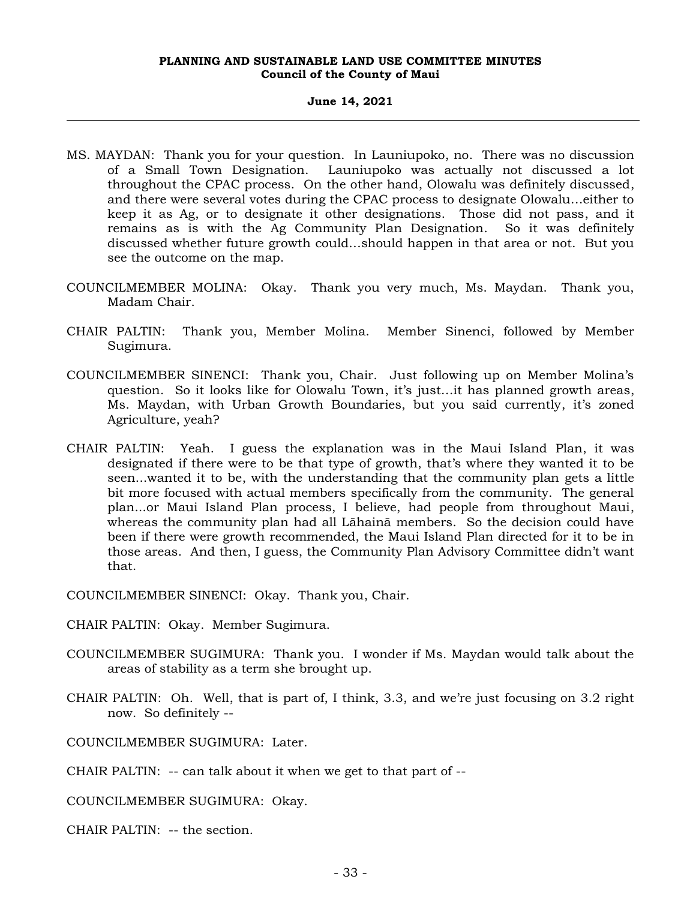MS. MAYDAN: Thank you for your question. In Launiupoko, no. There was no discussion of a Small Town Designation. Launiupoko was actually not discussed a lot throughout the CPAC process. On the other hand, Olowalu was definitely discussed, and there were several votes during the CPAC process to designate Olowalu...either to keep it as Ag, or to designate it other designations. Those did not pass, and it remains as is with the Ag Community Plan Designation. So it was definitely discussed whether future growth could...should happen in that area or not. But you see the outcome on the map.

COUNCILMEMBER MOLINA: Okay. Thank you very much, Ms. Maydan. Thank you, Madam Chair.

CHAIR PALTIN: Thank you, Member Molina. Member Sinenci, followed by Member Sugimura.

COUNCILMEMBER SINENCI: Thank you, Chair. Just following up on Member Molina's question. So it looks like for Olowalu Town, it's just...it has planned growth areas, Ms. Maydan, with Urban Growth Boundaries, but you said currently, it's zoned Agriculture, yeah?

CHAIR PALTIN: Yeah. I guess the explanation was in the Maui Island Plan, it was designated if there were to be that type of growth, that's where they wanted it to be seen...wanted it to be, with the understanding that the community plan gets a little bit more focused with actual members specifically from the community. The general plan...or Maui Island Plan process, I believe, had people from throughout Maui, whereas the community plan had all Lāhainā members. So the decision could have been if there were growth recommended, the Maui Island Plan directed for it to be in those areas. And then, I guess, the Community Plan Advisory Committee didn't want that.

COUNCILMEMBER SINENCI: Okay. Thank you, Chair.

CHAIR PALTIN: Okay. Member Sugimura.

COUNCILMEMBER SUGIMURA: Thank you. I wonder if Ms. Maydan would talk about the areas of stability as a term she brought up.

CHAIR PALTIN: Oh. Well, that is part of, I think, 3.3, and we're just focusing on 3.2 right now. So definitely --

COUNCILMEMBER SUGIMURA: Later.

CHAIR PALTIN: -- can talk about it when we get to that part of --

COUNCILMEMBER SUGIMURA: Okay.

CHAIR PALTIN: -- the section.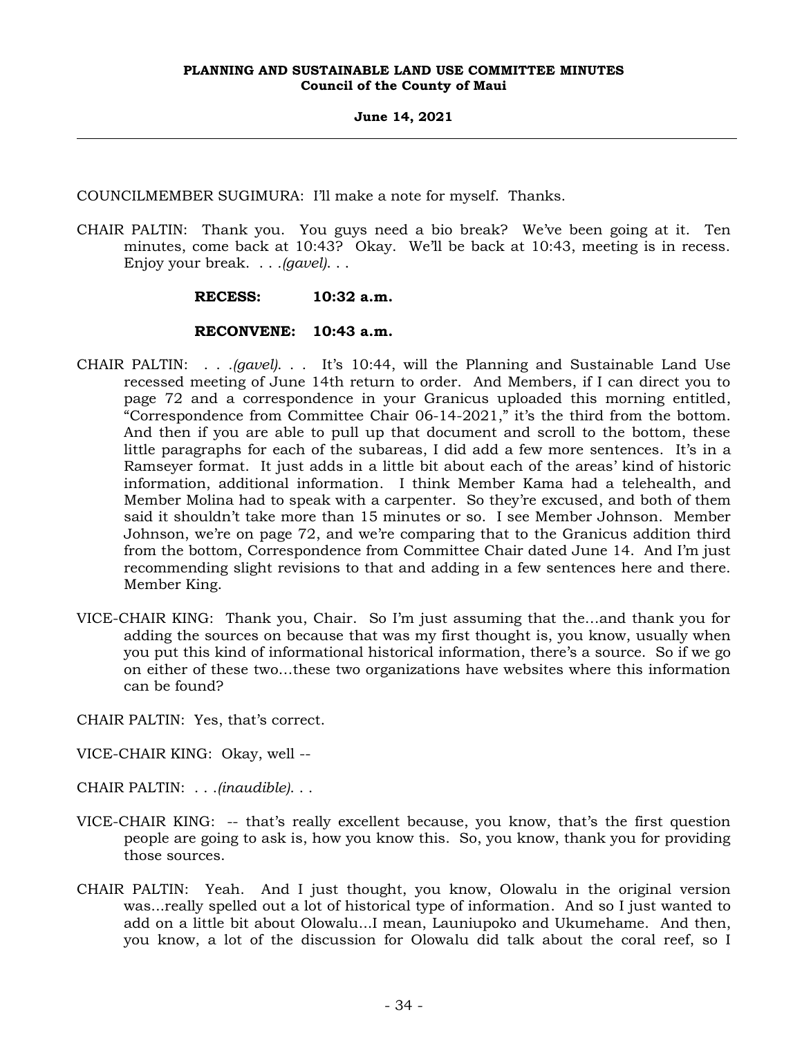COUNCILMEMBER SUGIMURA: I'll make a note for myself. Thanks.

CHAIR PALTIN: Thank you. You guys need a bio break? We've been going at it. Ten minutes, come back at 10:43? Okay. We'll be back at 10:43, meeting is in recess. Enjoy your break. . . .*(gavel)*. . .

**RECESS: 10:32 a.m.**

**RECONVENE: 10:43 a.m.**

CHAIR PALTIN: . . .*(gavel)*. . . It's 10:44, will the Planning and Sustainable Land Use recessed meeting of June 14th return to order. And Members, if I can direct you to page 72 and a correspondence in your Granicus uploaded this morning entitled, "Correspondence from Committee Chair 06-14-2021," it's the third from the bottom. And then if you are able to pull up that document and scroll to the bottom, these little paragraphs for each of the subareas, I did add a few more sentences. It's in a Ramseyer format. It just adds in a little bit about each of the areas' kind of historic information, additional information. I think Member Kama had a telehealth, and Member Molina had to speak with a carpenter. So they're excused, and both of them said it shouldn't take more than 15 minutes or so. I see Member Johnson. Member Johnson, we're on page 72, and we're comparing that to the Granicus addition third from the bottom, Correspondence from Committee Chair dated June 14. And I'm just recommending slight revisions to that and adding in a few sentences here and there. Member King.

VICE-CHAIR KING: Thank you, Chair. So I'm just assuming that the...and thank you for adding the sources on because that was my first thought is, you know, usually when you put this kind of informational historical information, there's a source. So if we go on either of these two...these two organizations have websites where this information can be found?

CHAIR PALTIN: Yes, that's correct.

VICE-CHAIR KING: Okay, well --

CHAIR PALTIN: . . .*(inaudible)*. . .

VICE-CHAIR KING: -- that's really excellent because, you know, that's the first question people are going to ask is, how you know this. So, you know, thank you for providing those sources.

CHAIR PALTIN: Yeah. And I just thought, you know, Olowalu in the original version was...really spelled out a lot of historical type of information. And so I just wanted to add on a little bit about Olowalu...I mean, Launiupoko and Ukumehame. And then, you know, a lot of the discussion for Olowalu did talk about the coral reef, so I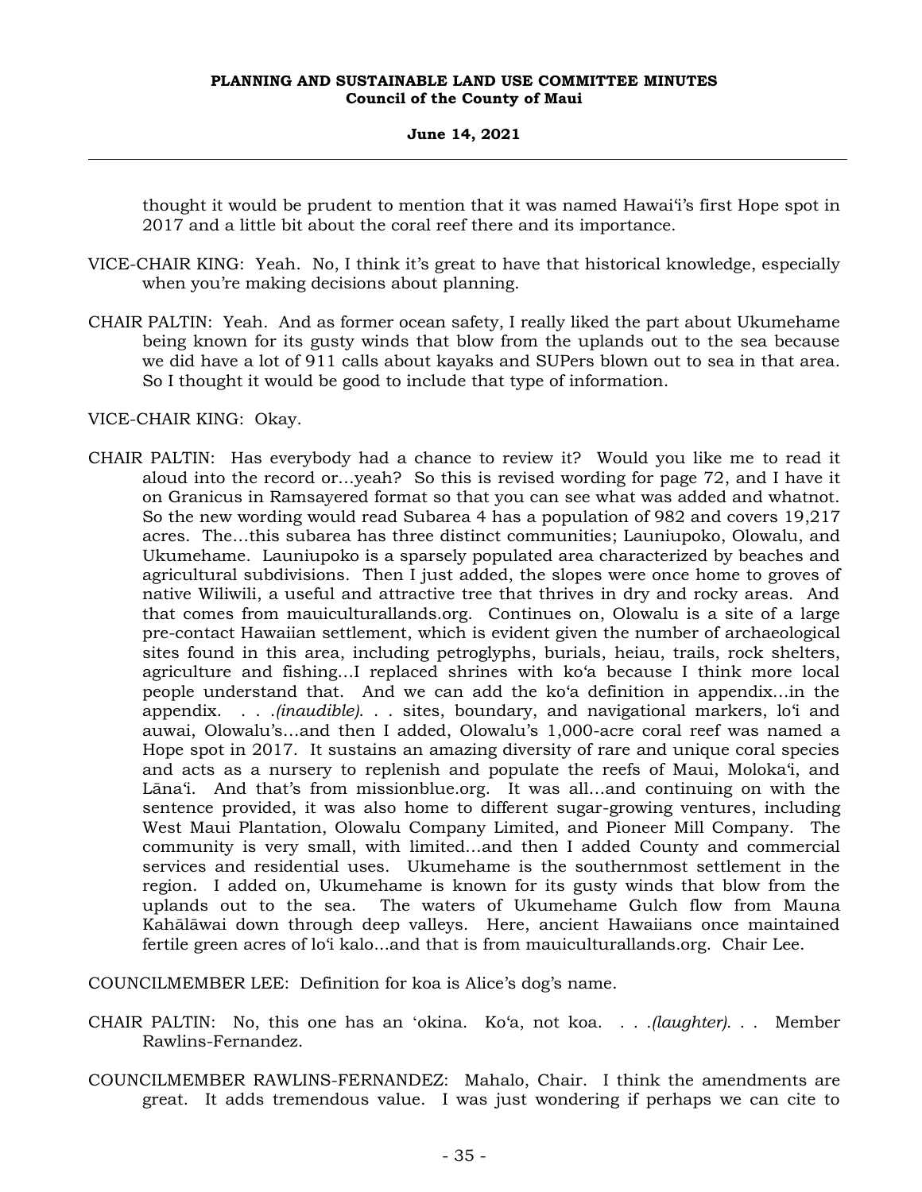thought it would be prudent to mention that it was named Hawai'i's first Hope spot in 2017 and a little bit about the coral reef there and its importance.

VICE-CHAIR KING: Yeah. No, I think it's great to have that historical knowledge, especially when you're making decisions about planning.

CHAIR PALTIN: Yeah. And as former ocean safety, I really liked the part about Ukumehame being known for its gusty winds that blow from the uplands out to the sea because we did have a lot of 911 calls about kayaks and SUPers blown out to sea in that area. So I thought it would be good to include that type of information.

VICE-CHAIR KING: Okay.

CHAIR PALTIN: Has everybody had a chance to review it? Would you like me to read it aloud into the record or...yeah? So this is revised wording for page 72, and I have it on Granicus in Ramsayered format so that you can see what was added and whatnot. So the new wording would read Subarea 4 has a population of 982 and covers 19,217 acres. The...this subarea has three distinct communities; Launiupoko, Olowalu, and Ukumehame. Launiupoko is a sparsely populated area characterized by beaches and agricultural subdivisions. Then I just added, the slopes were once home to groves of native Wiliwili, a useful and attractive tree that thrives in dry and rocky areas. And that comes from mauiculturallands.org. Continues on, Olowalu is a site of a large pre-contact Hawaiian settlement, which is evident given the number of archaeological sites found in this area, including petroglyphs, burials, heiau, trails, rock shelters, agriculture and fishing...I replaced shrines with ko'a because I think more local people understand that. And we can add the ko'a definition in appendix...in the appendix. . . .*(inaudible)*. . . sites, boundary, and navigational markers, lo'i and auwai, Olowalu's...and then I added, Olowalu's 1,000-acre coral reef was named a Hope spot in 2017. It sustains an amazing diversity of rare and unique coral species and acts as a nursery to replenish and populate the reefs of Maui, Moloka'i, and Lāna'i. And that's from missionblue.org. It was all...and continuing on with the sentence provided, it was also home to different sugar-growing ventures, including West Maui Plantation, Olowalu Company Limited, and Pioneer Mill Company. The community is very small, with limited...and then I added County and commercial services and residential uses. Ukumehame is the southernmost settlement in the region. I added on, Ukumehame is known for its gusty winds that blow from the uplands out to the sea. The waters of Ukumehame Gulch flow from Mauna Kahālāwai down through deep valleys. Here, ancient Hawaiians once maintained fertile green acres of lo'i kalo...and that is from mauiculturallands.org. Chair Lee.

COUNCILMEMBER LEE: Definition for koa is Alice's dog's name.

CHAIR PALTIN: No, this one has an 'okina. Ko'a, not koa. . . .*(laughter)*. . . Member Rawlins-Fernandez.

COUNCILMEMBER RAWLINS-FERNANDEZ: Mahalo, Chair. I think the amendments are great. It adds tremendous value. I was just wondering if perhaps we can cite to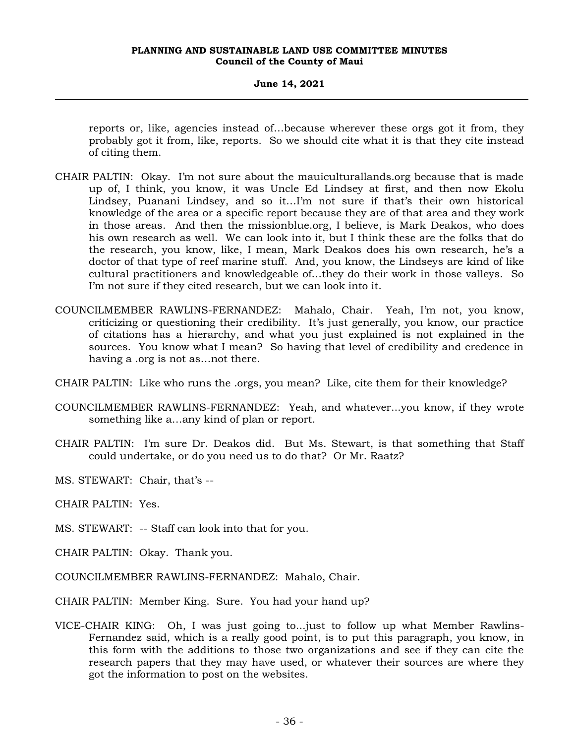reports or, like, agencies instead of…because wherever these orgs got it from, they probably got it from, like, reports. So we should cite what it is that they cite instead of citing them.

CHAIR PALTIN: Okay. I'm not sure about the mauiculturallands.org because that is made up of, I think, you know, it was Uncle Ed Lindsey at first, and then now Ekolu Lindsey, Puanani Lindsey, and so it…I'm not sure if that's their own historical knowledge of the area or a specific report because they are of that area and they work in those areas. And then the missionblue.org, I believe, is Mark Deakos, who does his own research as well. We can look into it, but I think these are the folks that do the research, you know, like, I mean, Mark Deakos does his own research, he's a doctor of that type of reef marine stuff. And, you know, the Lindseys are kind of like cultural practitioners and knowledgeable of…they do their work in those valleys. So I'm not sure if they cited research, but we can look into it.

COUNCILMEMBER RAWLINS-FERNANDEZ: Mahalo, Chair. Yeah, I'm not, you know, criticizing or questioning their credibility. It's just generally, you know, our practice of citations has a hierarchy, and what you just explained is not explained in the sources. You know what I mean? So having that level of credibility and credence in having a .org is not as…not there.

CHAIR PALTIN: Like who runs the .orgs, you mean? Like, cite them for their knowledge?

COUNCILMEMBER RAWLINS-FERNANDEZ: Yeah, and whatever…you know, if they wrote something like a…any kind of plan or report.

CHAIR PALTIN: I'm sure Dr. Deakos did. But Ms. Stewart, is that something that Staff could undertake, or do you need us to do that? Or Mr. Raatz?

MS. STEWART: Chair, that's --

CHAIR PALTIN: Yes.

MS. STEWART: -- Staff can look into that for you.

CHAIR PALTIN: Okay. Thank you.

COUNCILMEMBER RAWLINS-FERNANDEZ: Mahalo, Chair.

CHAIR PALTIN: Member King. Sure. You had your hand up?

VICE-CHAIR KING: Oh, I was just going to…just to follow up what Member Rawlins-Fernandez said, which is a really good point, is to put this paragraph, you know, in this form with the additions to those two organizations and see if they can cite the research papers that they may have used, or whatever their sources are where they got the information to post on the websites.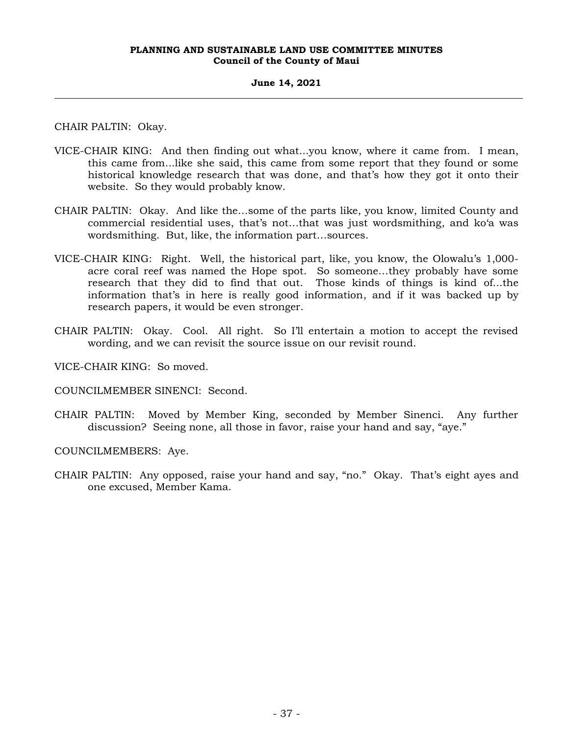CHAIR PALTIN: Okay.

VICE-CHAIR KING: And then finding out what...you know, where it came from. I mean, this came from...like she said, this came from some report that they found or some historical knowledge research that was done, and that's how they got it onto their website. So they would probably know.

CHAIR PALTIN: Okay. And like the…some of the parts like, you know, limited County and commercial residential uses, that's not…that was just wordsmithing, and koʻa was wordsmithing. But, like, the information part…sources.

VICE-CHAIR KING: Right. Well, the historical part, like, you know, the Olowalu's 1,000-acre coral reef was named the Hope spot. So someone…they probably have some research that they did to find that out. Those kinds of things is kind of...the information that's in here is really good information, and if it was backed up by research papers, it would be even stronger.

CHAIR PALTIN: Okay. Cool. All right. So I'll entertain a motion to accept the revised wording, and we can revisit the source issue on our revisit round.

VICE-CHAIR KING: So moved.

COUNCILMEMBER SINENCI: Second.

CHAIR PALTIN: Moved by Member King, seconded by Member Sinenci. Any further discussion? Seeing none, all those in favor, raise your hand and say, "aye."

COUNCILMEMBERS: Aye.

CHAIR PALTIN: Any opposed, raise your hand and say, "no." Okay. That's eight ayes and one excused, Member Kama.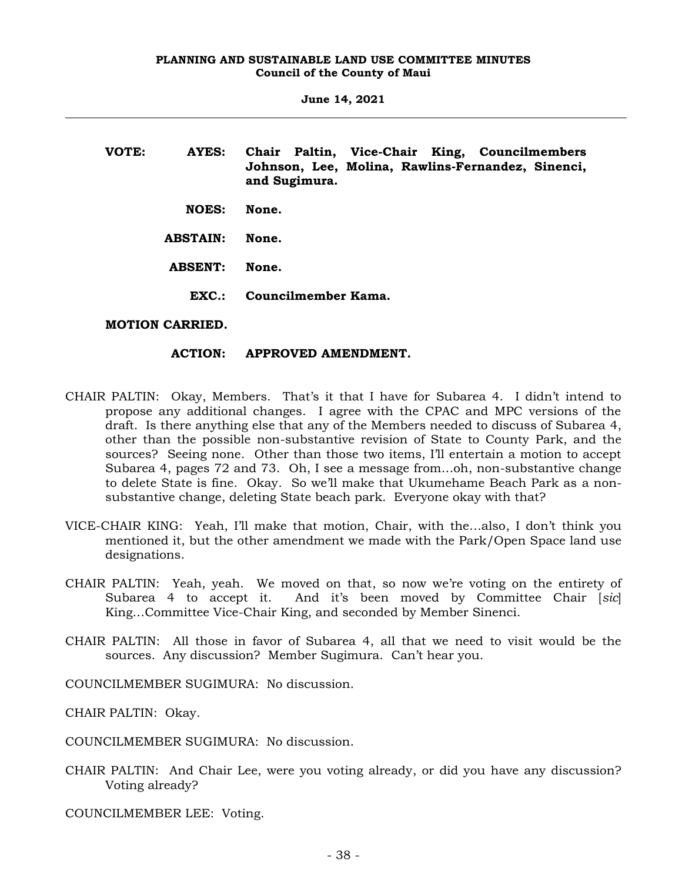**VOTE: AYES: Chair Paltin, Vice-Chair King, Councilmembers Johnson, Lee, Molina, Rawlins-Fernandez, Sinenci, and Sugimura.**

**NOES: None.**

**ABSTAIN: None.**

**ABSENT: None.**

**EXC.: Councilmember Kama.**

**MOTION CARRIED.**

**ACTION: APPROVED AMENDMENT.**

CHAIR PALTIN: Okay, Members. That's it that I have for Subarea 4. I didn't intend to propose any additional changes. I agree with the CPAC and MPC versions of the draft. Is there anything else that any of the Members needed to discuss of Subarea 4, other than the possible non-substantive revision of State to County Park, and the sources? Seeing none. Other than those two items, I'll entertain a motion to accept Subarea 4, pages 72 and 73. Oh, I see a message from…oh, non-substantive change to delete State is fine. Okay. So we'll make that Ukumehame Beach Park as a non-substantive change, deleting State beach park. Everyone okay with that?

VICE-CHAIR KING: Yeah, I'll make that motion, Chair, with the…also, I don't think you mentioned it, but the other amendment we made with the Park/Open Space land use designations.

CHAIR PALTIN: Yeah, yeah. We moved on that, so now we're voting on the entirety of Subarea 4 to accept it. And it's been moved by Committee Chair [*sic*] King…Committee Vice-Chair King, and seconded by Member Sinenci.

CHAIR PALTIN: All those in favor of Subarea 4, all that we need to visit would be the sources. Any discussion? Member Sugimura. Can't hear you.

COUNCILMEMBER SUGIMURA: No discussion.

CHAIR PALTIN: Okay.

COUNCILMEMBER SUGIMURA: No discussion.

CHAIR PALTIN: And Chair Lee, were you voting already, or did you have any discussion? Voting already?

COUNCILMEMBER LEE: Voting.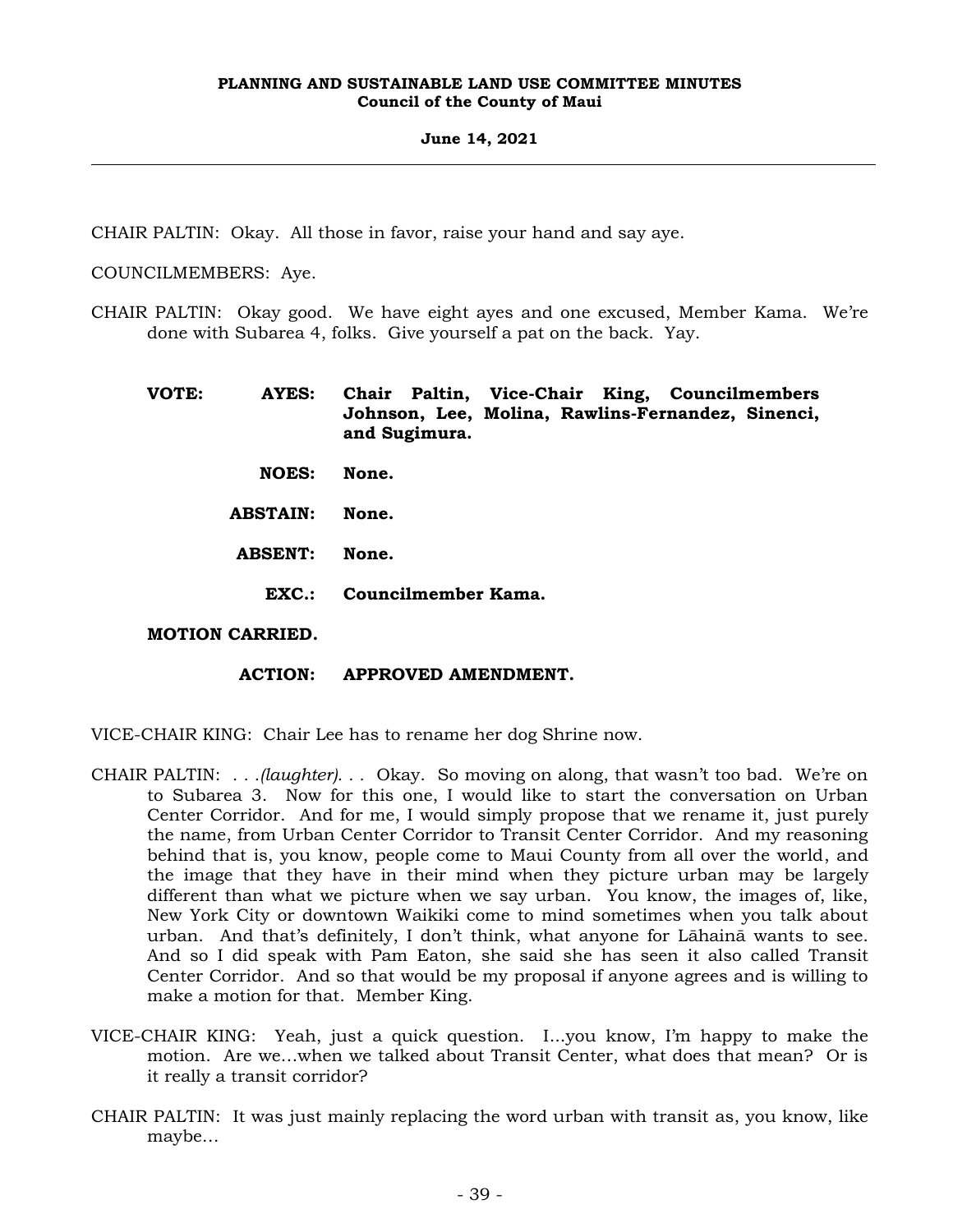CHAIR PALTIN: Okay. All those in favor, raise your hand and say aye.

COUNCILMEMBERS: Aye.

CHAIR PALTIN: Okay good. We have eight ayes and one excused, Member Kama. We're done with Subarea 4, folks. Give yourself a pat on the back. Yay.

**VOTE: AYES: Chair Paltin, Vice-Chair King, Councilmembers Johnson, Lee, Molina, Rawlins-Fernandez, Sinenci, and Sugimura.**

**NOES: None.**

**ABSTAIN: None.**

**ABSENT: None.**

**EXC.: Councilmember Kama.**

**MOTION CARRIED.**

**ACTION: APPROVED AMENDMENT.**

VICE-CHAIR KING: Chair Lee has to rename her dog Shrine now.

CHAIR PALTIN: . . .*(laughter)*. . . Okay. So moving on along, that wasn't too bad. We're on to Subarea 3. Now for this one, I would like to start the conversation on Urban Center Corridor. And for me, I would simply propose that we rename it, just purely the name, from Urban Center Corridor to Transit Center Corridor. And my reasoning behind that is, you know, people come to Maui County from all over the world, and the image that they have in their mind when they picture urban may be largely different than what we picture when we say urban. You know, the images of, like, New York City or downtown Waikiki come to mind sometimes when you talk about urban. And that's definitely, I don't think, what anyone for Lāhainā wants to see. And so I did speak with Pam Eaton, she said she has seen it also called Transit Center Corridor. And so that would be my proposal if anyone agrees and is willing to make a motion for that. Member King.

VICE-CHAIR KING: Yeah, just a quick question. I...you know, I'm happy to make the motion. Are we...when we talked about Transit Center, what does that mean? Or is it really a transit corridor?

CHAIR PALTIN: It was just mainly replacing the word urban with transit as, you know, like maybe...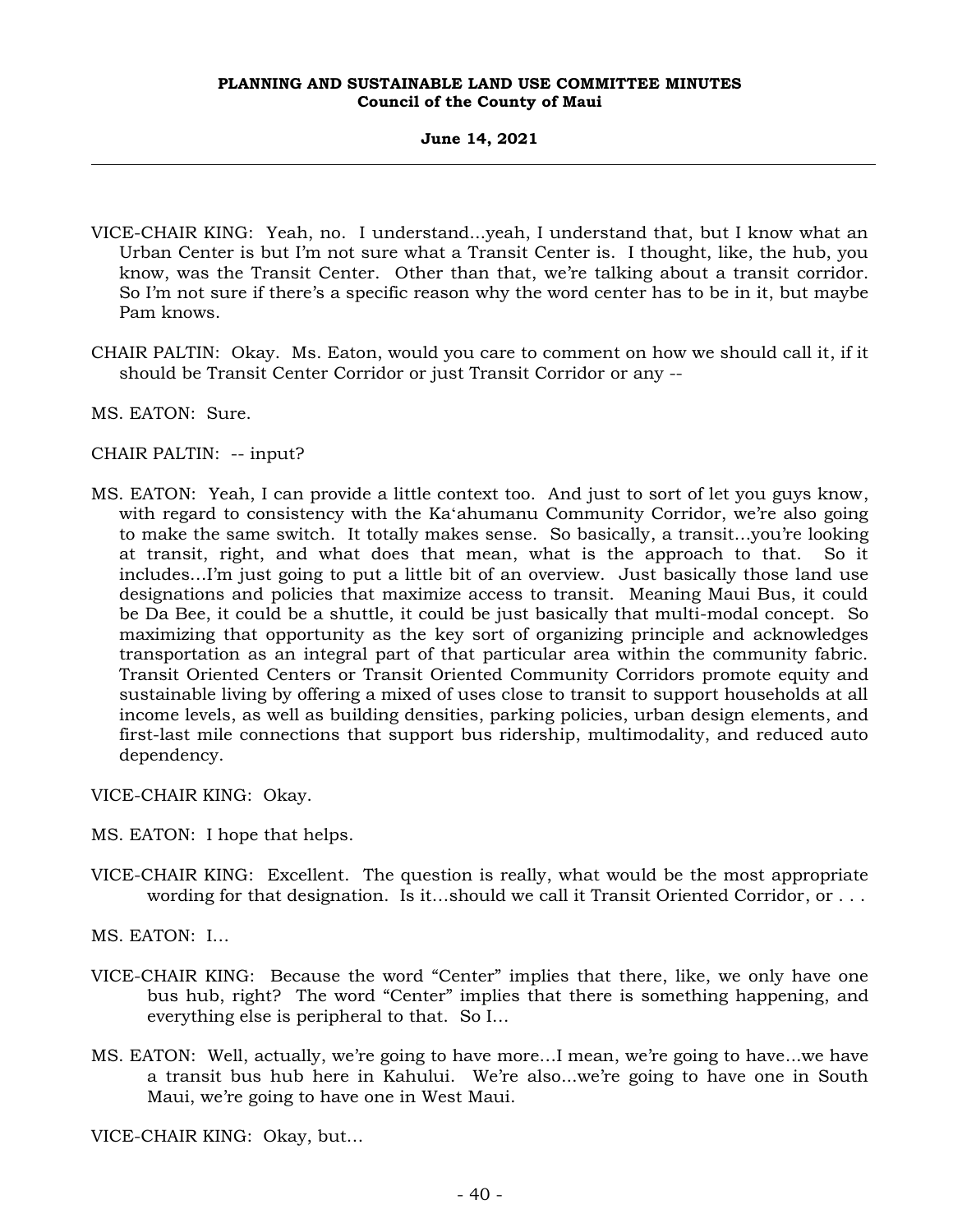VICE-CHAIR KING: Yeah, no. I understand...yeah, I understand that, but I know what an Urban Center is but I'm not sure what a Transit Center is. I thought, like, the hub, you know, was the Transit Center. Other than that, we're talking about a transit corridor. So I'm not sure if there's a specific reason why the word center has to be in it, but maybe Pam knows.

CHAIR PALTIN: Okay. Ms. Eaton, would you care to comment on how we should call it, if it should be Transit Center Corridor or just Transit Corridor or any --

MS. EATON: Sure.

CHAIR PALTIN: -- input?

MS. EATON: Yeah, I can provide a little context too. And just to sort of let you guys know, with regard to consistency with the Ka'ahumanu Community Corridor, we're also going to make the same switch. It totally makes sense. So basically, a transit…you're looking at transit, right, and what does that mean, what is the approach to that. So it includes…I'm just going to put a little bit of an overview. Just basically those land use designations and policies that maximize access to transit. Meaning Maui Bus, it could be Da Bee, it could be a shuttle, it could be just basically that multi-modal concept. So maximizing that opportunity as the key sort of organizing principle and acknowledges transportation as an integral part of that particular area within the community fabric. Transit Oriented Centers or Transit Oriented Community Corridors promote equity and sustainable living by offering a mixed of uses close to transit to support households at all income levels, as well as building densities, parking policies, urban design elements, and first-last mile connections that support bus ridership, multimodality, and reduced auto dependency.

VICE-CHAIR KING: Okay.

MS. EATON: I hope that helps.

VICE-CHAIR KING: Excellent. The question is really, what would be the most appropriate wording for that designation. Is it…should we call it Transit Oriented Corridor, or . . .

MS. EATON: I…

VICE-CHAIR KING: Because the word "Center" implies that there, like, we only have one bus hub, right? The word "Center" implies that there is something happening, and everything else is peripheral to that. So I…

MS. EATON: Well, actually, we're going to have more…I mean, we're going to have…we have a transit bus hub here in Kahului. We're also...we're going to have one in South Maui, we're going to have one in West Maui.

VICE-CHAIR KING: Okay, but…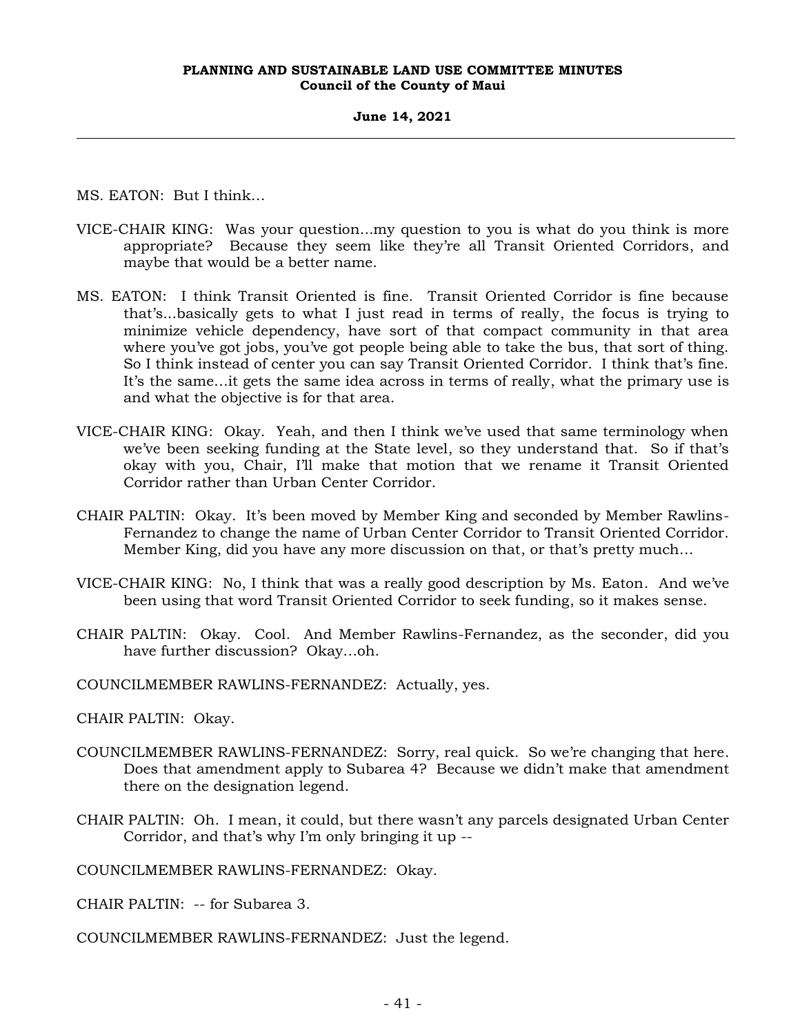MS. EATON: But I think…

VICE-CHAIR KING: Was your question...my question to you is what do you think is more appropriate? Because they seem like they're all Transit Oriented Corridors, and maybe that would be a better name.

MS. EATON: I think Transit Oriented is fine. Transit Oriented Corridor is fine because that's...basically gets to what I just read in terms of really, the focus is trying to minimize vehicle dependency, have sort of that compact community in that area where you've got jobs, you've got people being able to take the bus, that sort of thing. So I think instead of center you can say Transit Oriented Corridor. I think that's fine. It's the same...it gets the same idea across in terms of really, what the primary use is and what the objective is for that area.

VICE-CHAIR KING: Okay. Yeah, and then I think we've used that same terminology when we've been seeking funding at the State level, so they understand that. So if that's okay with you, Chair, I'll make that motion that we rename it Transit Oriented Corridor rather than Urban Center Corridor.

CHAIR PALTIN: Okay. It's been moved by Member King and seconded by Member Rawlins-Fernandez to change the name of Urban Center Corridor to Transit Oriented Corridor. Member King, did you have any more discussion on that, or that's pretty much…

VICE-CHAIR KING: No, I think that was a really good description by Ms. Eaton. And we've been using that word Transit Oriented Corridor to seek funding, so it makes sense.

CHAIR PALTIN: Okay. Cool. And Member Rawlins-Fernandez, as the seconder, did you have further discussion? Okay…oh.

COUNCILMEMBER RAWLINS-FERNANDEZ: Actually, yes.

CHAIR PALTIN: Okay.

COUNCILMEMBER RAWLINS-FERNANDEZ: Sorry, real quick. So we're changing that here. Does that amendment apply to Subarea 4? Because we didn't make that amendment there on the designation legend.

CHAIR PALTIN: Oh. I mean, it could, but there wasn't any parcels designated Urban Center Corridor, and that's why I'm only bringing it up --

COUNCILMEMBER RAWLINS-FERNANDEZ: Okay.

CHAIR PALTIN: -- for Subarea 3.

COUNCILMEMBER RAWLINS-FERNANDEZ: Just the legend.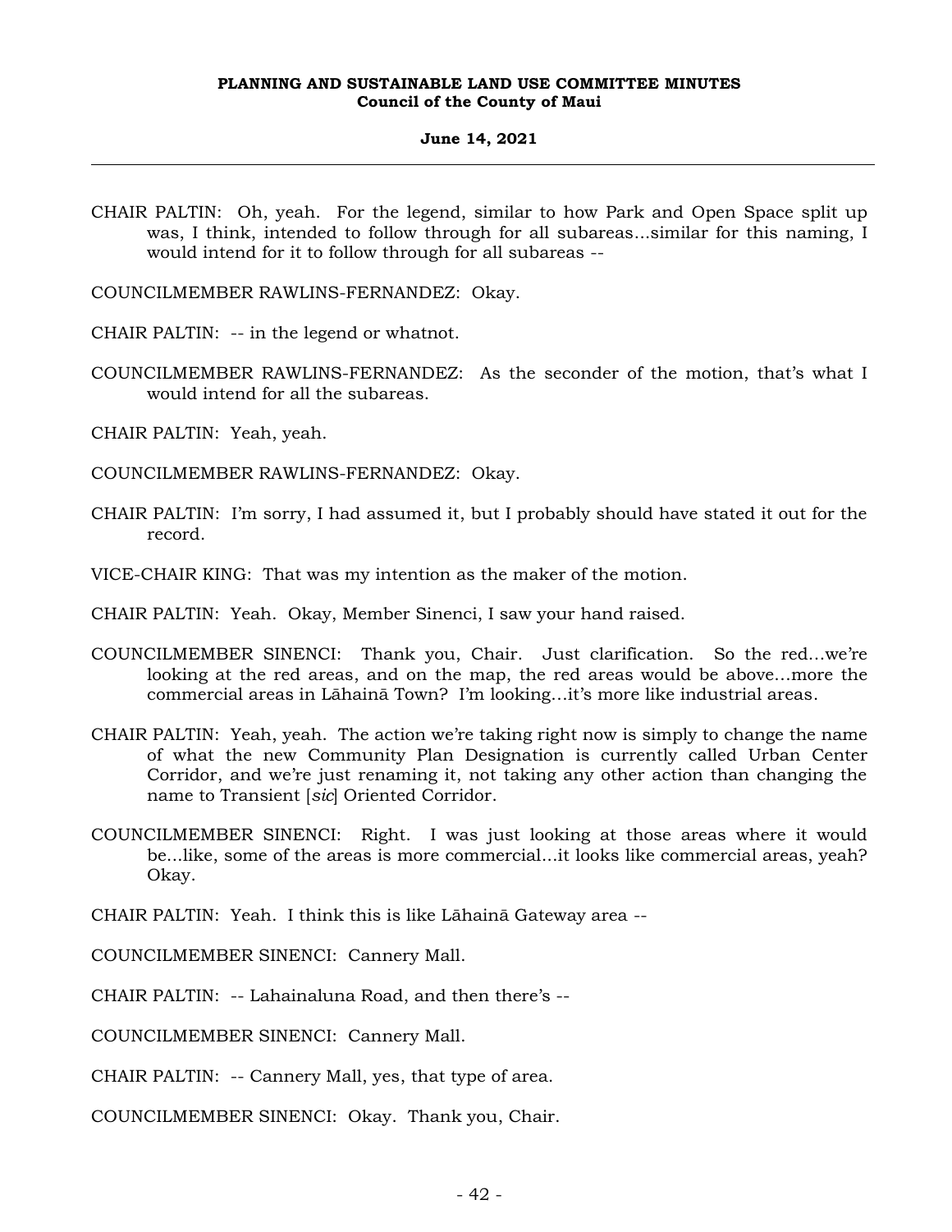CHAIR PALTIN: Oh, yeah. For the legend, similar to how Park and Open Space split up was, I think, intended to follow through for all subareas...similar for this naming, I would intend for it to follow through for all subareas --

COUNCILMEMBER RAWLINS-FERNANDEZ: Okay.

CHAIR PALTIN: -- in the legend or whatnot.

COUNCILMEMBER RAWLINS-FERNANDEZ: As the seconder of the motion, that's what I would intend for all the subareas.

CHAIR PALTIN: Yeah, yeah.

COUNCILMEMBER RAWLINS-FERNANDEZ: Okay.

CHAIR PALTIN: I'm sorry, I had assumed it, but I probably should have stated it out for the record.

VICE-CHAIR KING: That was my intention as the maker of the motion.

CHAIR PALTIN: Yeah. Okay, Member Sinenci, I saw your hand raised.

COUNCILMEMBER SINENCI: Thank you, Chair. Just clarification. So the red...we're looking at the red areas, and on the map, the red areas would be above...more the commercial areas in Lāhainā Town? I'm looking...it's more like industrial areas.

CHAIR PALTIN: Yeah, yeah. The action we're taking right now is simply to change the name of what the new Community Plan Designation is currently called Urban Center Corridor, and we're just renaming it, not taking any other action than changing the name to Transient [*sic*] Oriented Corridor.

COUNCILMEMBER SINENCI: Right. I was just looking at those areas where it would be...like, some of the areas is more commercial...it looks like commercial areas, yeah? Okay.

CHAIR PALTIN: Yeah. I think this is like Lāhainā Gateway area --

COUNCILMEMBER SINENCI: Cannery Mall.

CHAIR PALTIN: -- Lahainaluna Road, and then there's --

COUNCILMEMBER SINENCI: Cannery Mall.

CHAIR PALTIN: -- Cannery Mall, yes, that type of area.

COUNCILMEMBER SINENCI: Okay. Thank you, Chair.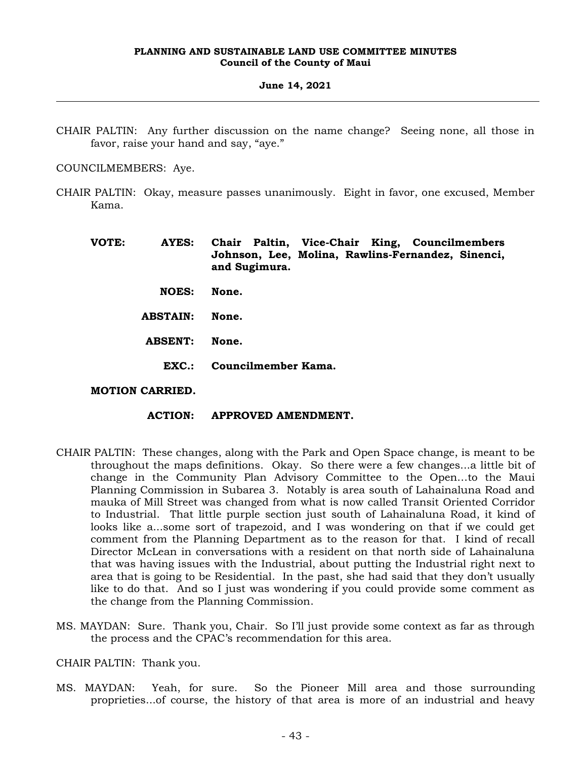CHAIR PALTIN: Any further discussion on the name change? Seeing none, all those in favor, raise your hand and say, "aye."

COUNCILMEMBERS: Aye.

CHAIR PALTIN: Okay, measure passes unanimously. Eight in favor, one excused, Member Kama.

**VOTE: AYES: Chair Paltin, Vice-Chair King, Councilmembers Johnson, Lee, Molina, Rawlins-Fernandez, Sinenci, and Sugimura.**

**NOES: None.**

**ABSTAIN: None.**

**ABSENT: None.**

**EXC.: Councilmember Kama.**

**MOTION CARRIED.**

**ACTION: APPROVED AMENDMENT.**

CHAIR PALTIN: These changes, along with the Park and Open Space change, is meant to be throughout the maps definitions. Okay. So there were a few changes...a little bit of change in the Community Plan Advisory Committee to the Open...to the Maui Planning Commission in Subarea 3. Notably is area south of Lahainaluna Road and mauka of Mill Street was changed from what is now called Transit Oriented Corridor to Industrial. That little purple section just south of Lahainaluna Road, it kind of looks like a...some sort of trapezoid, and I was wondering on that if we could get comment from the Planning Department as to the reason for that. I kind of recall Director McLean in conversations with a resident on that north side of Lahainaluna that was having issues with the Industrial, about putting the Industrial right next to area that is going to be Residential. In the past, she had said that they don't usually like to do that. And so I just was wondering if you could provide some comment as the change from the Planning Commission.

MS. MAYDAN: Sure. Thank you, Chair. So I'll just provide some context as far as through the process and the CPAC's recommendation for this area.

CHAIR PALTIN: Thank you.

MS. MAYDAN: Yeah, for sure. So the Pioneer Mill area and those surrounding proprieties...of course, the history of that area is more of an industrial and heavy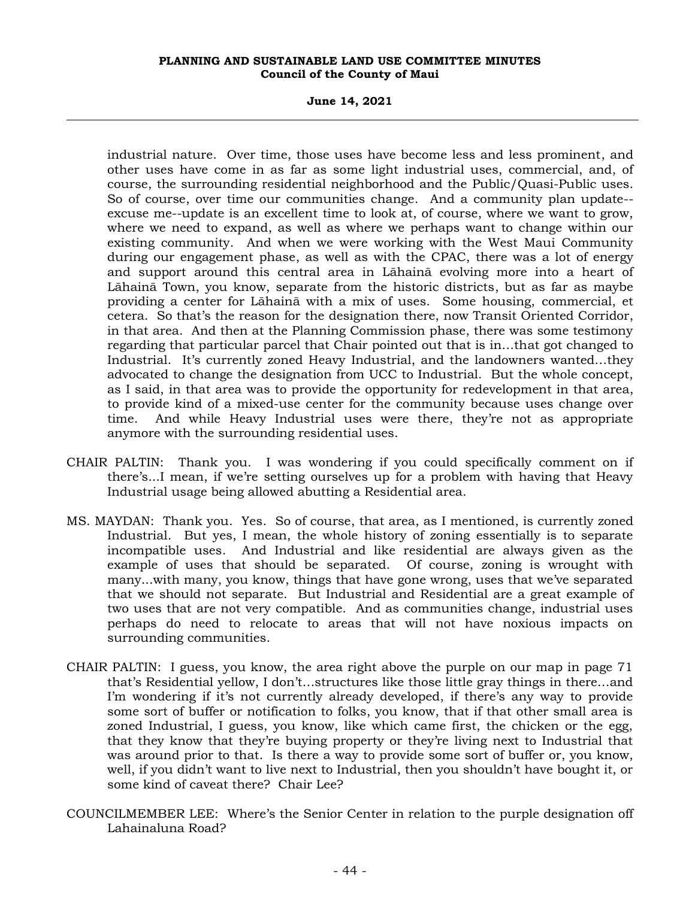industrial nature. Over time, those uses have become less and less prominent, and other uses have come in as far as some light industrial uses, commercial, and, of course, the surrounding residential neighborhood and the Public/Quasi-Public uses. So of course, over time our communities change. And a community plan update--excuse me--update is an excellent time to look at, of course, where we want to grow, where we need to expand, as well as where we perhaps want to change within our existing community. And when we were working with the West Maui Community during our engagement phase, as well as with the CPAC, there was a lot of energy and support around this central area in Lāhainā evolving more into a heart of Lāhainā Town, you know, separate from the historic districts, but as far as maybe providing a center for Lāhainā with a mix of uses. Some housing, commercial, et cetera. So that's the reason for the designation there, now Transit Oriented Corridor, in that area. And then at the Planning Commission phase, there was some testimony regarding that particular parcel that Chair pointed out that is in…that got changed to Industrial. It's currently zoned Heavy Industrial, and the landowners wanted…they advocated to change the designation from UCC to Industrial. But the whole concept, as I said, in that area was to provide the opportunity for redevelopment in that area, to provide kind of a mixed-use center for the community because uses change over time. And while Heavy Industrial uses were there, they're not as appropriate anymore with the surrounding residential uses.

CHAIR PALTIN: Thank you. I was wondering if you could specifically comment on if there's...I mean, if we're setting ourselves up for a problem with having that Heavy Industrial usage being allowed abutting a Residential area.

MS. MAYDAN: Thank you. Yes. So of course, that area, as I mentioned, is currently zoned Industrial. But yes, I mean, the whole history of zoning essentially is to separate incompatible uses. And Industrial and like residential are always given as the example of uses that should be separated. Of course, zoning is wrought with many...with many, you know, things that have gone wrong, uses that we've separated that we should not separate. But Industrial and Residential are a great example of two uses that are not very compatible. And as communities change, industrial uses perhaps do need to relocate to areas that will not have noxious impacts on surrounding communities.

CHAIR PALTIN: I guess, you know, the area right above the purple on our map in page 71 that's Residential yellow, I don't…structures like those little gray things in there…and I'm wondering if it's not currently already developed, if there's any way to provide some sort of buffer or notification to folks, you know, that if that other small area is zoned Industrial, I guess, you know, like which came first, the chicken or the egg, that they know that they're buying property or they're living next to Industrial that was around prior to that. Is there a way to provide some sort of buffer or, you know, well, if you didn't want to live next to Industrial, then you shouldn't have bought it, or some kind of caveat there? Chair Lee?

COUNCILMEMBER LEE: Where's the Senior Center in relation to the purple designation off Lahainaluna Road?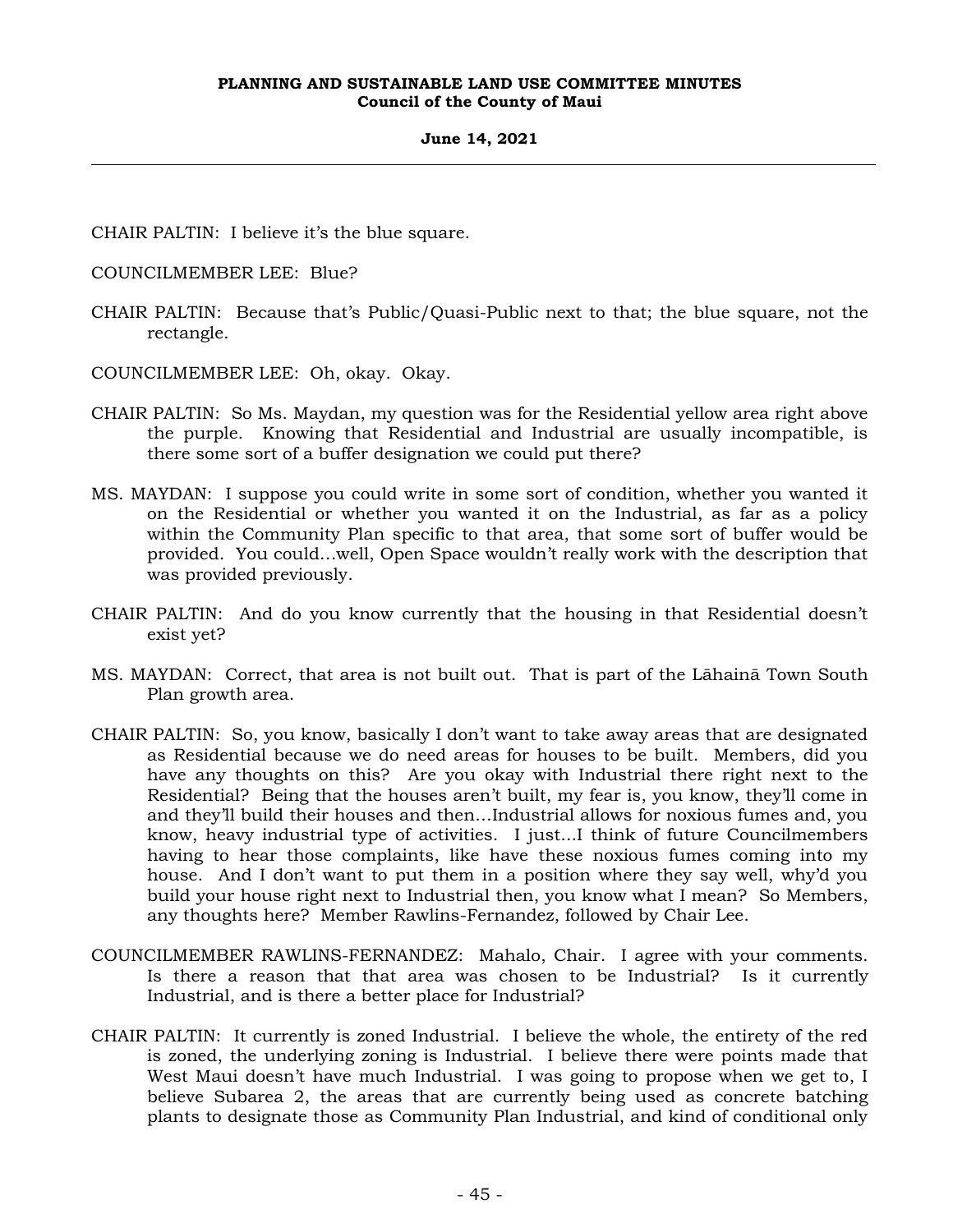CHAIR PALTIN: I believe it's the blue square.

COUNCILMEMBER LEE: Blue?

CHAIR PALTIN: Because that's Public/Quasi-Public next to that; the blue square, not the rectangle.

COUNCILMEMBER LEE: Oh, okay. Okay.

CHAIR PALTIN: So Ms. Maydan, my question was for the Residential yellow area right above the purple. Knowing that Residential and Industrial are usually incompatible, is there some sort of a buffer designation we could put there?

MS. MAYDAN: I suppose you could write in some sort of condition, whether you wanted it on the Residential or whether you wanted it on the Industrial, as far as a policy within the Community Plan specific to that area, that some sort of buffer would be provided. You could...well, Open Space wouldn't really work with the description that was provided previously.

CHAIR PALTIN: And do you know currently that the housing in that Residential doesn't exist yet?

MS. MAYDAN: Correct, that area is not built out. That is part of the Lāhainā Town South Plan growth area.

CHAIR PALTIN: So, you know, basically I don't want to take away areas that are designated as Residential because we do need areas for houses to be built. Members, did you have any thoughts on this? Are you okay with Industrial there right next to the Residential? Being that the houses aren't built, my fear is, you know, they'll come in and they'll build their houses and then...Industrial allows for noxious fumes and, you know, heavy industrial type of activities. I just...I think of future Councilmembers having to hear those complaints, like have these noxious fumes coming into my house. And I don't want to put them in a position where they say well, why'd you build your house right next to Industrial then, you know what I mean? So Members, any thoughts here? Member Rawlins-Fernandez, followed by Chair Lee.

COUNCILMEMBER RAWLINS-FERNANDEZ: Mahalo, Chair. I agree with your comments. Is there a reason that that area was chosen to be Industrial? Is it currently Industrial, and is there a better place for Industrial?

CHAIR PALTIN: It currently is zoned Industrial. I believe the whole, the entirety of the red is zoned, the underlying zoning is Industrial. I believe there were points made that West Maui doesn't have much Industrial. I was going to propose when we get to, I believe Subarea 2, the areas that are currently being used as concrete batching plants to designate those as Community Plan Industrial, and kind of conditional only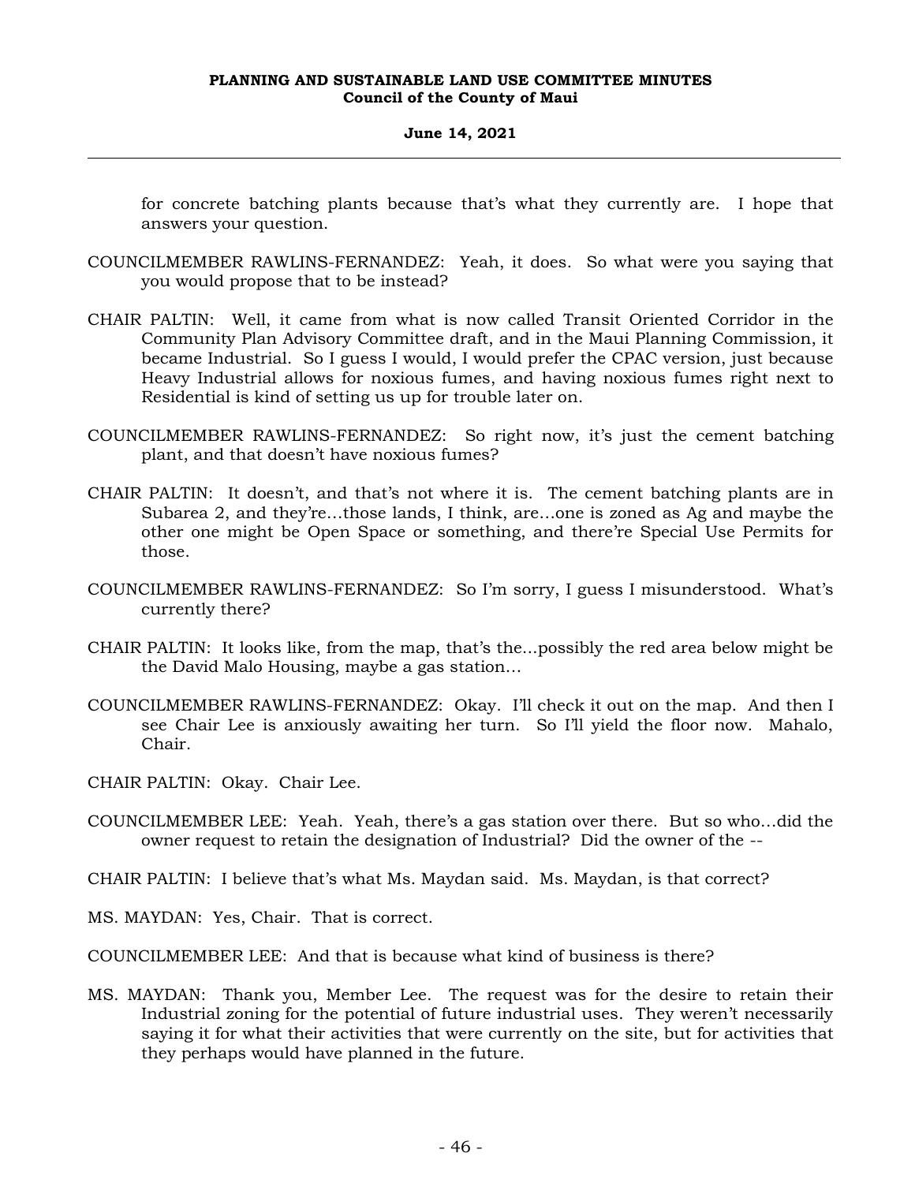for concrete batching plants because that's what they currently are. I hope that answers your question.

COUNCILMEMBER RAWLINS-FERNANDEZ: Yeah, it does. So what were you saying that you would propose that to be instead?

CHAIR PALTIN: Well, it came from what is now called Transit Oriented Corridor in the Community Plan Advisory Committee draft, and in the Maui Planning Commission, it became Industrial. So I guess I would, I would prefer the CPAC version, just because Heavy Industrial allows for noxious fumes, and having noxious fumes right next to Residential is kind of setting us up for trouble later on.

COUNCILMEMBER RAWLINS-FERNANDEZ: So right now, it's just the cement batching plant, and that doesn't have noxious fumes?

CHAIR PALTIN: It doesn't, and that's not where it is. The cement batching plants are in Subarea 2, and they're...those lands, I think, are...one is zoned as Ag and maybe the other one might be Open Space or something, and there're Special Use Permits for those.

COUNCILMEMBER RAWLINS-FERNANDEZ: So I'm sorry, I guess I misunderstood. What's currently there?

CHAIR PALTIN: It looks like, from the map, that's the...possibly the red area below might be the David Malo Housing, maybe a gas station...

COUNCILMEMBER RAWLINS-FERNANDEZ: Okay. I'll check it out on the map. And then I see Chair Lee is anxiously awaiting her turn. So I'll yield the floor now. Mahalo, Chair.

CHAIR PALTIN: Okay. Chair Lee.

COUNCILMEMBER LEE: Yeah. Yeah, there's a gas station over there. But so who...did the owner request to retain the designation of Industrial? Did the owner of the --

CHAIR PALTIN: I believe that's what Ms. Maydan said. Ms. Maydan, is that correct?

MS. MAYDAN: Yes, Chair. That is correct.

COUNCILMEMBER LEE: And that is because what kind of business is there?

MS. MAYDAN: Thank you, Member Lee. The request was for the desire to retain their Industrial zoning for the potential of future industrial uses. They weren't necessarily saying it for what their activities that were currently on the site, but for activities that they perhaps would have planned in the future.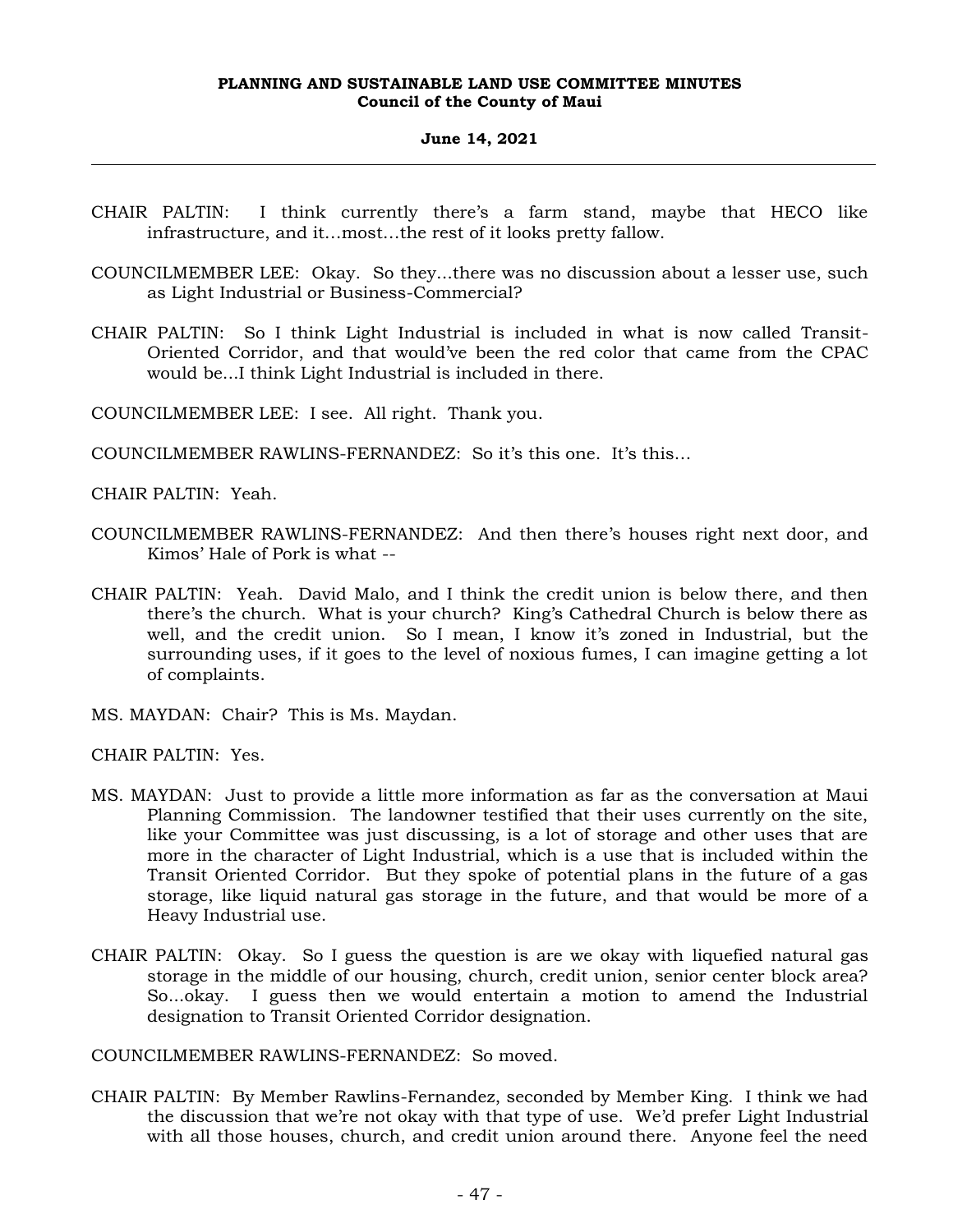CHAIR PALTIN: I think currently there's a farm stand, maybe that HECO like infrastructure, and it…most…the rest of it looks pretty fallow.

COUNCILMEMBER LEE: Okay. So they...there was no discussion about a lesser use, such as Light Industrial or Business-Commercial?

CHAIR PALTIN: So I think Light Industrial is included in what is now called Transit-Oriented Corridor, and that would've been the red color that came from the CPAC would be...I think Light Industrial is included in there.

COUNCILMEMBER LEE: I see. All right. Thank you.

COUNCILMEMBER RAWLINS-FERNANDEZ: So it's this one. It's this…

CHAIR PALTIN: Yeah.

COUNCILMEMBER RAWLINS-FERNANDEZ: And then there's houses right next door, and Kimos' Hale of Pork is what --

CHAIR PALTIN: Yeah. David Malo, and I think the credit union is below there, and then there's the church. What is your church? King's Cathedral Church is below there as well, and the credit union. So I mean, I know it's zoned in Industrial, but the surrounding uses, if it goes to the level of noxious fumes, I can imagine getting a lot of complaints.

MS. MAYDAN: Chair? This is Ms. Maydan.

CHAIR PALTIN: Yes.

MS. MAYDAN: Just to provide a little more information as far as the conversation at Maui Planning Commission. The landowner testified that their uses currently on the site, like your Committee was just discussing, is a lot of storage and other uses that are more in the character of Light Industrial, which is a use that is included within the Transit Oriented Corridor. But they spoke of potential plans in the future of a gas storage, like liquid natural gas storage in the future, and that would be more of a Heavy Industrial use.

CHAIR PALTIN: Okay. So I guess the question is are we okay with liquefied natural gas storage in the middle of our housing, church, credit union, senior center block area? So...okay. I guess then we would entertain a motion to amend the Industrial designation to Transit Oriented Corridor designation.

COUNCILMEMBER RAWLINS-FERNANDEZ: So moved.

CHAIR PALTIN: By Member Rawlins-Fernandez, seconded by Member King. I think we had the discussion that we're not okay with that type of use. We'd prefer Light Industrial with all those houses, church, and credit union around there. Anyone feel the need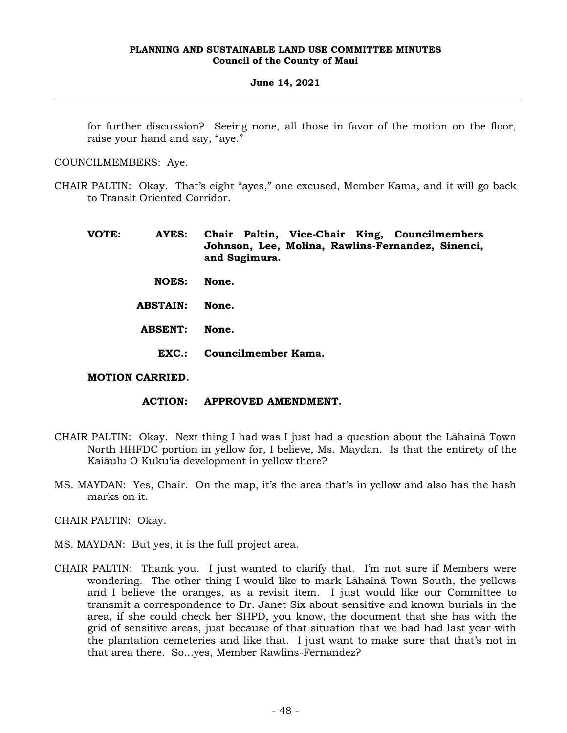for further discussion? Seeing none, all those in favor of the motion on the floor, raise your hand and say, "aye."

COUNCILMEMBERS: Aye.

CHAIR PALTIN: Okay. That's eight "ayes," one excused, Member Kama, and it will go back to Transit Oriented Corridor.

**VOTE: AYES: Chair Paltin, Vice-Chair King, Councilmembers Johnson, Lee, Molina, Rawlins-Fernandez, Sinenci, and Sugimura.**

**NOES: None.**

**ABSTAIN: None.**

**ABSENT: None.**

**EXC.: Councilmember Kama.**

**MOTION CARRIED.**

**ACTION: APPROVED AMENDMENT.**

CHAIR PALTIN: Okay. Next thing I had was I just had a question about the Lāhainā Town North HHFDC portion in yellow for, I believe, Ms. Maydan. Is that the entirety of the Kaiāulu O Kukuʻia development in yellow there?

MS. MAYDAN: Yes, Chair. On the map, it's the area that's in yellow and also has the hash marks on it.

CHAIR PALTIN: Okay.

MS. MAYDAN: But yes, it is the full project area.

CHAIR PALTIN: Thank you. I just wanted to clarify that. I'm not sure if Members were wondering. The other thing I would like to mark Lāhainā Town South, the yellows and I believe the oranges, as a revisit item. I just would like our Committee to transmit a correspondence to Dr. Janet Six about sensitive and known burials in the area, if she could check her SHPD, you know, the document that she has with the grid of sensitive areas, just because of that situation that we had had last year with the plantation cemeteries and like that. I just want to make sure that that's not in that area there. So...yes, Member Rawlins-Fernandez?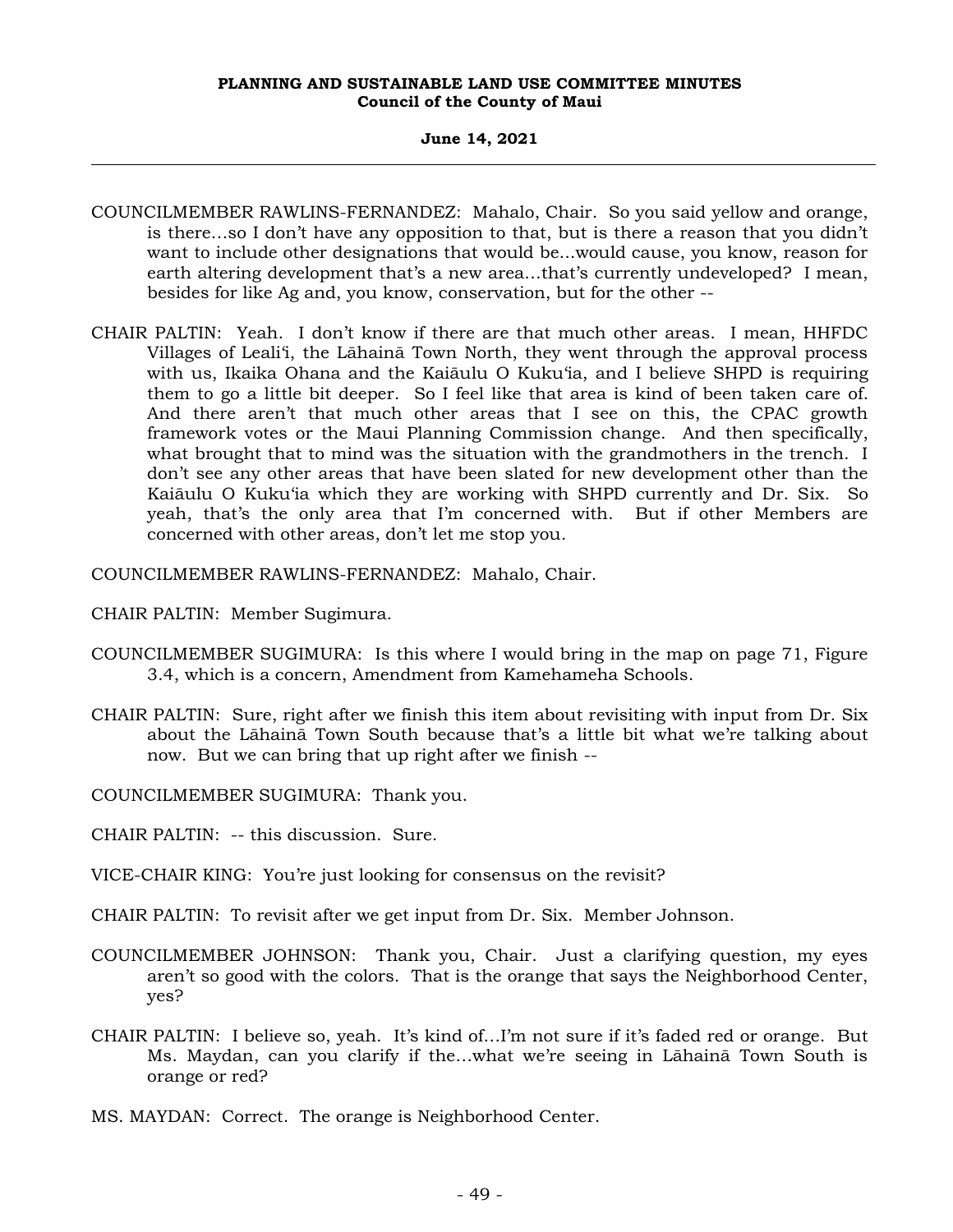COUNCILMEMBER RAWLINS-FERNANDEZ: Mahalo, Chair. So you said yellow and orange, is there…so I don't have any opposition to that, but is there a reason that you didn't want to include other designations that would be...would cause, you know, reason for earth altering development that's a new area…that's currently undeveloped? I mean, besides for like Ag and, you know, conservation, but for the other --

CHAIR PALTIN: Yeah. I don't know if there are that much other areas. I mean, HHFDC Villages of Leali'i, the Lāhainā Town North, they went through the approval process with us, Ikaika Ohana and the Kaiāulu O Kuku'ia, and I believe SHPD is requiring them to go a little bit deeper. So I feel like that area is kind of been taken care of. And there aren't that much other areas that I see on this, the CPAC growth framework votes or the Maui Planning Commission change. And then specifically, what brought that to mind was the situation with the grandmothers in the trench. I don't see any other areas that have been slated for new development other than the Kaiāulu O Kuku'ia which they are working with SHPD currently and Dr. Six. So yeah, that's the only area that I'm concerned with. But if other Members are concerned with other areas, don't let me stop you.

COUNCILMEMBER RAWLINS-FERNANDEZ: Mahalo, Chair.

CHAIR PALTIN: Member Sugimura.

COUNCILMEMBER SUGIMURA: Is this where I would bring in the map on page 71, Figure 3.4, which is a concern, Amendment from Kamehameha Schools.

CHAIR PALTIN: Sure, right after we finish this item about revisiting with input from Dr. Six about the Lāhainā Town South because that's a little bit what we're talking about now. But we can bring that up right after we finish --

COUNCILMEMBER SUGIMURA: Thank you.

CHAIR PALTIN: -- this discussion. Sure.

VICE-CHAIR KING: You're just looking for consensus on the revisit?

CHAIR PALTIN: To revisit after we get input from Dr. Six. Member Johnson.

COUNCILMEMBER JOHNSON: Thank you, Chair. Just a clarifying question, my eyes aren't so good with the colors. That is the orange that says the Neighborhood Center, yes?

CHAIR PALTIN: I believe so, yeah. It's kind of…I'm not sure if it's faded red or orange. But Ms. Maydan, can you clarify if the…what we're seeing in Lāhainā Town South is orange or red?

MS. MAYDAN: Correct. The orange is Neighborhood Center.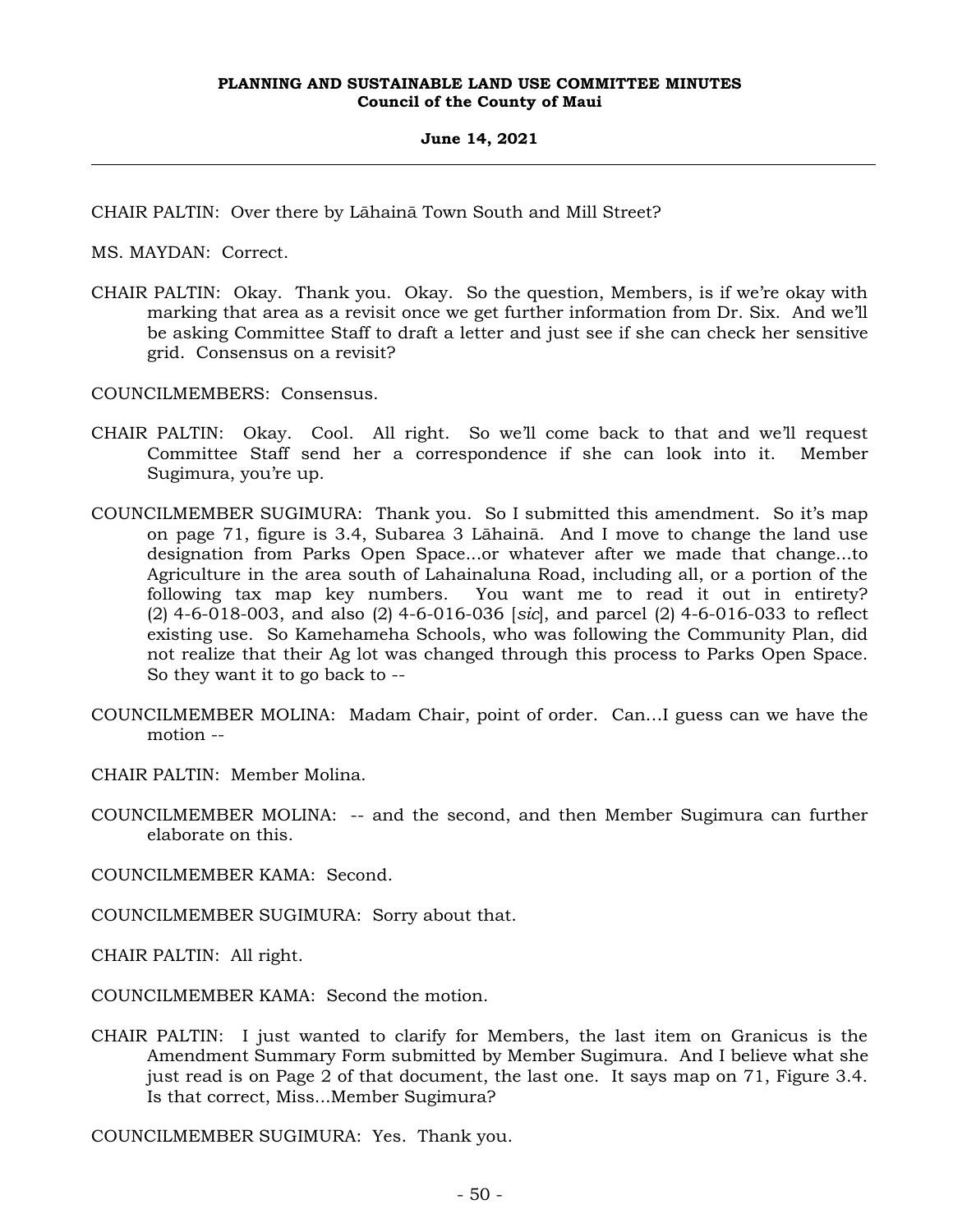CHAIR PALTIN: Over there by Lāhainā Town South and Mill Street?

MS. MAYDAN: Correct.

CHAIR PALTIN: Okay. Thank you. Okay. So the question, Members, is if we're okay with marking that area as a revisit once we get further information from Dr. Six. And we'll be asking Committee Staff to draft a letter and just see if she can check her sensitive grid. Consensus on a revisit?

COUNCILMEMBERS: Consensus.

CHAIR PALTIN: Okay. Cool. All right. So we'll come back to that and we'll request Committee Staff send her a correspondence if she can look into it. Member Sugimura, you're up.

COUNCILMEMBER SUGIMURA: Thank you. So I submitted this amendment. So it's map on page 71, figure is 3.4, Subarea 3 Lāhainā. And I move to change the land use designation from Parks Open Space...or whatever after we made that change...to Agriculture in the area south of Lahainaluna Road, including all, or a portion of the following tax map key numbers. You want me to read it out in entirety? (2) 4-6-018-003, and also (2) 4-6-016-036 [*sic*], and parcel (2) 4-6-016-033 to reflect existing use. So Kamehameha Schools, who was following the Community Plan, did not realize that their Ag lot was changed through this process to Parks Open Space. So they want it to go back to --

COUNCILMEMBER MOLINA: Madam Chair, point of order. Can...I guess can we have the motion --

CHAIR PALTIN: Member Molina.

COUNCILMEMBER MOLINA: -- and the second, and then Member Sugimura can further elaborate on this.

COUNCILMEMBER KAMA: Second.

COUNCILMEMBER SUGIMURA: Sorry about that.

CHAIR PALTIN: All right.

COUNCILMEMBER KAMA: Second the motion.

CHAIR PALTIN: I just wanted to clarify for Members, the last item on Granicus is the Amendment Summary Form submitted by Member Sugimura. And I believe what she just read is on Page 2 of that document, the last one. It says map on 71, Figure 3.4. Is that correct, Miss...Member Sugimura?

COUNCILMEMBER SUGIMURA: Yes. Thank you.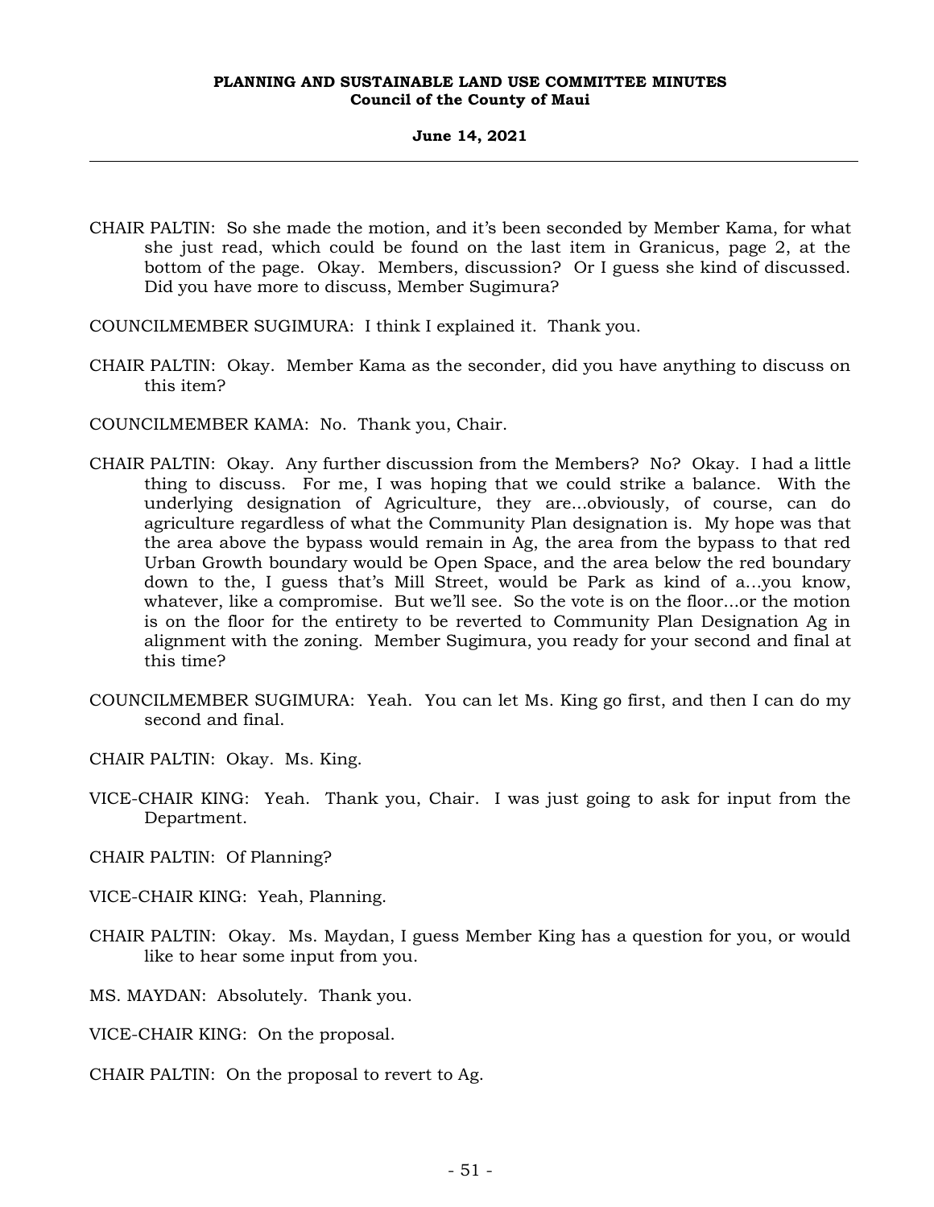CHAIR PALTIN: So she made the motion, and it's been seconded by Member Kama, for what she just read, which could be found on the last item in Granicus, page 2, at the bottom of the page. Okay. Members, discussion? Or I guess she kind of discussed. Did you have more to discuss, Member Sugimura?

COUNCILMEMBER SUGIMURA: I think I explained it. Thank you.

CHAIR PALTIN: Okay. Member Kama as the seconder, did you have anything to discuss on this item?

COUNCILMEMBER KAMA: No. Thank you, Chair.

CHAIR PALTIN: Okay. Any further discussion from the Members? No? Okay. I had a little thing to discuss. For me, I was hoping that we could strike a balance. With the underlying designation of Agriculture, they are...obviously, of course, can do agriculture regardless of what the Community Plan designation is. My hope was that the area above the bypass would remain in Ag, the area from the bypass to that red Urban Growth boundary would be Open Space, and the area below the red boundary down to the, I guess that's Mill Street, would be Park as kind of a...you know, whatever, like a compromise. But we'll see. So the vote is on the floor...or the motion is on the floor for the entirety to be reverted to Community Plan Designation Ag in alignment with the zoning. Member Sugimura, you ready for your second and final at this time?

COUNCILMEMBER SUGIMURA: Yeah. You can let Ms. King go first, and then I can do my second and final.

CHAIR PALTIN: Okay. Ms. King.

VICE-CHAIR KING: Yeah. Thank you, Chair. I was just going to ask for input from the Department.

CHAIR PALTIN: Of Planning?

VICE-CHAIR KING: Yeah, Planning.

CHAIR PALTIN: Okay. Ms. Maydan, I guess Member King has a question for you, or would like to hear some input from you.

MS. MAYDAN: Absolutely. Thank you.

VICE-CHAIR KING: On the proposal.

CHAIR PALTIN: On the proposal to revert to Ag.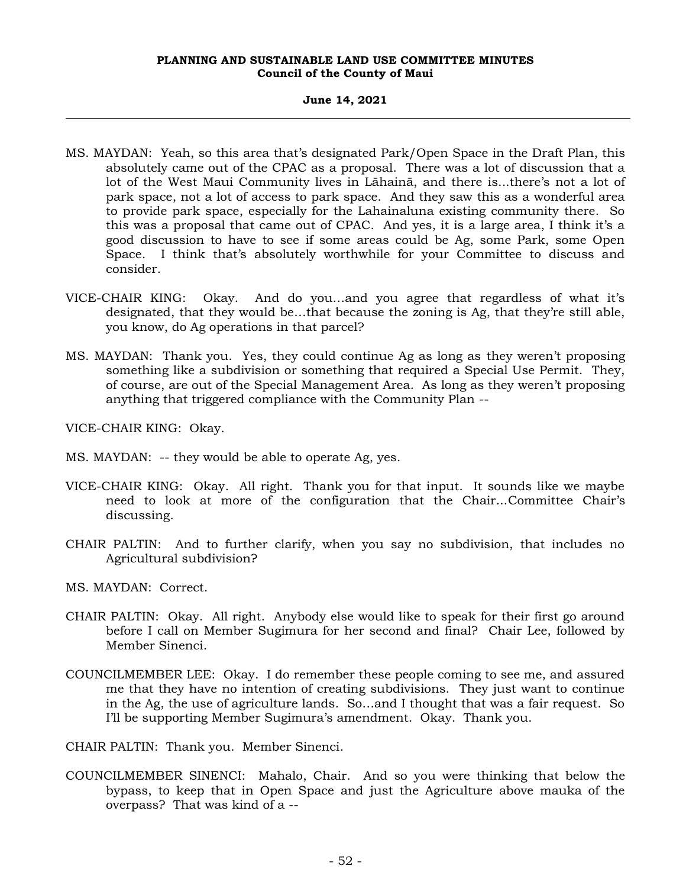MS. MAYDAN: Yeah, so this area that's designated Park/Open Space in the Draft Plan, this absolutely came out of the CPAC as a proposal. There was a lot of discussion that a lot of the West Maui Community lives in Lāhainā, and there is...there's not a lot of park space, not a lot of access to park space. And they saw this as a wonderful area to provide park space, especially for the Lahainaluna existing community there. So this was a proposal that came out of CPAC. And yes, it is a large area, I think it's a good discussion to have to see if some areas could be Ag, some Park, some Open Space. I think that's absolutely worthwhile for your Committee to discuss and consider.

VICE-CHAIR KING: Okay. And do you...and you agree that regardless of what it's designated, that they would be...that because the zoning is Ag, that they're still able, you know, do Ag operations in that parcel?

MS. MAYDAN: Thank you. Yes, they could continue Ag as long as they weren't proposing something like a subdivision or something that required a Special Use Permit. They, of course, are out of the Special Management Area. As long as they weren't proposing anything that triggered compliance with the Community Plan --

VICE-CHAIR KING: Okay.

MS. MAYDAN: -- they would be able to operate Ag, yes.

VICE-CHAIR KING: Okay. All right. Thank you for that input. It sounds like we maybe need to look at more of the configuration that the Chair...Committee Chair's discussing.

CHAIR PALTIN: And to further clarify, when you say no subdivision, that includes no Agricultural subdivision?

MS. MAYDAN: Correct.

CHAIR PALTIN: Okay. All right. Anybody else would like to speak for their first go around before I call on Member Sugimura for her second and final? Chair Lee, followed by Member Sinenci.

COUNCILMEMBER LEE: Okay. I do remember these people coming to see me, and assured me that they have no intention of creating subdivisions. They just want to continue in the Ag, the use of agriculture lands. So...and I thought that was a fair request. So I'll be supporting Member Sugimura's amendment. Okay. Thank you.

CHAIR PALTIN: Thank you. Member Sinenci.

COUNCILMEMBER SINENCI: Mahalo, Chair. And so you were thinking that below the bypass, to keep that in Open Space and just the Agriculture above mauka of the overpass? That was kind of a --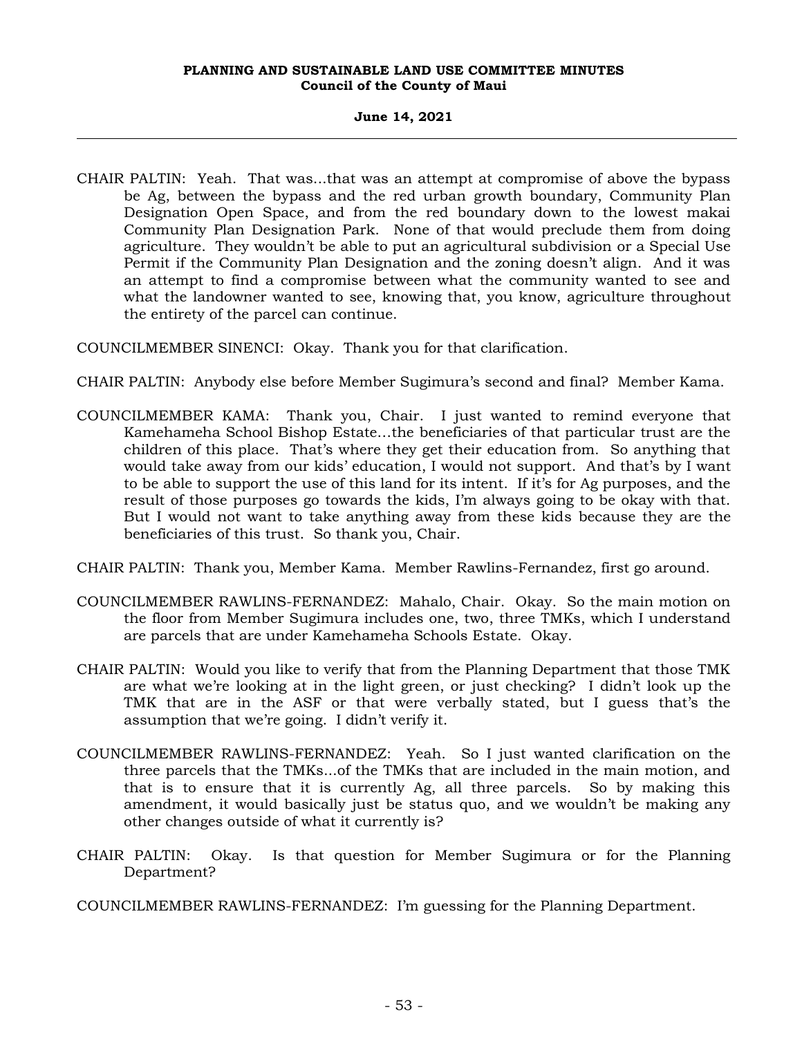CHAIR PALTIN: Yeah. That was...that was an attempt at compromise of above the bypass be Ag, between the bypass and the red urban growth boundary, Community Plan Designation Open Space, and from the red boundary down to the lowest makai Community Plan Designation Park. None of that would preclude them from doing agriculture. They wouldn't be able to put an agricultural subdivision or a Special Use Permit if the Community Plan Designation and the zoning doesn't align. And it was an attempt to find a compromise between what the community wanted to see and what the landowner wanted to see, knowing that, you know, agriculture throughout the entirety of the parcel can continue.

COUNCILMEMBER SINENCI: Okay. Thank you for that clarification.

CHAIR PALTIN: Anybody else before Member Sugimura's second and final? Member Kama.

COUNCILMEMBER KAMA: Thank you, Chair. I just wanted to remind everyone that Kamehameha School Bishop Estate...the beneficiaries of that particular trust are the children of this place. That's where they get their education from. So anything that would take away from our kids' education, I would not support. And that's by I want to be able to support the use of this land for its intent. If it's for Ag purposes, and the result of those purposes go towards the kids, I'm always going to be okay with that. But I would not want to take anything away from these kids because they are the beneficiaries of this trust. So thank you, Chair.

CHAIR PALTIN: Thank you, Member Kama. Member Rawlins-Fernandez, first go around.

COUNCILMEMBER RAWLINS-FERNANDEZ: Mahalo, Chair. Okay. So the main motion on the floor from Member Sugimura includes one, two, three TMKs, which I understand are parcels that are under Kamehameha Schools Estate. Okay.

CHAIR PALTIN: Would you like to verify that from the Planning Department that those TMK are what we're looking at in the light green, or just checking? I didn't look up the TMK that are in the ASF or that were verbally stated, but I guess that's the assumption that we're going. I didn't verify it.

COUNCILMEMBER RAWLINS-FERNANDEZ: Yeah. So I just wanted clarification on the three parcels that the TMKs...of the TMKs that are included in the main motion, and that is to ensure that it is currently Ag, all three parcels. So by making this amendment, it would basically just be status quo, and we wouldn't be making any other changes outside of what it currently is?

CHAIR PALTIN: Okay. Is that question for Member Sugimura or for the Planning Department?

COUNCILMEMBER RAWLINS-FERNANDEZ: I'm guessing for the Planning Department.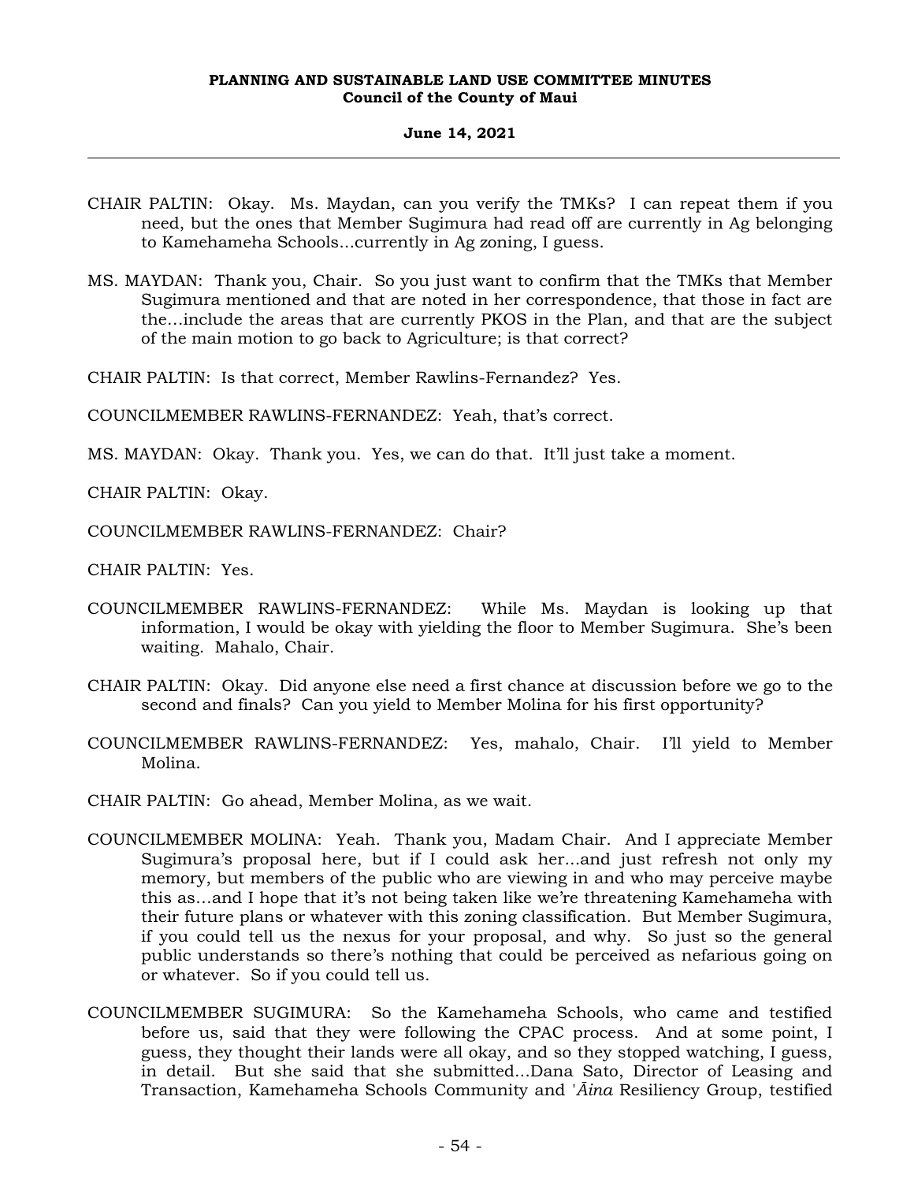CHAIR PALTIN: Okay. Ms. Maydan, can you verify the TMKs? I can repeat them if you need, but the ones that Member Sugimura had read off are currently in Ag belonging to Kamehameha Schools...currently in Ag zoning, I guess.

MS. MAYDAN: Thank you, Chair. So you just want to confirm that the TMKs that Member Sugimura mentioned and that are noted in her correspondence, that those in fact are the...include the areas that are currently PKOS in the Plan, and that are the subject of the main motion to go back to Agriculture; is that correct?

CHAIR PALTIN: Is that correct, Member Rawlins-Fernandez? Yes.

COUNCILMEMBER RAWLINS-FERNANDEZ: Yeah, that's correct.

MS. MAYDAN: Okay. Thank you. Yes, we can do that. It'll just take a moment.

CHAIR PALTIN: Okay.

COUNCILMEMBER RAWLINS-FERNANDEZ: Chair?

CHAIR PALTIN: Yes.

COUNCILMEMBER RAWLINS-FERNANDEZ: While Ms. Maydan is looking up that information, I would be okay with yielding the floor to Member Sugimura. She's been waiting. Mahalo, Chair.

CHAIR PALTIN: Okay. Did anyone else need a first chance at discussion before we go to the second and finals? Can you yield to Member Molina for his first opportunity?

COUNCILMEMBER RAWLINS-FERNANDEZ: Yes, mahalo, Chair. I'll yield to Member Molina.

CHAIR PALTIN: Go ahead, Member Molina, as we wait.

COUNCILMEMBER MOLINA: Yeah. Thank you, Madam Chair. And I appreciate Member Sugimura's proposal here, but if I could ask her...and just refresh not only my memory, but members of the public who are viewing in and who may perceive maybe this as...and I hope that it's not being taken like we're threatening Kamehameha with their future plans or whatever with this zoning classification. But Member Sugimura, if you could tell us the nexus for your proposal, and why. So just so the general public understands so there's nothing that could be perceived as nefarious going on or whatever. So if you could tell us.

COUNCILMEMBER SUGIMURA: So the Kamehameha Schools, who came and testified before us, said that they were following the CPAC process. And at some point, I guess, they thought their lands were all okay, and so they stopped watching, I guess, in detail. But she said that she submitted...Dana Sato, Director of Leasing and Transaction, Kamehameha Schools Community and *'Āina* Resiliency Group, testified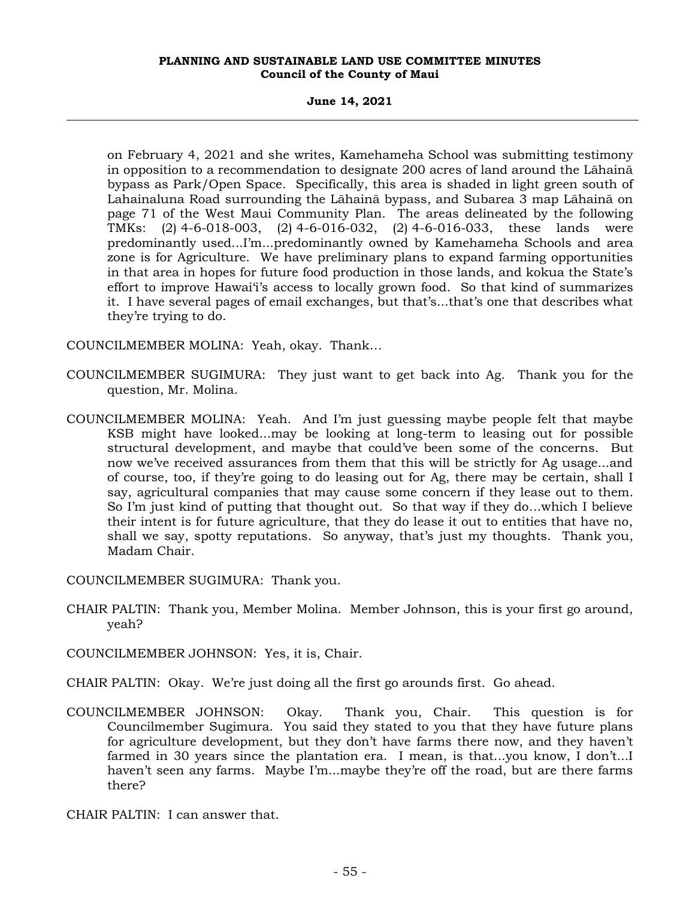on February 4, 2021 and she writes, Kamehameha School was submitting testimony in opposition to a recommendation to designate 200 acres of land around the Lāhainā bypass as Park/Open Space. Specifically, this area is shaded in light green south of Lahainaluna Road surrounding the Lāhainā bypass, and Subarea 3 map Lāhainā on page 71 of the West Maui Community Plan. The areas delineated by the following TMKs: (2) 4-6-018-003, (2) 4-6-016-032, (2) 4-6-016-033, these lands were predominantly used...I'm...predominantly owned by Kamehameha Schools and area zone is for Agriculture. We have preliminary plans to expand farming opportunities in that area in hopes for future food production in those lands, and kokua the State's effort to improve Hawaiʻi's access to locally grown food. So that kind of summarizes it. I have several pages of email exchanges, but that's...that's one that describes what they're trying to do.

COUNCILMEMBER MOLINA: Yeah, okay. Thank...

COUNCILMEMBER SUGIMURA: They just want to get back into Ag. Thank you for the question, Mr. Molina.

COUNCILMEMBER MOLINA: Yeah. And I'm just guessing maybe people felt that maybe KSB might have looked...may be looking at long-term to leasing out for possible structural development, and maybe that could've been some of the concerns. But now we've received assurances from them that this will be strictly for Ag usage...and of course, too, if they're going to do leasing out for Ag, there may be certain, shall I say, agricultural companies that may cause some concern if they lease out to them. So I'm just kind of putting that thought out. So that way if they do...which I believe their intent is for future agriculture, that they do lease it out to entities that have no, shall we say, spotty reputations. So anyway, that's just my thoughts. Thank you, Madam Chair.

COUNCILMEMBER SUGIMURA: Thank you.

CHAIR PALTIN: Thank you, Member Molina. Member Johnson, this is your first go around, yeah?

COUNCILMEMBER JOHNSON: Yes, it is, Chair.

CHAIR PALTIN: Okay. We're just doing all the first go arounds first. Go ahead.

COUNCILMEMBER JOHNSON: Okay. Thank you, Chair. This question is for Councilmember Sugimura. You said they stated to you that they have future plans for agriculture development, but they don't have farms there now, and they haven't farmed in 30 years since the plantation era. I mean, is that...you know, I don't...I haven't seen any farms. Maybe I'm...maybe they're off the road, but are there farms there?

CHAIR PALTIN: I can answer that.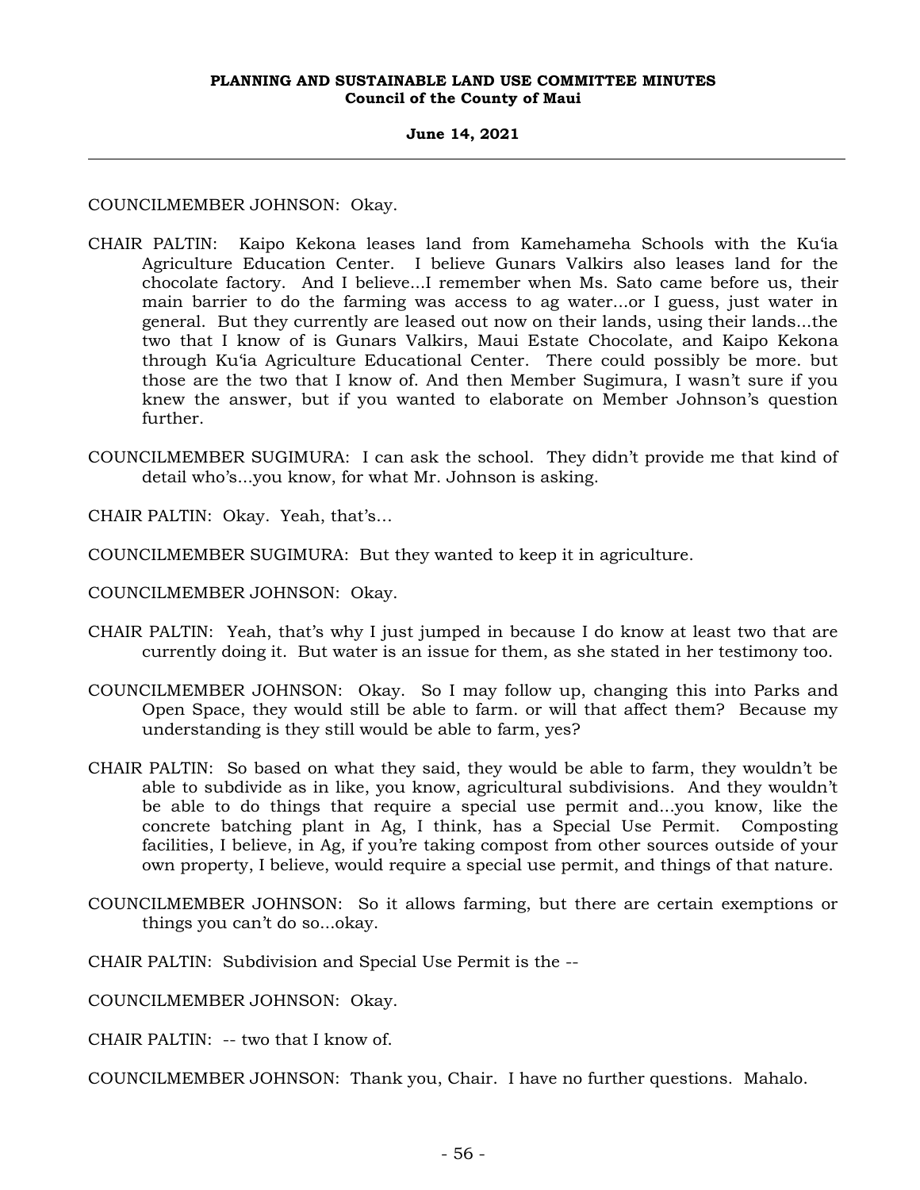COUNCILMEMBER JOHNSON: Okay.

CHAIR PALTIN: Kaipo Kekona leases land from Kamehameha Schools with the Ku'ia Agriculture Education Center. I believe Gunars Valkirs also leases land for the chocolate factory. And I believe...I remember when Ms. Sato came before us, their main barrier to do the farming was access to ag water...or I guess, just water in general. But they currently are leased out now on their lands, using their lands...the two that I know of is Gunars Valkirs, Maui Estate Chocolate, and Kaipo Kekona through Ku'ia Agriculture Educational Center. There could possibly be more. but those are the two that I know of. And then Member Sugimura, I wasn't sure if you knew the answer, but if you wanted to elaborate on Member Johnson's question further.

COUNCILMEMBER SUGIMURA: I can ask the school. They didn't provide me that kind of detail who's...you know, for what Mr. Johnson is asking.

CHAIR PALTIN: Okay. Yeah, that's…

COUNCILMEMBER SUGIMURA: But they wanted to keep it in agriculture.

COUNCILMEMBER JOHNSON: Okay.

CHAIR PALTIN: Yeah, that's why I just jumped in because I do know at least two that are currently doing it. But water is an issue for them, as she stated in her testimony too.

COUNCILMEMBER JOHNSON: Okay. So I may follow up, changing this into Parks and Open Space, they would still be able to farm. or will that affect them? Because my understanding is they still would be able to farm, yes?

CHAIR PALTIN: So based on what they said, they would be able to farm, they wouldn't be able to subdivide as in like, you know, agricultural subdivisions. And they wouldn't be able to do things that require a special use permit and...you know, like the concrete batching plant in Ag, I think, has a Special Use Permit. Composting facilities, I believe, in Ag, if you're taking compost from other sources outside of your own property, I believe, would require a special use permit, and things of that nature.

COUNCILMEMBER JOHNSON: So it allows farming, but there are certain exemptions or things you can't do so...okay.

CHAIR PALTIN: Subdivision and Special Use Permit is the --

COUNCILMEMBER JOHNSON: Okay.

CHAIR PALTIN: -- two that I know of.

COUNCILMEMBER JOHNSON: Thank you, Chair. I have no further questions. Mahalo.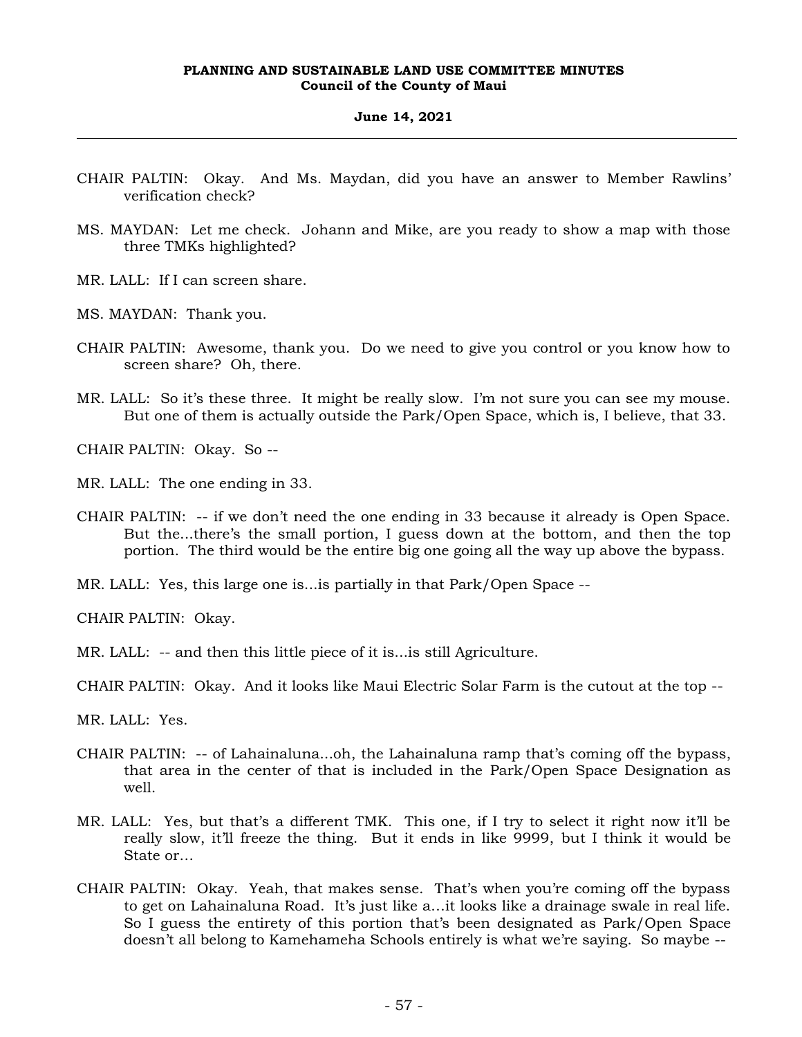CHAIR PALTIN: Okay. And Ms. Maydan, did you have an answer to Member Rawlins' verification check?

MS. MAYDAN: Let me check. Johann and Mike, are you ready to show a map with those three TMKs highlighted?

MR. LALL: If I can screen share.

MS. MAYDAN: Thank you.

CHAIR PALTIN: Awesome, thank you. Do we need to give you control or you know how to screen share? Oh, there.

MR. LALL: So it's these three. It might be really slow. I'm not sure you can see my mouse. But one of them is actually outside the Park/Open Space, which is, I believe, that 33.

CHAIR PALTIN: Okay. So --

MR. LALL: The one ending in 33.

CHAIR PALTIN: -- if we don't need the one ending in 33 because it already is Open Space. But the...there's the small portion, I guess down at the bottom, and then the top portion. The third would be the entire big one going all the way up above the bypass.

MR. LALL: Yes, this large one is...is partially in that Park/Open Space --

CHAIR PALTIN: Okay.

MR. LALL: -- and then this little piece of it is...is still Agriculture.

CHAIR PALTIN: Okay. And it looks like Maui Electric Solar Farm is the cutout at the top --

MR. LALL: Yes.

CHAIR PALTIN: -- of Lahainaluna...oh, the Lahainaluna ramp that's coming off the bypass, that area in the center of that is included in the Park/Open Space Designation as well.

MR. LALL: Yes, but that's a different TMK. This one, if I try to select it right now it'll be really slow, it'll freeze the thing. But it ends in like 9999, but I think it would be State or…

CHAIR PALTIN: Okay. Yeah, that makes sense. That's when you're coming off the bypass to get on Lahainaluna Road. It's just like a…it looks like a drainage swale in real life. So I guess the entirety of this portion that's been designated as Park/Open Space doesn't all belong to Kamehameha Schools entirely is what we're saying. So maybe --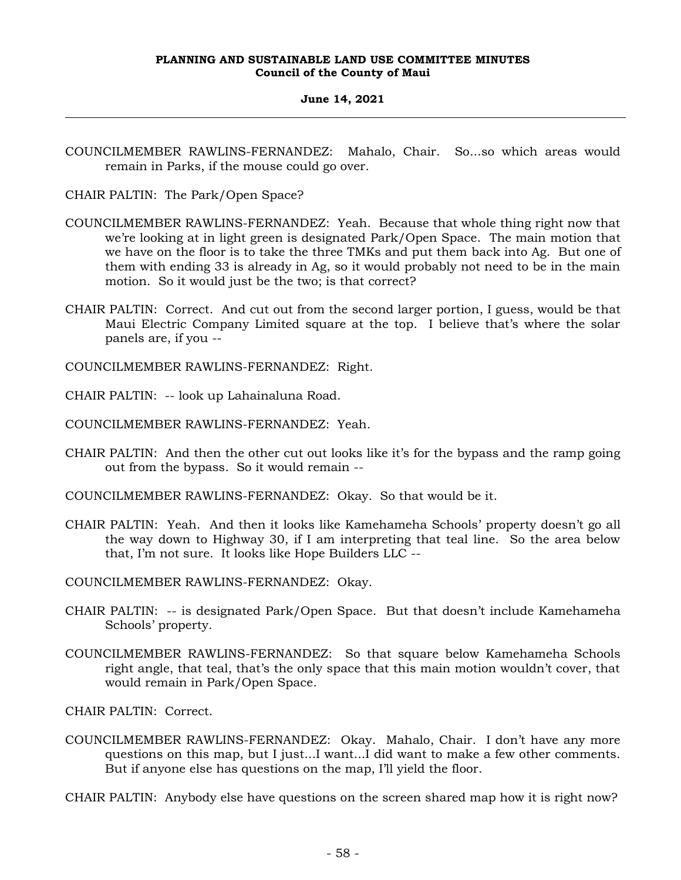COUNCILMEMBER RAWLINS-FERNANDEZ: Mahalo, Chair. So...so which areas would remain in Parks, if the mouse could go over.

CHAIR PALTIN: The Park/Open Space?

COUNCILMEMBER RAWLINS-FERNANDEZ: Yeah. Because that whole thing right now that we're looking at in light green is designated Park/Open Space. The main motion that we have on the floor is to take the three TMKs and put them back into Ag. But one of them with ending 33 is already in Ag, so it would probably not need to be in the main motion. So it would just be the two; is that correct?

CHAIR PALTIN: Correct. And cut out from the second larger portion, I guess, would be that Maui Electric Company Limited square at the top. I believe that's where the solar panels are, if you --

COUNCILMEMBER RAWLINS-FERNANDEZ: Right.

CHAIR PALTIN: -- look up Lahainaluna Road.

COUNCILMEMBER RAWLINS-FERNANDEZ: Yeah.

CHAIR PALTIN: And then the other cut out looks like it's for the bypass and the ramp going out from the bypass. So it would remain --

COUNCILMEMBER RAWLINS-FERNANDEZ: Okay. So that would be it.

CHAIR PALTIN: Yeah. And then it looks like Kamehameha Schools' property doesn't go all the way down to Highway 30, if I am interpreting that teal line. So the area below that, I'm not sure. It looks like Hope Builders LLC --

COUNCILMEMBER RAWLINS-FERNANDEZ: Okay.

CHAIR PALTIN: -- is designated Park/Open Space. But that doesn't include Kamehameha Schools' property.

COUNCILMEMBER RAWLINS-FERNANDEZ: So that square below Kamehameha Schools right angle, that teal, that's the only space that this main motion wouldn't cover, that would remain in Park/Open Space.

CHAIR PALTIN: Correct.

COUNCILMEMBER RAWLINS-FERNANDEZ: Okay. Mahalo, Chair. I don't have any more questions on this map, but I just...I want...I did want to make a few other comments. But if anyone else has questions on the map, I'll yield the floor.

CHAIR PALTIN: Anybody else have questions on the screen shared map how it is right now?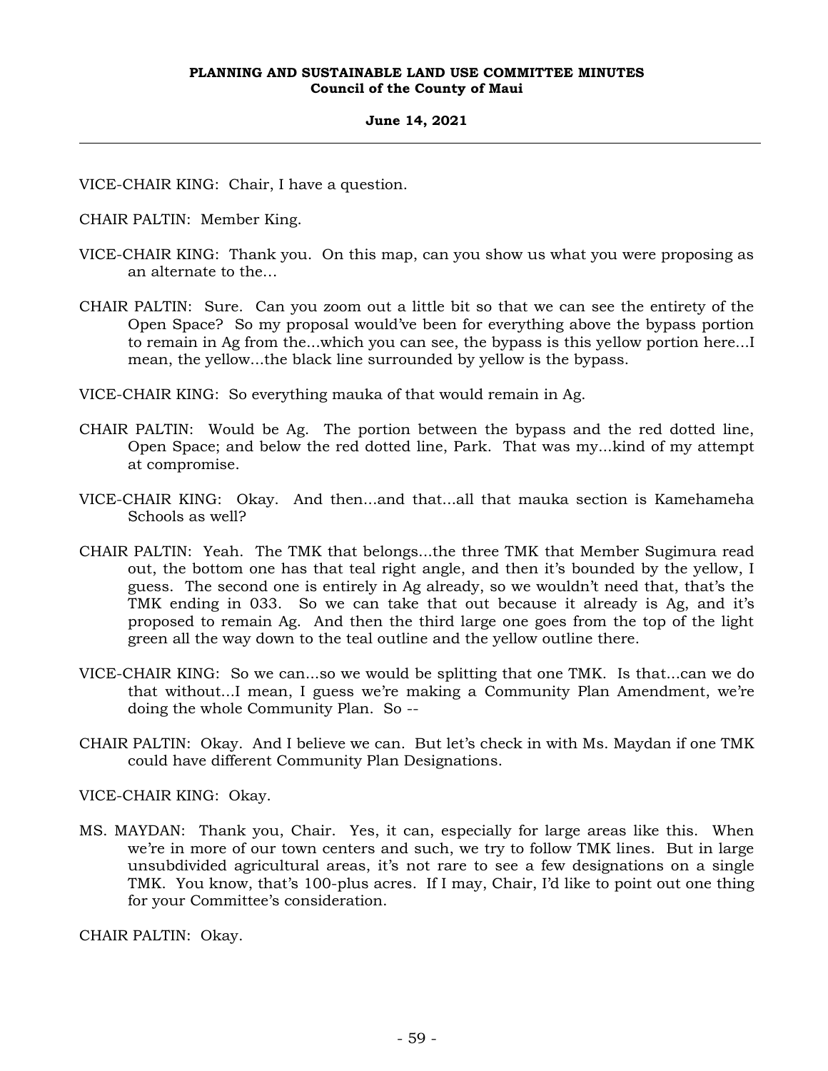VICE-CHAIR KING: Chair, I have a question.

CHAIR PALTIN: Member King.

VICE-CHAIR KING: Thank you. On this map, can you show us what you were proposing as an alternate to the...

CHAIR PALTIN: Sure. Can you zoom out a little bit so that we can see the entirety of the Open Space? So my proposal would've been for everything above the bypass portion to remain in Ag from the...which you can see, the bypass is this yellow portion here...I mean, the yellow...the black line surrounded by yellow is the bypass.

VICE-CHAIR KING: So everything mauka of that would remain in Ag.

CHAIR PALTIN: Would be Ag. The portion between the bypass and the red dotted line, Open Space; and below the red dotted line, Park. That was my...kind of my attempt at compromise.

VICE-CHAIR KING: Okay. And then...and that...all that mauka section is Kamehameha Schools as well?

CHAIR PALTIN: Yeah. The TMK that belongs...the three TMK that Member Sugimura read out, the bottom one has that teal right angle, and then it's bounded by the yellow, I guess. The second one is entirely in Ag already, so we wouldn't need that, that's the TMK ending in 033. So we can take that out because it already is Ag, and it's proposed to remain Ag. And then the third large one goes from the top of the light green all the way down to the teal outline and the yellow outline there.

VICE-CHAIR KING: So we can...so we would be splitting that one TMK. Is that...can we do that without...I mean, I guess we're making a Community Plan Amendment, we're doing the whole Community Plan. So --

CHAIR PALTIN: Okay. And I believe we can. But let's check in with Ms. Maydan if one TMK could have different Community Plan Designations.

VICE-CHAIR KING: Okay.

MS. MAYDAN: Thank you, Chair. Yes, it can, especially for large areas like this. When we're in more of our town centers and such, we try to follow TMK lines. But in large unsubdivided agricultural areas, it's not rare to see a few designations on a single TMK. You know, that's 100-plus acres. If I may, Chair, I'd like to point out one thing for your Committee's consideration.

CHAIR PALTIN: Okay.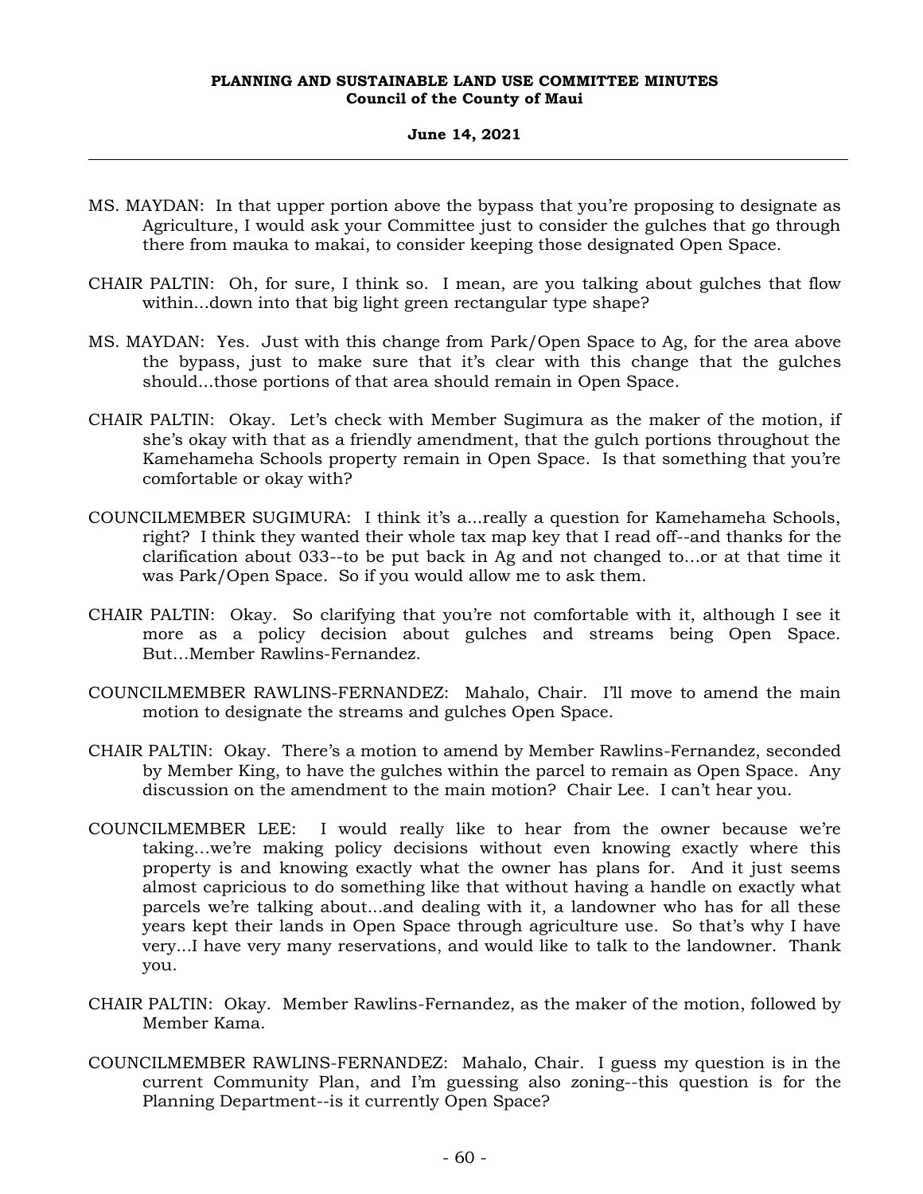MS. MAYDAN: In that upper portion above the bypass that you're proposing to designate as Agriculture, I would ask your Committee just to consider the gulches that go through there from mauka to makai, to consider keeping those designated Open Space.

CHAIR PALTIN: Oh, for sure, I think so. I mean, are you talking about gulches that flow within...down into that big light green rectangular type shape?

MS. MAYDAN: Yes. Just with this change from Park/Open Space to Ag, for the area above the bypass, just to make sure that it's clear with this change that the gulches should...those portions of that area should remain in Open Space.

CHAIR PALTIN: Okay. Let's check with Member Sugimura as the maker of the motion, if she's okay with that as a friendly amendment, that the gulch portions throughout the Kamehameha Schools property remain in Open Space. Is that something that you're comfortable or okay with?

COUNCILMEMBER SUGIMURA: I think it's a...really a question for Kamehameha Schools, right? I think they wanted their whole tax map key that I read off--and thanks for the clarification about 033--to be put back in Ag and not changed to...or at that time it was Park/Open Space. So if you would allow me to ask them.

CHAIR PALTIN: Okay. So clarifying that you're not comfortable with it, although I see it more as a policy decision about gulches and streams being Open Space. But...Member Rawlins-Fernandez.

COUNCILMEMBER RAWLINS-FERNANDEZ: Mahalo, Chair. I'll move to amend the main motion to designate the streams and gulches Open Space.

CHAIR PALTIN: Okay. There's a motion to amend by Member Rawlins-Fernandez, seconded by Member King, to have the gulches within the parcel to remain as Open Space. Any discussion on the amendment to the main motion? Chair Lee. I can't hear you.

COUNCILMEMBER LEE: I would really like to hear from the owner because we're taking...we're making policy decisions without even knowing exactly where this property is and knowing exactly what the owner has plans for. And it just seems almost capricious to do something like that without having a handle on exactly what parcels we're talking about...and dealing with it, a landowner who has for all these years kept their lands in Open Space through agriculture use. So that's why I have very...I have very many reservations, and would like to talk to the landowner. Thank you.

CHAIR PALTIN: Okay. Member Rawlins-Fernandez, as the maker of the motion, followed by Member Kama.

COUNCILMEMBER RAWLINS-FERNANDEZ: Mahalo, Chair. I guess my question is in the current Community Plan, and I'm guessing also zoning--this question is for the Planning Department--is it currently Open Space?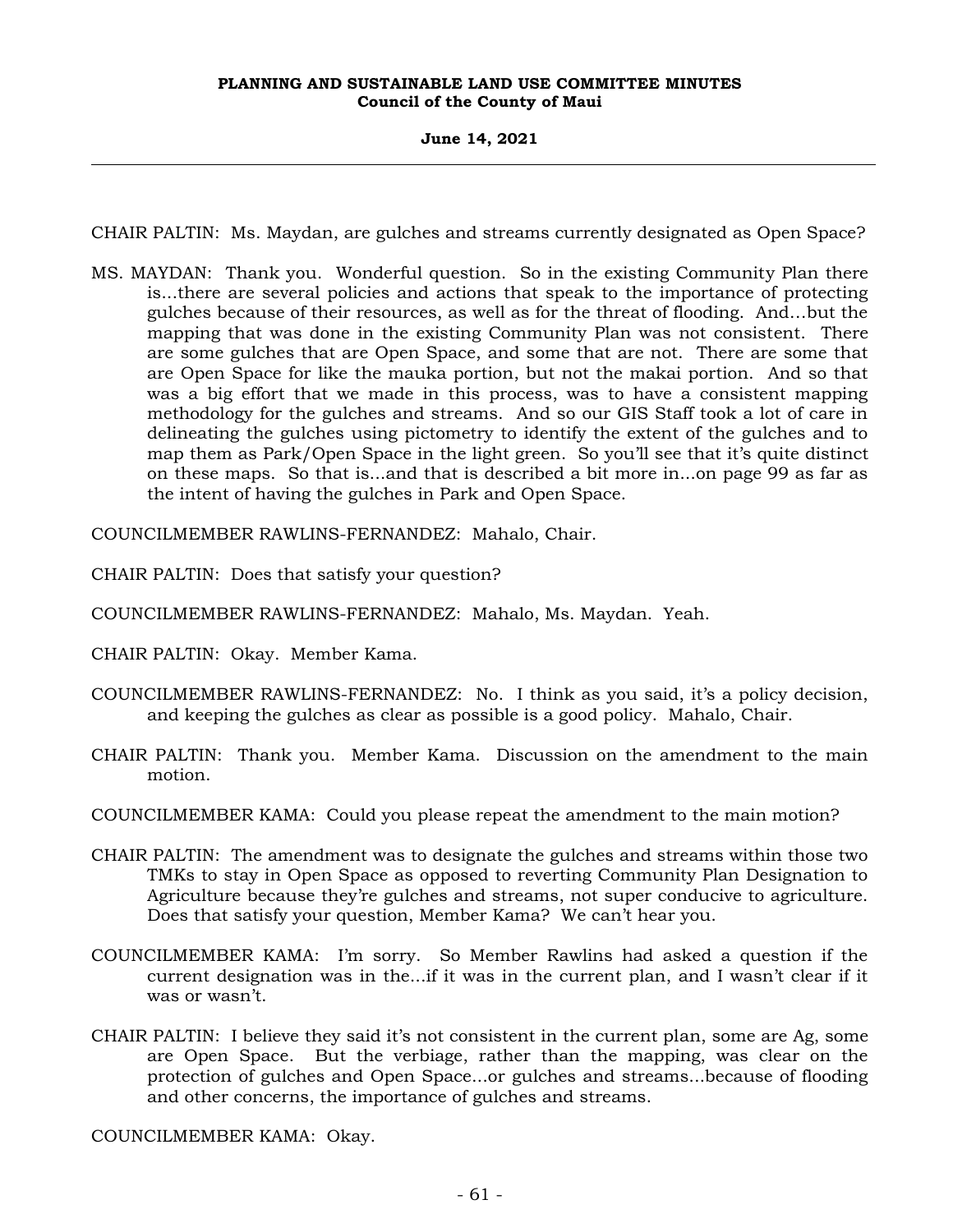CHAIR PALTIN: Ms. Maydan, are gulches and streams currently designated as Open Space?

MS. MAYDAN: Thank you. Wonderful question. So in the existing Community Plan there is...there are several policies and actions that speak to the importance of protecting gulches because of their resources, as well as for the threat of flooding. And...but the mapping that was done in the existing Community Plan was not consistent. There are some gulches that are Open Space, and some that are not. There are some that are Open Space for like the mauka portion, but not the makai portion. And so that was a big effort that we made in this process, was to have a consistent mapping methodology for the gulches and streams. And so our GIS Staff took a lot of care in delineating the gulches using pictometry to identify the extent of the gulches and to map them as Park/Open Space in the light green. So you'll see that it's quite distinct on these maps. So that is...and that is described a bit more in...on page 99 as far as the intent of having the gulches in Park and Open Space.

COUNCILMEMBER RAWLINS-FERNANDEZ: Mahalo, Chair.

CHAIR PALTIN: Does that satisfy your question?

COUNCILMEMBER RAWLINS-FERNANDEZ: Mahalo, Ms. Maydan. Yeah.

CHAIR PALTIN: Okay. Member Kama.

COUNCILMEMBER RAWLINS-FERNANDEZ: No. I think as you said, it's a policy decision, and keeping the gulches as clear as possible is a good policy. Mahalo, Chair.

CHAIR PALTIN: Thank you. Member Kama. Discussion on the amendment to the main motion.

COUNCILMEMBER KAMA: Could you please repeat the amendment to the main motion?

CHAIR PALTIN: The amendment was to designate the gulches and streams within those two TMKs to stay in Open Space as opposed to reverting Community Plan Designation to Agriculture because they're gulches and streams, not super conducive to agriculture. Does that satisfy your question, Member Kama? We can't hear you.

COUNCILMEMBER KAMA: I'm sorry. So Member Rawlins had asked a question if the current designation was in the...if it was in the current plan, and I wasn't clear if it was or wasn't.

CHAIR PALTIN: I believe they said it's not consistent in the current plan, some are Ag, some are Open Space. But the verbiage, rather than the mapping, was clear on the protection of gulches and Open Space...or gulches and streams...because of flooding and other concerns, the importance of gulches and streams.

COUNCILMEMBER KAMA: Okay.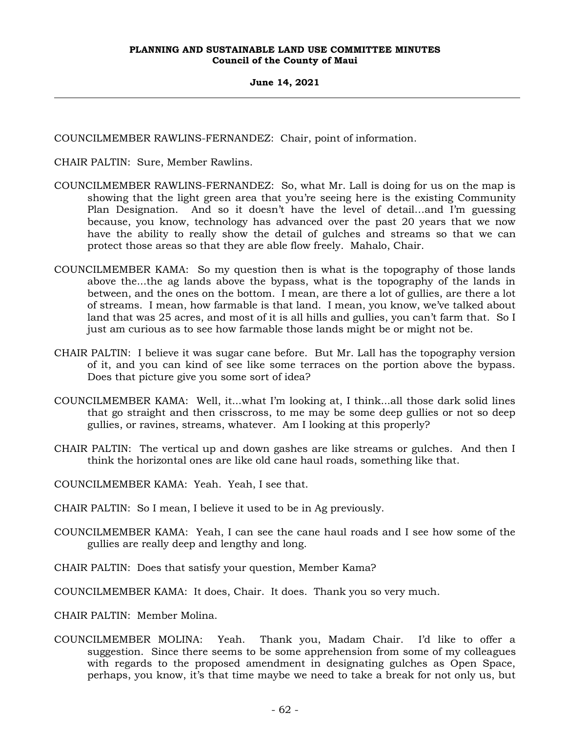COUNCILMEMBER RAWLINS-FERNANDEZ: Chair, point of information.

CHAIR PALTIN: Sure, Member Rawlins.

COUNCILMEMBER RAWLINS-FERNANDEZ: So, what Mr. Lall is doing for us on the map is showing that the light green area that you're seeing here is the existing Community Plan Designation. And so it doesn't have the level of detail...and I'm guessing because, you know, technology has advanced over the past 20 years that we now have the ability to really show the detail of gulches and streams so that we can protect those areas so that they are able flow freely. Mahalo, Chair.

COUNCILMEMBER KAMA: So my question then is what is the topography of those lands above the...the ag lands above the bypass, what is the topography of the lands in between, and the ones on the bottom. I mean, are there a lot of gullies, are there a lot of streams. I mean, how farmable is that land. I mean, you know, we've talked about land that was 25 acres, and most of it is all hills and gullies, you can't farm that. So I just am curious as to see how farmable those lands might be or might not be.

CHAIR PALTIN: I believe it was sugar cane before. But Mr. Lall has the topography version of it, and you can kind of see like some terraces on the portion above the bypass. Does that picture give you some sort of idea?

COUNCILMEMBER KAMA: Well, it...what I'm looking at, I think...all those dark solid lines that go straight and then crisscross, to me may be some deep gullies or not so deep gullies, or ravines, streams, whatever. Am I looking at this properly?

CHAIR PALTIN: The vertical up and down gashes are like streams or gulches. And then I think the horizontal ones are like old cane haul roads, something like that.

COUNCILMEMBER KAMA: Yeah. Yeah, I see that.

CHAIR PALTIN: So I mean, I believe it used to be in Ag previously.

COUNCILMEMBER KAMA: Yeah, I can see the cane haul roads and I see how some of the gullies are really deep and lengthy and long.

CHAIR PALTIN: Does that satisfy your question, Member Kama?

COUNCILMEMBER KAMA: It does, Chair. It does. Thank you so very much.

CHAIR PALTIN: Member Molina.

COUNCILMEMBER MOLINA: Yeah. Thank you, Madam Chair. I'd like to offer a suggestion. Since there seems to be some apprehension from some of my colleagues with regards to the proposed amendment in designating gulches as Open Space, perhaps, you know, it's that time maybe we need to take a break for not only us, but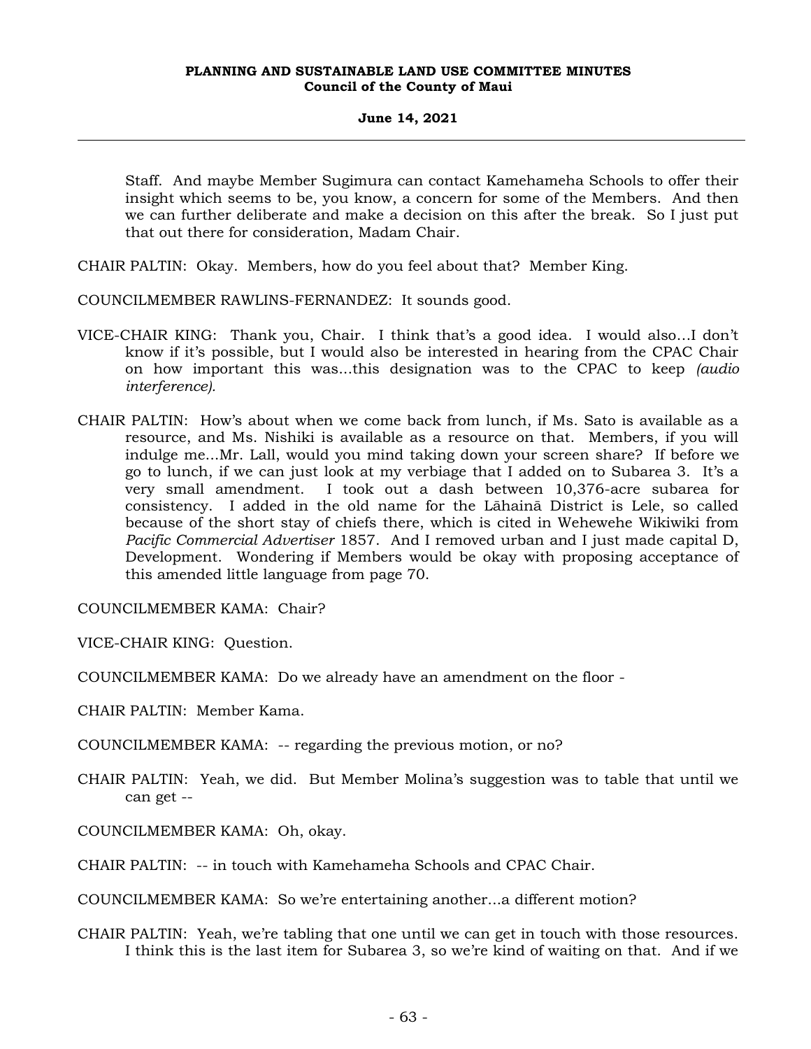Staff. And maybe Member Sugimura can contact Kamehameha Schools to offer their insight which seems to be, you know, a concern for some of the Members. And then we can further deliberate and make a decision on this after the break. So I just put that out there for consideration, Madam Chair.

CHAIR PALTIN: Okay. Members, how do you feel about that? Member King.

COUNCILMEMBER RAWLINS-FERNANDEZ: It sounds good.

VICE-CHAIR KING: Thank you, Chair. I think that's a good idea. I would also...I don't know if it's possible, but I would also be interested in hearing from the CPAC Chair on how important this was...this designation was to the CPAC to keep *(audio interference).*

CHAIR PALTIN: How's about when we come back from lunch, if Ms. Sato is available as a resource, and Ms. Nishiki is available as a resource on that. Members, if you will indulge me...Mr. Lall, would you mind taking down your screen share? If before we go to lunch, if we can just look at my verbiage that I added on to Subarea 3. It's a very small amendment. I took out a dash between 10,376-acre subarea for consistency. I added in the old name for the Lāhainā District is Lele, so called because of the short stay of chiefs there, which is cited in Wehewehe Wikiwiki from *Pacific Commercial Advertiser* 1857. And I removed urban and I just made capital D, Development. Wondering if Members would be okay with proposing acceptance of this amended little language from page 70.

COUNCILMEMBER KAMA: Chair?

VICE-CHAIR KING: Question.

COUNCILMEMBER KAMA: Do we already have an amendment on the floor -

CHAIR PALTIN: Member Kama.

COUNCILMEMBER KAMA: -- regarding the previous motion, or no?

CHAIR PALTIN: Yeah, we did. But Member Molina's suggestion was to table that until we can get --

COUNCILMEMBER KAMA: Oh, okay.

CHAIR PALTIN: -- in touch with Kamehameha Schools and CPAC Chair.

COUNCILMEMBER KAMA: So we're entertaining another...a different motion?

CHAIR PALTIN: Yeah, we're tabling that one until we can get in touch with those resources. I think this is the last item for Subarea 3, so we're kind of waiting on that. And if we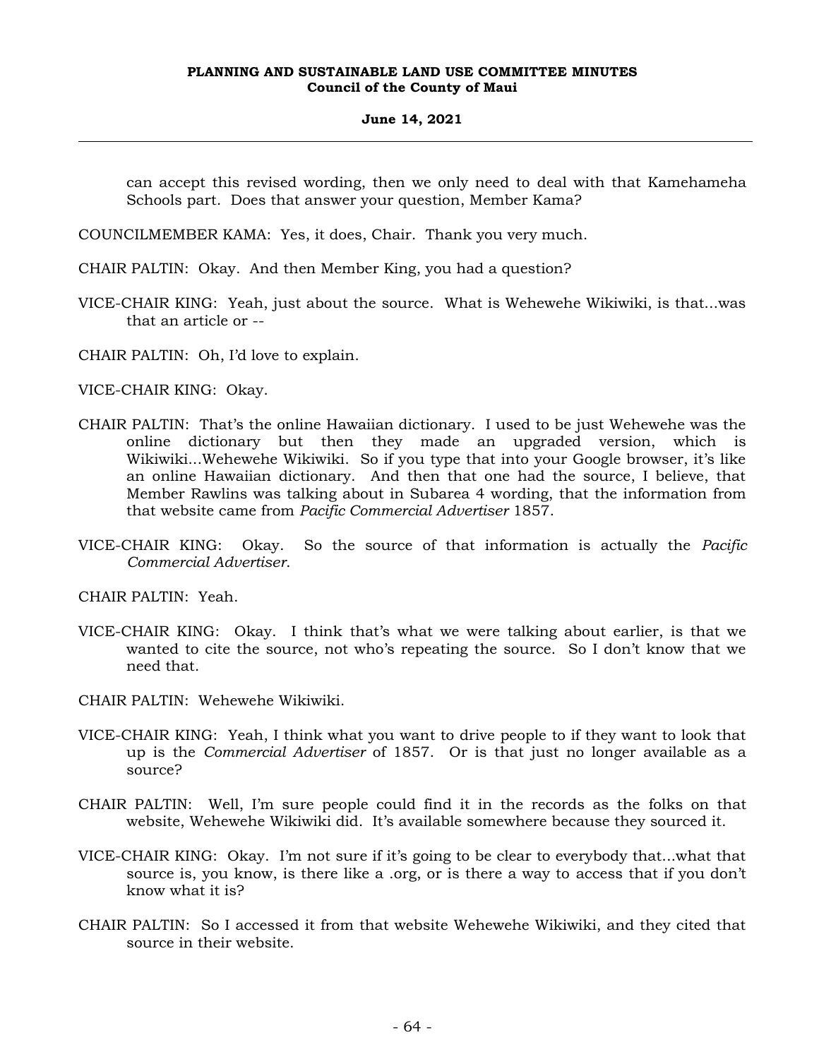can accept this revised wording, then we only need to deal with that Kamehameha Schools part. Does that answer your question, Member Kama?

COUNCILMEMBER KAMA: Yes, it does, Chair. Thank you very much.

CHAIR PALTIN: Okay. And then Member King, you had a question?

VICE-CHAIR KING: Yeah, just about the source. What is Wehewehe Wikiwiki, is that...was that an article or --

CHAIR PALTIN: Oh, I'd love to explain.

VICE-CHAIR KING: Okay.

CHAIR PALTIN: That's the online Hawaiian dictionary. I used to be just Wehewehe was the online dictionary but then they made an upgraded version, which is Wikiwiki...Wehewehe Wikiwiki. So if you type that into your Google browser, it's like an online Hawaiian dictionary. And then that one had the source, I believe, that Member Rawlins was talking about in Subarea 4 wording, that the information from that website came from *Pacific Commercial Advertiser* 1857.

VICE-CHAIR KING: Okay. So the source of that information is actually the *Pacific Commercial Advertiser*.

CHAIR PALTIN: Yeah.

VICE-CHAIR KING: Okay. I think that's what we were talking about earlier, is that we wanted to cite the source, not who's repeating the source. So I don't know that we need that.

CHAIR PALTIN: Wehewehe Wikiwiki.

VICE-CHAIR KING: Yeah, I think what you want to drive people to if they want to look that up is the *Commercial Advertiser* of 1857. Or is that just no longer available as a source?

CHAIR PALTIN: Well, I'm sure people could find it in the records as the folks on that website, Wehewehe Wikiwiki did. It's available somewhere because they sourced it.

VICE-CHAIR KING: Okay. I'm not sure if it's going to be clear to everybody that...what that source is, you know, is there like a .org, or is there a way to access that if you don't know what it is?

CHAIR PALTIN: So I accessed it from that website Wehewehe Wikiwiki, and they cited that source in their website.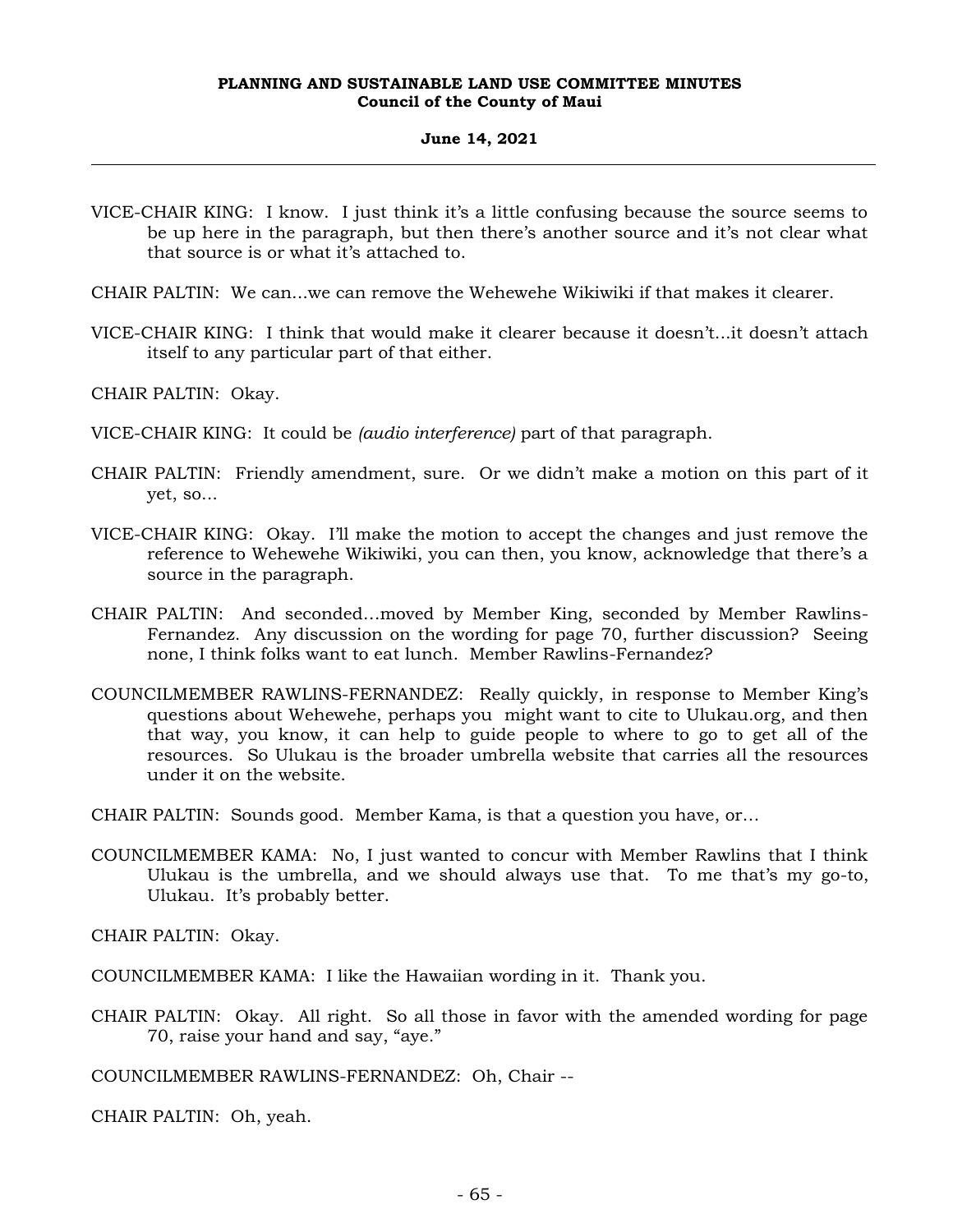VICE-CHAIR KING: I know. I just think it's a little confusing because the source seems to be up here in the paragraph, but then there's another source and it's not clear what that source is or what it's attached to.

CHAIR PALTIN: We can...we can remove the Wehewehe Wikiwiki if that makes it clearer.

VICE-CHAIR KING: I think that would make it clearer because it doesn't...it doesn't attach itself to any particular part of that either.

CHAIR PALTIN: Okay.

VICE-CHAIR KING: It could be *(audio interference)* part of that paragraph.

CHAIR PALTIN: Friendly amendment, sure. Or we didn't make a motion on this part of it yet, so...

VICE-CHAIR KING: Okay. I'll make the motion to accept the changes and just remove the reference to Wehewehe Wikiwiki, you can then, you know, acknowledge that there's a source in the paragraph.

CHAIR PALTIN: And seconded…moved by Member King, seconded by Member Rawlins-Fernandez. Any discussion on the wording for page 70, further discussion? Seeing none, I think folks want to eat lunch. Member Rawlins-Fernandez?

COUNCILMEMBER RAWLINS-FERNANDEZ: Really quickly, in response to Member King's questions about Wehewehe, perhaps you might want to cite to Ulukau.org, and then that way, you know, it can help to guide people to where to go to get all of the resources. So Ulukau is the broader umbrella website that carries all the resources under it on the website.

CHAIR PALTIN: Sounds good. Member Kama, is that a question you have, or…

COUNCILMEMBER KAMA: No, I just wanted to concur with Member Rawlins that I think Ulukau is the umbrella, and we should always use that. To me that's my go-to, Ulukau. It's probably better.

CHAIR PALTIN: Okay.

COUNCILMEMBER KAMA: I like the Hawaiian wording in it. Thank you.

CHAIR PALTIN: Okay. All right. So all those in favor with the amended wording for page 70, raise your hand and say, "aye."

COUNCILMEMBER RAWLINS-FERNANDEZ: Oh, Chair --

CHAIR PALTIN: Oh, yeah.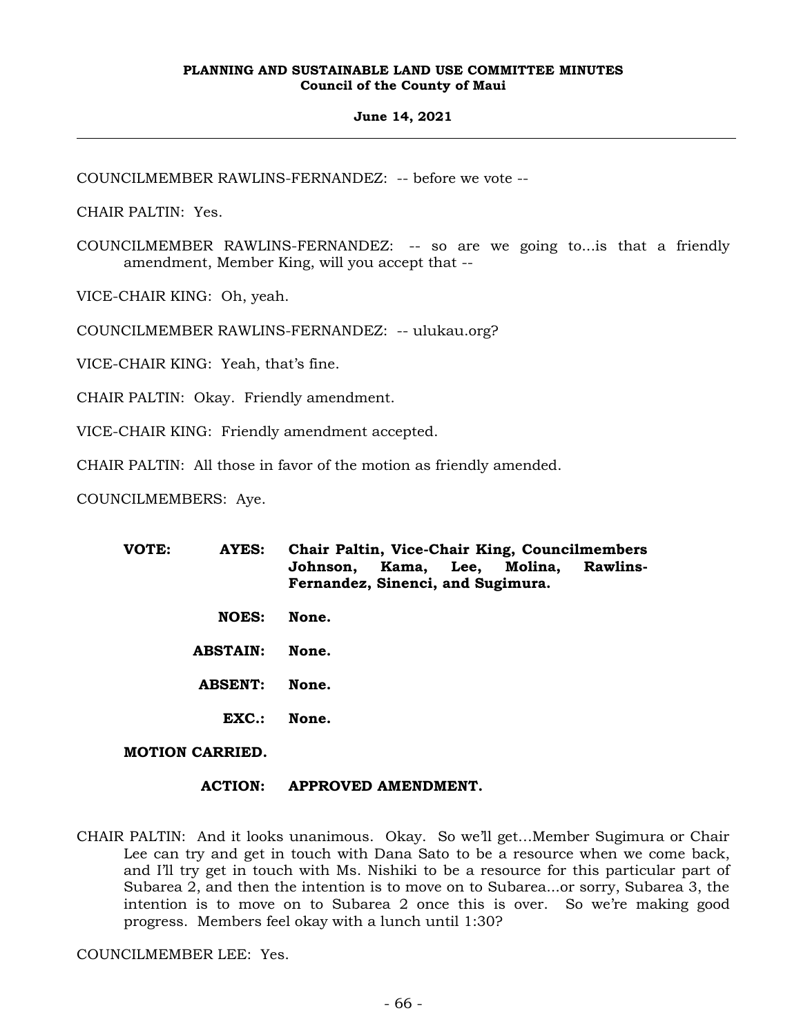COUNCILMEMBER RAWLINS-FERNANDEZ: -- before we vote --

CHAIR PALTIN: Yes.

COUNCILMEMBER RAWLINS-FERNANDEZ: -- so are we going to...is that a friendly amendment, Member King, will you accept that --

VICE-CHAIR KING: Oh, yeah.

COUNCILMEMBER RAWLINS-FERNANDEZ: -- ulukau.org?

VICE-CHAIR KING: Yeah, that's fine.

CHAIR PALTIN: Okay. Friendly amendment.

VICE-CHAIR KING: Friendly amendment accepted.

CHAIR PALTIN: All those in favor of the motion as friendly amended.

COUNCILMEMBERS: Aye.

**VOTE: AYES: Chair Paltin, Vice-Chair King, Councilmembers Johnson, Kama, Lee, Molina, Rawlins-Fernandez, Sinenci, and Sugimura.**

**NOES: None.**

**ABSTAIN: None.**

**ABSENT: None.**

**EXC.: None.**

**MOTION CARRIED.**

**ACTION: APPROVED AMENDMENT.**

CHAIR PALTIN: And it looks unanimous. Okay. So we'll get...Member Sugimura or Chair Lee can try and get in touch with Dana Sato to be a resource when we come back, and I'll try get in touch with Ms. Nishiki to be a resource for this particular part of Subarea 2, and then the intention is to move on to Subarea...or sorry, Subarea 3, the intention is to move on to Subarea 2 once this is over. So we're making good progress. Members feel okay with a lunch until 1:30?

COUNCILMEMBER LEE: Yes.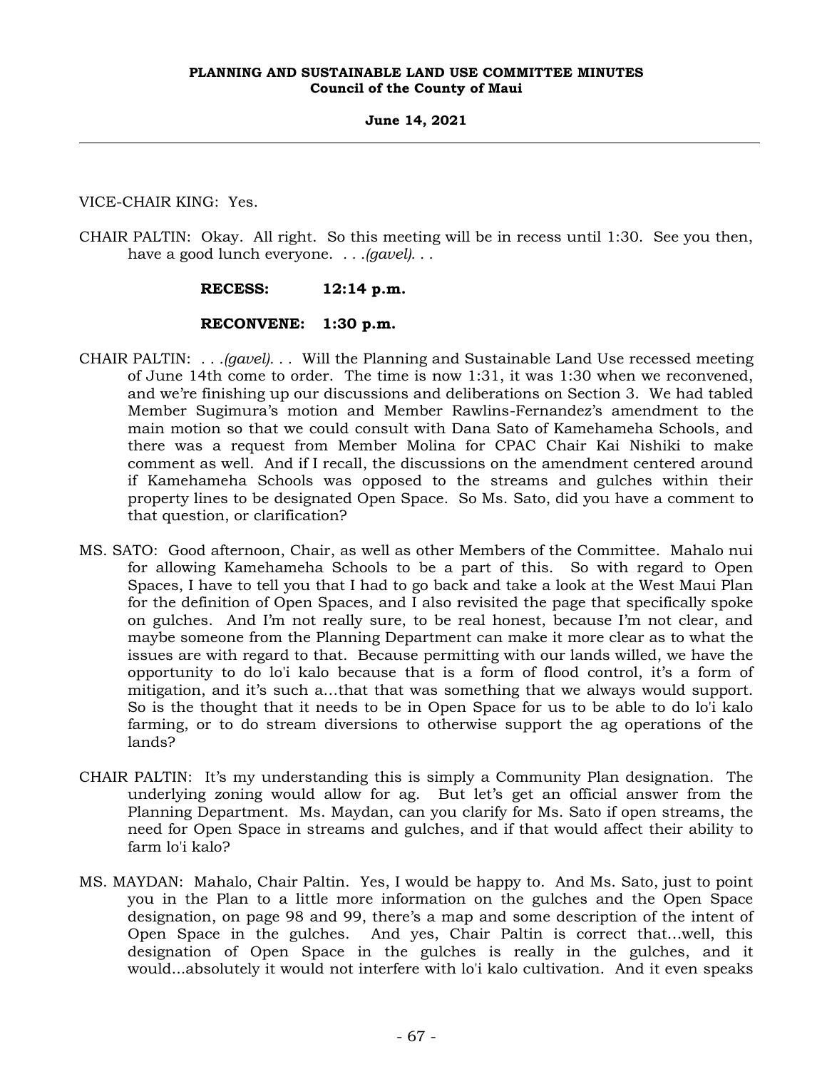VICE-CHAIR KING: Yes.

CHAIR PALTIN: Okay. All right. So this meeting will be in recess until 1:30. See you then, have a good lunch everyone. . . .*(gavel)*. . .

**RECESS: 12:14 p.m.**

**RECONVENE: 1:30 p.m.**

CHAIR PALTIN: . . .*(gavel)*. . . Will the Planning and Sustainable Land Use recessed meeting of June 14th come to order. The time is now 1:31, it was 1:30 when we reconvened, and we're finishing up our discussions and deliberations on Section 3. We had tabled Member Sugimura's motion and Member Rawlins-Fernandez's amendment to the main motion so that we could consult with Dana Sato of Kamehameha Schools, and there was a request from Member Molina for CPAC Chair Kai Nishiki to make comment as well. And if I recall, the discussions on the amendment centered around if Kamehameha Schools was opposed to the streams and gulches within their property lines to be designated Open Space. So Ms. Sato, did you have a comment to that question, or clarification?

MS. SATO: Good afternoon, Chair, as well as other Members of the Committee. Mahalo nui for allowing Kamehameha Schools to be a part of this. So with regard to Open Spaces, I have to tell you that I had to go back and take a look at the West Maui Plan for the definition of Open Spaces, and I also revisited the page that specifically spoke on gulches. And I'm not really sure, to be real honest, because I'm not clear, and maybe someone from the Planning Department can make it more clear as to what the issues are with regard to that. Because permitting with our lands willed, we have the opportunity to do lo'i kalo because that is a form of flood control, it's a form of mitigation, and it's such a...that that was something that we always would support. So is the thought that it needs to be in Open Space for us to be able to do lo'i kalo farming, or to do stream diversions to otherwise support the ag operations of the lands?

CHAIR PALTIN: It's my understanding this is simply a Community Plan designation. The underlying zoning would allow for ag. But let's get an official answer from the Planning Department. Ms. Maydan, can you clarify for Ms. Sato if open streams, the need for Open Space in streams and gulches, and if that would affect their ability to farm lo'i kalo?

MS. MAYDAN: Mahalo, Chair Paltin. Yes, I would be happy to. And Ms. Sato, just to point you in the Plan to a little more information on the gulches and the Open Space designation, on page 98 and 99, there's a map and some description of the intent of Open Space in the gulches. And yes, Chair Paltin is correct that...well, this designation of Open Space in the gulches is really in the gulches, and it would...absolutely it would not interfere with lo'i kalo cultivation. And it even speaks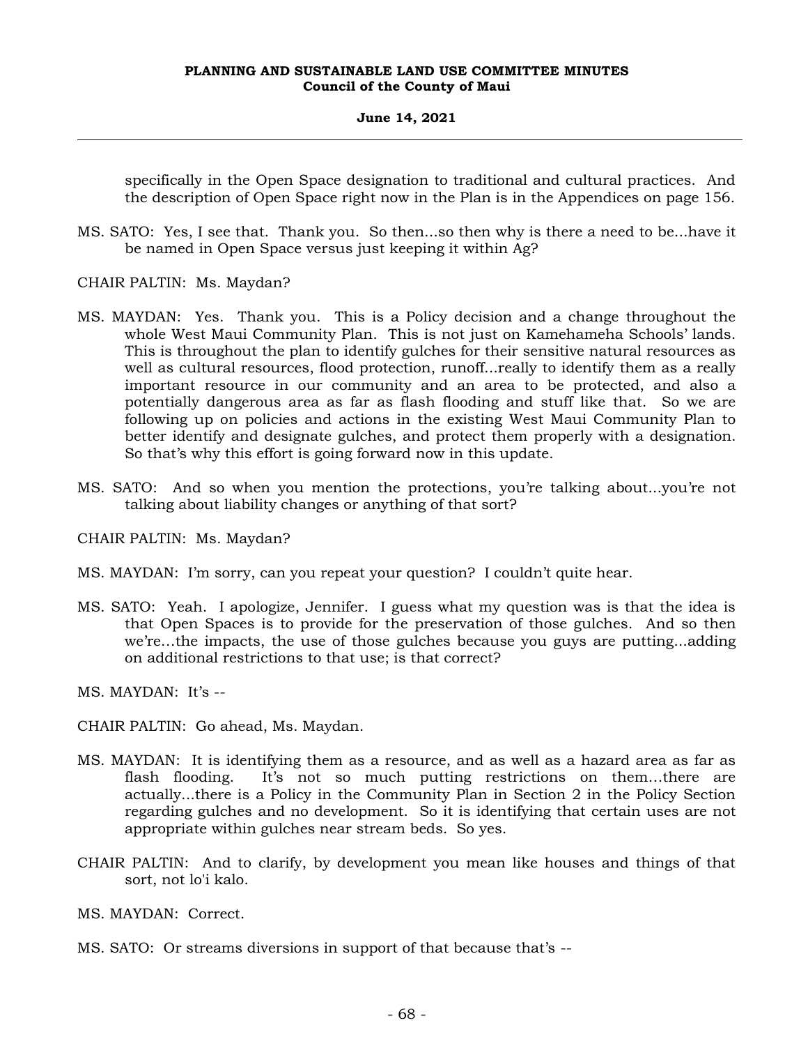specifically in the Open Space designation to traditional and cultural practices. And the description of Open Space right now in the Plan is in the Appendices on page 156.

MS. SATO: Yes, I see that. Thank you. So then...so then why is there a need to be...have it be named in Open Space versus just keeping it within Ag?

CHAIR PALTIN: Ms. Maydan?

MS. MAYDAN: Yes. Thank you. This is a Policy decision and a change throughout the whole West Maui Community Plan. This is not just on Kamehameha Schools' lands. This is throughout the plan to identify gulches for their sensitive natural resources as well as cultural resources, flood protection, runoff...really to identify them as a really important resource in our community and an area to be protected, and also a potentially dangerous area as far as flash flooding and stuff like that. So we are following up on policies and actions in the existing West Maui Community Plan to better identify and designate gulches, and protect them properly with a designation. So that's why this effort is going forward now in this update.

MS. SATO: And so when you mention the protections, you're talking about...you're not talking about liability changes or anything of that sort?

CHAIR PALTIN: Ms. Maydan?

MS. MAYDAN: I'm sorry, can you repeat your question? I couldn't quite hear.

MS. SATO: Yeah. I apologize, Jennifer. I guess what my question was is that the idea is that Open Spaces is to provide for the preservation of those gulches. And so then we're...the impacts, the use of those gulches because you guys are putting...adding on additional restrictions to that use; is that correct?

MS. MAYDAN: It's --

CHAIR PALTIN: Go ahead, Ms. Maydan.

MS. MAYDAN: It is identifying them as a resource, and as well as a hazard area as far as flash flooding. It's not so much putting restrictions on them...there are actually...there is a Policy in the Community Plan in Section 2 in the Policy Section regarding gulches and no development. So it is identifying that certain uses are not appropriate within gulches near stream beds. So yes.

CHAIR PALTIN: And to clarify, by development you mean like houses and things of that sort, not lo'i kalo.

MS. MAYDAN: Correct.

MS. SATO: Or streams diversions in support of that because that's --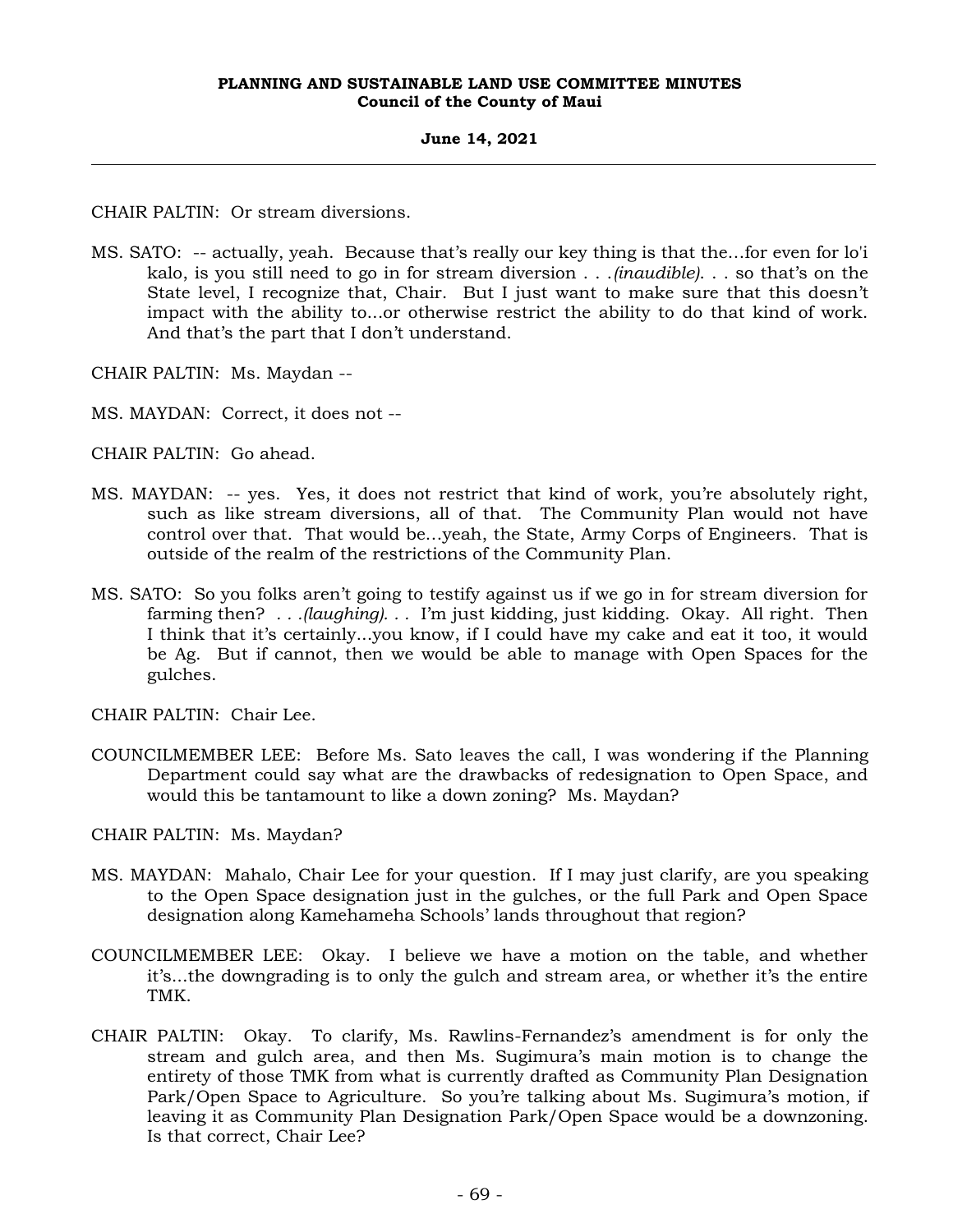CHAIR PALTIN: Or stream diversions.

MS. SATO: -- actually, yeah. Because that's really our key thing is that the...for even for lo'i kalo, is you still need to go in for stream diversion . . .*(inaudible)*. . . so that's on the State level, I recognize that, Chair. But I just want to make sure that this doesn't impact with the ability to...or otherwise restrict the ability to do that kind of work. And that's the part that I don't understand.

CHAIR PALTIN: Ms. Maydan --

MS. MAYDAN: Correct, it does not --

CHAIR PALTIN: Go ahead.

MS. MAYDAN: -- yes. Yes, it does not restrict that kind of work, you're absolutely right, such as like stream diversions, all of that. The Community Plan would not have control over that. That would be...yeah, the State, Army Corps of Engineers. That is outside of the realm of the restrictions of the Community Plan.

MS. SATO: So you folks aren't going to testify against us if we go in for stream diversion for farming then? . . .*(laughing)*. . . I'm just kidding, just kidding. Okay. All right. Then I think that it's certainly...you know, if I could have my cake and eat it too, it would be Ag. But if cannot, then we would be able to manage with Open Spaces for the gulches.

CHAIR PALTIN: Chair Lee.

COUNCILMEMBER LEE: Before Ms. Sato leaves the call, I was wondering if the Planning Department could say what are the drawbacks of redesignation to Open Space, and would this be tantamount to like a down zoning? Ms. Maydan?

CHAIR PALTIN: Ms. Maydan?

MS. MAYDAN: Mahalo, Chair Lee for your question. If I may just clarify, are you speaking to the Open Space designation just in the gulches, or the full Park and Open Space designation along Kamehameha Schools' lands throughout that region?

COUNCILMEMBER LEE: Okay. I believe we have a motion on the table, and whether it's...the downgrading is to only the gulch and stream area, or whether it's the entire TMK.

CHAIR PALTIN: Okay. To clarify, Ms. Rawlins-Fernandez's amendment is for only the stream and gulch area, and then Ms. Sugimura's main motion is to change the entirety of those TMK from what is currently drafted as Community Plan Designation Park/Open Space to Agriculture. So you're talking about Ms. Sugimura's motion, if leaving it as Community Plan Designation Park/Open Space would be a downzoning. Is that correct, Chair Lee?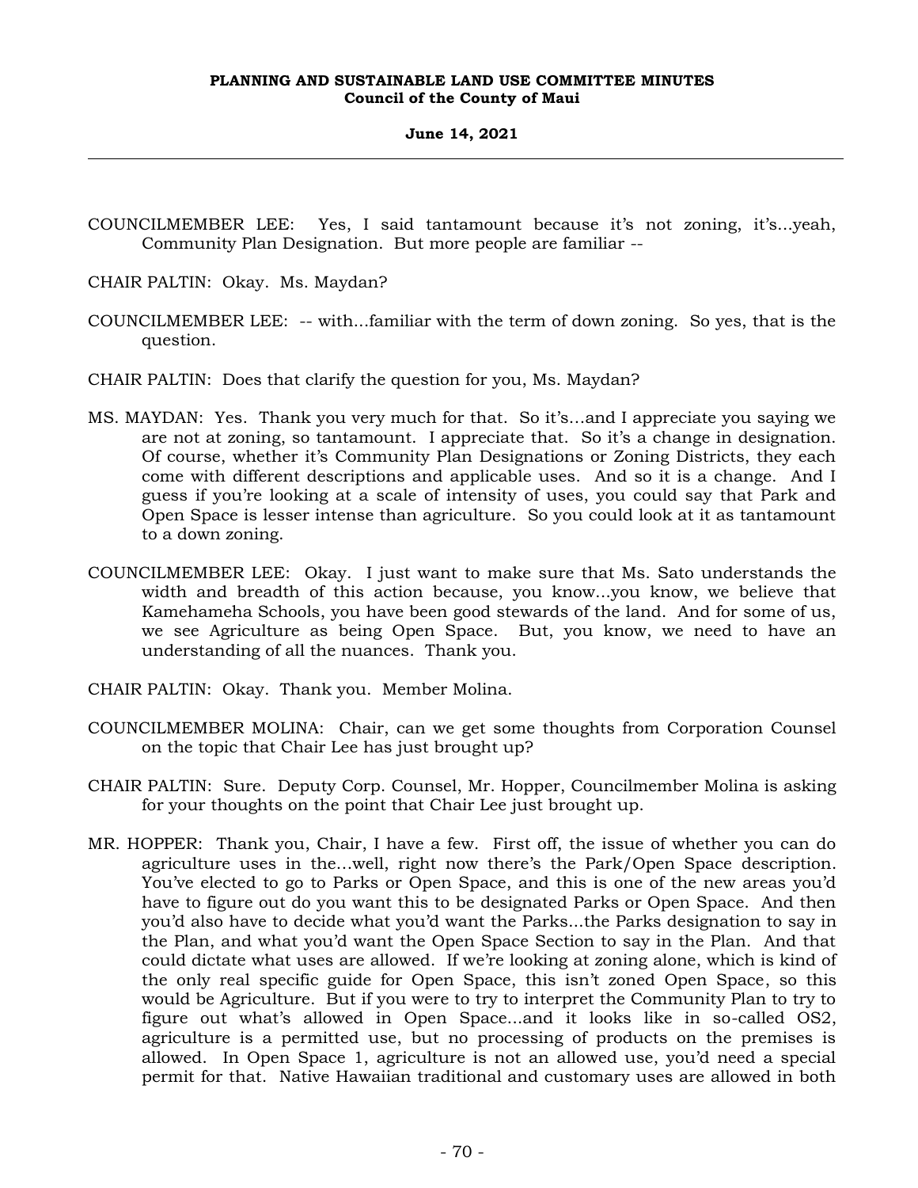COUNCILMEMBER LEE: Yes, I said tantamount because it's not zoning, it's...yeah, Community Plan Designation. But more people are familiar --

CHAIR PALTIN: Okay. Ms. Maydan?

COUNCILMEMBER LEE: -- with...familiar with the term of down zoning. So yes, that is the question.

CHAIR PALTIN: Does that clarify the question for you, Ms. Maydan?

MS. MAYDAN: Yes. Thank you very much for that. So it's...and I appreciate you saying we are not at zoning, so tantamount. I appreciate that. So it's a change in designation. Of course, whether it's Community Plan Designations or Zoning Districts, they each come with different descriptions and applicable uses. And so it is a change. And I guess if you're looking at a scale of intensity of uses, you could say that Park and Open Space is lesser intense than agriculture. So you could look at it as tantamount to a down zoning.

COUNCILMEMBER LEE: Okay. I just want to make sure that Ms. Sato understands the width and breadth of this action because, you know...you know, we believe that Kamehameha Schools, you have been good stewards of the land. And for some of us, we see Agriculture as being Open Space. But, you know, we need to have an understanding of all the nuances. Thank you.

CHAIR PALTIN: Okay. Thank you. Member Molina.

COUNCILMEMBER MOLINA: Chair, can we get some thoughts from Corporation Counsel on the topic that Chair Lee has just brought up?

CHAIR PALTIN: Sure. Deputy Corp. Counsel, Mr. Hopper, Councilmember Molina is asking for your thoughts on the point that Chair Lee just brought up.

MR. HOPPER: Thank you, Chair, I have a few. First off, the issue of whether you can do agriculture uses in the...well, right now there's the Park/Open Space description. You've elected to go to Parks or Open Space, and this is one of the new areas you'd have to figure out do you want this to be designated Parks or Open Space. And then you'd also have to decide what you'd want the Parks...the Parks designation to say in the Plan, and what you'd want the Open Space Section to say in the Plan. And that could dictate what uses are allowed. If we're looking at zoning alone, which is kind of the only real specific guide for Open Space, this isn't zoned Open Space, so this would be Agriculture. But if you were to try to interpret the Community Plan to try to figure out what's allowed in Open Space...and it looks like in so-called OS2, agriculture is a permitted use, but no processing of products on the premises is allowed. In Open Space 1, agriculture is not an allowed use, you'd need a special permit for that. Native Hawaiian traditional and customary uses are allowed in both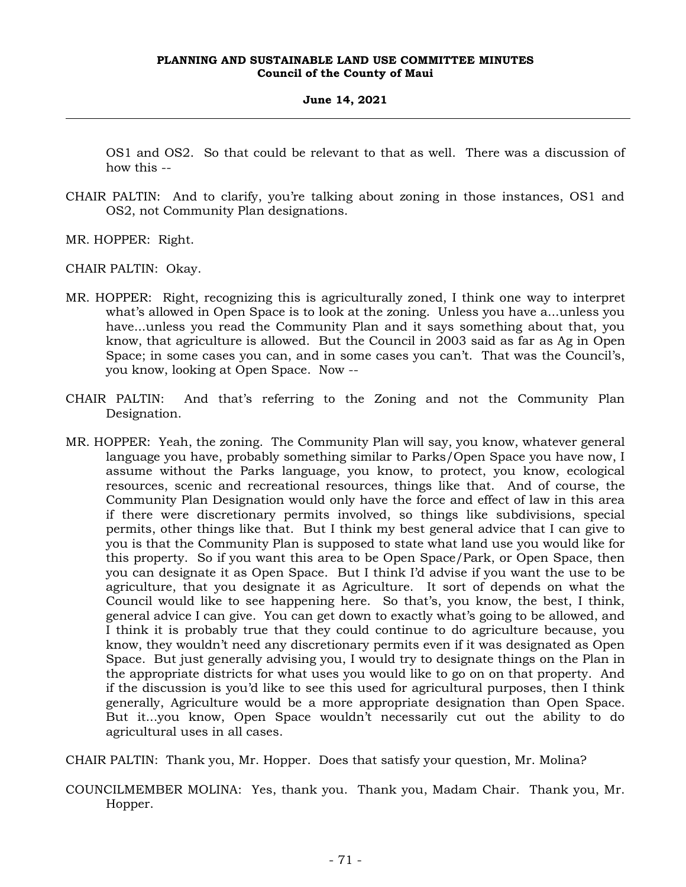OS1 and OS2. So that could be relevant to that as well. There was a discussion of how this --

CHAIR PALTIN: And to clarify, you're talking about zoning in those instances, OS1 and OS2, not Community Plan designations.

MR. HOPPER: Right.

CHAIR PALTIN: Okay.

MR. HOPPER: Right, recognizing this is agriculturally zoned, I think one way to interpret what's allowed in Open Space is to look at the zoning. Unless you have a...unless you have...unless you read the Community Plan and it says something about that, you know, that agriculture is allowed. But the Council in 2003 said as far as Ag in Open Space; in some cases you can, and in some cases you can't. That was the Council's, you know, looking at Open Space. Now --

CHAIR PALTIN: And that's referring to the Zoning and not the Community Plan Designation.

MR. HOPPER: Yeah, the zoning. The Community Plan will say, you know, whatever general language you have, probably something similar to Parks/Open Space you have now, I assume without the Parks language, you know, to protect, you know, ecological resources, scenic and recreational resources, things like that. And of course, the Community Plan Designation would only have the force and effect of law in this area if there were discretionary permits involved, so things like subdivisions, special permits, other things like that. But I think my best general advice that I can give to you is that the Community Plan is supposed to state what land use you would like for this property. So if you want this area to be Open Space/Park, or Open Space, then you can designate it as Open Space. But I think I'd advise if you want the use to be agriculture, that you designate it as Agriculture. It sort of depends on what the Council would like to see happening here. So that's, you know, the best, I think, general advice I can give. You can get down to exactly what's going to be allowed, and I think it is probably true that they could continue to do agriculture because, you know, they wouldn't need any discretionary permits even if it was designated as Open Space. But just generally advising you, I would try to designate things on the Plan in the appropriate districts for what uses you would like to go on on that property. And if the discussion is you'd like to see this used for agricultural purposes, then I think generally, Agriculture would be a more appropriate designation than Open Space. But it...you know, Open Space wouldn't necessarily cut out the ability to do agricultural uses in all cases.

CHAIR PALTIN: Thank you, Mr. Hopper. Does that satisfy your question, Mr. Molina?

COUNCILMEMBER MOLINA: Yes, thank you. Thank you, Madam Chair. Thank you, Mr. Hopper.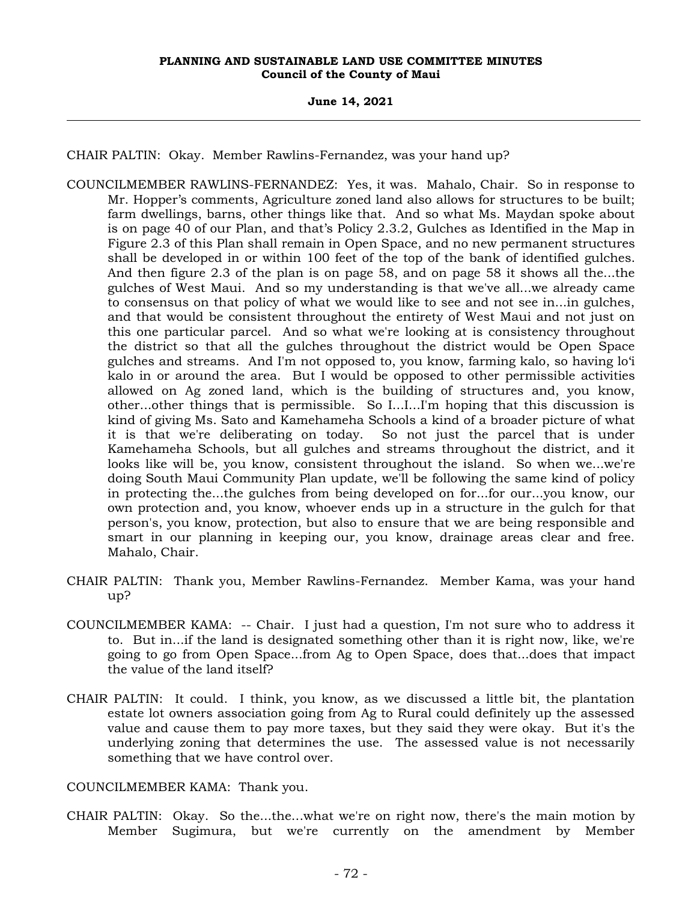CHAIR PALTIN: Okay. Member Rawlins-Fernandez, was your hand up?

COUNCILMEMBER RAWLINS-FERNANDEZ: Yes, it was. Mahalo, Chair. So in response to Mr. Hopper's comments, Agriculture zoned land also allows for structures to be built; farm dwellings, barns, other things like that. And so what Ms. Maydan spoke about is on page 40 of our Plan, and that's Policy 2.3.2, Gulches as Identified in the Map in Figure 2.3 of this Plan shall remain in Open Space, and no new permanent structures shall be developed in or within 100 feet of the top of the bank of identified gulches. And then figure 2.3 of the plan is on page 58, and on page 58 it shows all the...the gulches of West Maui. And so my understanding is that we've all...we already came to consensus on that policy of what we would like to see and not see in...in gulches, and that would be consistent throughout the entirety of West Maui and not just on this one particular parcel. And so what we're looking at is consistency throughout the district so that all the gulches throughout the district would be Open Space gulches and streams. And I'm not opposed to, you know, farming kalo, so having lo'i kalo in or around the area. But I would be opposed to other permissible activities allowed on Ag zoned land, which is the building of structures and, you know, other...other things that is permissible. So I...I...I'm hoping that this discussion is kind of giving Ms. Sato and Kamehameha Schools a kind of a broader picture of what it is that we're deliberating on today. So not just the parcel that is under Kamehameha Schools, but all gulches and streams throughout the district, and it looks like will be, you know, consistent throughout the island. So when we...we're doing South Maui Community Plan update, we'll be following the same kind of policy in protecting the...the gulches from being developed on for...for our...you know, our own protection and, you know, whoever ends up in a structure in the gulch for that person's, you know, protection, but also to ensure that we are being responsible and smart in our planning in keeping our, you know, drainage areas clear and free. Mahalo, Chair.

CHAIR PALTIN: Thank you, Member Rawlins-Fernandez. Member Kama, was your hand up?

COUNCILMEMBER KAMA: -- Chair. I just had a question, I'm not sure who to address it to. But in...if the land is designated something other than it is right now, like, we're going to go from Open Space...from Ag to Open Space, does that...does that impact the value of the land itself?

CHAIR PALTIN: It could. I think, you know, as we discussed a little bit, the plantation estate lot owners association going from Ag to Rural could definitely up the assessed value and cause them to pay more taxes, but they said they were okay. But it's the underlying zoning that determines the use. The assessed value is not necessarily something that we have control over.

COUNCILMEMBER KAMA: Thank you.

CHAIR PALTIN: Okay. So the...the...what we're on right now, there's the main motion by Member Sugimura, but we're currently on the amendment by Member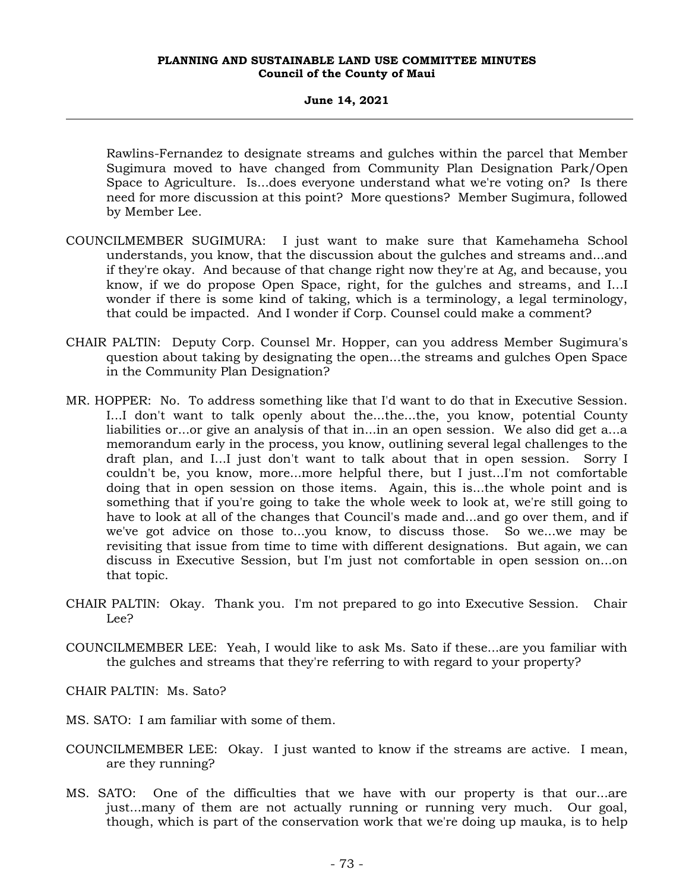Rawlins-Fernandez to designate streams and gulches within the parcel that Member Sugimura moved to have changed from Community Plan Designation Park/Open Space to Agriculture. Is...does everyone understand what we're voting on? Is there need for more discussion at this point? More questions? Member Sugimura, followed by Member Lee.

COUNCILMEMBER SUGIMURA: I just want to make sure that Kamehameha School understands, you know, that the discussion about the gulches and streams and...and if they're okay. And because of that change right now they're at Ag, and because, you know, if we do propose Open Space, right, for the gulches and streams, and I...I wonder if there is some kind of taking, which is a terminology, a legal terminology, that could be impacted. And I wonder if Corp. Counsel could make a comment?

CHAIR PALTIN: Deputy Corp. Counsel Mr. Hopper, can you address Member Sugimura's question about taking by designating the open...the streams and gulches Open Space in the Community Plan Designation?

MR. HOPPER: No. To address something like that I'd want to do that in Executive Session. I...I don't want to talk openly about the...the...the, you know, potential County liabilities or...or give an analysis of that in...in an open session. We also did get a...a memorandum early in the process, you know, outlining several legal challenges to the draft plan, and I...I just don't want to talk about that in open session. Sorry I couldn't be, you know, more...more helpful there, but I just...I'm not comfortable doing that in open session on those items. Again, this is...the whole point and is something that if you're going to take the whole week to look at, we're still going to have to look at all of the changes that Council's made and...and go over them, and if we've got advice on those to...you know, to discuss those. So we...we may be revisiting that issue from time to time with different designations. But again, we can discuss in Executive Session, but I'm just not comfortable in open session on...on that topic.

CHAIR PALTIN: Okay. Thank you. I'm not prepared to go into Executive Session. Chair Lee?

COUNCILMEMBER LEE: Yeah, I would like to ask Ms. Sato if these...are you familiar with the gulches and streams that they're referring to with regard to your property?

CHAIR PALTIN: Ms. Sato?

MS. SATO: I am familiar with some of them.

COUNCILMEMBER LEE: Okay. I just wanted to know if the streams are active. I mean, are they running?

MS. SATO: One of the difficulties that we have with our property is that our...are just...many of them are not actually running or running very much. Our goal, though, which is part of the conservation work that we're doing up mauka, is to help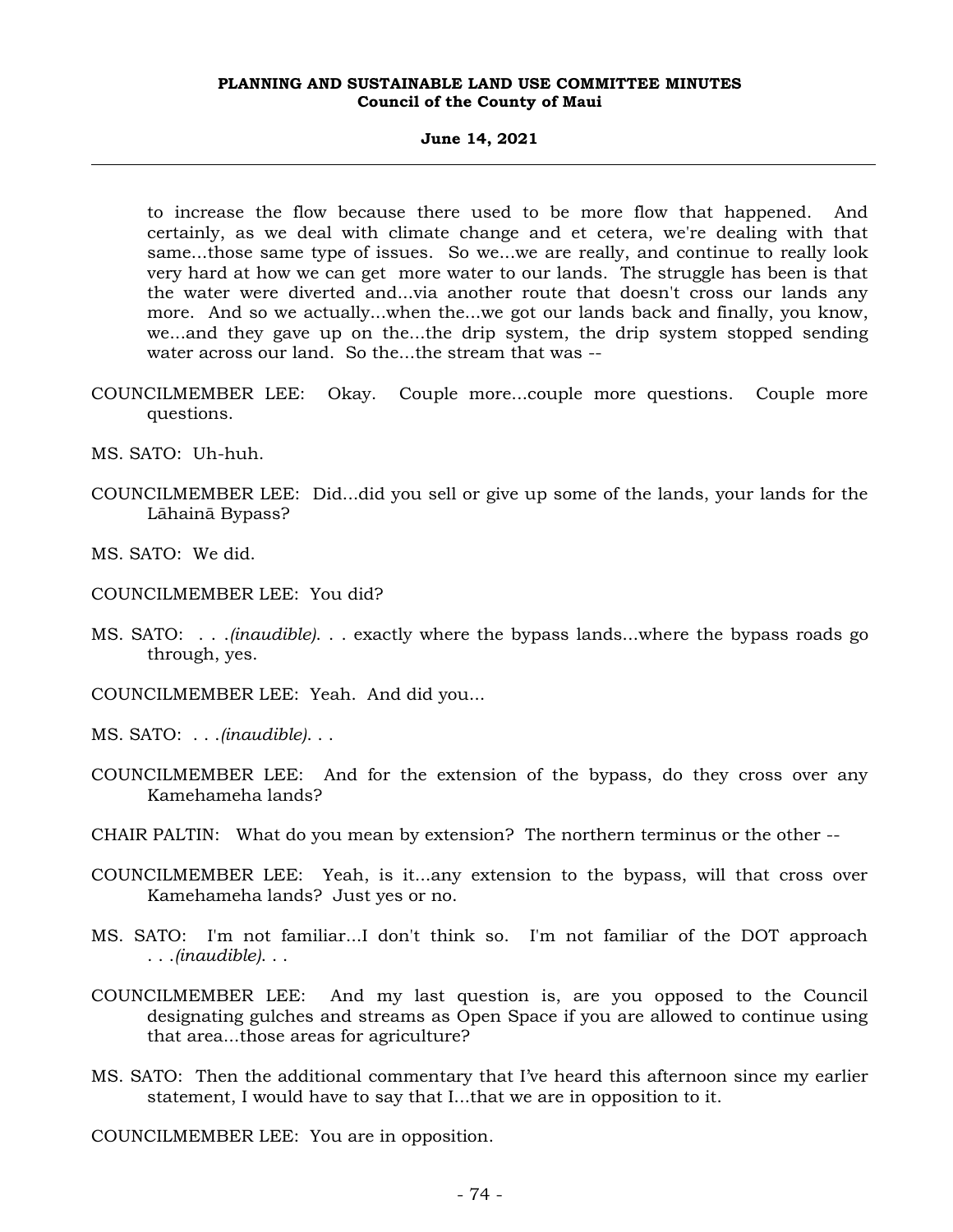to increase the flow because there used to be more flow that happened. And certainly, as we deal with climate change and et cetera, we're dealing with that same...those same type of issues. So we...we are really, and continue to really look very hard at how we can get more water to our lands. The struggle has been is that the water were diverted and...via another route that doesn't cross our lands any more. And so we actually...when the...we got our lands back and finally, you know, we...and they gave up on the...the drip system, the drip system stopped sending water across our land. So the...the stream that was --

COUNCILMEMBER LEE: Okay. Couple more...couple more questions. Couple more questions.

MS. SATO: Uh-huh.

COUNCILMEMBER LEE: Did...did you sell or give up some of the lands, your lands for the Lāhainā Bypass?

MS. SATO: We did.

COUNCILMEMBER LEE: You did?

MS. SATO: . . .*(inaudible)*. . . exactly where the bypass lands...where the bypass roads go through, yes.

COUNCILMEMBER LEE: Yeah. And did you...

MS. SATO: . . .*(inaudible)*. . .

COUNCILMEMBER LEE: And for the extension of the bypass, do they cross over any Kamehameha lands?

CHAIR PALTIN: What do you mean by extension? The northern terminus or the other --

COUNCILMEMBER LEE: Yeah, is it...any extension to the bypass, will that cross over Kamehameha lands? Just yes or no.

MS. SATO: I'm not familiar...I don't think so. I'm not familiar of the DOT approach . . .*(inaudible)*. . .

COUNCILMEMBER LEE: And my last question is, are you opposed to the Council designating gulches and streams as Open Space if you are allowed to continue using that area...those areas for agriculture?

MS. SATO: Then the additional commentary that I've heard this afternoon since my earlier statement, I would have to say that I...that we are in opposition to it.

COUNCILMEMBER LEE: You are in opposition.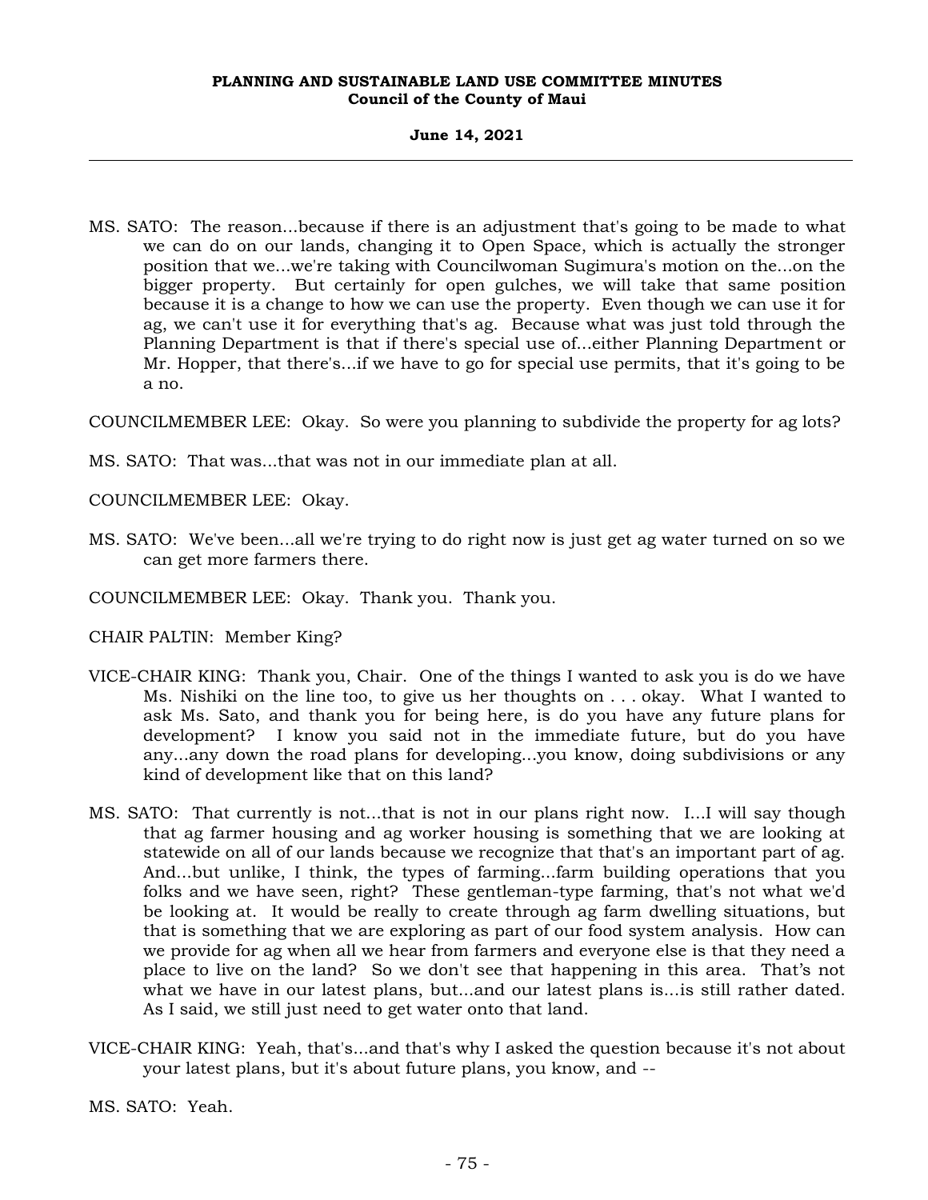MS. SATO: The reason...because if there is an adjustment that's going to be made to what we can do on our lands, changing it to Open Space, which is actually the stronger position that we...we're taking with Councilwoman Sugimura's motion on the...on the bigger property. But certainly for open gulches, we will take that same position because it is a change to how we can use the property. Even though we can use it for ag, we can't use it for everything that's ag. Because what was just told through the Planning Department is that if there's special use of...either Planning Department or Mr. Hopper, that there's...if we have to go for special use permits, that it's going to be a no.

COUNCILMEMBER LEE: Okay. So were you planning to subdivide the property for ag lots?

MS. SATO: That was...that was not in our immediate plan at all.

COUNCILMEMBER LEE: Okay.

MS. SATO: We've been...all we're trying to do right now is just get ag water turned on so we can get more farmers there.

COUNCILMEMBER LEE: Okay. Thank you. Thank you.

CHAIR PALTIN: Member King?

VICE-CHAIR KING: Thank you, Chair. One of the things I wanted to ask you is do we have Ms. Nishiki on the line too, to give us her thoughts on . . . okay. What I wanted to ask Ms. Sato, and thank you for being here, is do you have any future plans for development? I know you said not in the immediate future, but do you have any...any down the road plans for developing...you know, doing subdivisions or any kind of development like that on this land?

MS. SATO: That currently is not...that is not in our plans right now. I...I will say though that ag farmer housing and ag worker housing is something that we are looking at statewide on all of our lands because we recognize that that's an important part of ag. And...but unlike, I think, the types of farming...farm building operations that you folks and we have seen, right? These gentleman-type farming, that's not what we'd be looking at. It would be really to create through ag farm dwelling situations, but that is something that we are exploring as part of our food system analysis. How can we provide for ag when all we hear from farmers and everyone else is that they need a place to live on the land? So we don't see that happening in this area. That's not what we have in our latest plans, but...and our latest plans is...is still rather dated. As I said, we still just need to get water onto that land.

VICE-CHAIR KING: Yeah, that's...and that's why I asked the question because it's not about your latest plans, but it's about future plans, you know, and --

MS. SATO: Yeah.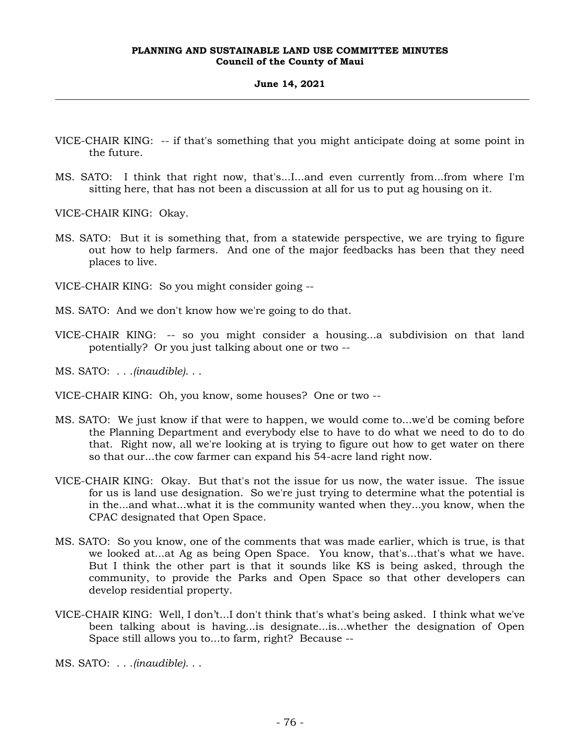VICE-CHAIR KING: -- if that's something that you might anticipate doing at some point in the future.

MS. SATO: I think that right now, that's...I...and even currently from...from where I'm sitting here, that has not been a discussion at all for us to put ag housing on it.

VICE-CHAIR KING: Okay.

MS. SATO: But it is something that, from a statewide perspective, we are trying to figure out how to help farmers. And one of the major feedbacks has been that they need places to live.

VICE-CHAIR KING: So you might consider going --

MS. SATO: And we don't know how we're going to do that.

VICE-CHAIR KING: -- so you might consider a housing...a subdivision on that land potentially? Or you just talking about one or two --

MS. SATO: . . .*(inaudible)*. . .

VICE-CHAIR KING: Oh, you know, some houses? One or two --

MS. SATO: We just know if that were to happen, we would come to...we'd be coming before the Planning Department and everybody else to have to do what we need to do to do that. Right now, all we're looking at is trying to figure out how to get water on there so that our...the cow farmer can expand his 54-acre land right now.

VICE-CHAIR KING: Okay. But that's not the issue for us now, the water issue. The issue for us is land use designation. So we're just trying to determine what the potential is in the...and what...what it is the community wanted when they...you know, when the CPAC designated that Open Space.

MS. SATO: So you know, one of the comments that was made earlier, which is true, is that we looked at...at Ag as being Open Space. You know, that's...that's what we have. But I think the other part is that it sounds like KS is being asked, through the community, to provide the Parks and Open Space so that other developers can develop residential property.

VICE-CHAIR KING: Well, I don't...I don't think that's what's being asked. I think what we've been talking about is having...is designate...is...whether the designation of Open Space still allows you to...to farm, right? Because --

MS. SATO: . . .*(inaudible)*. . .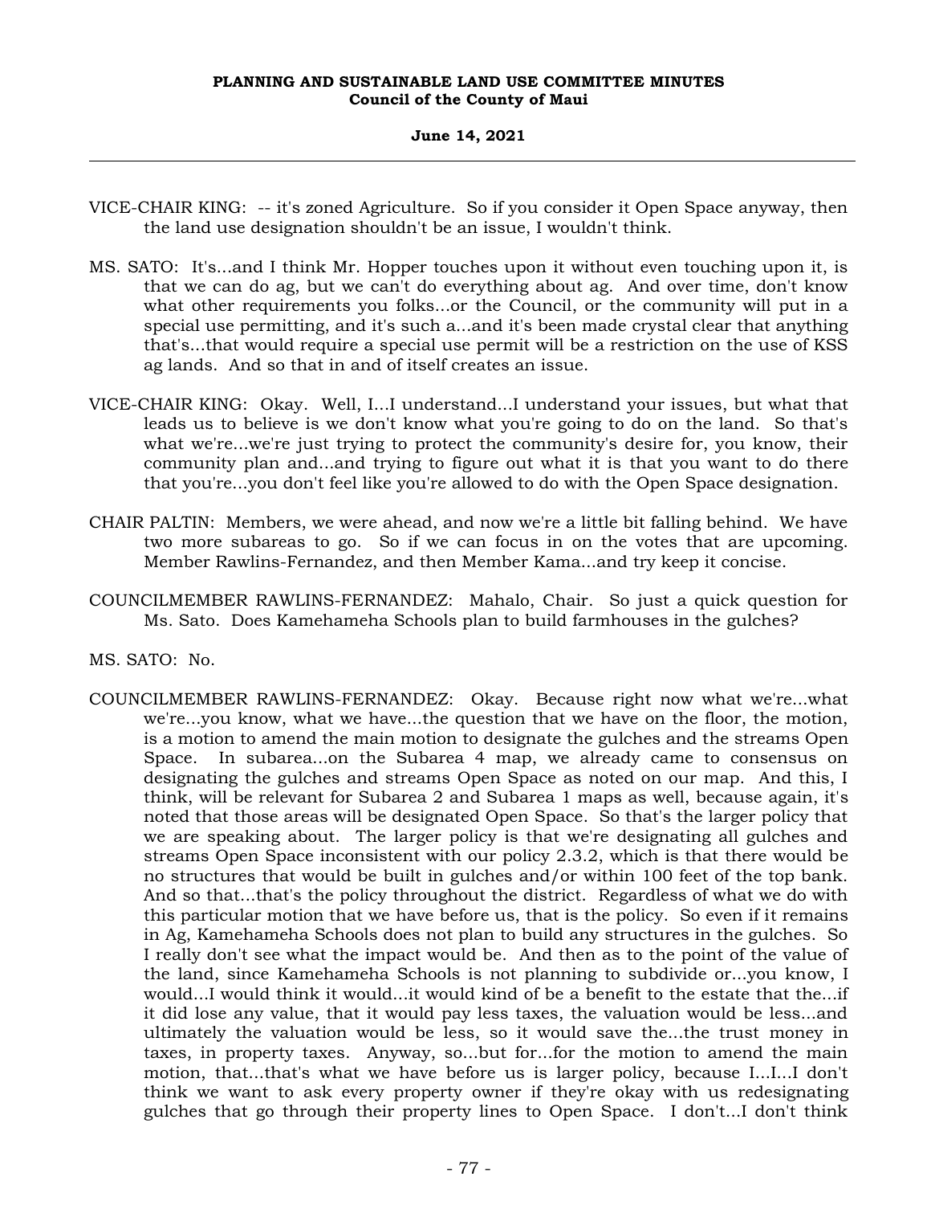VICE-CHAIR KING: -- it's zoned Agriculture. So if you consider it Open Space anyway, then the land use designation shouldn't be an issue, I wouldn't think.

MS. SATO: It's...and I think Mr. Hopper touches upon it without even touching upon it, is that we can do ag, but we can't do everything about ag. And over time, don't know what other requirements you folks...or the Council, or the community will put in a special use permitting, and it's such a...and it's been made crystal clear that anything that's...that would require a special use permit will be a restriction on the use of KSS ag lands. And so that in and of itself creates an issue.

VICE-CHAIR KING: Okay. Well, I...I understand...I understand your issues, but what that leads us to believe is we don't know what you're going to do on the land. So that's what we're...we're just trying to protect the community's desire for, you know, their community plan and...and trying to figure out what it is that you want to do there that you're...you don't feel like you're allowed to do with the Open Space designation.

CHAIR PALTIN: Members, we were ahead, and now we're a little bit falling behind. We have two more subareas to go. So if we can focus in on the votes that are upcoming. Member Rawlins-Fernandez, and then Member Kama...and try keep it concise.

COUNCILMEMBER RAWLINS-FERNANDEZ: Mahalo, Chair. So just a quick question for Ms. Sato. Does Kamehameha Schools plan to build farmhouses in the gulches?

MS. SATO: No.

COUNCILMEMBER RAWLINS-FERNANDEZ: Okay. Because right now what we're...what we're...you know, what we have...the question that we have on the floor, the motion, is a motion to amend the main motion to designate the gulches and the streams Open Space. In subarea...on the Subarea 4 map, we already came to consensus on designating the gulches and streams Open Space as noted on our map. And this, I think, will be relevant for Subarea 2 and Subarea 1 maps as well, because again, it's noted that those areas will be designated Open Space. So that's the larger policy that we are speaking about. The larger policy is that we're designating all gulches and streams Open Space inconsistent with our policy 2.3.2, which is that there would be no structures that would be built in gulches and/or within 100 feet of the top bank. And so that...that's the policy throughout the district. Regardless of what we do with this particular motion that we have before us, that is the policy. So even if it remains in Ag, Kamehameha Schools does not plan to build any structures in the gulches. So I really don't see what the impact would be. And then as to the point of the value of the land, since Kamehameha Schools is not planning to subdivide or...you know, I would...I would think it would...it would kind of be a benefit to the estate that the...if it did lose any value, that it would pay less taxes, the valuation would be less...and ultimately the valuation would be less, so it would save the...the trust money in taxes, in property taxes. Anyway, so...but for...for the motion to amend the main motion, that...that's what we have before us is larger policy, because I...I...I don't think we want to ask every property owner if they're okay with us redesignating gulches that go through their property lines to Open Space. I don't...I don't think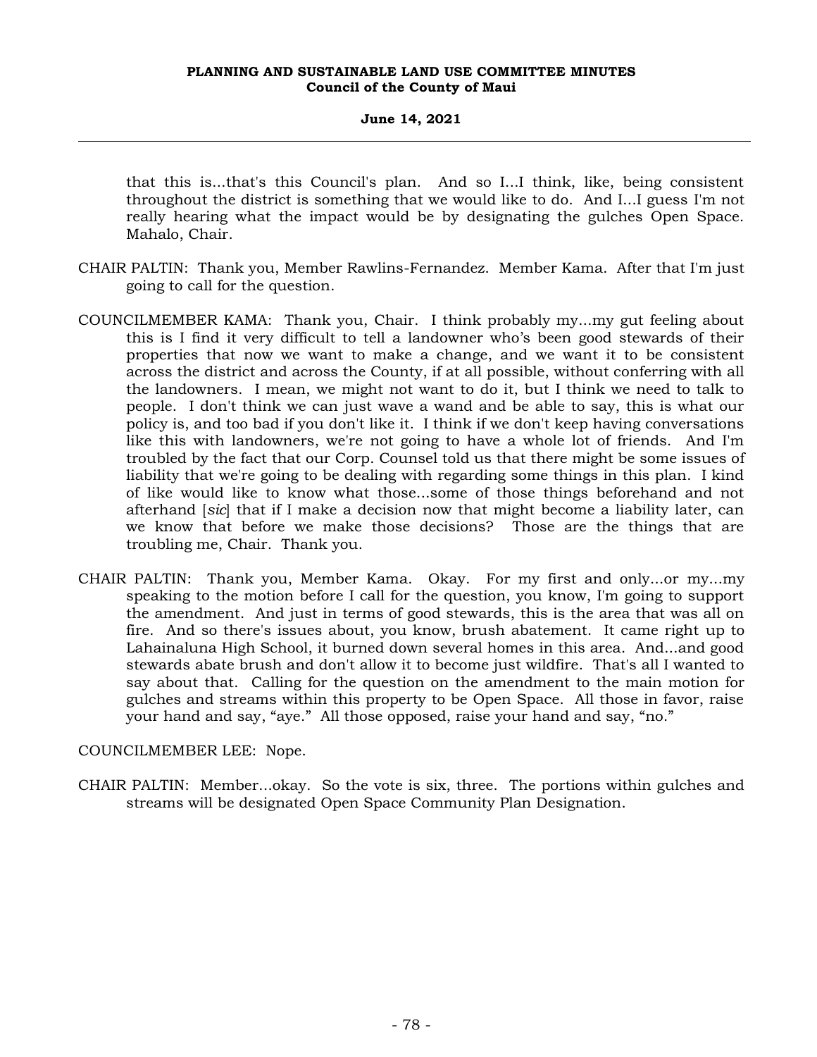that this is...that's this Council's plan. And so I...I think, like, being consistent throughout the district is something that we would like to do. And I...I guess I'm not really hearing what the impact would be by designating the gulches Open Space. Mahalo, Chair.

CHAIR PALTIN: Thank you, Member Rawlins-Fernandez. Member Kama. After that I'm just going to call for the question.

COUNCILMEMBER KAMA: Thank you, Chair. I think probably my...my gut feeling about this is I find it very difficult to tell a landowner who's been good stewards of their properties that now we want to make a change, and we want it to be consistent across the district and across the County, if at all possible, without conferring with all the landowners. I mean, we might not want to do it, but I think we need to talk to people. I don't think we can just wave a wand and be able to say, this is what our policy is, and too bad if you don't like it. I think if we don't keep having conversations like this with landowners, we're not going to have a whole lot of friends. And I'm troubled by the fact that our Corp. Counsel told us that there might be some issues of liability that we're going to be dealing with regarding some things in this plan. I kind of like would like to know what those...some of those things beforehand and not afterhand [*sic*] that if I make a decision now that might become a liability later, can we know that before we make those decisions? Those are the things that are troubling me, Chair. Thank you.

CHAIR PALTIN: Thank you, Member Kama. Okay. For my first and only...or my...my speaking to the motion before I call for the question, you know, I'm going to support the amendment. And just in terms of good stewards, this is the area that was all on fire. And so there's issues about, you know, brush abatement. It came right up to Lahainaluna High School, it burned down several homes in this area. And...and good stewards abate brush and don't allow it to become just wildfire. That's all I wanted to say about that. Calling for the question on the amendment to the main motion for gulches and streams within this property to be Open Space. All those in favor, raise your hand and say, "aye." All those opposed, raise your hand and say, "no."

COUNCILMEMBER LEE: Nope.

CHAIR PALTIN: Member...okay. So the vote is six, three. The portions within gulches and streams will be designated Open Space Community Plan Designation.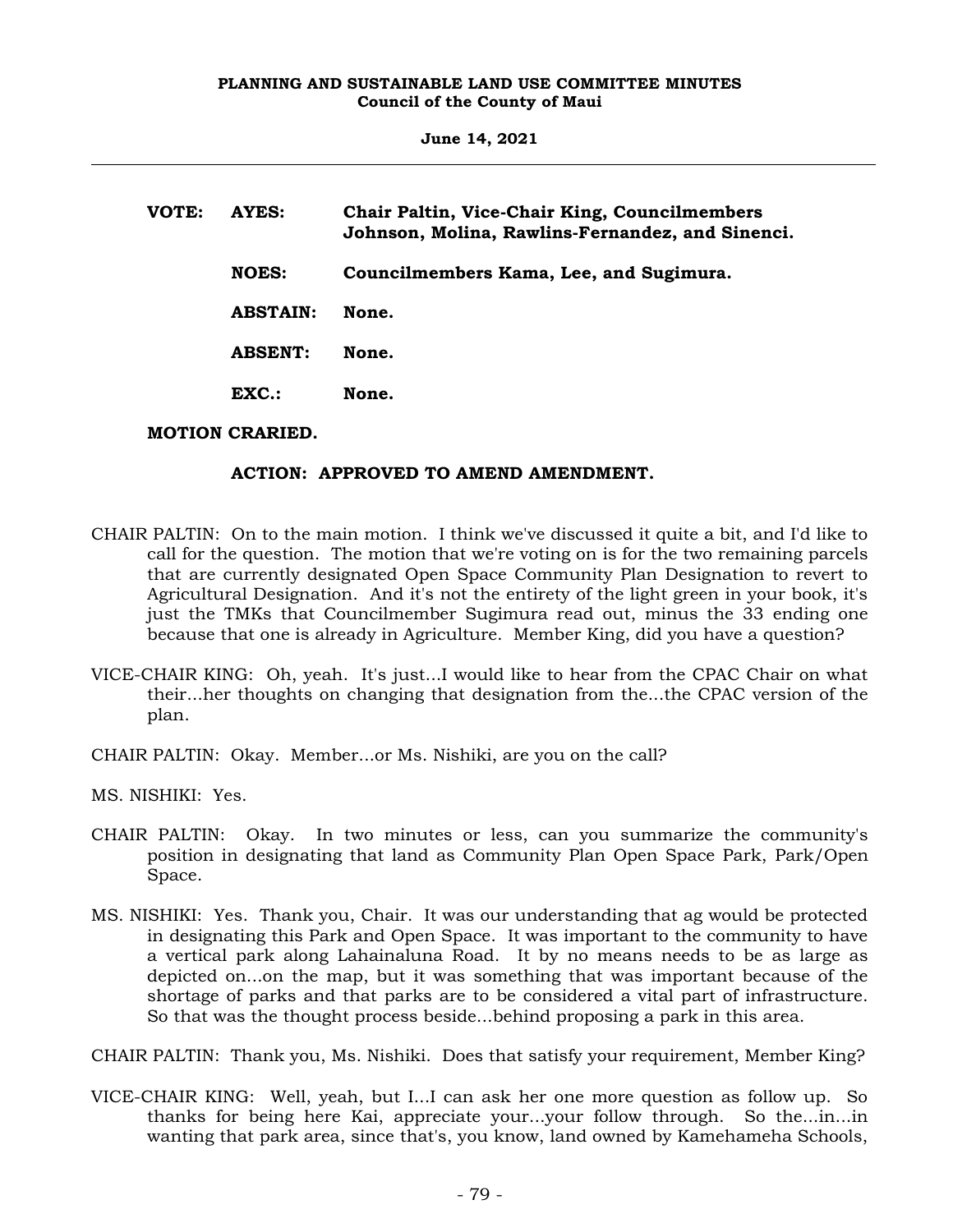**VOTE: AYES: Chair Paltin, Vice-Chair King, Councilmembers Johnson, Molina, Rawlins-Fernandez, and Sinenci.**

**NOES: Councilmembers Kama, Lee, and Sugimura.**

**ABSTAIN: None.**

**ABSENT: None.**

**EXC.: None.**

**MOTION CRARIED.**

**ACTION: APPROVED TO AMEND AMENDMENT.**

CHAIR PALTIN: On to the main motion. I think we've discussed it quite a bit, and I'd like to call for the question. The motion that we're voting on is for the two remaining parcels that are currently designated Open Space Community Plan Designation to revert to Agricultural Designation. And it's not the entirety of the light green in your book, it's just the TMKs that Councilmember Sugimura read out, minus the 33 ending one because that one is already in Agriculture. Member King, did you have a question?

VICE-CHAIR KING: Oh, yeah. It's just...I would like to hear from the CPAC Chair on what their...her thoughts on changing that designation from the...the CPAC version of the plan.

CHAIR PALTIN: Okay. Member...or Ms. Nishiki, are you on the call?

MS. NISHIKI: Yes.

CHAIR PALTIN: Okay. In two minutes or less, can you summarize the community's position in designating that land as Community Plan Open Space Park, Park/Open Space.

MS. NISHIKI: Yes. Thank you, Chair. It was our understanding that ag would be protected in designating this Park and Open Space. It was important to the community to have a vertical park along Lahainaluna Road. It by no means needs to be as large as depicted on...on the map, but it was something that was important because of the shortage of parks and that parks are to be considered a vital part of infrastructure. So that was the thought process beside...behind proposing a park in this area.

CHAIR PALTIN: Thank you, Ms. Nishiki. Does that satisfy your requirement, Member King?

VICE-CHAIR KING: Well, yeah, but I...I can ask her one more question as follow up. So thanks for being here Kai, appreciate your...your follow through. So the...in...in wanting that park area, since that's, you know, land owned by Kamehameha Schools,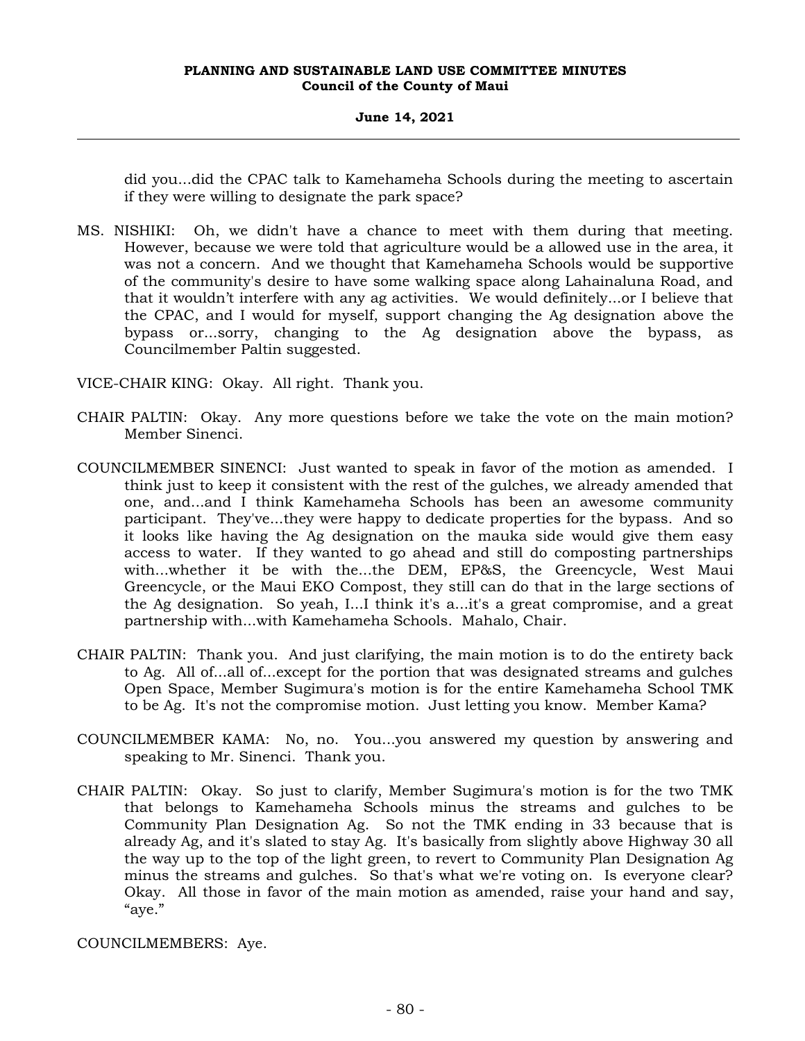did you...did the CPAC talk to Kamehameha Schools during the meeting to ascertain if they were willing to designate the park space?

MS. NISHIKI: Oh, we didn't have a chance to meet with them during that meeting. However, because we were told that agriculture would be a allowed use in the area, it was not a concern. And we thought that Kamehameha Schools would be supportive of the community's desire to have some walking space along Lahainaluna Road, and that it wouldn't interfere with any ag activities. We would definitely...or I believe that the CPAC, and I would for myself, support changing the Ag designation above the bypass or...sorry, changing to the Ag designation above the bypass, as Councilmember Paltin suggested.

VICE-CHAIR KING: Okay. All right. Thank you.

CHAIR PALTIN: Okay. Any more questions before we take the vote on the main motion? Member Sinenci.

COUNCILMEMBER SINENCI: Just wanted to speak in favor of the motion as amended. I think just to keep it consistent with the rest of the gulches, we already amended that one, and...and I think Kamehameha Schools has been an awesome community participant. They've...they were happy to dedicate properties for the bypass. And so it looks like having the Ag designation on the mauka side would give them easy access to water. If they wanted to go ahead and still do composting partnerships with...whether it be with the...the DEM, EP&S, the Greencycle, West Maui Greencycle, or the Maui EKO Compost, they still can do that in the large sections of the Ag designation. So yeah, I...I think it's a...it's a great compromise, and a great partnership with...with Kamehameha Schools. Mahalo, Chair.

CHAIR PALTIN: Thank you. And just clarifying, the main motion is to do the entirety back to Ag. All of...all of...except for the portion that was designated streams and gulches Open Space, Member Sugimura's motion is for the entire Kamehameha School TMK to be Ag. It's not the compromise motion. Just letting you know. Member Kama?

COUNCILMEMBER KAMA: No, no. You...you answered my question by answering and speaking to Mr. Sinenci. Thank you.

CHAIR PALTIN: Okay. So just to clarify, Member Sugimura's motion is for the two TMK that belongs to Kamehameha Schools minus the streams and gulches to be Community Plan Designation Ag. So not the TMK ending in 33 because that is already Ag, and it's slated to stay Ag. It's basically from slightly above Highway 30 all the way up to the top of the light green, to revert to Community Plan Designation Ag minus the streams and gulches. So that's what we're voting on. Is everyone clear? Okay. All those in favor of the main motion as amended, raise your hand and say, "aye."

COUNCILMEMBERS: Aye.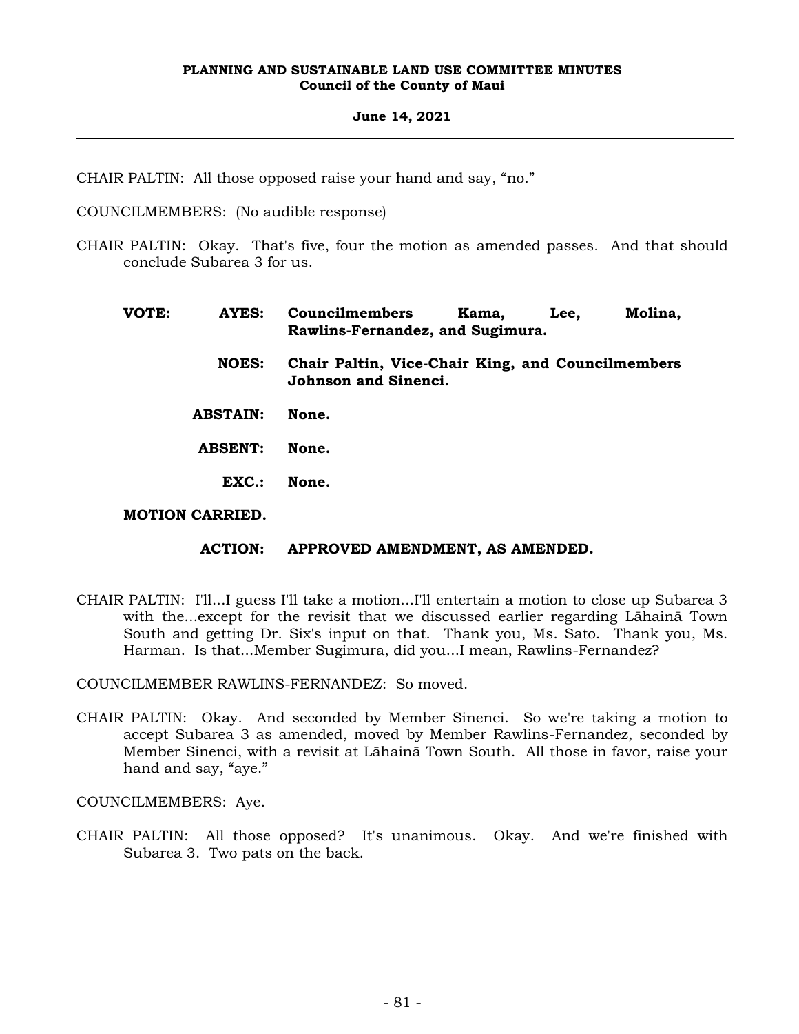CHAIR PALTIN: All those opposed raise your hand and say, "no."

COUNCILMEMBERS: (No audible response)

CHAIR PALTIN: Okay. That's five, four the motion as amended passes. And that should conclude Subarea 3 for us.

**VOTE:** **AYES:** **Councilmembers Kama, Lee, Molina, Rawlins-Fernandez, and Sugimura.**

**NOES:** **Chair Paltin, Vice-Chair King, and Councilmembers Johnson and Sinenci.**

**ABSTAIN:** **None.**

**ABSENT:** **None.**

**EXC.:** **None.**

**MOTION CARRIED.**

**ACTION:** **APPROVED AMENDMENT, AS AMENDED.**

CHAIR PALTIN: I'll...I guess I'll take a motion...I'll entertain a motion to close up Subarea 3 with the...except for the revisit that we discussed earlier regarding Lāhainā Town South and getting Dr. Six's input on that. Thank you, Ms. Sato. Thank you, Ms. Harman. Is that...Member Sugimura, did you...I mean, Rawlins-Fernandez?

COUNCILMEMBER RAWLINS-FERNANDEZ: So moved.

CHAIR PALTIN: Okay. And seconded by Member Sinenci. So we're taking a motion to accept Subarea 3 as amended, moved by Member Rawlins-Fernandez, seconded by Member Sinenci, with a revisit at Lāhainā Town South. All those in favor, raise your hand and say, "aye."

COUNCILMEMBERS: Aye.

CHAIR PALTIN: All those opposed? It's unanimous. Okay. And we're finished with Subarea 3. Two pats on the back.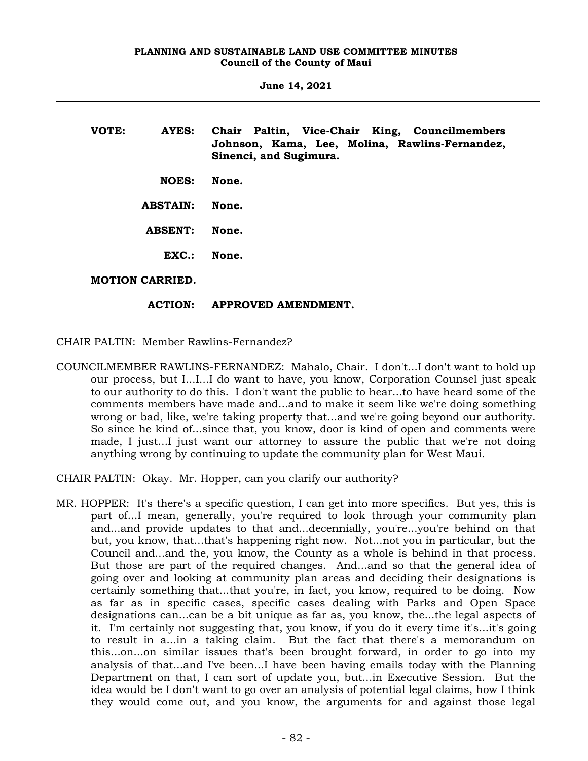**VOTE: AYES: Chair Paltin, Vice-Chair King, Councilmembers Johnson, Kama, Lee, Molina, Rawlins-Fernandez, Sinenci, and Sugimura.**

**NOES: None.**

**ABSTAIN: None.**

**ABSENT: None.**

**EXC.: None.**

**MOTION CARRIED.**

**ACTION: APPROVED AMENDMENT.**

CHAIR PALTIN: Member Rawlins-Fernandez?

COUNCILMEMBER RAWLINS-FERNANDEZ: Mahalo, Chair. I don't...I don't want to hold up our process, but I...I...I do want to have, you know, Corporation Counsel just speak to our authority to do this. I don't want the public to hear...to have heard some of the comments members have made and...and to make it seem like we're doing something wrong or bad, like, we're taking property that...and we're going beyond our authority. So since he kind of...since that, you know, door is kind of open and comments were made, I just...I just want our attorney to assure the public that we're not doing anything wrong by continuing to update the community plan for West Maui.

CHAIR PALTIN: Okay. Mr. Hopper, can you clarify our authority?

MR. HOPPER: It's there's a specific question, I can get into more specifics. But yes, this is part of...I mean, generally, you're required to look through your community plan and...and provide updates to that and...decennially, you're...you're behind on that but, you know, that...that's happening right now. Not...not you in particular, but the Council and...and the, you know, the County as a whole is behind in that process. But those are part of the required changes. And...and so that the general idea of going over and looking at community plan areas and deciding their designations is certainly something that...that you're, in fact, you know, required to be doing. Now as far as in specific cases, specific cases dealing with Parks and Open Space designations can...can be a bit unique as far as, you know, the...the legal aspects of it. I'm certainly not suggesting that, you know, if you do it every time it's...it's going to result in a...in a taking claim. But the fact that there's a memorandum on this...on...on similar issues that's been brought forward, in order to go into my analysis of that...and I've been...I have been having emails today with the Planning Department on that, I can sort of update you, but...in Executive Session. But the idea would be I don't want to go over an analysis of potential legal claims, how I think they would come out, and you know, the arguments for and against those legal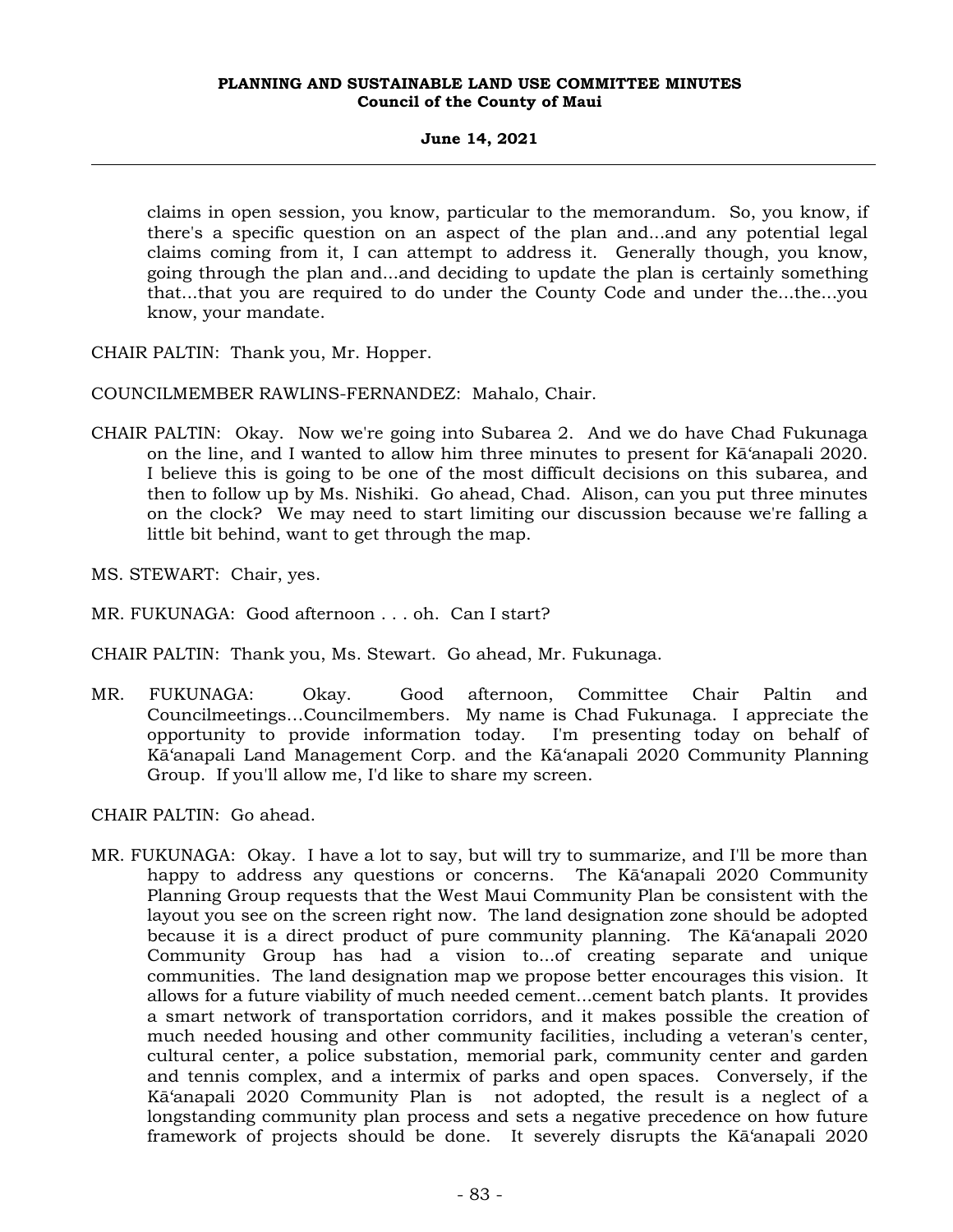claims in open session, you know, particular to the memorandum. So, you know, if there's a specific question on an aspect of the plan and...and any potential legal claims coming from it, I can attempt to address it. Generally though, you know, going through the plan and...and deciding to update the plan is certainly something that...that you are required to do under the County Code and under the...the...you know, your mandate.

CHAIR PALTIN: Thank you, Mr. Hopper.

COUNCILMEMBER RAWLINS-FERNANDEZ: Mahalo, Chair.

CHAIR PALTIN: Okay. Now we're going into Subarea 2. And we do have Chad Fukunaga on the line, and I wanted to allow him three minutes to present for Kāʻanapali 2020. I believe this is going to be one of the most difficult decisions on this subarea, and then to follow up by Ms. Nishiki. Go ahead, Chad. Alison, can you put three minutes on the clock? We may need to start limiting our discussion because we're falling a little bit behind, want to get through the map.

MS. STEWART: Chair, yes.

MR. FUKUNAGA: Good afternoon . . . oh. Can I start?

CHAIR PALTIN: Thank you, Ms. Stewart. Go ahead, Mr. Fukunaga.

MR. FUKUNAGA: Okay. Good afternoon, Committee Chair Paltin and Councilmeetings...Councilmembers. My name is Chad Fukunaga. I appreciate the opportunity to provide information today. I'm presenting today on behalf of Kāʻanapali Land Management Corp. and the Kāʻanapali 2020 Community Planning Group. If you'll allow me, I'd like to share my screen.

CHAIR PALTIN: Go ahead.

MR. FUKUNAGA: Okay. I have a lot to say, but will try to summarize, and I'll be more than happy to address any questions or concerns. The Kāʻanapali 2020 Community Planning Group requests that the West Maui Community Plan be consistent with the layout you see on the screen right now. The land designation zone should be adopted because it is a direct product of pure community planning. The Kāʻanapali 2020 Community Group has had a vision to...of creating separate and unique communities. The land designation map we propose better encourages this vision. It allows for a future viability of much needed cement...cement batch plants. It provides a smart network of transportation corridors, and it makes possible the creation of much needed housing and other community facilities, including a veteran's center, cultural center, a police substation, memorial park, community center and garden and tennis complex, and a intermix of parks and open spaces. Conversely, if the Kāʻanapali 2020 Community Plan is not adopted, the result is a neglect of a longstanding community plan process and sets a negative precedence on how future framework of projects should be done. It severely disrupts the Kāʻanapali 2020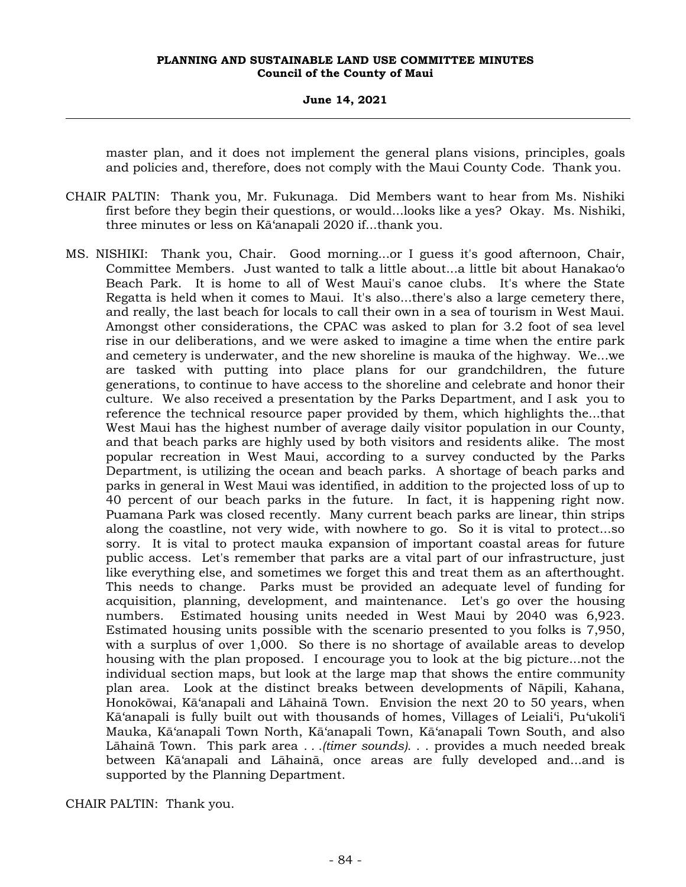master plan, and it does not implement the general plans visions, principles, goals and policies and, therefore, does not comply with the Maui County Code. Thank you.

CHAIR PALTIN: Thank you, Mr. Fukunaga. Did Members want to hear from Ms. Nishiki first before they begin their questions, or would...looks like a yes? Okay. Ms. Nishiki, three minutes or less on Kāʻanapali 2020 if...thank you.

MS. NISHIKI: Thank you, Chair. Good morning...or I guess it's good afternoon, Chair, Committee Members. Just wanted to talk a little about...a little bit about Hanakaoʻo Beach Park. It is home to all of West Maui's canoe clubs. It's where the State Regatta is held when it comes to Maui. It's also...there's also a large cemetery there, and really, the last beach for locals to call their own in a sea of tourism in West Maui. Amongst other considerations, the CPAC was asked to plan for 3.2 foot of sea level rise in our deliberations, and we were asked to imagine a time when the entire park and cemetery is underwater, and the new shoreline is mauka of the highway. We...we are tasked with putting into place plans for our grandchildren, the future generations, to continue to have access to the shoreline and celebrate and honor their culture. We also received a presentation by the Parks Department, and I ask you to reference the technical resource paper provided by them, which highlights the...that West Maui has the highest number of average daily visitor population in our County, and that beach parks are highly used by both visitors and residents alike. The most popular recreation in West Maui, according to a survey conducted by the Parks Department, is utilizing the ocean and beach parks. A shortage of beach parks and parks in general in West Maui was identified, in addition to the projected loss of up to 40 percent of our beach parks in the future. In fact, it is happening right now. Puamana Park was closed recently. Many current beach parks are linear, thin strips along the coastline, not very wide, with nowhere to go. So it is vital to protect...so sorry. It is vital to protect mauka expansion of important coastal areas for future public access. Let's remember that parks are a vital part of our infrastructure, just like everything else, and sometimes we forget this and treat them as an afterthought. This needs to change. Parks must be provided an adequate level of funding for acquisition, planning, development, and maintenance. Let's go over the housing numbers. Estimated housing units needed in West Maui by 2040 was 6,923. Estimated housing units possible with the scenario presented to you folks is 7,950, with a surplus of over 1,000. So there is no shortage of available areas to develop housing with the plan proposed. I encourage you to look at the big picture...not the individual section maps, but look at the large map that shows the entire community plan area. Look at the distinct breaks between developments of Nāpili, Kahana, Honokōwai, Kāʻanapali and Lāhainā Town. Envision the next 20 to 50 years, when Kāʻanapali is fully built out with thousands of homes, Villages of Leialiʻi, Puʻukoliʻi Mauka, Kāʻanapali Town North, Kāʻanapali Town, Kāʻanapali Town South, and also Lāhainā Town. This park area . . .*(timer sounds)*. . . provides a much needed break between Kāʻanapali and Lāhainā, once areas are fully developed and...and is supported by the Planning Department.

CHAIR PALTIN: Thank you.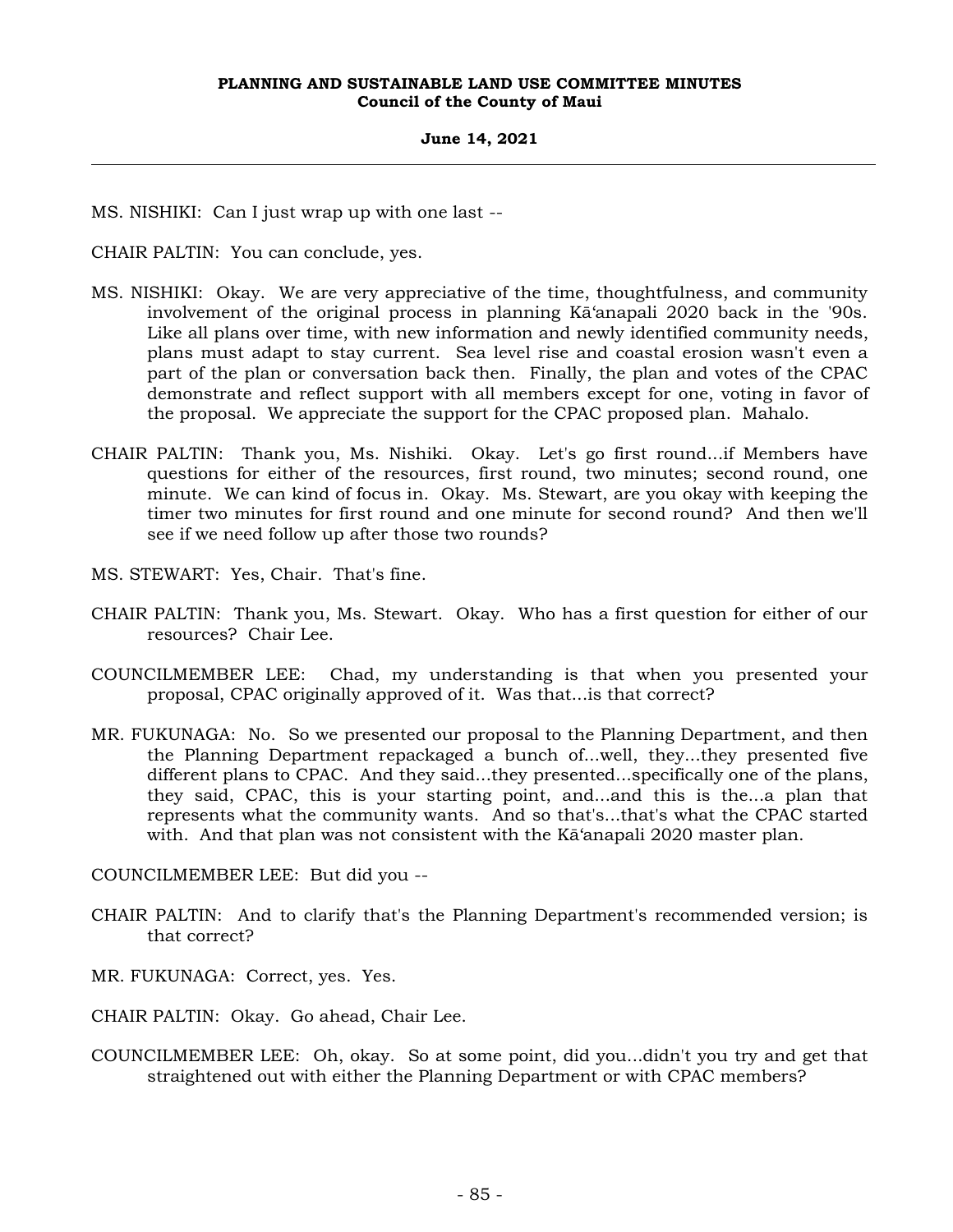MS. NISHIKI: Can I just wrap up with one last --

CHAIR PALTIN: You can conclude, yes.

MS. NISHIKI: Okay. We are very appreciative of the time, thoughtfulness, and community involvement of the original process in planning Kāʻanapali 2020 back in the '90s. Like all plans over time, with new information and newly identified community needs, plans must adapt to stay current. Sea level rise and coastal erosion wasn't even a part of the plan or conversation back then. Finally, the plan and votes of the CPAC demonstrate and reflect support with all members except for one, voting in favor of the proposal. We appreciate the support for the CPAC proposed plan. Mahalo.

CHAIR PALTIN: Thank you, Ms. Nishiki. Okay. Let's go first round...if Members have questions for either of the resources, first round, two minutes; second round, one minute. We can kind of focus in. Okay. Ms. Stewart, are you okay with keeping the timer two minutes for first round and one minute for second round? And then we'll see if we need follow up after those two rounds?

MS. STEWART: Yes, Chair. That's fine.

CHAIR PALTIN: Thank you, Ms. Stewart. Okay. Who has a first question for either of our resources? Chair Lee.

COUNCILMEMBER LEE: Chad, my understanding is that when you presented your proposal, CPAC originally approved of it. Was that...is that correct?

MR. FUKUNAGA: No. So we presented our proposal to the Planning Department, and then the Planning Department repackaged a bunch of...well, they...they presented five different plans to CPAC. And they said...they presented...specifically one of the plans, they said, CPAC, this is your starting point, and...and this is the...a plan that represents what the community wants. And so that's...that's what the CPAC started with. And that plan was not consistent with the Kāʻanapali 2020 master plan.

COUNCILMEMBER LEE: But did you --

CHAIR PALTIN: And to clarify that's the Planning Department's recommended version; is that correct?

MR. FUKUNAGA: Correct, yes. Yes.

CHAIR PALTIN: Okay. Go ahead, Chair Lee.

COUNCILMEMBER LEE: Oh, okay. So at some point, did you...didn't you try and get that straightened out with either the Planning Department or with CPAC members?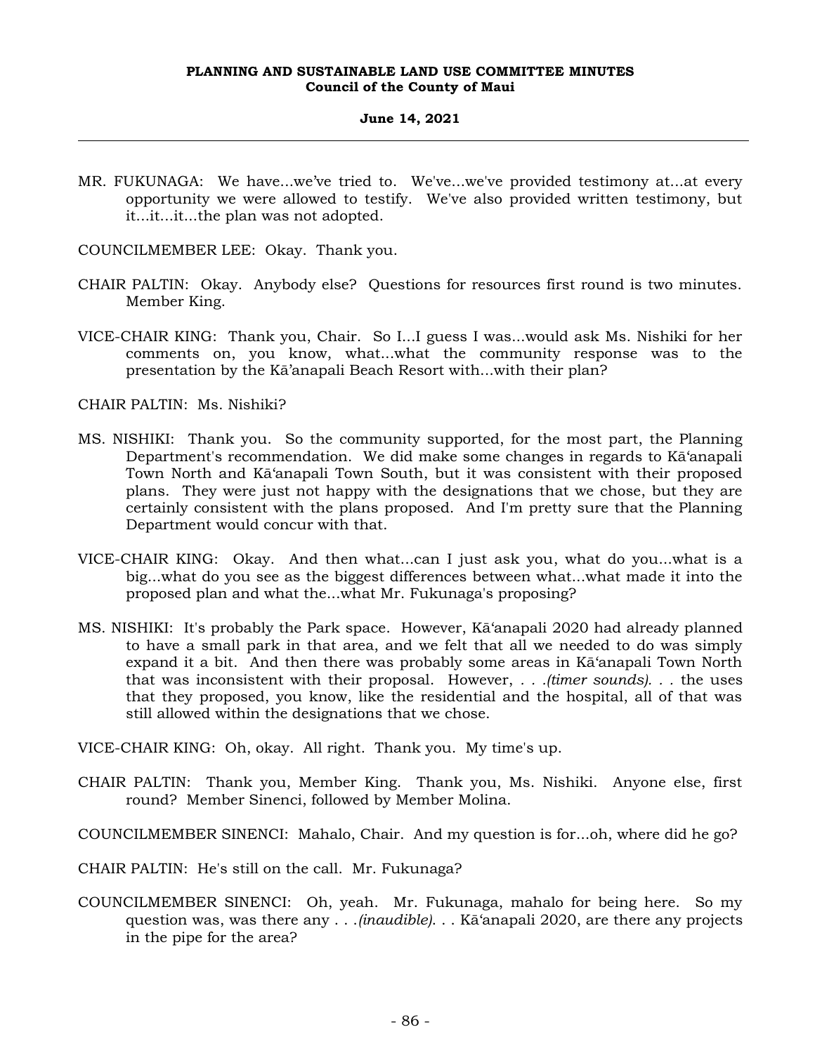MR. FUKUNAGA: We have...we've tried to. We've...we've provided testimony at...at every opportunity we were allowed to testify. We've also provided written testimony, but it...it...it...the plan was not adopted.

COUNCILMEMBER LEE: Okay. Thank you.

CHAIR PALTIN: Okay. Anybody else? Questions for resources first round is two minutes. Member King.

VICE-CHAIR KING: Thank you, Chair. So I...I guess I was...would ask Ms. Nishiki for her comments on, you know, what...what the community response was to the presentation by the Kā'anapali Beach Resort with...with their plan?

CHAIR PALTIN: Ms. Nishiki?

MS. NISHIKI: Thank you. So the community supported, for the most part, the Planning Department's recommendation. We did make some changes in regards to Kāʻanapali Town North and Kāʻanapali Town South, but it was consistent with their proposed plans. They were just not happy with the designations that we chose, but they are certainly consistent with the plans proposed. And I'm pretty sure that the Planning Department would concur with that.

VICE-CHAIR KING: Okay. And then what...can I just ask you, what do you...what is a big...what do you see as the biggest differences between what...what made it into the proposed plan and what the...what Mr. Fukunaga's proposing?

MS. NISHIKI: It's probably the Park space. However, Kāʻanapali 2020 had already planned to have a small park in that area, and we felt that all we needed to do was simply expand it a bit. And then there was probably some areas in Kāʻanapali Town North that was inconsistent with their proposal. However, . . .*(timer sounds)*. . . the uses that they proposed, you know, like the residential and the hospital, all of that was still allowed within the designations that we chose.

VICE-CHAIR KING: Oh, okay. All right. Thank you. My time's up.

CHAIR PALTIN: Thank you, Member King. Thank you, Ms. Nishiki. Anyone else, first round? Member Sinenci, followed by Member Molina.

COUNCILMEMBER SINENCI: Mahalo, Chair. And my question is for...oh, where did he go?

CHAIR PALTIN: He's still on the call. Mr. Fukunaga?

COUNCILMEMBER SINENCI: Oh, yeah. Mr. Fukunaga, mahalo for being here. So my question was, was there any . . .*(inaudible)*. . . Kāʻanapali 2020, are there any projects in the pipe for the area?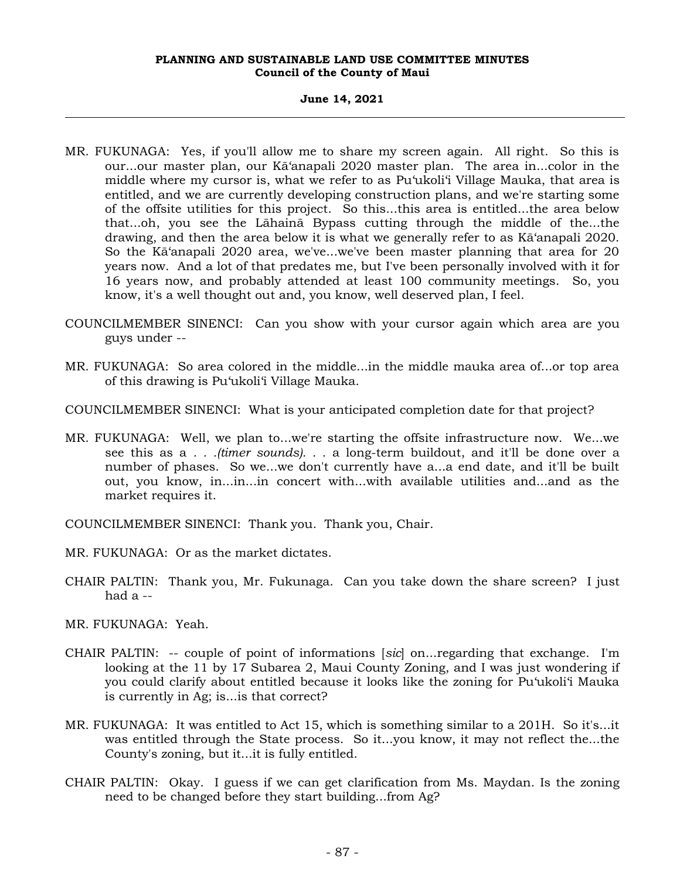MR. FUKUNAGA: Yes, if you'll allow me to share my screen again. All right. So this is our...our master plan, our Kāʻanapali 2020 master plan. The area in...color in the middle where my cursor is, what we refer to as Puʻukoliʻi Village Mauka, that area is entitled, and we are currently developing construction plans, and we're starting some of the offsite utilities for this project. So this...this area is entitled...the area below that...oh, you see the Lāhainā Bypass cutting through the middle of the...the drawing, and then the area below it is what we generally refer to as Kāʻanapali 2020. So the Kāʻanapali 2020 area, we've...we've been master planning that area for 20 years now. And a lot of that predates me, but I've been personally involved with it for 16 years now, and probably attended at least 100 community meetings. So, you know, it's a well thought out and, you know, well deserved plan, I feel.

COUNCILMEMBER SINENCI: Can you show with your cursor again which area are you guys under --

MR. FUKUNAGA: So area colored in the middle...in the middle mauka area of...or top area of this drawing is Puʻukoliʻi Village Mauka.

COUNCILMEMBER SINENCI: What is your anticipated completion date for that project?

MR. FUKUNAGA: Well, we plan to...we're starting the offsite infrastructure now. We...we see this as a . . .*(timer sounds)*. . . a long-term buildout, and it'll be done over a number of phases. So we...we don't currently have a...a end date, and it'll be built out, you know, in...in...in concert with...with available utilities and...and as the market requires it.

COUNCILMEMBER SINENCI: Thank you. Thank you, Chair.

MR. FUKUNAGA: Or as the market dictates.

CHAIR PALTIN: Thank you, Mr. Fukunaga. Can you take down the share screen? I just had a --

MR. FUKUNAGA: Yeah.

CHAIR PALTIN: -- couple of point of informations [*sic*] on...regarding that exchange. I'm looking at the 11 by 17 Subarea 2, Maui County Zoning, and I was just wondering if you could clarify about entitled because it looks like the zoning for Puʻukoliʻi Mauka is currently in Ag; is...is that correct?

MR. FUKUNAGA: It was entitled to Act 15, which is something similar to a 201H. So it's...it was entitled through the State process. So it...you know, it may not reflect the...the County's zoning, but it...it is fully entitled.

CHAIR PALTIN: Okay. I guess if we can get clarification from Ms. Maydan. Is the zoning need to be changed before they start building...from Ag?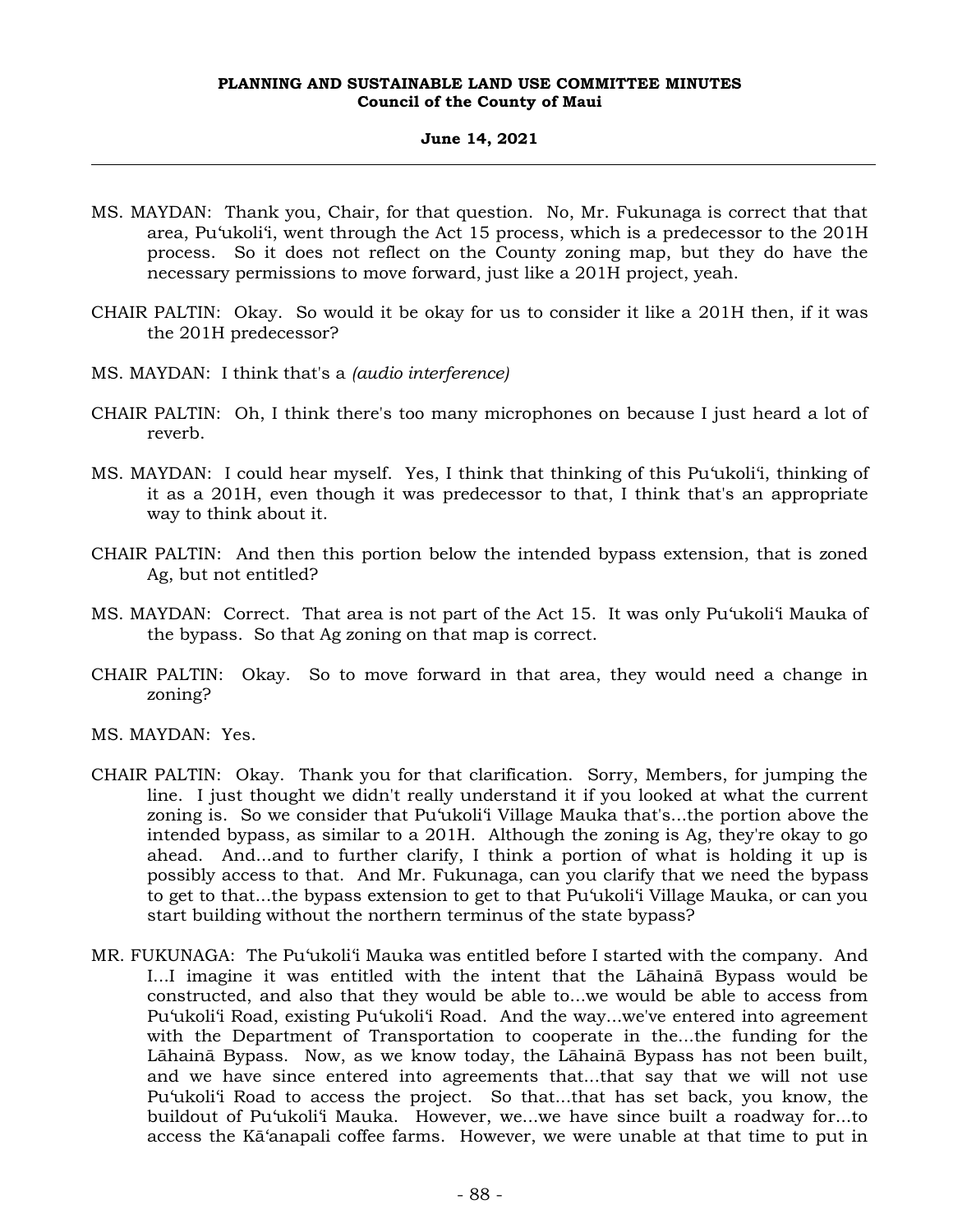MS. MAYDAN: Thank you, Chair, for that question. No, Mr. Fukunaga is correct that that area, Puʻukoliʻi, went through the Act 15 process, which is a predecessor to the 201H process. So it does not reflect on the County zoning map, but they do have the necessary permissions to move forward, just like a 201H project, yeah.

CHAIR PALTIN: Okay. So would it be okay for us to consider it like a 201H then, if it was the 201H predecessor?

MS. MAYDAN: I think that's a *(audio interference)*

CHAIR PALTIN: Oh, I think there's too many microphones on because I just heard a lot of reverb.

MS. MAYDAN: I could hear myself. Yes, I think that thinking of this Puʻukoliʻi, thinking of it as a 201H, even though it was predecessor to that, I think that's an appropriate way to think about it.

CHAIR PALTIN: And then this portion below the intended bypass extension, that is zoned Ag, but not entitled?

MS. MAYDAN: Correct. That area is not part of the Act 15. It was only Puʻukoliʻi Mauka of the bypass. So that Ag zoning on that map is correct.

CHAIR PALTIN: Okay. So to move forward in that area, they would need a change in zoning?

MS. MAYDAN: Yes.

CHAIR PALTIN: Okay. Thank you for that clarification. Sorry, Members, for jumping the line. I just thought we didn't really understand it if you looked at what the current zoning is. So we consider that Puʻukoliʻi Village Mauka that's...the portion above the intended bypass, as similar to a 201H. Although the zoning is Ag, they're okay to go ahead. And...and to further clarify, I think a portion of what is holding it up is possibly access to that. And Mr. Fukunaga, can you clarify that we need the bypass to get to that...the bypass extension to get to that Puʻukoliʻi Village Mauka, or can you start building without the northern terminus of the state bypass?

MR. FUKUNAGA: The Puʻukoliʻi Mauka was entitled before I started with the company. And I...I imagine it was entitled with the intent that the Lāhainā Bypass would be constructed, and also that they would be able to...we would be able to access from Puʻukoliʻi Road, existing Puʻukoliʻi Road. And the way...we've entered into agreement with the Department of Transportation to cooperate in the...the funding for the Lāhainā Bypass. Now, as we know today, the Lāhainā Bypass has not been built, and we have since entered into agreements that...that say that we will not use Puʻukoliʻi Road to access the project. So that...that has set back, you know, the buildout of Puʻukoliʻi Mauka. However, we...we have since built a roadway for...to access the Kāʻanapali coffee farms. However, we were unable at that time to put in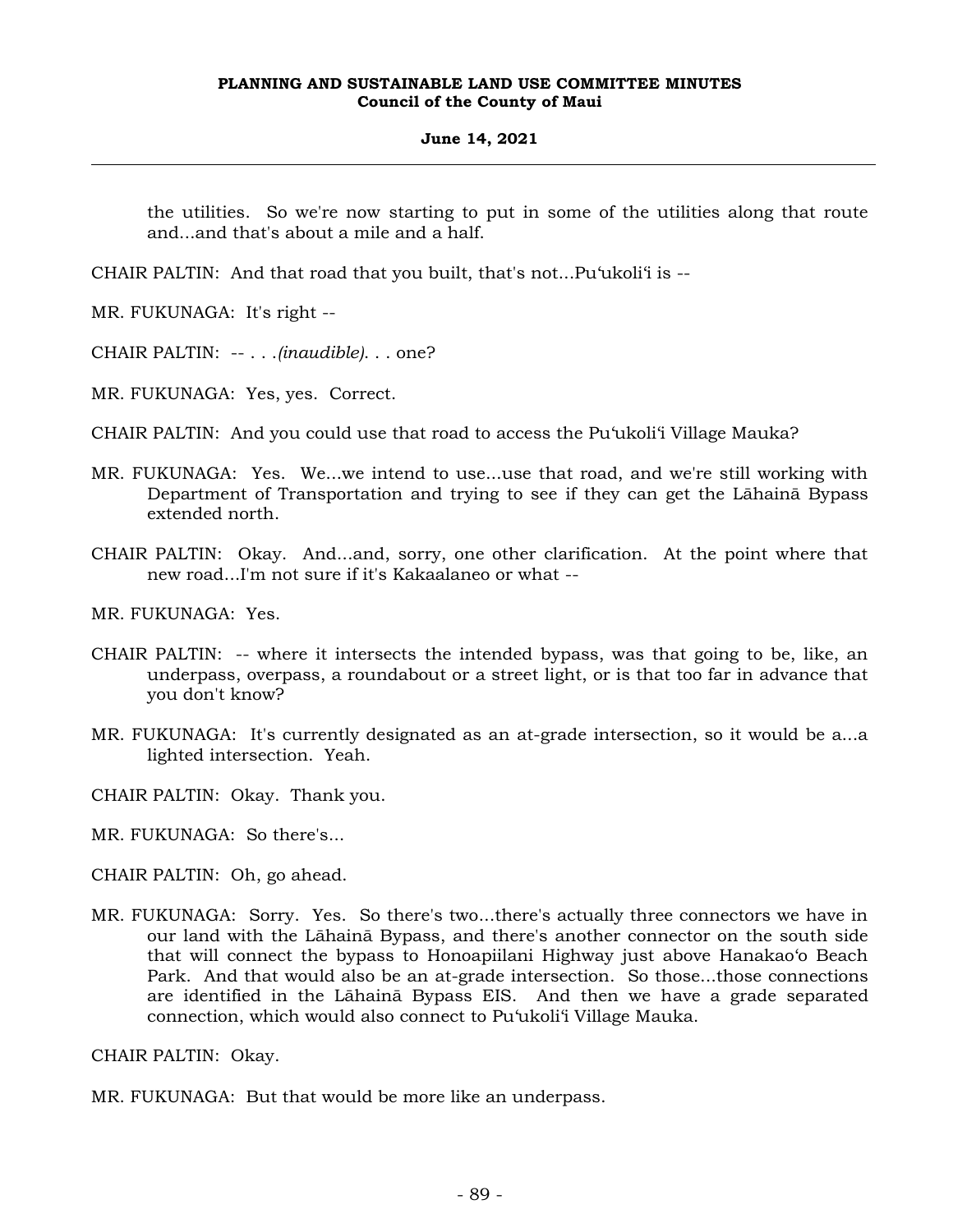the utilities. So we're now starting to put in some of the utilities along that route and...and that's about a mile and a half.

CHAIR PALTIN: And that road that you built, that's not...Puʻukoliʻi is --

MR. FUKUNAGA: It's right --

CHAIR PALTIN: -- . . .*(inaudible)*. . . one?

MR. FUKUNAGA: Yes, yes. Correct.

CHAIR PALTIN: And you could use that road to access the Puʻukoliʻi Village Mauka?

MR. FUKUNAGA: Yes. We...we intend to use...use that road, and we're still working with Department of Transportation and trying to see if they can get the Lāhainā Bypass extended north.

CHAIR PALTIN: Okay. And...and, sorry, one other clarification. At the point where that new road...I'm not sure if it's Kakaalaneo or what --

MR. FUKUNAGA: Yes.

CHAIR PALTIN: -- where it intersects the intended bypass, was that going to be, like, an underpass, overpass, a roundabout or a street light, or is that too far in advance that you don't know?

MR. FUKUNAGA: It's currently designated as an at-grade intersection, so it would be a...a lighted intersection. Yeah.

CHAIR PALTIN: Okay. Thank you.

MR. FUKUNAGA: So there's...

CHAIR PALTIN: Oh, go ahead.

MR. FUKUNAGA: Sorry. Yes. So there's two...there's actually three connectors we have in our land with the Lāhainā Bypass, and there's another connector on the south side that will connect the bypass to Honoapiilani Highway just above Hanakaoʻo Beach Park. And that would also be an at-grade intersection. So those...those connections are identified in the Lāhainā Bypass EIS. And then we have a grade separated connection, which would also connect to Puʻukoliʻi Village Mauka.

CHAIR PALTIN: Okay.

MR. FUKUNAGA: But that would be more like an underpass.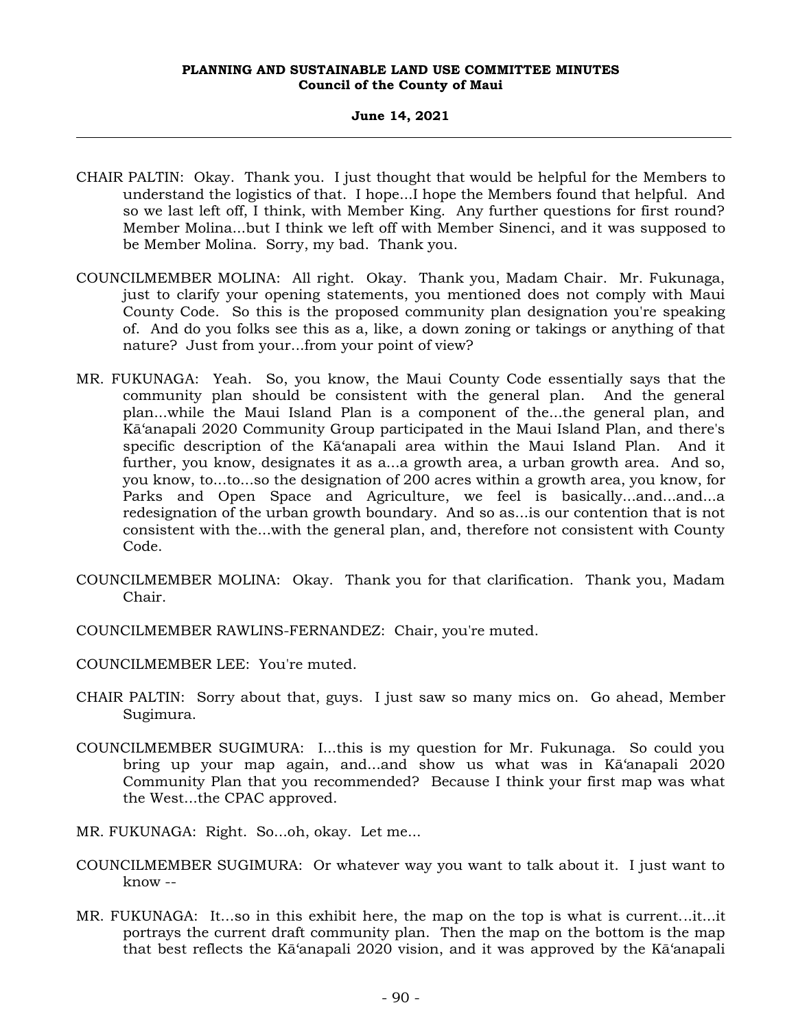CHAIR PALTIN: Okay. Thank you. I just thought that would be helpful for the Members to understand the logistics of that. I hope...I hope the Members found that helpful. And so we last left off, I think, with Member King. Any further questions for first round? Member Molina...but I think we left off with Member Sinenci, and it was supposed to be Member Molina. Sorry, my bad. Thank you.

COUNCILMEMBER MOLINA: All right. Okay. Thank you, Madam Chair. Mr. Fukunaga, just to clarify your opening statements, you mentioned does not comply with Maui County Code. So this is the proposed community plan designation you're speaking of. And do you folks see this as a, like, a down zoning or takings or anything of that nature? Just from your...from your point of view?

MR. FUKUNAGA: Yeah. So, you know, the Maui County Code essentially says that the community plan should be consistent with the general plan. And the general plan...while the Maui Island Plan is a component of the...the general plan, and Kāʻanapali 2020 Community Group participated in the Maui Island Plan, and there's specific description of the Kāʻanapali area within the Maui Island Plan. And it further, you know, designates it as a...a growth area, a urban growth area. And so, you know, to...to...so the designation of 200 acres within a growth area, you know, for Parks and Open Space and Agriculture, we feel is basically...and...and...a redesignation of the urban growth boundary. And so as...is our contention that is not consistent with the...with the general plan, and, therefore not consistent with County Code.

COUNCILMEMBER MOLINA: Okay. Thank you for that clarification. Thank you, Madam Chair.

COUNCILMEMBER RAWLINS-FERNANDEZ: Chair, you're muted.

COUNCILMEMBER LEE: You're muted.

CHAIR PALTIN: Sorry about that, guys. I just saw so many mics on. Go ahead, Member Sugimura.

COUNCILMEMBER SUGIMURA: I...this is my question for Mr. Fukunaga. So could you bring up your map again, and...and show us what was in Kāʻanapali 2020 Community Plan that you recommended? Because I think your first map was what the West...the CPAC approved.

MR. FUKUNAGA: Right. So...oh, okay. Let me...

COUNCILMEMBER SUGIMURA: Or whatever way you want to talk about it. I just want to know --

MR. FUKUNAGA: It...so in this exhibit here, the map on the top is what is current...it...it portrays the current draft community plan. Then the map on the bottom is the map that best reflects the Kāʻanapali 2020 vision, and it was approved by the Kāʻanapali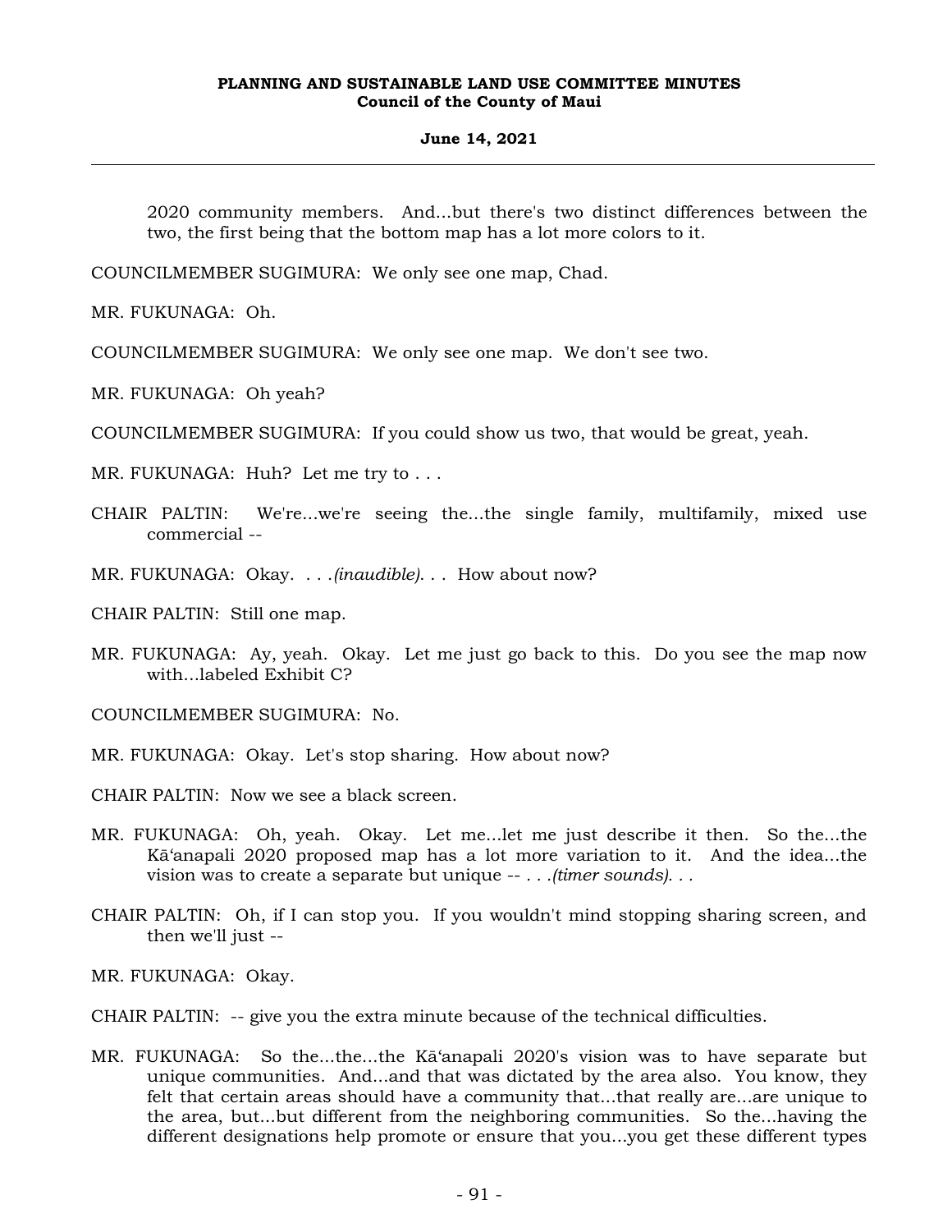2020 community members. And...but there's two distinct differences between the two, the first being that the bottom map has a lot more colors to it.

COUNCILMEMBER SUGIMURA: We only see one map, Chad.

MR. FUKUNAGA: Oh.

COUNCILMEMBER SUGIMURA: We only see one map. We don't see two.

MR. FUKUNAGA: Oh yeah?

COUNCILMEMBER SUGIMURA: If you could show us two, that would be great, yeah.

MR. FUKUNAGA: Huh? Let me try to . . .

CHAIR PALTIN: We're...we're seeing the...the single family, multifamily, mixed use commercial --

MR. FUKUNAGA: Okay. . . .*(inaudible)*. . . How about now?

CHAIR PALTIN: Still one map.

MR. FUKUNAGA: Ay, yeah. Okay. Let me just go back to this. Do you see the map now with...labeled Exhibit C?

COUNCILMEMBER SUGIMURA: No.

MR. FUKUNAGA: Okay. Let's stop sharing. How about now?

CHAIR PALTIN: Now we see a black screen.

MR. FUKUNAGA: Oh, yeah. Okay. Let me...let me just describe it then. So the...the Kāʻanapali 2020 proposed map has a lot more variation to it. And the idea...the vision was to create a separate but unique -- . . .*(timer sounds)*. . .

CHAIR PALTIN: Oh, if I can stop you. If you wouldn't mind stopping sharing screen, and then we'll just --

MR. FUKUNAGA: Okay.

CHAIR PALTIN: -- give you the extra minute because of the technical difficulties.

MR. FUKUNAGA: So the...the...the Kāʻanapali 2020's vision was to have separate but unique communities. And...and that was dictated by the area also. You know, they felt that certain areas should have a community that...that really are...are unique to the area, but...but different from the neighboring communities. So the...having the different designations help promote or ensure that you...you get these different types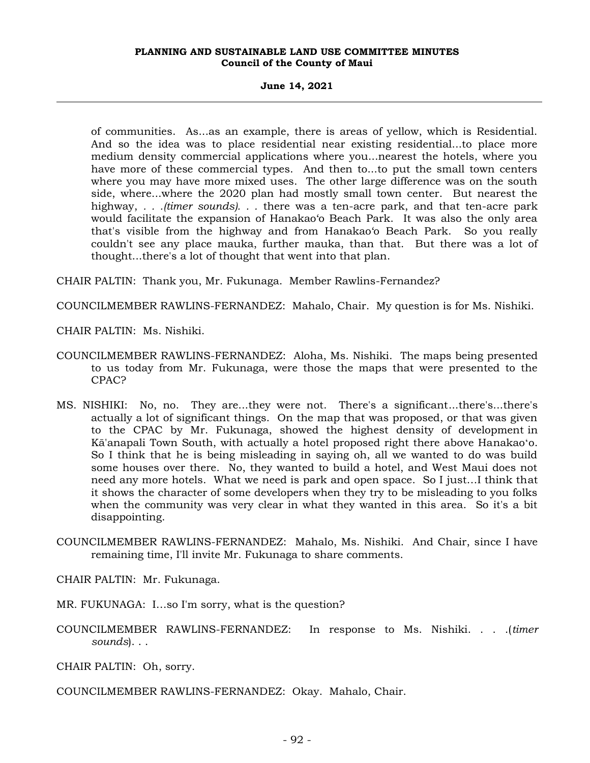of communities. As...as an example, there is areas of yellow, which is Residential. And so the idea was to place residential near existing residential...to place more medium density commercial applications where you...nearest the hotels, where you have more of these commercial types. And then to...to put the small town centers where you may have more mixed uses. The other large difference was on the south side, where...where the 2020 plan had mostly small town center. But nearest the highway, . . .*(timer sounds)*. . . there was a ten-acre park, and that ten-acre park would facilitate the expansion of Hanakaoʻo Beach Park. It was also the only area that's visible from the highway and from Hanakaoʻo Beach Park. So you really couldn't see any place mauka, further mauka, than that. But there was a lot of thought...there's a lot of thought that went into that plan.

CHAIR PALTIN: Thank you, Mr. Fukunaga. Member Rawlins-Fernandez?

COUNCILMEMBER RAWLINS-FERNANDEZ: Mahalo, Chair. My question is for Ms. Nishiki.

CHAIR PALTIN: Ms. Nishiki.

COUNCILMEMBER RAWLINS-FERNANDEZ: Aloha, Ms. Nishiki. The maps being presented to us today from Mr. Fukunaga, were those the maps that were presented to the CPAC?

MS. NISHIKI: No, no. They are...they were not. There's a significant...there's...there's actually a lot of significant things. On the map that was proposed, or that was given to the CPAC by Mr. Fukunaga, showed the highest density of development in Kā'anapali Town South, with actually a hotel proposed right there above Hanakaoʻo. So I think that he is being misleading in saying oh, all we wanted to do was build some houses over there. No, they wanted to build a hotel, and West Maui does not need any more hotels. What we need is park and open space. So I just...I think that it shows the character of some developers when they try to be misleading to you folks when the community was very clear in what they wanted in this area. So it's a bit disappointing.

COUNCILMEMBER RAWLINS-FERNANDEZ: Mahalo, Ms. Nishiki. And Chair, since I have remaining time, I'll invite Mr. Fukunaga to share comments.

CHAIR PALTIN: Mr. Fukunaga.

MR. FUKUNAGA: I...so I'm sorry, what is the question?

COUNCILMEMBER RAWLINS-FERNANDEZ: In response to Ms. Nishiki. . . .(*timer sounds*). . .

CHAIR PALTIN: Oh, sorry.

COUNCILMEMBER RAWLINS-FERNANDEZ: Okay. Mahalo, Chair.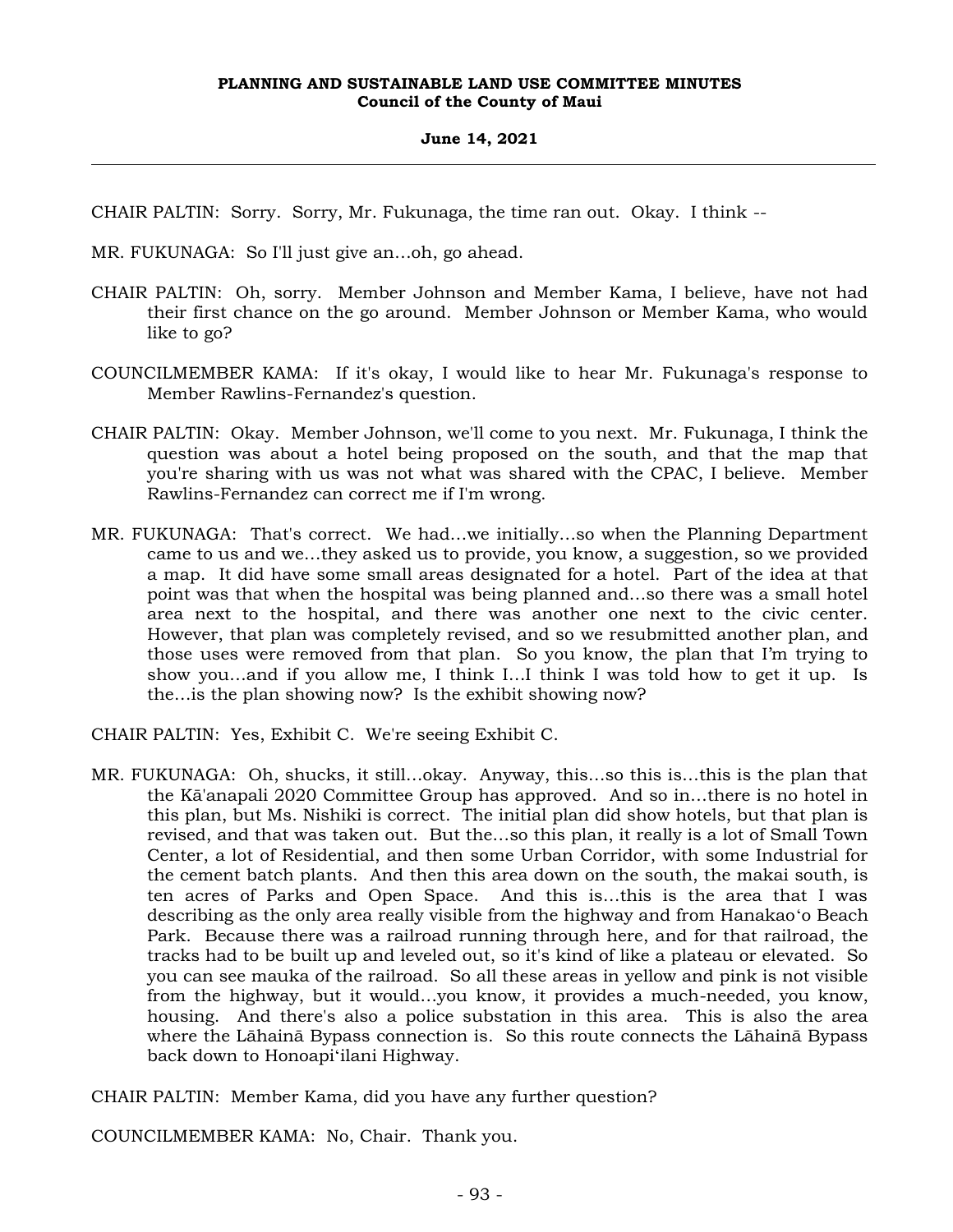CHAIR PALTIN: Sorry. Sorry, Mr. Fukunaga, the time ran out. Okay. I think --

MR. FUKUNAGA: So I'll just give an…oh, go ahead.

CHAIR PALTIN: Oh, sorry. Member Johnson and Member Kama, I believe, have not had their first chance on the go around. Member Johnson or Member Kama, who would like to go?

COUNCILMEMBER KAMA: If it's okay, I would like to hear Mr. Fukunaga's response to Member Rawlins-Fernandez's question.

CHAIR PALTIN: Okay. Member Johnson, we'll come to you next. Mr. Fukunaga, I think the question was about a hotel being proposed on the south, and that the map that you're sharing with us was not what was shared with the CPAC, I believe. Member Rawlins-Fernandez can correct me if I'm wrong.

MR. FUKUNAGA: That's correct. We had…we initially…so when the Planning Department came to us and we…they asked us to provide, you know, a suggestion, so we provided a map. It did have some small areas designated for a hotel. Part of the idea at that point was that when the hospital was being planned and…so there was a small hotel area next to the hospital, and there was another one next to the civic center. However, that plan was completely revised, and so we resubmitted another plan, and those uses were removed from that plan. So you know, the plan that I'm trying to show you…and if you allow me, I think I…I think I was told how to get it up. Is the…is the plan showing now? Is the exhibit showing now?

CHAIR PALTIN: Yes, Exhibit C. We're seeing Exhibit C.

MR. FUKUNAGA: Oh, shucks, it still…okay. Anyway, this…so this is…this is the plan that the Kā'anapali 2020 Committee Group has approved. And so in…there is no hotel in this plan, but Ms. Nishiki is correct. The initial plan did show hotels, but that plan is revised, and that was taken out. But the…so this plan, it really is a lot of Small Town Center, a lot of Residential, and then some Urban Corridor, with some Industrial for the cement batch plants. And then this area down on the south, the makai south, is ten acres of Parks and Open Space. And this is…this is the area that I was describing as the only area really visible from the highway and from Hanakaoʻo Beach Park. Because there was a railroad running through here, and for that railroad, the tracks had to be built up and leveled out, so it's kind of like a plateau or elevated. So you can see mauka of the railroad. So all these areas in yellow and pink is not visible from the highway, but it would…you know, it provides a much-needed, you know, housing. And there's also a police substation in this area. This is also the area where the Lāhainā Bypass connection is. So this route connects the Lāhainā Bypass back down to Honoapiʻilani Highway.

CHAIR PALTIN: Member Kama, did you have any further question?

COUNCILMEMBER KAMA: No, Chair. Thank you.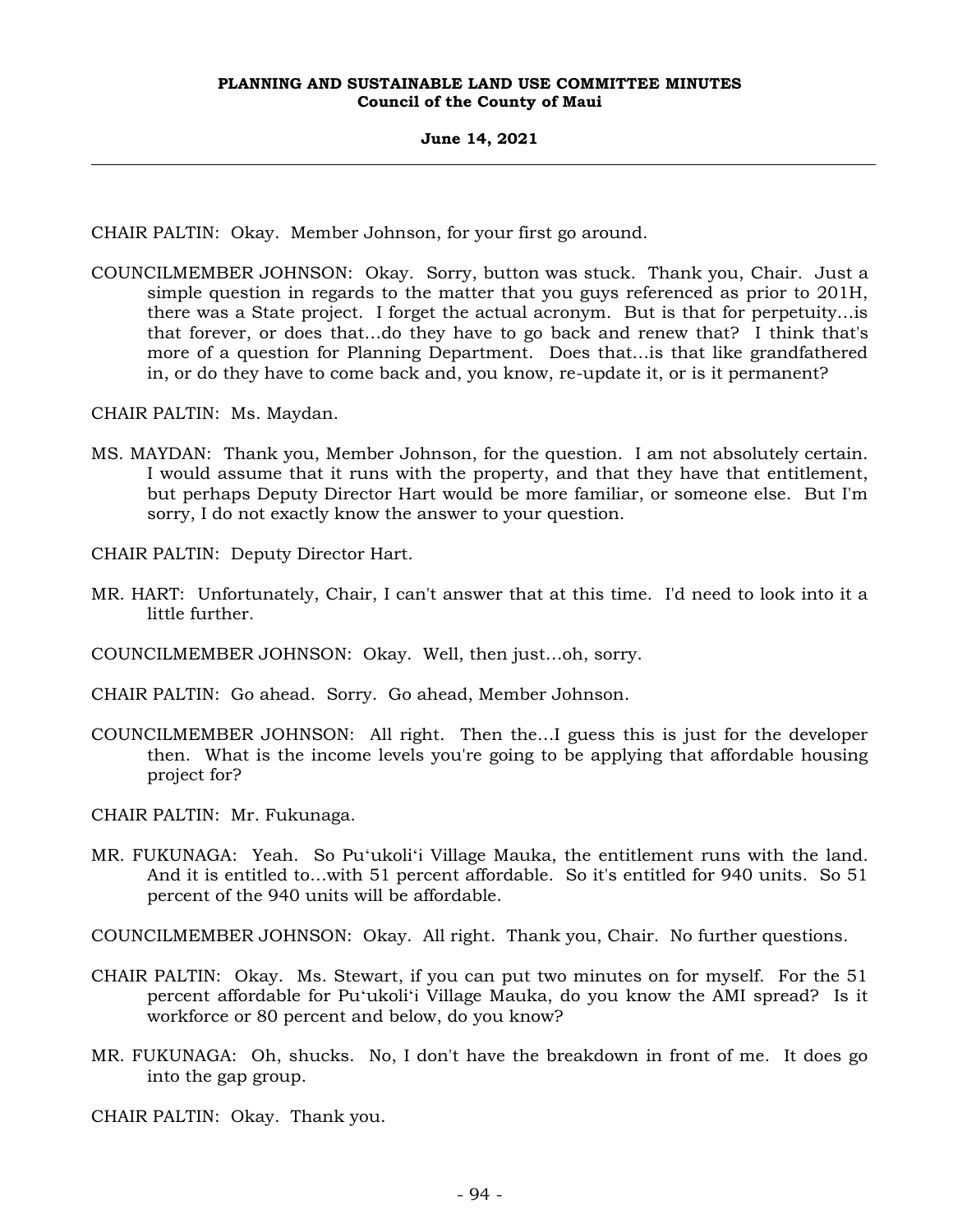CHAIR PALTIN: Okay. Member Johnson, for your first go around.

COUNCILMEMBER JOHNSON: Okay. Sorry, button was stuck. Thank you, Chair. Just a simple question in regards to the matter that you guys referenced as prior to 201H, there was a State project. I forget the actual acronym. But is that for perpetuity...is that forever, or does that...do they have to go back and renew that? I think that's more of a question for Planning Department. Does that...is that like grandfathered in, or do they have to come back and, you know, re-update it, or is it permanent?

CHAIR PALTIN: Ms. Maydan.

MS. MAYDAN: Thank you, Member Johnson, for the question. I am not absolutely certain. I would assume that it runs with the property, and that they have that entitlement, but perhaps Deputy Director Hart would be more familiar, or someone else. But I'm sorry, I do not exactly know the answer to your question.

CHAIR PALTIN: Deputy Director Hart.

MR. HART: Unfortunately, Chair, I can't answer that at this time. I'd need to look into it a little further.

COUNCILMEMBER JOHNSON: Okay. Well, then just...oh, sorry.

CHAIR PALTIN: Go ahead. Sorry. Go ahead, Member Johnson.

COUNCILMEMBER JOHNSON: All right. Then the...I guess this is just for the developer then. What is the income levels you're going to be applying that affordable housing project for?

CHAIR PALTIN: Mr. Fukunaga.

MR. FUKUNAGA: Yeah. So Pu'ukoli'i Village Mauka, the entitlement runs with the land. And it is entitled to...with 51 percent affordable. So it's entitled for 940 units. So 51 percent of the 940 units will be affordable.

COUNCILMEMBER JOHNSON: Okay. All right. Thank you, Chair. No further questions.

CHAIR PALTIN: Okay. Ms. Stewart, if you can put two minutes on for myself. For the 51 percent affordable for Pu'ukoli'i Village Mauka, do you know the AMI spread? Is it workforce or 80 percent and below, do you know?

MR. FUKUNAGA: Oh, shucks. No, I don't have the breakdown in front of me. It does go into the gap group.

CHAIR PALTIN: Okay. Thank you.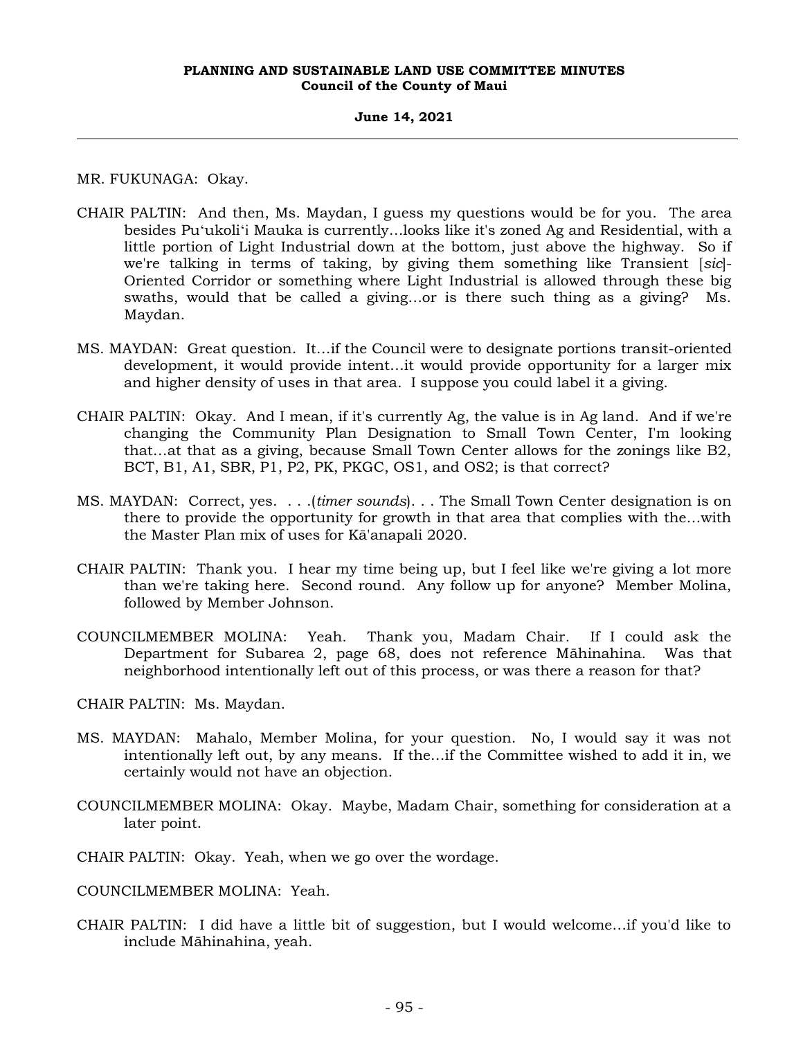MR. FUKUNAGA: Okay.

CHAIR PALTIN: And then, Ms. Maydan, I guess my questions would be for you. The area besides Pu'ukoli'i Mauka is currently...looks like it's zoned Ag and Residential, with a little portion of Light Industrial down at the bottom, just above the highway. So if we're talking in terms of taking, by giving them something like Transient [*sic*]-Oriented Corridor or something where Light Industrial is allowed through these big swaths, would that be called a giving...or is there such thing as a giving? Ms. Maydan.

MS. MAYDAN: Great question. It...if the Council were to designate portions transit-oriented development, it would provide intent...it would provide opportunity for a larger mix and higher density of uses in that area. I suppose you could label it a giving.

CHAIR PALTIN: Okay. And I mean, if it's currently Ag, the value is in Ag land. And if we're changing the Community Plan Designation to Small Town Center, I'm looking that...at that as a giving, because Small Town Center allows for the zonings like B2, BCT, B1, A1, SBR, P1, P2, PK, PKGC, OS1, and OS2; is that correct?

MS. MAYDAN: Correct, yes. . . .(*timer sounds*). . . The Small Town Center designation is on there to provide the opportunity for growth in that area that complies with the...with the Master Plan mix of uses for Kā'anapali 2020.

CHAIR PALTIN: Thank you. I hear my time being up, but I feel like we're giving a lot more than we're taking here. Second round. Any follow up for anyone? Member Molina, followed by Member Johnson.

COUNCILMEMBER MOLINA: Yeah. Thank you, Madam Chair. If I could ask the Department for Subarea 2, page 68, does not reference Māhinahina. Was that neighborhood intentionally left out of this process, or was there a reason for that?

CHAIR PALTIN: Ms. Maydan.

MS. MAYDAN: Mahalo, Member Molina, for your question. No, I would say it was not intentionally left out, by any means. If the...if the Committee wished to add it in, we certainly would not have an objection.

COUNCILMEMBER MOLINA: Okay. Maybe, Madam Chair, something for consideration at a later point.

CHAIR PALTIN: Okay. Yeah, when we go over the wordage.

COUNCILMEMBER MOLINA: Yeah.

CHAIR PALTIN: I did have a little bit of suggestion, but I would welcome...if you'd like to include Māhinahina, yeah.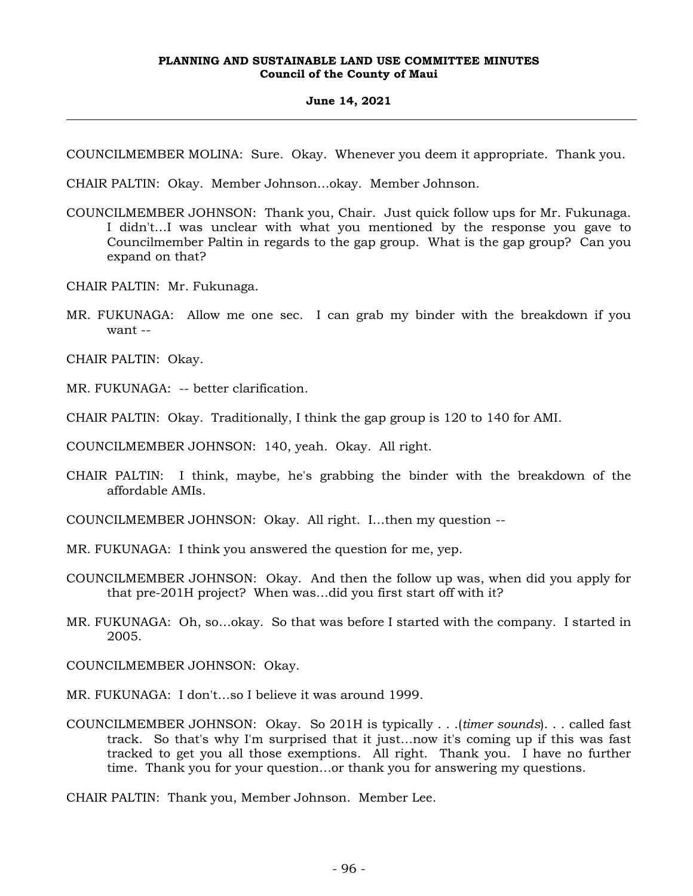COUNCILMEMBER MOLINA: Sure. Okay. Whenever you deem it appropriate. Thank you.

CHAIR PALTIN: Okay. Member Johnson…okay. Member Johnson.

COUNCILMEMBER JOHNSON: Thank you, Chair. Just quick follow ups for Mr. Fukunaga. I didn't…I was unclear with what you mentioned by the response you gave to Councilmember Paltin in regards to the gap group. What is the gap group? Can you expand on that?

CHAIR PALTIN: Mr. Fukunaga.

MR. FUKUNAGA: Allow me one sec. I can grab my binder with the breakdown if you want --

CHAIR PALTIN: Okay.

MR. FUKUNAGA: -- better clarification.

CHAIR PALTIN: Okay. Traditionally, I think the gap group is 120 to 140 for AMI.

COUNCILMEMBER JOHNSON: 140, yeah. Okay. All right.

CHAIR PALTIN: I think, maybe, he's grabbing the binder with the breakdown of the affordable AMIs.

COUNCILMEMBER JOHNSON: Okay. All right. I…then my question --

MR. FUKUNAGA: I think you answered the question for me, yep.

COUNCILMEMBER JOHNSON: Okay. And then the follow up was, when did you apply for that pre-201H project? When was…did you first start off with it?

MR. FUKUNAGA: Oh, so…okay. So that was before I started with the company. I started in 2005.

COUNCILMEMBER JOHNSON: Okay.

MR. FUKUNAGA: I don't…so I believe it was around 1999.

COUNCILMEMBER JOHNSON: Okay. So 201H is typically . . .(*timer sounds*). . . called fast track. So that's why I'm surprised that it just…now it's coming up if this was fast tracked to get you all those exemptions. All right. Thank you. I have no further time. Thank you for your question…or thank you for answering my questions.

CHAIR PALTIN: Thank you, Member Johnson. Member Lee.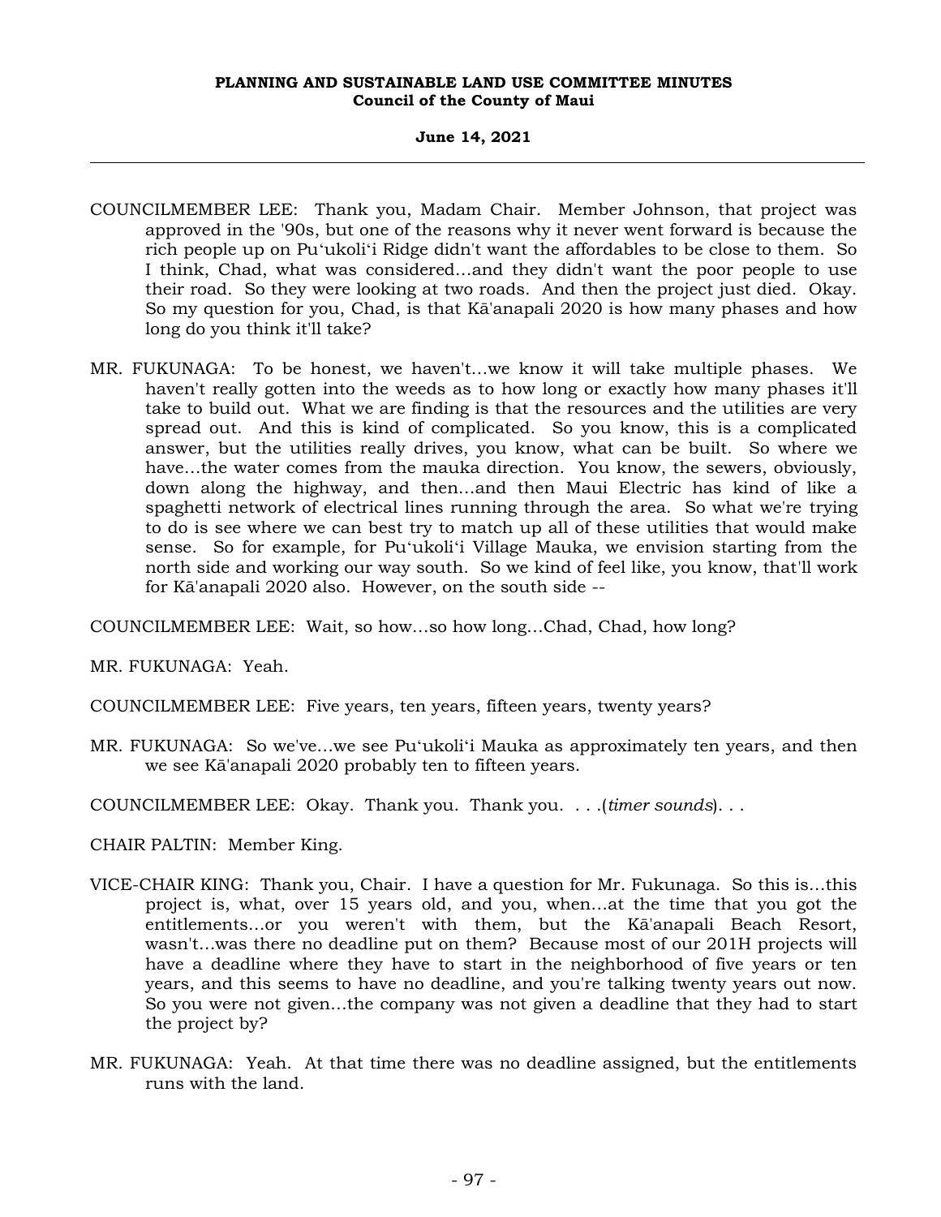COUNCILMEMBER LEE: Thank you, Madam Chair. Member Johnson, that project was approved in the '90s, but one of the reasons why it never went forward is because the rich people up on Puʻukoliʻi Ridge didn't want the affordables to be close to them. So I think, Chad, what was considered...and they didn't want the poor people to use their road. So they were looking at two roads. And then the project just died. Okay. So my question for you, Chad, is that Kā'anapali 2020 is how many phases and how long do you think it'll take?

MR. FUKUNAGA: To be honest, we haven't...we know it will take multiple phases. We haven't really gotten into the weeds as to how long or exactly how many phases it'll take to build out. What we are finding is that the resources and the utilities are very spread out. And this is kind of complicated. So you know, this is a complicated answer, but the utilities really drives, you know, what can be built. So where we have...the water comes from the mauka direction. You know, the sewers, obviously, down along the highway, and then...and then Maui Electric has kind of like a spaghetti network of electrical lines running through the area. So what we're trying to do is see where we can best try to match up all of these utilities that would make sense. So for example, for Puʻukoliʻi Village Mauka, we envision starting from the north side and working our way south. So we kind of feel like, you know, that'll work for Kā'anapali 2020 also. However, on the south side --

COUNCILMEMBER LEE: Wait, so how...so how long...Chad, Chad, how long?

MR. FUKUNAGA: Yeah.

COUNCILMEMBER LEE: Five years, ten years, fifteen years, twenty years?

MR. FUKUNAGA: So we've...we see Puʻukoliʻi Mauka as approximately ten years, and then we see Kā'anapali 2020 probably ten to fifteen years.

COUNCILMEMBER LEE: Okay. Thank you. Thank you. . . .(*timer sounds*). . .

CHAIR PALTIN: Member King.

VICE-CHAIR KING: Thank you, Chair. I have a question for Mr. Fukunaga. So this is...this project is, what, over 15 years old, and you, when...at the time that you got the entitlements...or you weren't with them, but the Kā'anapali Beach Resort, wasn't...was there no deadline put on them? Because most of our 201H projects will have a deadline where they have to start in the neighborhood of five years or ten years, and this seems to have no deadline, and you're talking twenty years out now. So you were not given...the company was not given a deadline that they had to start the project by?

MR. FUKUNAGA: Yeah. At that time there was no deadline assigned, but the entitlements runs with the land.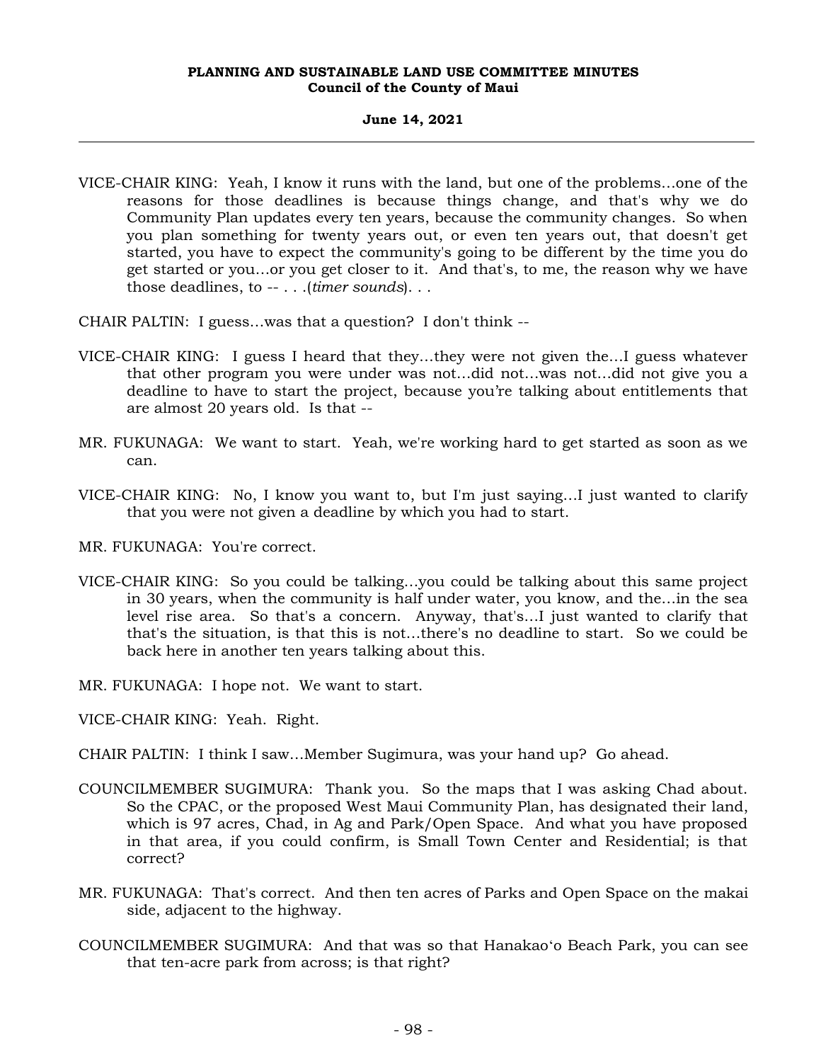VICE-CHAIR KING: Yeah, I know it runs with the land, but one of the problems...one of the reasons for those deadlines is because things change, and that's why we do Community Plan updates every ten years, because the community changes. So when you plan something for twenty years out, or even ten years out, that doesn't get started, you have to expect the community's going to be different by the time you do get started or you...or you get closer to it. And that's, to me, the reason why we have those deadlines, to -- . . .(*timer sounds*). . .

CHAIR PALTIN: I guess...was that a question? I don't think --

VICE-CHAIR KING: I guess I heard that they...they were not given the...I guess whatever that other program you were under was not...did not...was not...did not give you a deadline to have to start the project, because you're talking about entitlements that are almost 20 years old. Is that --

MR. FUKUNAGA: We want to start. Yeah, we're working hard to get started as soon as we can.

VICE-CHAIR KING: No, I know you want to, but I'm just saying...I just wanted to clarify that you were not given a deadline by which you had to start.

MR. FUKUNAGA: You're correct.

VICE-CHAIR KING: So you could be talking...you could be talking about this same project in 30 years, when the community is half under water, you know, and the...in the sea level rise area. So that's a concern. Anyway, that's...I just wanted to clarify that that's the situation, is that this is not...there's no deadline to start. So we could be back here in another ten years talking about this.

MR. FUKUNAGA: I hope not. We want to start.

VICE-CHAIR KING: Yeah. Right.

CHAIR PALTIN: I think I saw...Member Sugimura, was your hand up? Go ahead.

COUNCILMEMBER SUGIMURA: Thank you. So the maps that I was asking Chad about. So the CPAC, or the proposed West Maui Community Plan, has designated their land, which is 97 acres, Chad, in Ag and Park/Open Space. And what you have proposed in that area, if you could confirm, is Small Town Center and Residential; is that correct?

MR. FUKUNAGA: That's correct. And then ten acres of Parks and Open Space on the makai side, adjacent to the highway.

COUNCILMEMBER SUGIMURA: And that was so that Hanakaoʻo Beach Park, you can see that ten-acre park from across; is that right?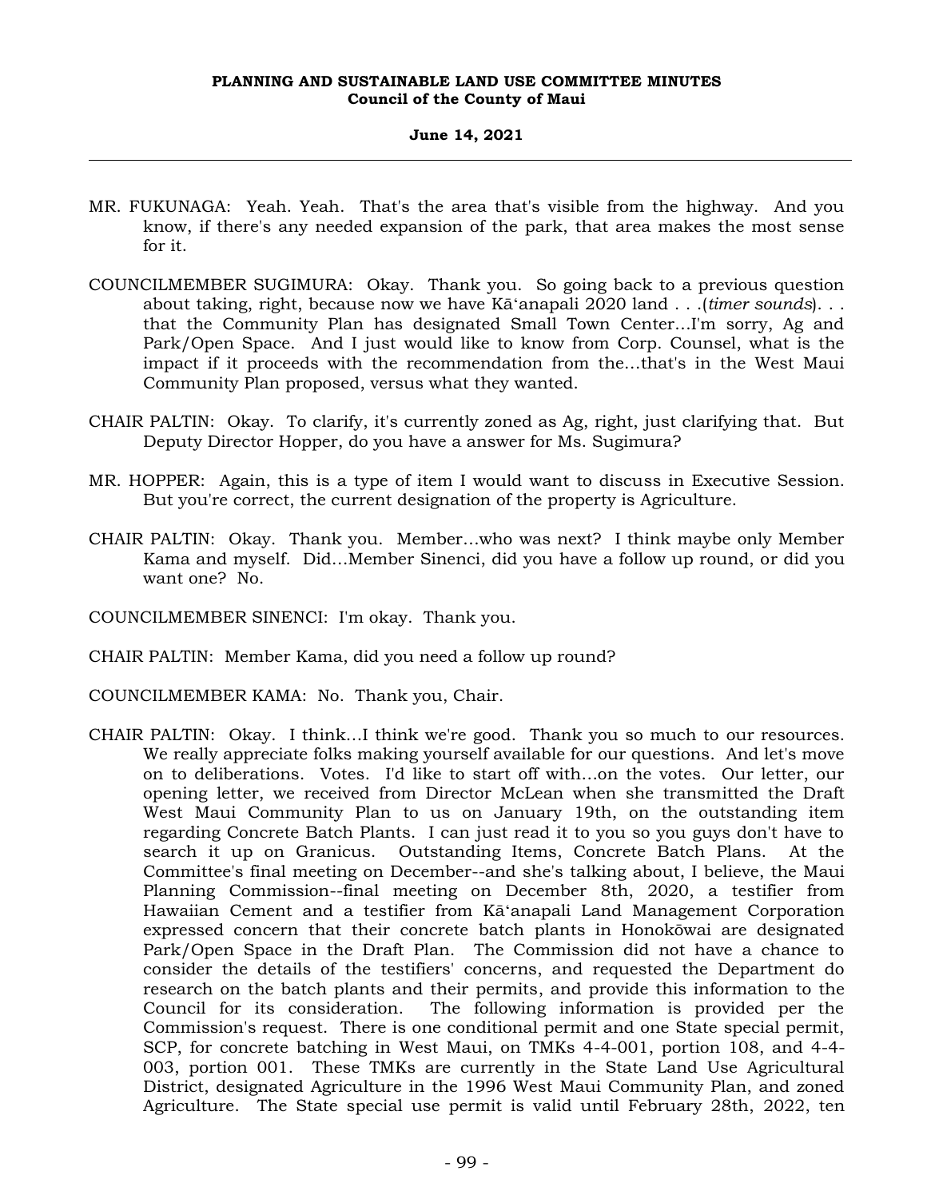MR. FUKUNAGA: Yeah. Yeah. That's the area that's visible from the highway. And you know, if there's any needed expansion of the park, that area makes the most sense for it.

COUNCILMEMBER SUGIMURA: Okay. Thank you. So going back to a previous question about taking, right, because now we have Kāʻanapali 2020 land . . .(*timer sounds*). . . that the Community Plan has designated Small Town Center...I'm sorry, Ag and Park/Open Space. And I just would like to know from Corp. Counsel, what is the impact if it proceeds with the recommendation from the...that's in the West Maui Community Plan proposed, versus what they wanted.

CHAIR PALTIN: Okay. To clarify, it's currently zoned as Ag, right, just clarifying that. But Deputy Director Hopper, do you have a answer for Ms. Sugimura?

MR. HOPPER: Again, this is a type of item I would want to discuss in Executive Session. But you're correct, the current designation of the property is Agriculture.

CHAIR PALTIN: Okay. Thank you. Member...who was next? I think maybe only Member Kama and myself. Did...Member Sinenci, did you have a follow up round, or did you want one? No.

COUNCILMEMBER SINENCI: I'm okay. Thank you.

CHAIR PALTIN: Member Kama, did you need a follow up round?

COUNCILMEMBER KAMA: No. Thank you, Chair.

CHAIR PALTIN: Okay. I think...I think we're good. Thank you so much to our resources. We really appreciate folks making yourself available for our questions. And let's move on to deliberations. Votes. I'd like to start off with...on the votes. Our letter, our opening letter, we received from Director McLean when she transmitted the Draft West Maui Community Plan to us on January 19th, on the outstanding item regarding Concrete Batch Plants. I can just read it to you so you guys don't have to search it up on Granicus. Outstanding Items, Concrete Batch Plans. At the Committee's final meeting on December--and she's talking about, I believe, the Maui Planning Commission--final meeting on December 8th, 2020, a testifier from Hawaiian Cement and a testifier from Kāʻanapali Land Management Corporation expressed concern that their concrete batch plants in Honokōwai are designated Park/Open Space in the Draft Plan. The Commission did not have a chance to consider the details of the testifiers' concerns, and requested the Department do research on the batch plants and their permits, and provide this information to the Council for its consideration. The following information is provided per the Commission's request. There is one conditional permit and one State special permit, SCP, for concrete batching in West Maui, on TMKs 4-4-001, portion 108, and 4-4-003, portion 001. These TMKs are currently in the State Land Use Agricultural District, designated Agriculture in the 1996 West Maui Community Plan, and zoned Agriculture. The State special use permit is valid until February 28th, 2022, ten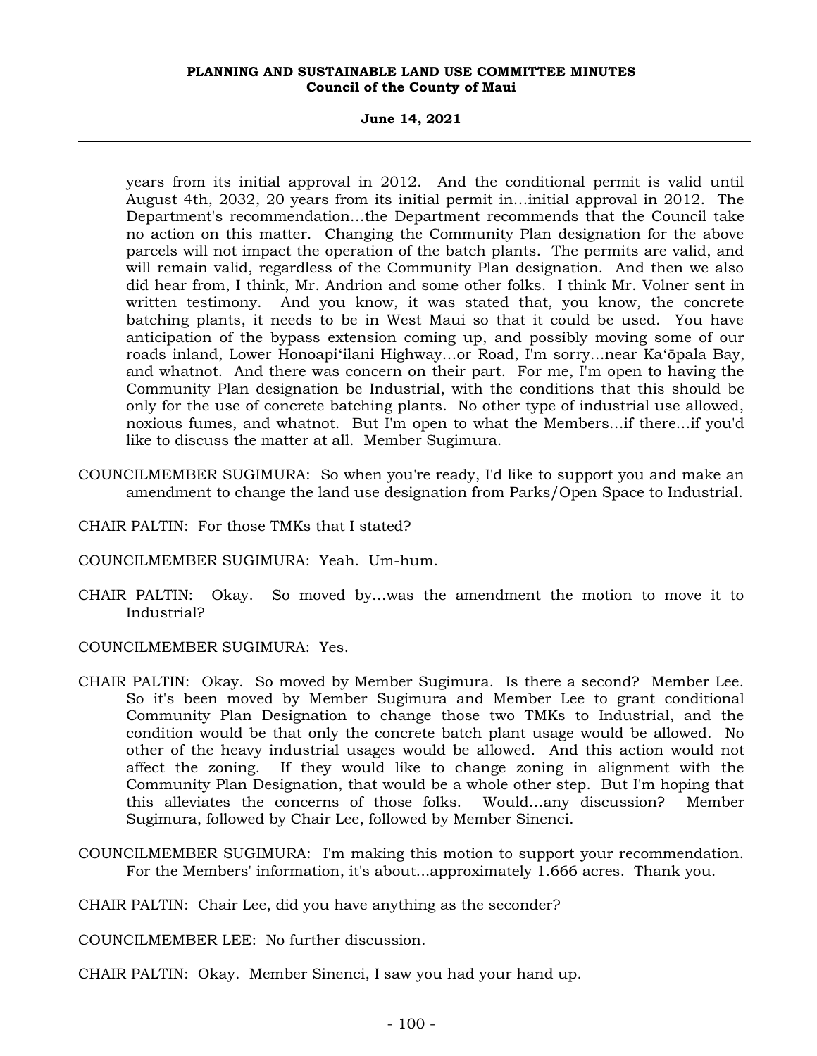years from its initial approval in 2012. And the conditional permit is valid until August 4th, 2032, 20 years from its initial permit in…initial approval in 2012. The Department's recommendation…the Department recommends that the Council take no action on this matter. Changing the Community Plan designation for the above parcels will not impact the operation of the batch plants. The permits are valid, and will remain valid, regardless of the Community Plan designation. And then we also did hear from, I think, Mr. Andrion and some other folks. I think Mr. Volner sent in written testimony. And you know, it was stated that, you know, the concrete batching plants, it needs to be in West Maui so that it could be used. You have anticipation of the bypass extension coming up, and possibly moving some of our roads inland, Lower Honoapiʻilani Highway…or Road, I'm sorry…near Kaʻōpala Bay, and whatnot. And there was concern on their part. For me, I'm open to having the Community Plan designation be Industrial, with the conditions that this should be only for the use of concrete batching plants. No other type of industrial use allowed, noxious fumes, and whatnot. But I'm open to what the Members…if there…if you'd like to discuss the matter at all. Member Sugimura.

COUNCILMEMBER SUGIMURA: So when you're ready, I'd like to support you and make an amendment to change the land use designation from Parks/Open Space to Industrial.

CHAIR PALTIN: For those TMKs that I stated?

COUNCILMEMBER SUGIMURA: Yeah. Um-hum.

CHAIR PALTIN: Okay. So moved by…was the amendment the motion to move it to Industrial?

COUNCILMEMBER SUGIMURA: Yes.

CHAIR PALTIN: Okay. So moved by Member Sugimura. Is there a second? Member Lee. So it's been moved by Member Sugimura and Member Lee to grant conditional Community Plan Designation to change those two TMKs to Industrial, and the condition would be that only the concrete batch plant usage would be allowed. No other of the heavy industrial usages would be allowed. And this action would not affect the zoning. If they would like to change zoning in alignment with the Community Plan Designation, that would be a whole other step. But I'm hoping that this alleviates the concerns of those folks. Would…any discussion? Member Sugimura, followed by Chair Lee, followed by Member Sinenci.

COUNCILMEMBER SUGIMURA: I'm making this motion to support your recommendation. For the Members' information, it's about…approximately 1.666 acres. Thank you.

CHAIR PALTIN: Chair Lee, did you have anything as the seconder?

COUNCILMEMBER LEE: No further discussion.

CHAIR PALTIN: Okay. Member Sinenci, I saw you had your hand up.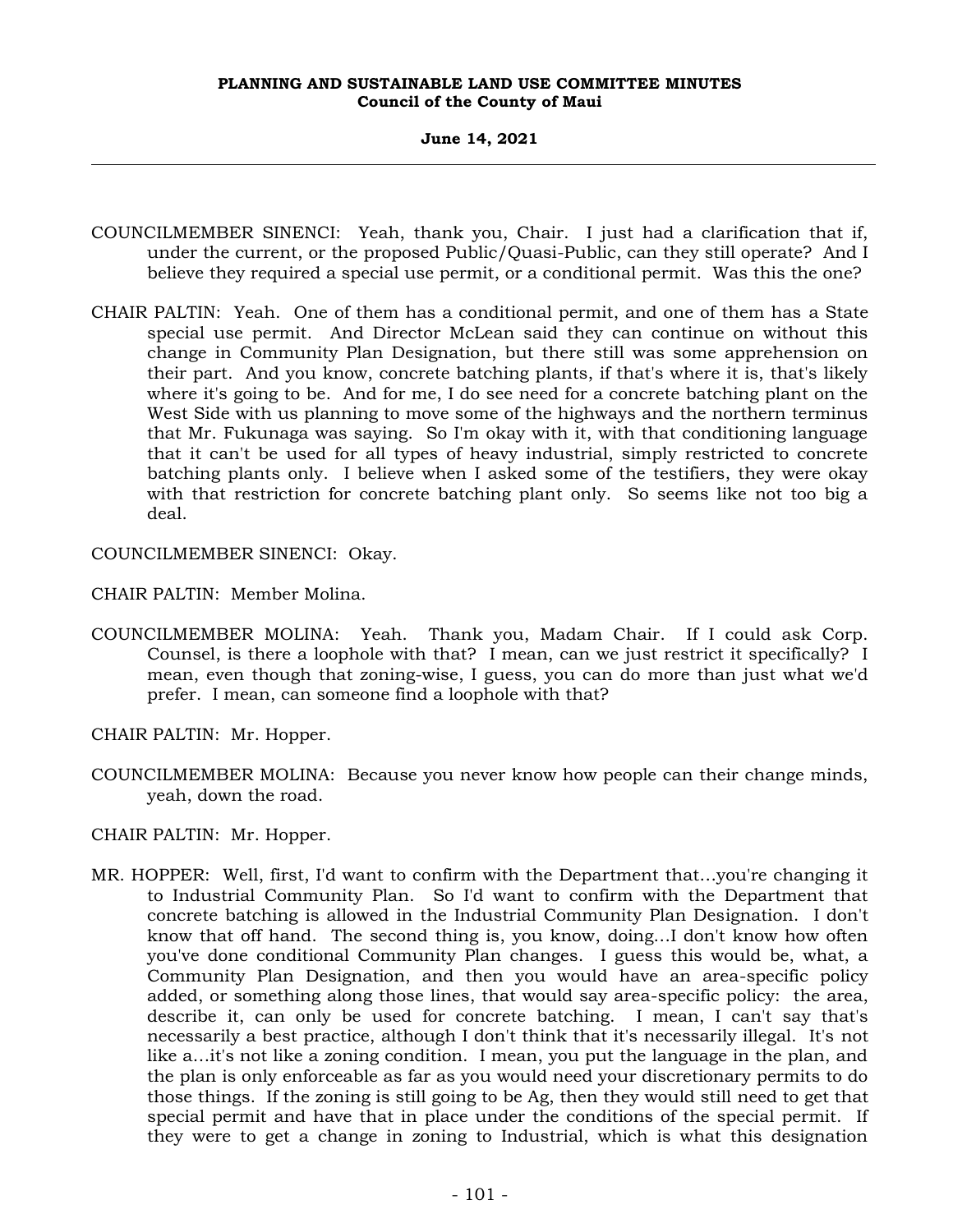COUNCILMEMBER SINENCI: Yeah, thank you, Chair. I just had a clarification that if, under the current, or the proposed Public/Quasi-Public, can they still operate? And I believe they required a special use permit, or a conditional permit. Was this the one?

CHAIR PALTIN: Yeah. One of them has a conditional permit, and one of them has a State special use permit. And Director McLean said they can continue on without this change in Community Plan Designation, but there still was some apprehension on their part. And you know, concrete batching plants, if that's where it is, that's likely where it's going to be. And for me, I do see need for a concrete batching plant on the West Side with us planning to move some of the highways and the northern terminus that Mr. Fukunaga was saying. So I'm okay with it, with that conditioning language that it can't be used for all types of heavy industrial, simply restricted to concrete batching plants only. I believe when I asked some of the testifiers, they were okay with that restriction for concrete batching plant only. So seems like not too big a deal.

COUNCILMEMBER SINENCI: Okay.

CHAIR PALTIN: Member Molina.

COUNCILMEMBER MOLINA: Yeah. Thank you, Madam Chair. If I could ask Corp. Counsel, is there a loophole with that? I mean, can we just restrict it specifically? I mean, even though that zoning-wise, I guess, you can do more than just what we'd prefer. I mean, can someone find a loophole with that?

CHAIR PALTIN: Mr. Hopper.

COUNCILMEMBER MOLINA: Because you never know how people can their change minds, yeah, down the road.

CHAIR PALTIN: Mr. Hopper.

MR. HOPPER: Well, first, I'd want to confirm with the Department that...you're changing it to Industrial Community Plan. So I'd want to confirm with the Department that concrete batching is allowed in the Industrial Community Plan Designation. I don't know that off hand. The second thing is, you know, doing...I don't know how often you've done conditional Community Plan changes. I guess this would be, what, a Community Plan Designation, and then you would have an area-specific policy added, or something along those lines, that would say area-specific policy: the area, describe it, can only be used for concrete batching. I mean, I can't say that's necessarily a best practice, although I don't think that it's necessarily illegal. It's not like a...it's not like a zoning condition. I mean, you put the language in the plan, and the plan is only enforceable as far as you would need your discretionary permits to do those things. If the zoning is still going to be Ag, then they would still need to get that special permit and have that in place under the conditions of the special permit. If they were to get a change in zoning to Industrial, which is what this designation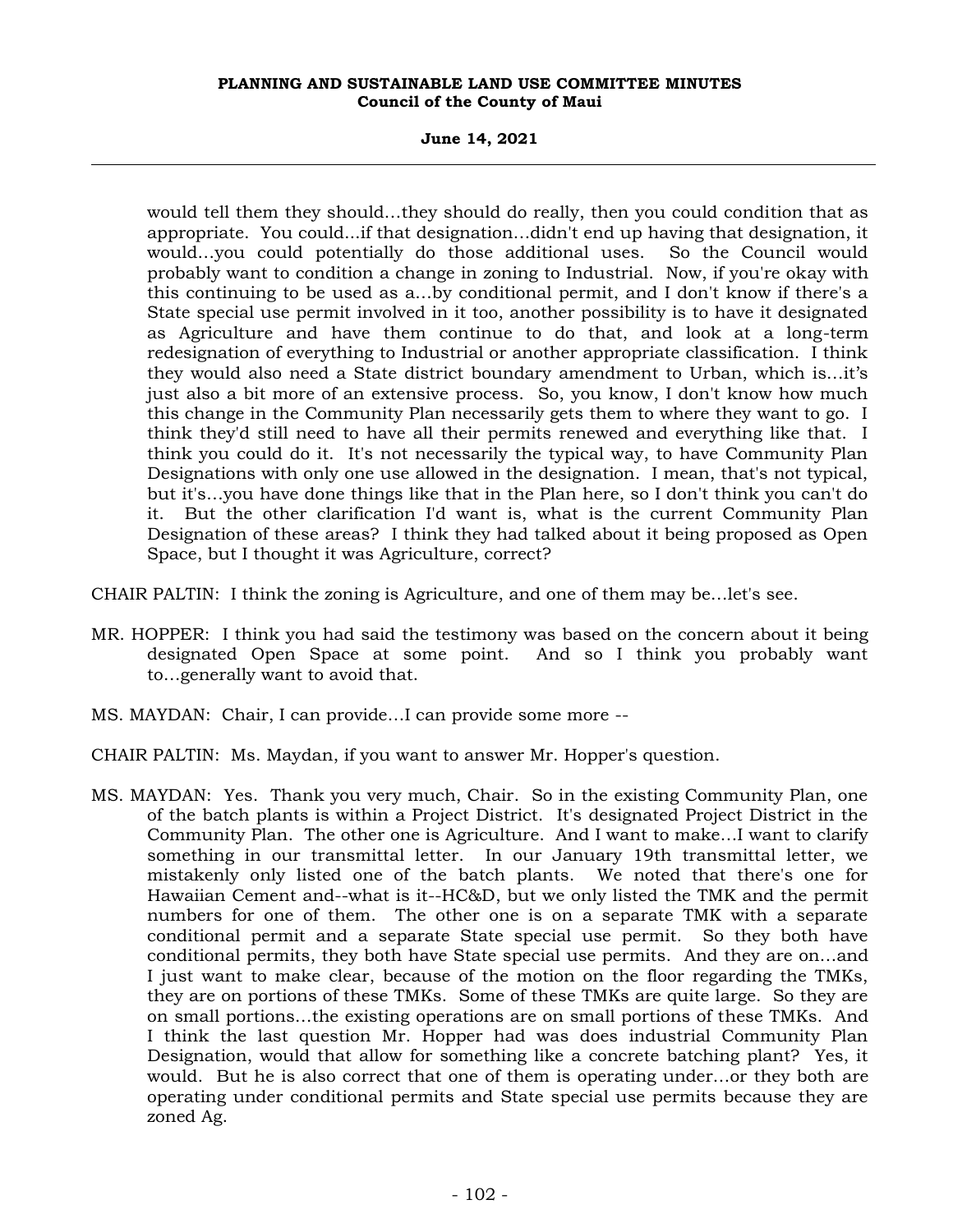would tell them they should…they should do really, then you could condition that as appropriate. You could...if that designation…didn't end up having that designation, it would…you could potentially do those additional uses. So the Council would probably want to condition a change in zoning to Industrial. Now, if you're okay with this continuing to be used as a…by conditional permit, and I don't know if there's a State special use permit involved in it too, another possibility is to have it designated as Agriculture and have them continue to do that, and look at a long-term redesignation of everything to Industrial or another appropriate classification. I think they would also need a State district boundary amendment to Urban, which is…it's just also a bit more of an extensive process. So, you know, I don't know how much this change in the Community Plan necessarily gets them to where they want to go. I think they'd still need to have all their permits renewed and everything like that. I think you could do it. It's not necessarily the typical way, to have Community Plan Designations with only one use allowed in the designation. I mean, that's not typical, but it's…you have done things like that in the Plan here, so I don't think you can't do it. But the other clarification I'd want is, what is the current Community Plan Designation of these areas? I think they had talked about it being proposed as Open Space, but I thought it was Agriculture, correct?

CHAIR PALTIN: I think the zoning is Agriculture, and one of them may be…let's see.

MR. HOPPER: I think you had said the testimony was based on the concern about it being designated Open Space at some point. And so I think you probably want to…generally want to avoid that.

MS. MAYDAN: Chair, I can provide…I can provide some more --

CHAIR PALTIN: Ms. Maydan, if you want to answer Mr. Hopper's question.

MS. MAYDAN: Yes. Thank you very much, Chair. So in the existing Community Plan, one of the batch plants is within a Project District. It's designated Project District in the Community Plan. The other one is Agriculture. And I want to make…I want to clarify something in our transmittal letter. In our January 19th transmittal letter, we mistakenly only listed one of the batch plants. We noted that there's one for Hawaiian Cement and--what is it--HC&D, but we only listed the TMK and the permit numbers for one of them. The other one is on a separate TMK with a separate conditional permit and a separate State special use permit. So they both have conditional permits, they both have State special use permits. And they are on…and I just want to make clear, because of the motion on the floor regarding the TMKs, they are on portions of these TMKs. Some of these TMKs are quite large. So they are on small portions…the existing operations are on small portions of these TMKs. And I think the last question Mr. Hopper had was does industrial Community Plan Designation, would that allow for something like a concrete batching plant? Yes, it would. But he is also correct that one of them is operating under…or they both are operating under conditional permits and State special use permits because they are zoned Ag.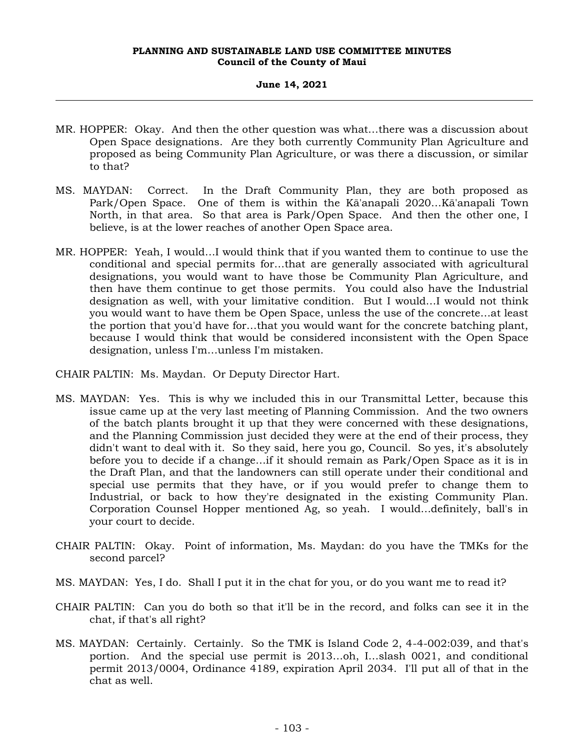MR. HOPPER: Okay. And then the other question was what…there was a discussion about Open Space designations. Are they both currently Community Plan Agriculture and proposed as being Community Plan Agriculture, or was there a discussion, or similar to that?

MS. MAYDAN: Correct. In the Draft Community Plan, they are both proposed as Park/Open Space. One of them is within the Kā'anapali 2020…Kā'anapali Town North, in that area. So that area is Park/Open Space. And then the other one, I believe, is at the lower reaches of another Open Space area.

MR. HOPPER: Yeah, I would…I would think that if you wanted them to continue to use the conditional and special permits for…that are generally associated with agricultural designations, you would want to have those be Community Plan Agriculture, and then have them continue to get those permits. You could also have the Industrial designation as well, with your limitative condition. But I would…I would not think you would want to have them be Open Space, unless the use of the concrete…at least the portion that you'd have for…that you would want for the concrete batching plant, because I would think that would be considered inconsistent with the Open Space designation, unless I'm…unless I'm mistaken.

CHAIR PALTIN: Ms. Maydan. Or Deputy Director Hart.

MS. MAYDAN: Yes. This is why we included this in our Transmittal Letter, because this issue came up at the very last meeting of Planning Commission. And the two owners of the batch plants brought it up that they were concerned with these designations, and the Planning Commission just decided they were at the end of their process, they didn't want to deal with it. So they said, here you go, Council. So yes, it's absolutely before you to decide if a change…if it should remain as Park/Open Space as it is in the Draft Plan, and that the landowners can still operate under their conditional and special use permits that they have, or if you would prefer to change them to Industrial, or back to how they're designated in the existing Community Plan. Corporation Counsel Hopper mentioned Ag, so yeah. I would…definitely, ball's in your court to decide.

CHAIR PALTIN: Okay. Point of information, Ms. Maydan: do you have the TMKs for the second parcel?

MS. MAYDAN: Yes, I do. Shall I put it in the chat for you, or do you want me to read it?

CHAIR PALTIN: Can you do both so that it'll be in the record, and folks can see it in the chat, if that's all right?

MS. MAYDAN: Certainly. Certainly. So the TMK is Island Code 2, 4-4-002:039, and that's portion. And the special use permit is 2013…oh, I…slash 0021, and conditional permit 2013/0004, Ordinance 4189, expiration April 2034. I'll put all of that in the chat as well.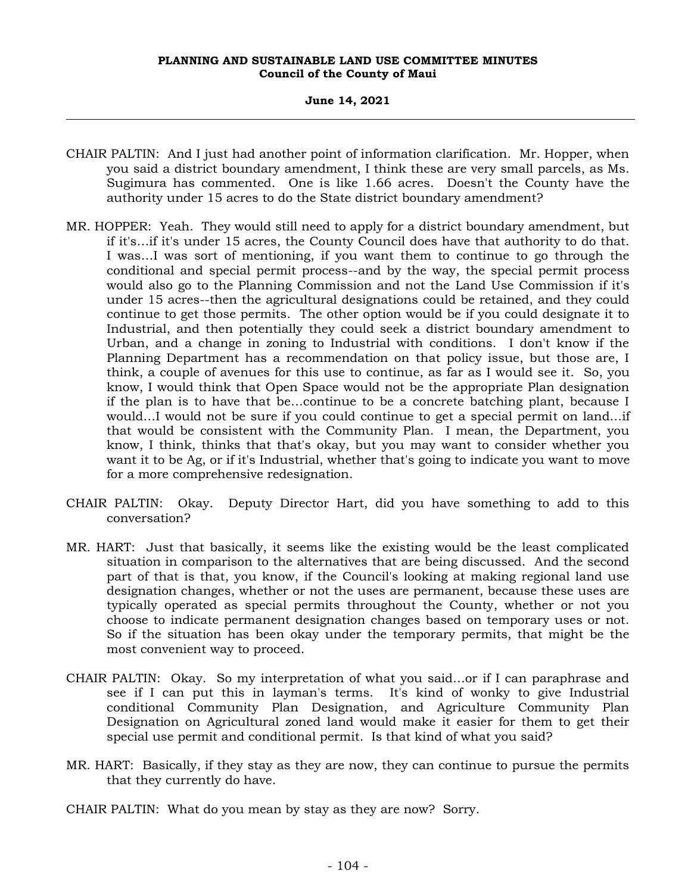CHAIR PALTIN: And I just had another point of information clarification. Mr. Hopper, when you said a district boundary amendment, I think these are very small parcels, as Ms. Sugimura has commented. One is like 1.66 acres. Doesn't the County have the authority under 15 acres to do the State district boundary amendment?

MR. HOPPER: Yeah. They would still need to apply for a district boundary amendment, but if it's...if it's under 15 acres, the County Council does have that authority to do that. I was...I was sort of mentioning, if you want them to continue to go through the conditional and special permit process--and by the way, the special permit process would also go to the Planning Commission and not the Land Use Commission if it's under 15 acres--then the agricultural designations could be retained, and they could continue to get those permits. The other option would be if you could designate it to Industrial, and then potentially they could seek a district boundary amendment to Urban, and a change in zoning to Industrial with conditions. I don't know if the Planning Department has a recommendation on that policy issue, but those are, I think, a couple of avenues for this use to continue, as far as I would see it. So, you know, I would think that Open Space would not be the appropriate Plan designation if the plan is to have that be...continue to be a concrete batching plant, because I would...I would not be sure if you could continue to get a special permit on land...if that would be consistent with the Community Plan. I mean, the Department, you know, I think, thinks that that's okay, but you may want to consider whether you want it to be Ag, or if it's Industrial, whether that's going to indicate you want to move for a more comprehensive redesignation.

CHAIR PALTIN: Okay. Deputy Director Hart, did you have something to add to this conversation?

MR. HART: Just that basically, it seems like the existing would be the least complicated situation in comparison to the alternatives that are being discussed. And the second part of that is that, you know, if the Council's looking at making regional land use designation changes, whether or not the uses are permanent, because these uses are typically operated as special permits throughout the County, whether or not you choose to indicate permanent designation changes based on temporary uses or not. So if the situation has been okay under the temporary permits, that might be the most convenient way to proceed.

CHAIR PALTIN: Okay. So my interpretation of what you said...or if I can paraphrase and see if I can put this in layman's terms. It's kind of wonky to give Industrial conditional Community Plan Designation, and Agriculture Community Plan Designation on Agricultural zoned land would make it easier for them to get their special use permit and conditional permit. Is that kind of what you said?

MR. HART: Basically, if they stay as they are now, they can continue to pursue the permits that they currently do have.

CHAIR PALTIN: What do you mean by stay as they are now? Sorry.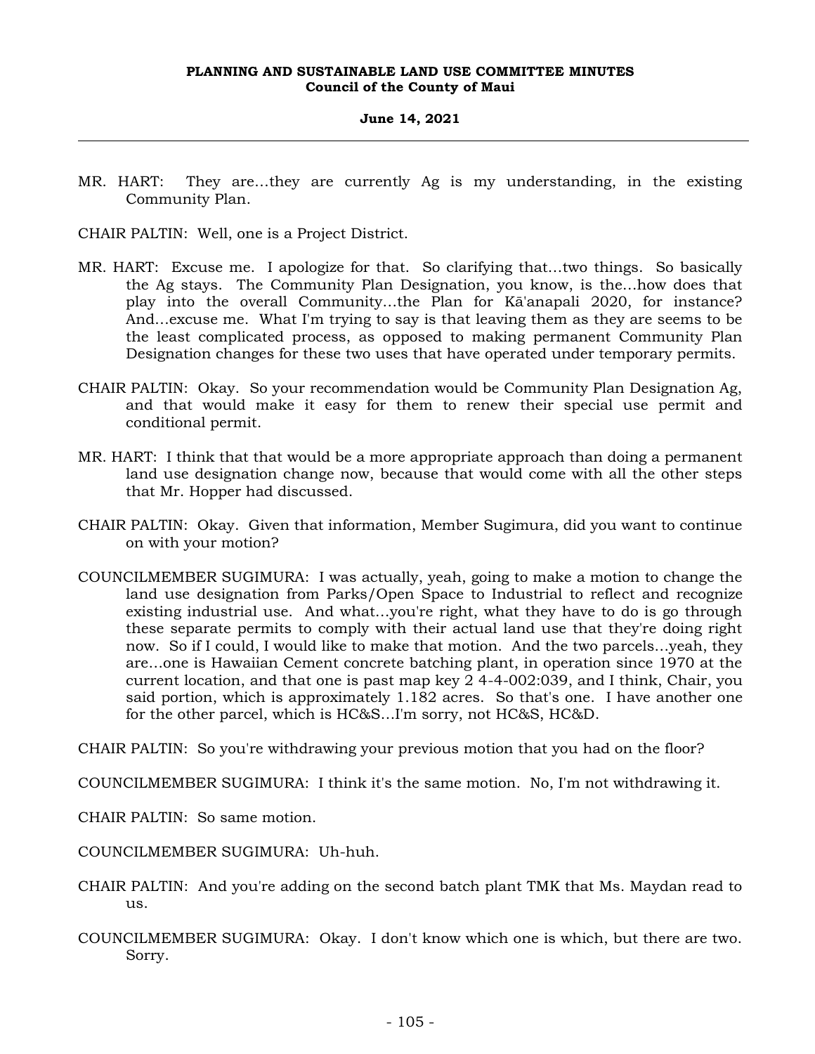MR. HART: They are...they are currently Ag is my understanding, in the existing Community Plan.

CHAIR PALTIN: Well, one is a Project District.

MR. HART: Excuse me. I apologize for that. So clarifying that...two things. So basically the Ag stays. The Community Plan Designation, you know, is the...how does that play into the overall Community...the Plan for Kā'anapali 2020, for instance? And...excuse me. What I'm trying to say is that leaving them as they are seems to be the least complicated process, as opposed to making permanent Community Plan Designation changes for these two uses that have operated under temporary permits.

CHAIR PALTIN: Okay. So your recommendation would be Community Plan Designation Ag, and that would make it easy for them to renew their special use permit and conditional permit.

MR. HART: I think that that would be a more appropriate approach than doing a permanent land use designation change now, because that would come with all the other steps that Mr. Hopper had discussed.

CHAIR PALTIN: Okay. Given that information, Member Sugimura, did you want to continue on with your motion?

COUNCILMEMBER SUGIMURA: I was actually, yeah, going to make a motion to change the land use designation from Parks/Open Space to Industrial to reflect and recognize existing industrial use. And what...you're right, what they have to do is go through these separate permits to comply with their actual land use that they're doing right now. So if I could, I would like to make that motion. And the two parcels...yeah, they are...one is Hawaiian Cement concrete batching plant, in operation since 1970 at the current location, and that one is past map key 2 4-4-002:039, and I think, Chair, you said portion, which is approximately 1.182 acres. So that's one. I have another one for the other parcel, which is HC&S...I'm sorry, not HC&S, HC&D.

CHAIR PALTIN: So you're withdrawing your previous motion that you had on the floor?

COUNCILMEMBER SUGIMURA: I think it's the same motion. No, I'm not withdrawing it.

CHAIR PALTIN: So same motion.

COUNCILMEMBER SUGIMURA: Uh-huh.

CHAIR PALTIN: And you're adding on the second batch plant TMK that Ms. Maydan read to us.

COUNCILMEMBER SUGIMURA: Okay. I don't know which one is which, but there are two. Sorry.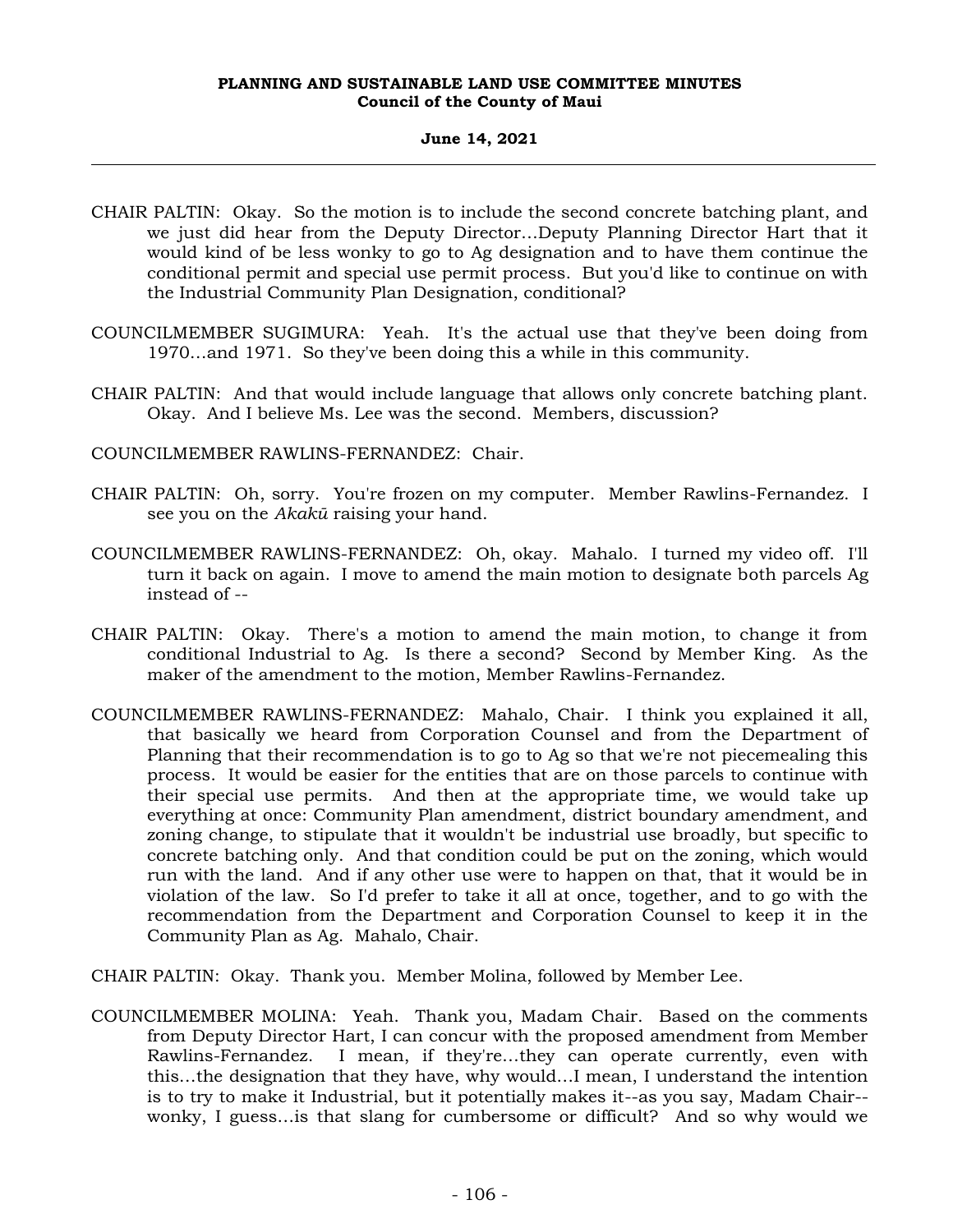CHAIR PALTIN: Okay. So the motion is to include the second concrete batching plant, and we just did hear from the Deputy Director...Deputy Planning Director Hart that it would kind of be less wonky to go to Ag designation and to have them continue the conditional permit and special use permit process. But you'd like to continue on with the Industrial Community Plan Designation, conditional?

COUNCILMEMBER SUGIMURA: Yeah. It's the actual use that they've been doing from 1970...and 1971. So they've been doing this a while in this community.

CHAIR PALTIN: And that would include language that allows only concrete batching plant. Okay. And I believe Ms. Lee was the second. Members, discussion?

COUNCILMEMBER RAWLINS-FERNANDEZ: Chair.

CHAIR PALTIN: Oh, sorry. You're frozen on my computer. Member Rawlins-Fernandez. I see you on the *Akakū* raising your hand.

COUNCILMEMBER RAWLINS-FERNANDEZ: Oh, okay. Mahalo. I turned my video off. I'll turn it back on again. I move to amend the main motion to designate both parcels Ag instead of --

CHAIR PALTIN: Okay. There's a motion to amend the main motion, to change it from conditional Industrial to Ag. Is there a second? Second by Member King. As the maker of the amendment to the motion, Member Rawlins-Fernandez.

COUNCILMEMBER RAWLINS-FERNANDEZ: Mahalo, Chair. I think you explained it all, that basically we heard from Corporation Counsel and from the Department of Planning that their recommendation is to go to Ag so that we're not piecemealing this process. It would be easier for the entities that are on those parcels to continue with their special use permits. And then at the appropriate time, we would take up everything at once: Community Plan amendment, district boundary amendment, and zoning change, to stipulate that it wouldn't be industrial use broadly, but specific to concrete batching only. And that condition could be put on the zoning, which would run with the land. And if any other use were to happen on that, that it would be in violation of the law. So I'd prefer to take it all at once, together, and to go with the recommendation from the Department and Corporation Counsel to keep it in the Community Plan as Ag. Mahalo, Chair.

CHAIR PALTIN: Okay. Thank you. Member Molina, followed by Member Lee.

COUNCILMEMBER MOLINA: Yeah. Thank you, Madam Chair. Based on the comments from Deputy Director Hart, I can concur with the proposed amendment from Member Rawlins-Fernandez. I mean, if they're...they can operate currently, even with this...the designation that they have, why would...I mean, I understand the intention is to try to make it Industrial, but it potentially makes it--as you say, Madam Chair--wonky, I guess...is that slang for cumbersome or difficult? And so why would we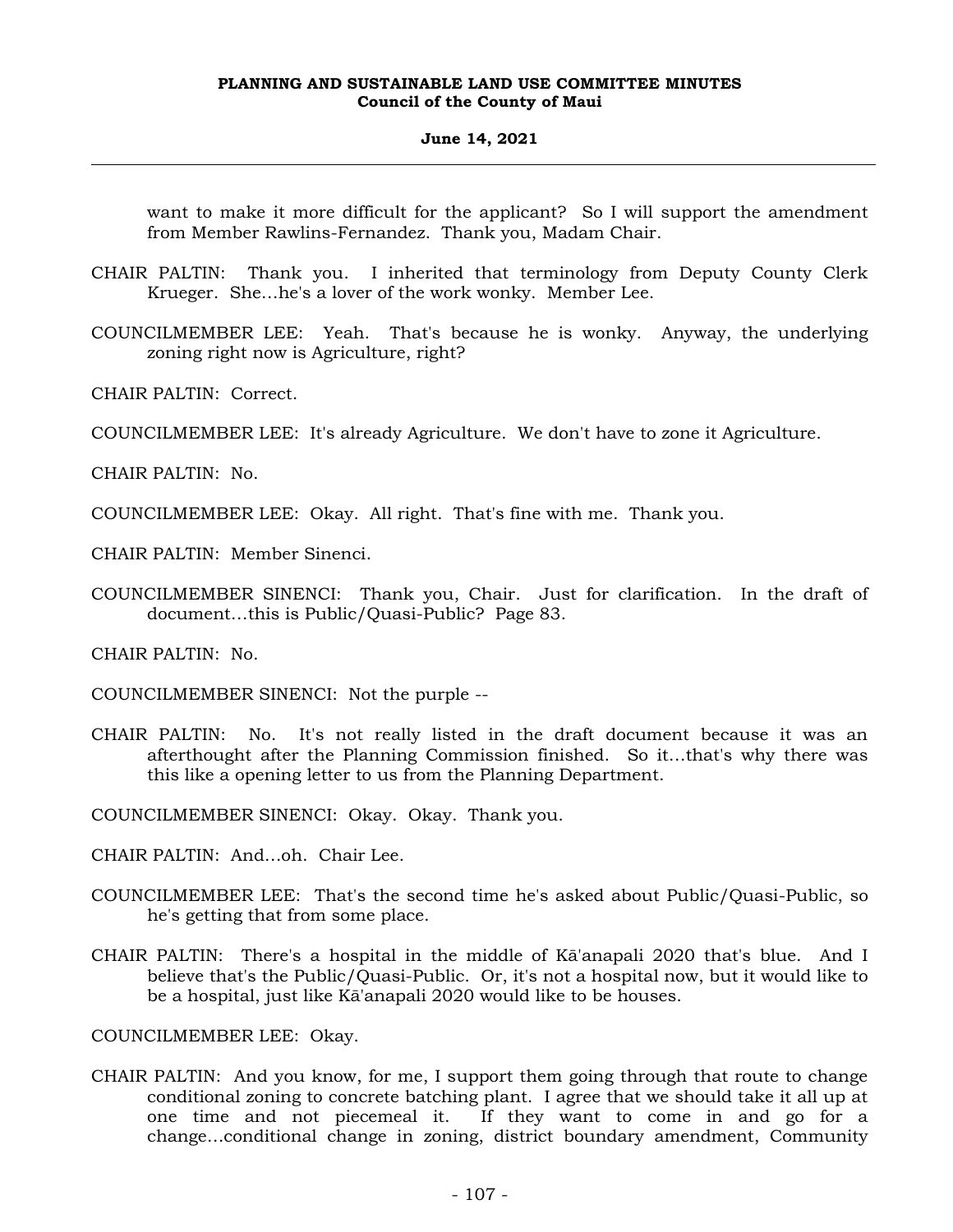want to make it more difficult for the applicant? So I will support the amendment from Member Rawlins-Fernandez. Thank you, Madam Chair.

CHAIR PALTIN: Thank you. I inherited that terminology from Deputy County Clerk Krueger. She…he's a lover of the work wonky. Member Lee.

COUNCILMEMBER LEE: Yeah. That's because he is wonky. Anyway, the underlying zoning right now is Agriculture, right?

CHAIR PALTIN: Correct.

COUNCILMEMBER LEE: It's already Agriculture. We don't have to zone it Agriculture.

CHAIR PALTIN: No.

COUNCILMEMBER LEE: Okay. All right. That's fine with me. Thank you.

CHAIR PALTIN: Member Sinenci.

COUNCILMEMBER SINENCI: Thank you, Chair. Just for clarification. In the draft of document…this is Public/Quasi-Public? Page 83.

CHAIR PALTIN: No.

COUNCILMEMBER SINENCI: Not the purple --

CHAIR PALTIN: No. It's not really listed in the draft document because it was an afterthought after the Planning Commission finished. So it…that's why there was this like a opening letter to us from the Planning Department.

COUNCILMEMBER SINENCI: Okay. Okay. Thank you.

CHAIR PALTIN: And…oh. Chair Lee.

COUNCILMEMBER LEE: That's the second time he's asked about Public/Quasi-Public, so he's getting that from some place.

CHAIR PALTIN: There's a hospital in the middle of Kā'anapali 2020 that's blue. And I believe that's the Public/Quasi-Public. Or, it's not a hospital now, but it would like to be a hospital, just like Kā'anapali 2020 would like to be houses.

COUNCILMEMBER LEE: Okay.

CHAIR PALTIN: And you know, for me, I support them going through that route to change conditional zoning to concrete batching plant. I agree that we should take it all up at one time and not piecemeal it. If they want to come in and go for a change…conditional change in zoning, district boundary amendment, Community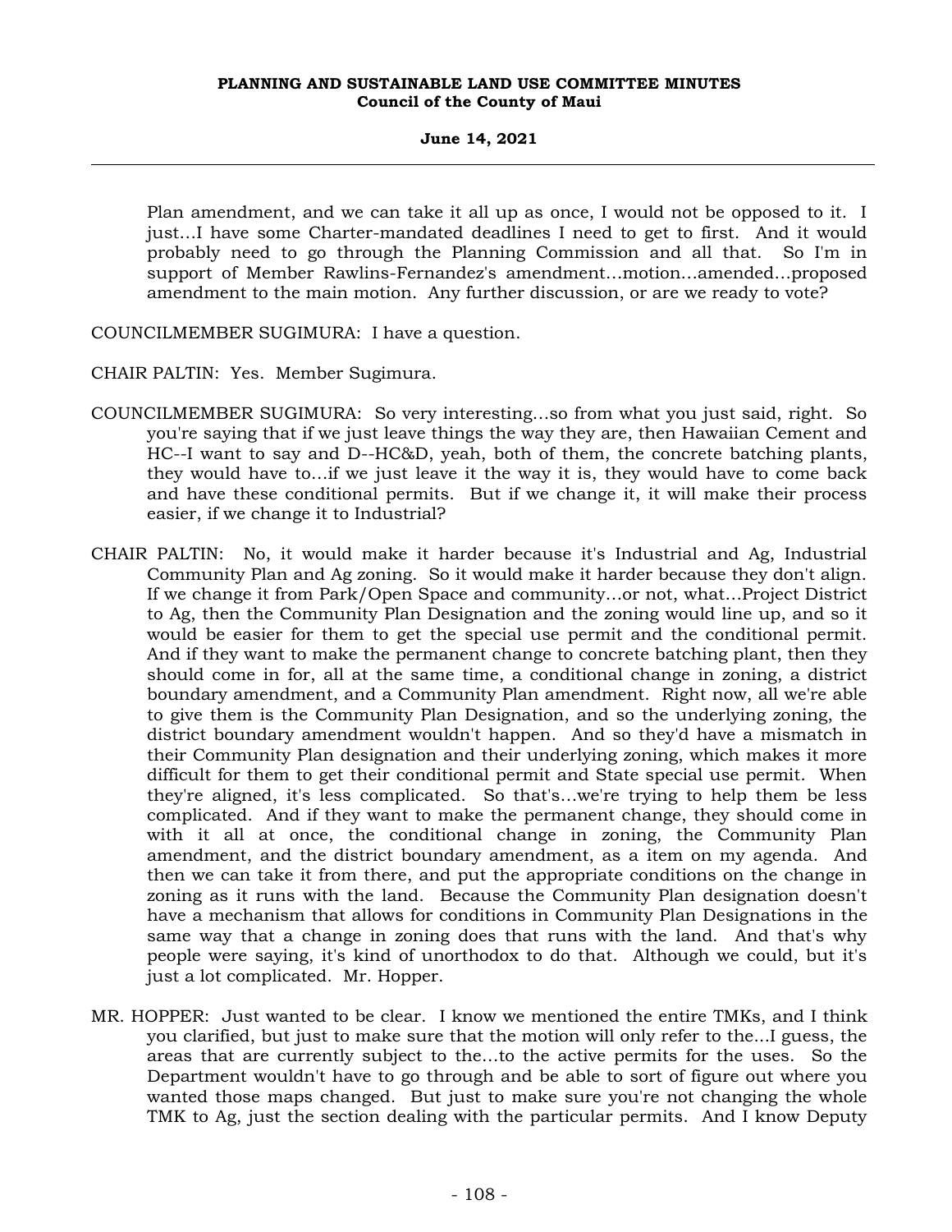Plan amendment, and we can take it all up as once, I would not be opposed to it. I just...I have some Charter-mandated deadlines I need to get to first. And it would probably need to go through the Planning Commission and all that. So I'm in support of Member Rawlins-Fernandez's amendment...motion...amended...proposed amendment to the main motion. Any further discussion, or are we ready to vote?

COUNCILMEMBER SUGIMURA: I have a question.

CHAIR PALTIN: Yes. Member Sugimura.

COUNCILMEMBER SUGIMURA: So very interesting...so from what you just said, right. So you're saying that if we just leave things the way they are, then Hawaiian Cement and HC--I want to say and D--HC&D, yeah, both of them, the concrete batching plants, they would have to...if we just leave it the way it is, they would have to come back and have these conditional permits. But if we change it, it will make their process easier, if we change it to Industrial?

CHAIR PALTIN: No, it would make it harder because it's Industrial and Ag, Industrial Community Plan and Ag zoning. So it would make it harder because they don't align. If we change it from Park/Open Space and community...or not, what...Project District to Ag, then the Community Plan Designation and the zoning would line up, and so it would be easier for them to get the special use permit and the conditional permit. And if they want to make the permanent change to concrete batching plant, then they should come in for, all at the same time, a conditional change in zoning, a district boundary amendment, and a Community Plan amendment. Right now, all we're able to give them is the Community Plan Designation, and so the underlying zoning, the district boundary amendment wouldn't happen. And so they'd have a mismatch in their Community Plan designation and their underlying zoning, which makes it more difficult for them to get their conditional permit and State special use permit. When they're aligned, it's less complicated. So that's...we're trying to help them be less complicated. And if they want to make the permanent change, they should come in with it all at once, the conditional change in zoning, the Community Plan amendment, and the district boundary amendment, as a item on my agenda. And then we can take it from there, and put the appropriate conditions on the change in zoning as it runs with the land. Because the Community Plan designation doesn't have a mechanism that allows for conditions in Community Plan Designations in the same way that a change in zoning does that runs with the land. And that's why people were saying, it's kind of unorthodox to do that. Although we could, but it's just a lot complicated. Mr. Hopper.

MR. HOPPER: Just wanted to be clear. I know we mentioned the entire TMKs, and I think you clarified, but just to make sure that the motion will only refer to the...I guess, the areas that are currently subject to the...to the active permits for the uses. So the Department wouldn't have to go through and be able to sort of figure out where you wanted those maps changed. But just to make sure you're not changing the whole TMK to Ag, just the section dealing with the particular permits. And I know Deputy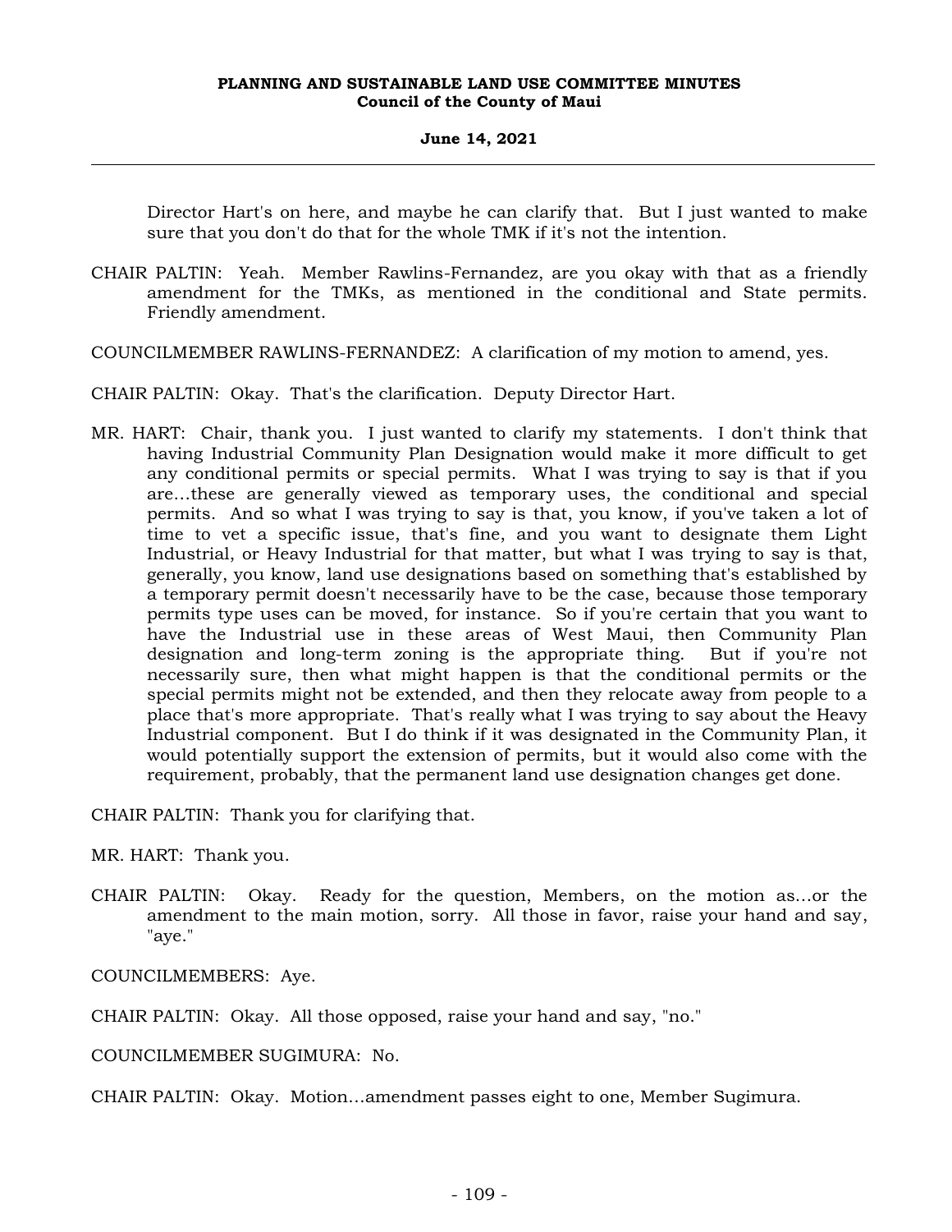Director Hart's on here, and maybe he can clarify that. But I just wanted to make sure that you don't do that for the whole TMK if it's not the intention.

CHAIR PALTIN: Yeah. Member Rawlins-Fernandez, are you okay with that as a friendly amendment for the TMKs, as mentioned in the conditional and State permits. Friendly amendment.

COUNCILMEMBER RAWLINS-FERNANDEZ: A clarification of my motion to amend, yes.

CHAIR PALTIN: Okay. That's the clarification. Deputy Director Hart.

MR. HART: Chair, thank you. I just wanted to clarify my statements. I don't think that having Industrial Community Plan Designation would make it more difficult to get any conditional permits or special permits. What I was trying to say is that if you are...these are generally viewed as temporary uses, the conditional and special permits. And so what I was trying to say is that, you know, if you've taken a lot of time to vet a specific issue, that's fine, and you want to designate them Light Industrial, or Heavy Industrial for that matter, but what I was trying to say is that, generally, you know, land use designations based on something that's established by a temporary permit doesn't necessarily have to be the case, because those temporary permits type uses can be moved, for instance. So if you're certain that you want to have the Industrial use in these areas of West Maui, then Community Plan designation and long-term zoning is the appropriate thing. But if you're not necessarily sure, then what might happen is that the conditional permits or the special permits might not be extended, and then they relocate away from people to a place that's more appropriate. That's really what I was trying to say about the Heavy Industrial component. But I do think if it was designated in the Community Plan, it would potentially support the extension of permits, but it would also come with the requirement, probably, that the permanent land use designation changes get done.

CHAIR PALTIN: Thank you for clarifying that.

MR. HART: Thank you.

CHAIR PALTIN: Okay. Ready for the question, Members, on the motion as...or the amendment to the main motion, sorry. All those in favor, raise your hand and say, "aye."

COUNCILMEMBERS: Aye.

CHAIR PALTIN: Okay. All those opposed, raise your hand and say, "no."

COUNCILMEMBER SUGIMURA: No.

CHAIR PALTIN: Okay. Motion...amendment passes eight to one, Member Sugimura.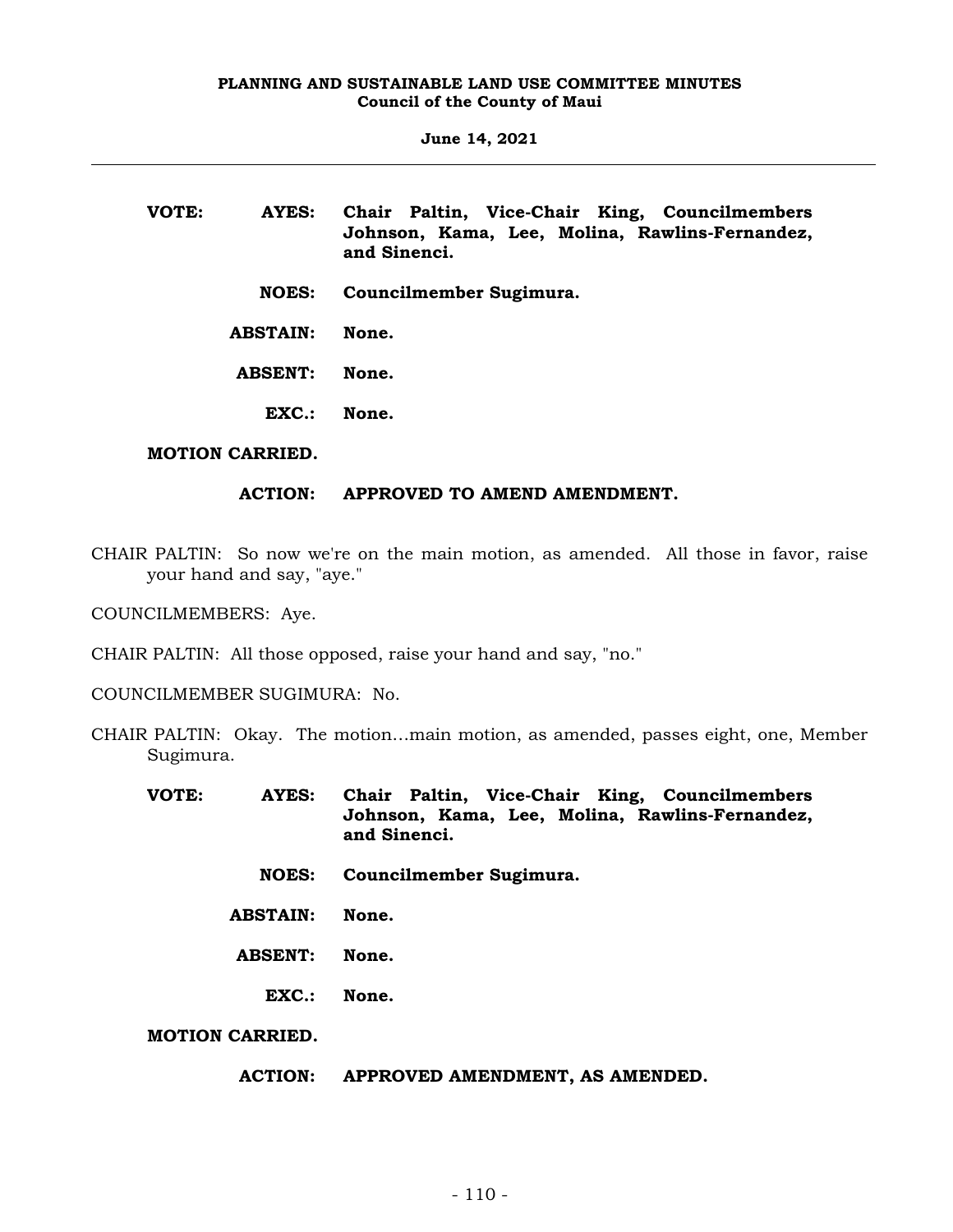**VOTE:** **AYES:** **Chair Paltin, Vice-Chair King, Councilmembers Johnson, Kama, Lee, Molina, Rawlins-Fernandez, and Sinenci.**

**NOES:** **Councilmember Sugimura.**

**ABSTAIN:** **None.**

**ABSENT:** **None.**

**EXC.:** **None.**

**MOTION CARRIED.**

**ACTION:** **APPROVED TO AMEND AMENDMENT.**

CHAIR PALTIN: So now we're on the main motion, as amended. All those in favor, raise your hand and say, "aye."

COUNCILMEMBERS: Aye.

CHAIR PALTIN: All those opposed, raise your hand and say, "no."

COUNCILMEMBER SUGIMURA: No.

CHAIR PALTIN: Okay. The motion...main motion, as amended, passes eight, one, Member Sugimura.

**VOTE:** **AYES:** **Chair Paltin, Vice-Chair King, Councilmembers Johnson, Kama, Lee, Molina, Rawlins-Fernandez, and Sinenci.**

**NOES:** **Councilmember Sugimura.**

**ABSTAIN:** **None.**

**ABSENT:** **None.**

**EXC.:** **None.**

**MOTION CARRIED.**

**ACTION:** **APPROVED AMENDMENT, AS AMENDED.**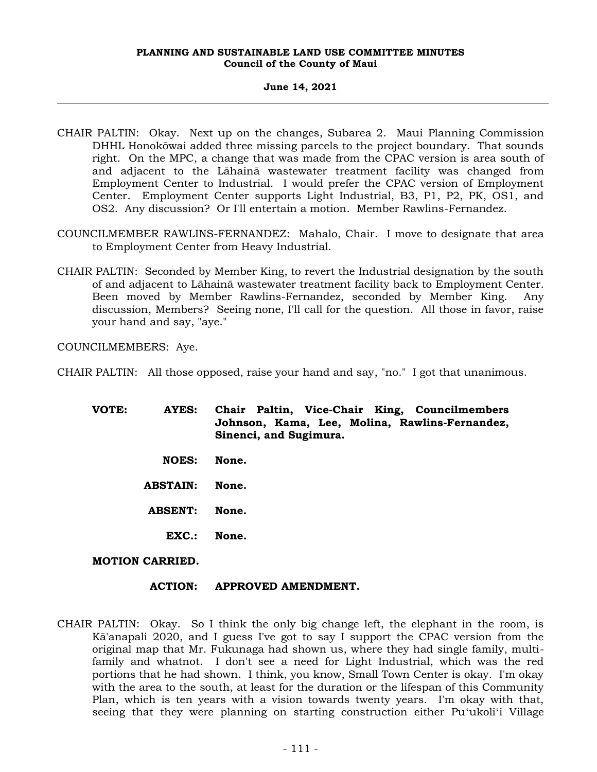CHAIR PALTIN: Okay. Next up on the changes, Subarea 2. Maui Planning Commission DHHL Honokōwai added three missing parcels to the project boundary. That sounds right. On the MPC, a change that was made from the CPAC version is area south of and adjacent to the Lāhainā wastewater treatment facility was changed from Employment Center to Industrial. I would prefer the CPAC version of Employment Center. Employment Center supports Light Industrial, B3, P1, P2, PK, OS1, and OS2. Any discussion? Or I'll entertain a motion. Member Rawlins-Fernandez.

COUNCILMEMBER RAWLINS-FERNANDEZ: Mahalo, Chair. I move to designate that area to Employment Center from Heavy Industrial.

CHAIR PALTIN: Seconded by Member King, to revert the Industrial designation by the south of and adjacent to Lāhainā wastewater treatment facility back to Employment Center. Been moved by Member Rawlins-Fernandez, seconded by Member King. Any discussion, Members? Seeing none, I'll call for the question. All those in favor, raise your hand and say, "aye."

COUNCILMEMBERS: Aye.

CHAIR PALTIN: All those opposed, raise your hand and say, "no." I got that unanimous.

**VOTE:** **AYES:** **Chair Paltin, Vice-Chair King, Councilmembers Johnson, Kama, Lee, Molina, Rawlins-Fernandez, Sinenci, and Sugimura.**

**NOES:** **None.**

**ABSTAIN:** **None.**

**ABSENT:** **None.**

**EXC.:** **None.**

**MOTION CARRIED.**

**ACTION:** **APPROVED AMENDMENT.**

CHAIR PALTIN: Okay. So I think the only big change left, the elephant in the room, is Kā'anapali 2020, and I guess I've got to say I support the CPAC version from the original map that Mr. Fukunaga had shown us, where they had single family, multi-family and whatnot. I don't see a need for Light Industrial, which was the red portions that he had shown. I think, you know, Small Town Center is okay. I'm okay with the area to the south, at least for the duration or the lifespan of this Community Plan, which is ten years with a vision towards twenty years. I'm okay with that, seeing that they were planning on starting construction either Pu'ukoli'i Village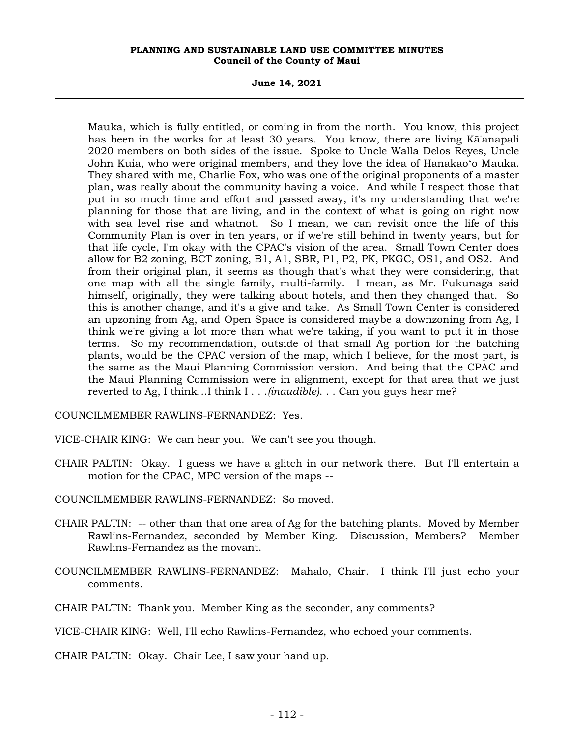Mauka, which is fully entitled, or coming in from the north. You know, this project has been in the works for at least 30 years. You know, there are living Kā'anapali 2020 members on both sides of the issue. Spoke to Uncle Walla Delos Reyes, Uncle John Kuia, who were original members, and they love the idea of Hanakaoʻo Mauka. They shared with me, Charlie Fox, who was one of the original proponents of a master plan, was really about the community having a voice. And while I respect those that put in so much time and effort and passed away, it's my understanding that we're planning for those that are living, and in the context of what is going on right now with sea level rise and whatnot. So I mean, we can revisit once the life of this Community Plan is over in ten years, or if we're still behind in twenty years, but for that life cycle, I'm okay with the CPAC's vision of the area. Small Town Center does allow for B2 zoning, BCT zoning, B1, A1, SBR, P1, P2, PK, PKGC, OS1, and OS2. And from their original plan, it seems as though that's what they were considering, that one map with all the single family, multi-family. I mean, as Mr. Fukunaga said himself, originally, they were talking about hotels, and then they changed that. So this is another change, and it's a give and take. As Small Town Center is considered an upzoning from Ag, and Open Space is considered maybe a downzoning from Ag, I think we're giving a lot more than what we're taking, if you want to put it in those terms. So my recommendation, outside of that small Ag portion for the batching plants, would be the CPAC version of the map, which I believe, for the most part, is the same as the Maui Planning Commission version. And being that the CPAC and the Maui Planning Commission were in alignment, except for that area that we just reverted to Ag, I think...I think I . . .*(inaudible)*. . . Can you guys hear me?

COUNCILMEMBER RAWLINS-FERNANDEZ: Yes.

VICE-CHAIR KING: We can hear you. We can't see you though.

CHAIR PALTIN: Okay. I guess we have a glitch in our network there. But I'll entertain a motion for the CPAC, MPC version of the maps --

COUNCILMEMBER RAWLINS-FERNANDEZ: So moved.

CHAIR PALTIN: -- other than that one area of Ag for the batching plants. Moved by Member Rawlins-Fernandez, seconded by Member King. Discussion, Members? Member Rawlins-Fernandez as the movant.

COUNCILMEMBER RAWLINS-FERNANDEZ: Mahalo, Chair. I think I'll just echo your comments.

CHAIR PALTIN: Thank you. Member King as the seconder, any comments?

VICE-CHAIR KING: Well, I'll echo Rawlins-Fernandez, who echoed your comments.

CHAIR PALTIN: Okay. Chair Lee, I saw your hand up.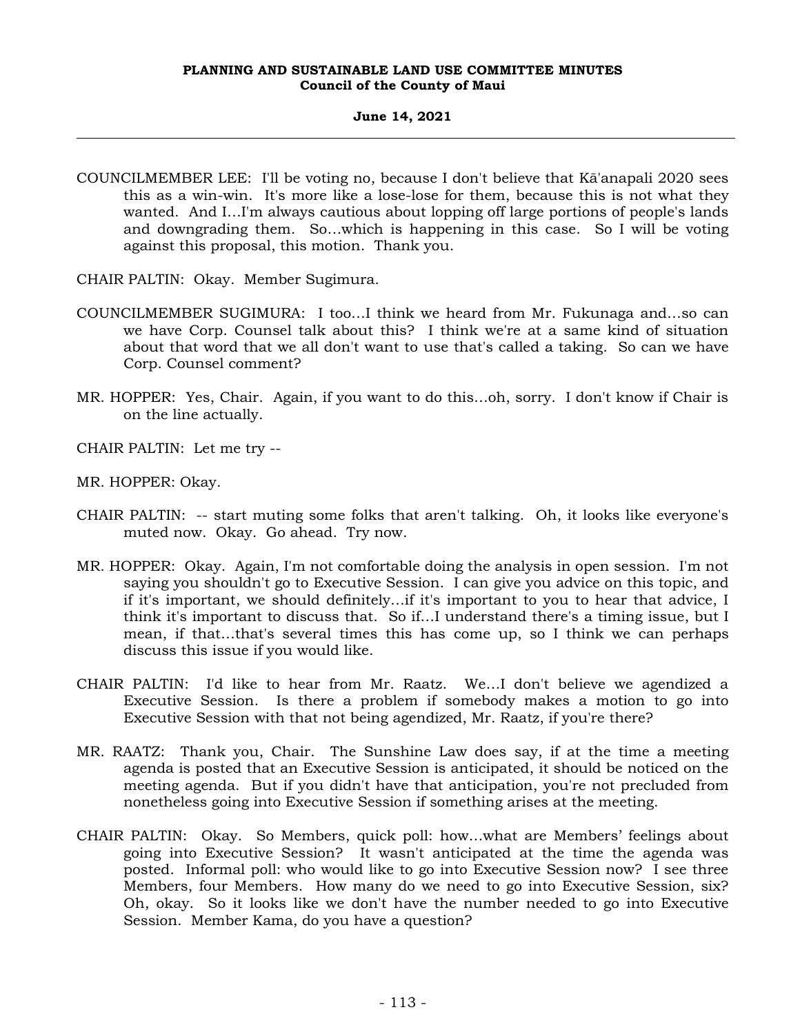COUNCILMEMBER LEE: I'll be voting no, because I don't believe that Kā'anapali 2020 sees this as a win-win. It's more like a lose-lose for them, because this is not what they wanted. And I...I'm always cautious about lopping off large portions of people's lands and downgrading them. So...which is happening in this case. So I will be voting against this proposal, this motion. Thank you.

CHAIR PALTIN: Okay. Member Sugimura.

COUNCILMEMBER SUGIMURA: I too...I think we heard from Mr. Fukunaga and...so can we have Corp. Counsel talk about this? I think we're at a same kind of situation about that word that we all don't want to use that's called a taking. So can we have Corp. Counsel comment?

MR. HOPPER: Yes, Chair. Again, if you want to do this...oh, sorry. I don't know if Chair is on the line actually.

CHAIR PALTIN: Let me try --

MR. HOPPER: Okay.

CHAIR PALTIN: -- start muting some folks that aren't talking. Oh, it looks like everyone's muted now. Okay. Go ahead. Try now.

MR. HOPPER: Okay. Again, I'm not comfortable doing the analysis in open session. I'm not saying you shouldn't go to Executive Session. I can give you advice on this topic, and if it's important, we should definitely...if it's important to you to hear that advice, I think it's important to discuss that. So if...I understand there's a timing issue, but I mean, if that...that's several times this has come up, so I think we can perhaps discuss this issue if you would like.

CHAIR PALTIN: I'd like to hear from Mr. Raatz. We...I don't believe we agendized a Executive Session. Is there a problem if somebody makes a motion to go into Executive Session with that not being agendized, Mr. Raatz, if you're there?

MR. RAATZ: Thank you, Chair. The Sunshine Law does say, if at the time a meeting agenda is posted that an Executive Session is anticipated, it should be noticed on the meeting agenda. But if you didn't have that anticipation, you're not precluded from nonetheless going into Executive Session if something arises at the meeting.

CHAIR PALTIN: Okay. So Members, quick poll: how...what are Members' feelings about going into Executive Session? It wasn't anticipated at the time the agenda was posted. Informal poll: who would like to go into Executive Session now? I see three Members, four Members. How many do we need to go into Executive Session, six? Oh, okay. So it looks like we don't have the number needed to go into Executive Session. Member Kama, do you have a question?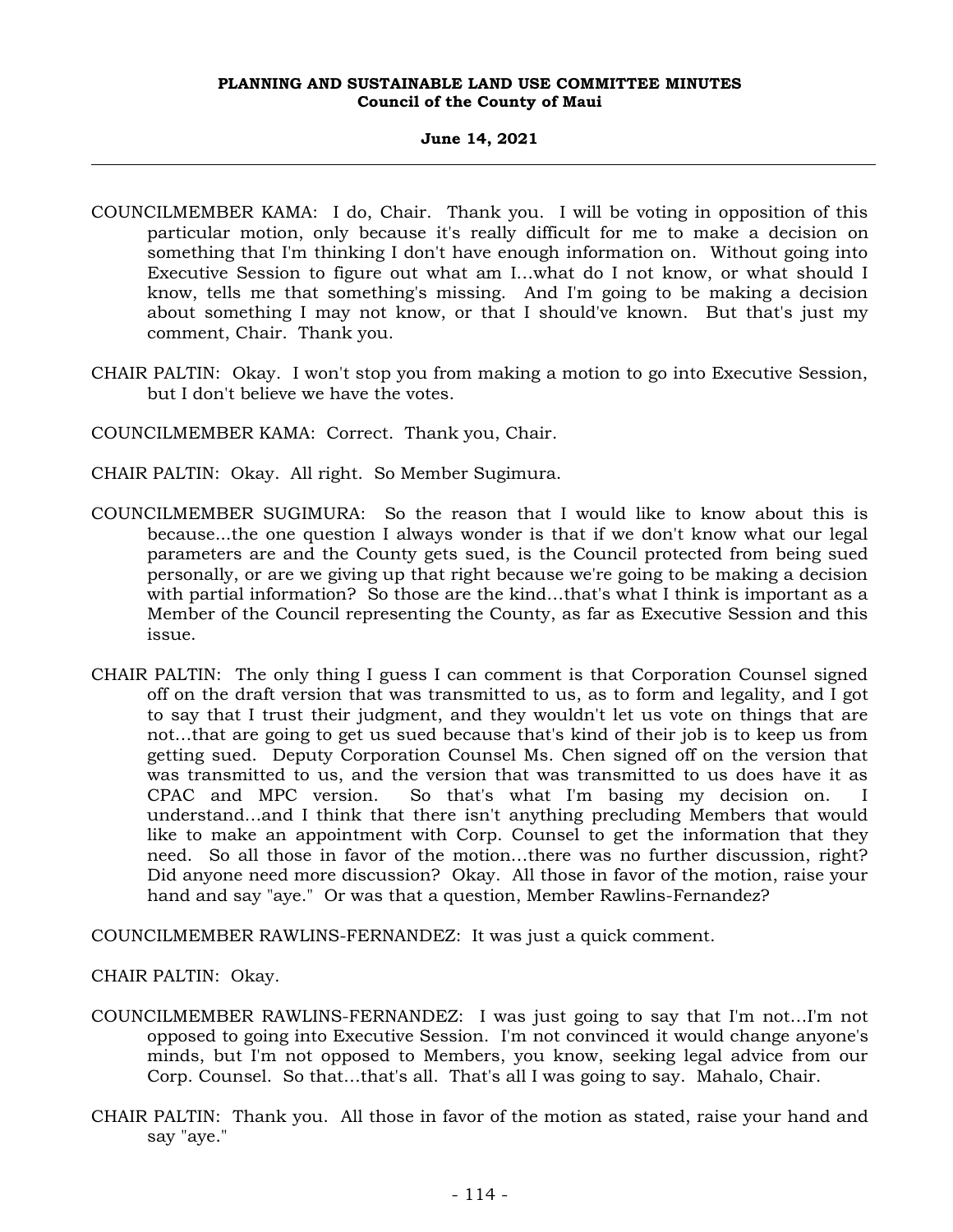COUNCILMEMBER KAMA: I do, Chair. Thank you. I will be voting in opposition of this particular motion, only because it's really difficult for me to make a decision on something that I'm thinking I don't have enough information on. Without going into Executive Session to figure out what am I...what do I not know, or what should I know, tells me that something's missing. And I'm going to be making a decision about something I may not know, or that I should've known. But that's just my comment, Chair. Thank you.

CHAIR PALTIN: Okay. I won't stop you from making a motion to go into Executive Session, but I don't believe we have the votes.

COUNCILMEMBER KAMA: Correct. Thank you, Chair.

CHAIR PALTIN: Okay. All right. So Member Sugimura.

COUNCILMEMBER SUGIMURA: So the reason that I would like to know about this is because...the one question I always wonder is that if we don't know what our legal parameters are and the County gets sued, is the Council protected from being sued personally, or are we giving up that right because we're going to be making a decision with partial information? So those are the kind...that's what I think is important as a Member of the Council representing the County, as far as Executive Session and this issue.

CHAIR PALTIN: The only thing I guess I can comment is that Corporation Counsel signed off on the draft version that was transmitted to us, as to form and legality, and I got to say that I trust their judgment, and they wouldn't let us vote on things that are not...that are going to get us sued because that's kind of their job is to keep us from getting sued. Deputy Corporation Counsel Ms. Chen signed off on the version that was transmitted to us, and the version that was transmitted to us does have it as CPAC and MPC version. So that's what I'm basing my decision on. I understand...and I think that there isn't anything precluding Members that would like to make an appointment with Corp. Counsel to get the information that they need. So all those in favor of the motion...there was no further discussion, right? Did anyone need more discussion? Okay. All those in favor of the motion, raise your hand and say "aye." Or was that a question, Member Rawlins-Fernandez?

COUNCILMEMBER RAWLINS-FERNANDEZ: It was just a quick comment.

CHAIR PALTIN: Okay.

COUNCILMEMBER RAWLINS-FERNANDEZ: I was just going to say that I'm not...I'm not opposed to going into Executive Session. I'm not convinced it would change anyone's minds, but I'm not opposed to Members, you know, seeking legal advice from our Corp. Counsel. So that...that's all. That's all I was going to say. Mahalo, Chair.

CHAIR PALTIN: Thank you. All those in favor of the motion as stated, raise your hand and say "aye."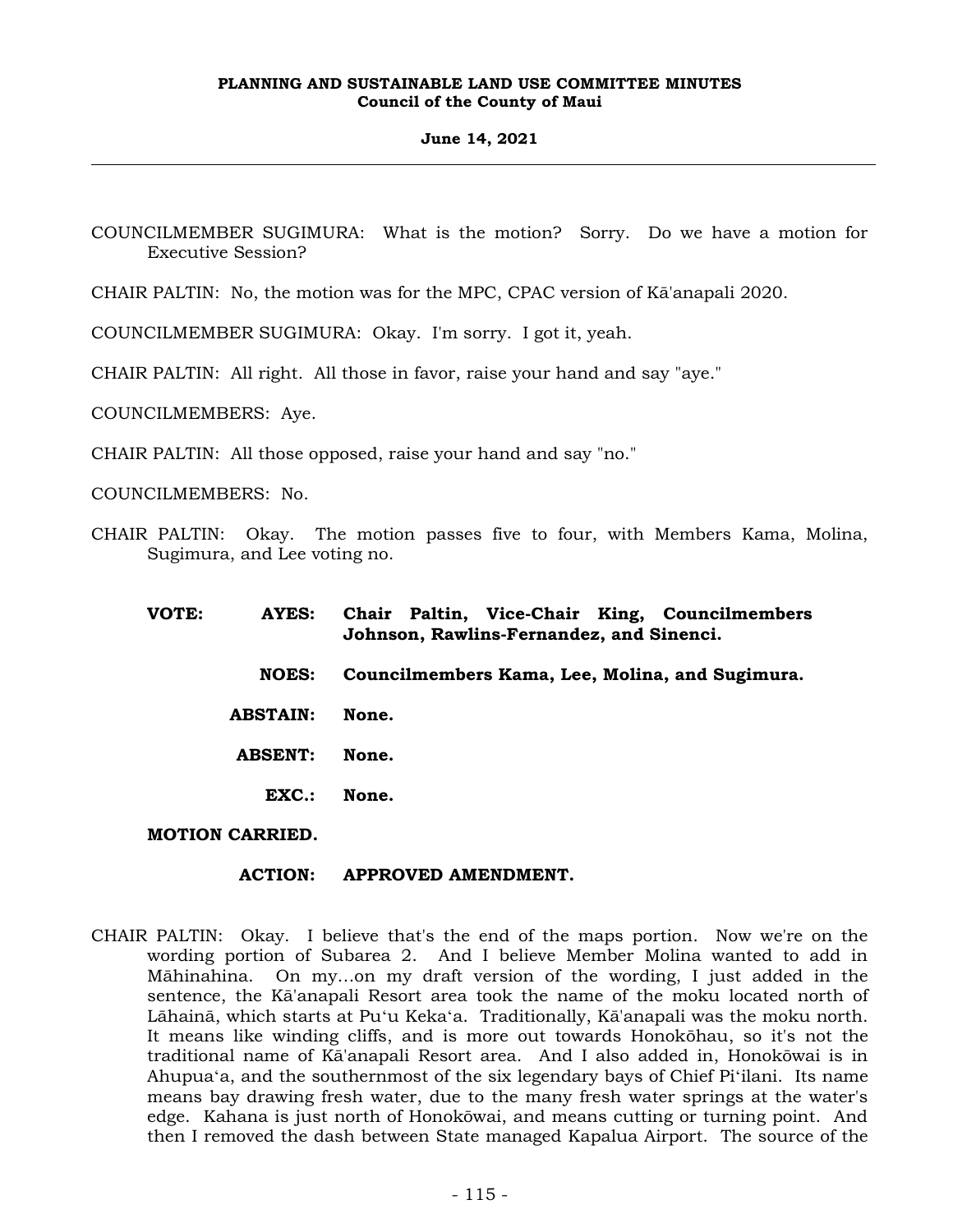COUNCILMEMBER SUGIMURA: What is the motion? Sorry. Do we have a motion for Executive Session?

CHAIR PALTIN: No, the motion was for the MPC, CPAC version of Kā'anapali 2020.

COUNCILMEMBER SUGIMURA: Okay. I'm sorry. I got it, yeah.

CHAIR PALTIN: All right. All those in favor, raise your hand and say "aye."

COUNCILMEMBERS: Aye.

CHAIR PALTIN: All those opposed, raise your hand and say "no."

COUNCILMEMBERS: No.

CHAIR PALTIN: Okay. The motion passes five to four, with Members Kama, Molina, Sugimura, and Lee voting no.

**VOTE: AYES: Chair Paltin, Vice-Chair King, Councilmembers Johnson, Rawlins-Fernandez, and Sinenci.**

**NOES: Councilmembers Kama, Lee, Molina, and Sugimura.**

**ABSTAIN: None.**

**ABSENT: None.**

**EXC.: None.**

**MOTION CARRIED.**

**ACTION: APPROVED AMENDMENT.**

CHAIR PALTIN: Okay. I believe that's the end of the maps portion. Now we're on the wording portion of Subarea 2. And I believe Member Molina wanted to add in Māhinahina. On my...on my draft version of the wording, I just added in the sentence, the Kā'anapali Resort area took the name of the moku located north of Lāhainā, which starts at Pu'u Keka'a. Traditionally, Kā'anapali was the moku north. It means like winding cliffs, and is more out towards Honokōhau, so it's not the traditional name of Kā'anapali Resort area. And I also added in, Honokōwai is in Ahupua'a, and the southernmost of the six legendary bays of Chief Pi'ilani. Its name means bay drawing fresh water, due to the many fresh water springs at the water's edge. Kahana is just north of Honokōwai, and means cutting or turning point. And then I removed the dash between State managed Kapalua Airport. The source of the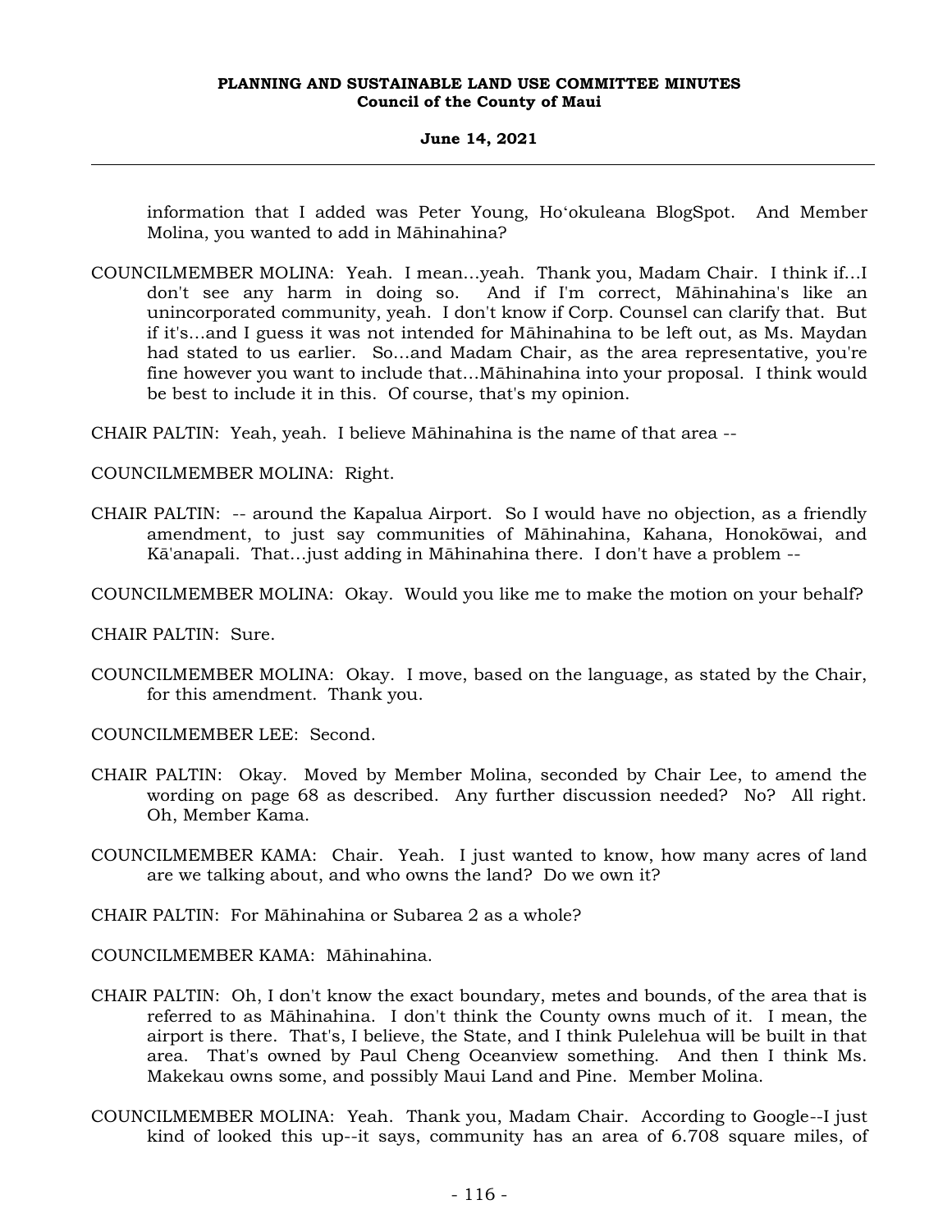information that I added was Peter Young, Hoʻokuleana BlogSpot. And Member Molina, you wanted to add in Māhinahina?

COUNCILMEMBER MOLINA: Yeah. I mean...yeah. Thank you, Madam Chair. I think if...I don't see any harm in doing so. And if I'm correct, Māhinahina's like an unincorporated community, yeah. I don't know if Corp. Counsel can clarify that. But if it's...and I guess it was not intended for Māhinahina to be left out, as Ms. Maydan had stated to us earlier. So...and Madam Chair, as the area representative, you're fine however you want to include that...Māhinahina into your proposal. I think would be best to include it in this. Of course, that's my opinion.

CHAIR PALTIN: Yeah, yeah. I believe Māhinahina is the name of that area --

COUNCILMEMBER MOLINA: Right.

CHAIR PALTIN: -- around the Kapalua Airport. So I would have no objection, as a friendly amendment, to just say communities of Māhinahina, Kahana, Honokōwai, and Kā'anapali. That...just adding in Māhinahina there. I don't have a problem --

COUNCILMEMBER MOLINA: Okay. Would you like me to make the motion on your behalf?

CHAIR PALTIN: Sure.

COUNCILMEMBER MOLINA: Okay. I move, based on the language, as stated by the Chair, for this amendment. Thank you.

COUNCILMEMBER LEE: Second.

CHAIR PALTIN: Okay. Moved by Member Molina, seconded by Chair Lee, to amend the wording on page 68 as described. Any further discussion needed? No? All right. Oh, Member Kama.

COUNCILMEMBER KAMA: Chair. Yeah. I just wanted to know, how many acres of land are we talking about, and who owns the land? Do we own it?

CHAIR PALTIN: For Māhinahina or Subarea 2 as a whole?

COUNCILMEMBER KAMA: Māhinahina.

CHAIR PALTIN: Oh, I don't know the exact boundary, metes and bounds, of the area that is referred to as Māhinahina. I don't think the County owns much of it. I mean, the airport is there. That's, I believe, the State, and I think Pulelehua will be built in that area. That's owned by Paul Cheng Oceanview something. And then I think Ms. Makekau owns some, and possibly Maui Land and Pine. Member Molina.

COUNCILMEMBER MOLINA: Yeah. Thank you, Madam Chair. According to Google--I just kind of looked this up--it says, community has an area of 6.708 square miles, of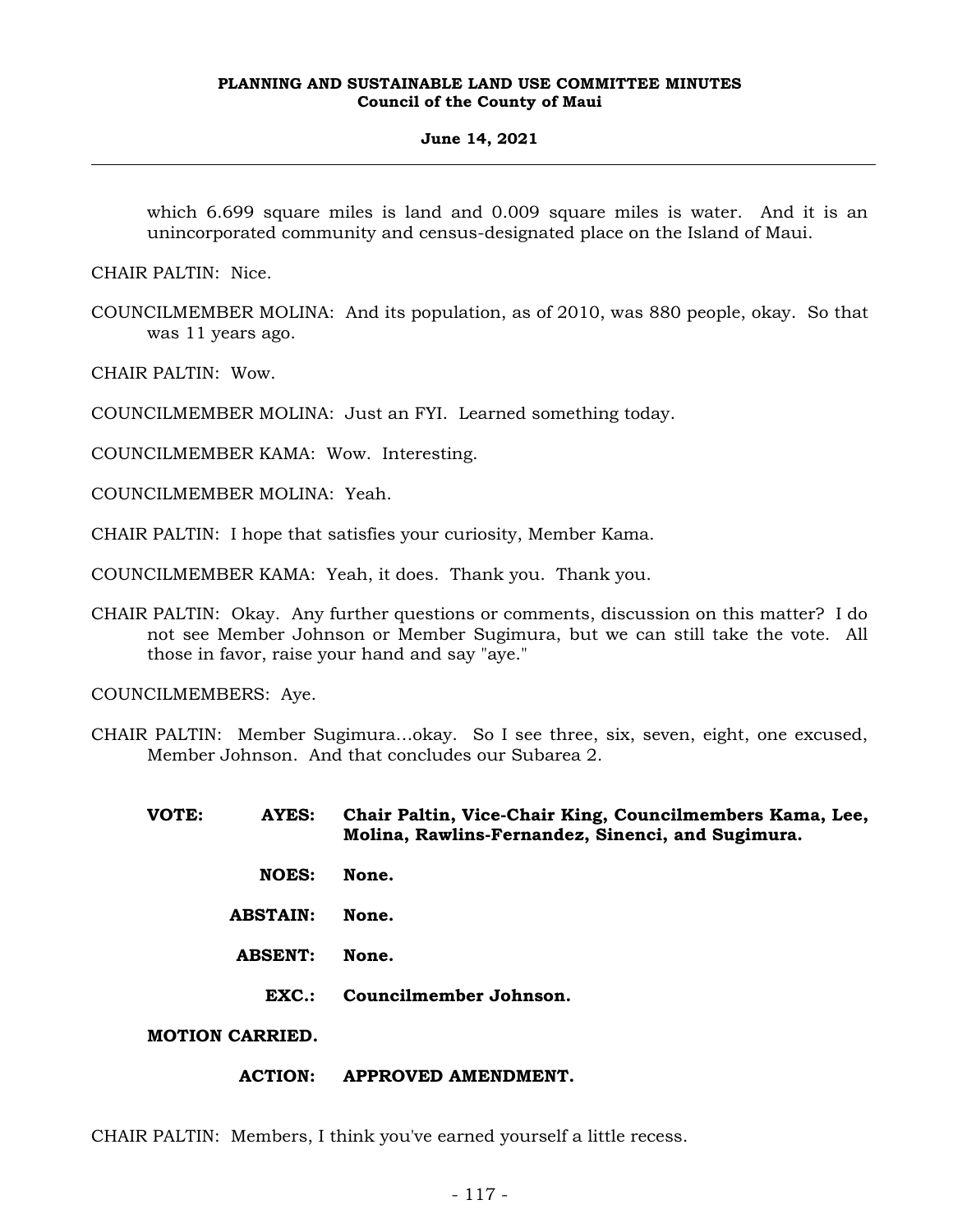which 6.699 square miles is land and 0.009 square miles is water. And it is an unincorporated community and census-designated place on the Island of Maui.

CHAIR PALTIN: Nice.

COUNCILMEMBER MOLINA: And its population, as of 2010, was 880 people, okay. So that was 11 years ago.

CHAIR PALTIN: Wow.

COUNCILMEMBER MOLINA: Just an FYI. Learned something today.

COUNCILMEMBER KAMA: Wow. Interesting.

COUNCILMEMBER MOLINA: Yeah.

CHAIR PALTIN: I hope that satisfies your curiosity, Member Kama.

COUNCILMEMBER KAMA: Yeah, it does. Thank you. Thank you.

CHAIR PALTIN: Okay. Any further questions or comments, discussion on this matter? I do not see Member Johnson or Member Sugimura, but we can still take the vote. All those in favor, raise your hand and say "aye."

COUNCILMEMBERS: Aye.

CHAIR PALTIN: Member Sugimura...okay. So I see three, six, seven, eight, one excused, Member Johnson. And that concludes our Subarea 2.

**VOTE: AYES: Chair Paltin, Vice-Chair King, Councilmembers Kama, Lee, Molina, Rawlins-Fernandez, Sinenci, and Sugimura.**

**NOES: None.**

**ABSTAIN: None.**

**ABSENT: None.**

**EXC.: Councilmember Johnson.**

**MOTION CARRIED.**

**ACTION: APPROVED AMENDMENT.**

CHAIR PALTIN: Members, I think you've earned yourself a little recess.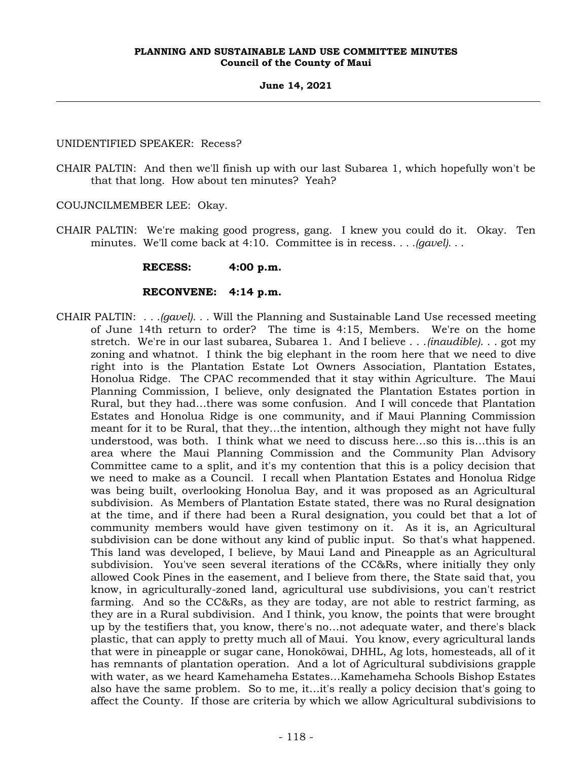UNIDENTIFIED SPEAKER: Recess?

CHAIR PALTIN: And then we'll finish up with our last Subarea 1, which hopefully won't be that that long. How about ten minutes? Yeah?

COUJNCILMEMBER LEE: Okay.

CHAIR PALTIN: We're making good progress, gang. I knew you could do it. Okay. Ten minutes. We'll come back at 4:10. Committee is in recess. . . .*(gavel)*. . .

**RECESS: 4:00 p.m.**

**RECONVENE: 4:14 p.m.**

CHAIR PALTIN: . . .*(gavel)*. . . Will the Planning and Sustainable Land Use recessed meeting of June 14th return to order? The time is 4:15, Members. We're on the home stretch. We're in our last subarea, Subarea 1. And I believe . . .*(inaudible)*. . . got my zoning and whatnot. I think the big elephant in the room here that we need to dive right into is the Plantation Estate Lot Owners Association, Plantation Estates, Honolua Ridge. The CPAC recommended that it stay within Agriculture. The Maui Planning Commission, I believe, only designated the Plantation Estates portion in Rural, but they had…there was some confusion. And I will concede that Plantation Estates and Honolua Ridge is one community, and if Maui Planning Commission meant for it to be Rural, that they…the intention, although they might not have fully understood, was both. I think what we need to discuss here…so this is…this is an area where the Maui Planning Commission and the Community Plan Advisory Committee came to a split, and it's my contention that this is a policy decision that we need to make as a Council. I recall when Plantation Estates and Honolua Ridge was being built, overlooking Honolua Bay, and it was proposed as an Agricultural subdivision. As Members of Plantation Estate stated, there was no Rural designation at the time, and if there had been a Rural designation, you could bet that a lot of community members would have given testimony on it. As it is, an Agricultural subdivision can be done without any kind of public input. So that's what happened. This land was developed, I believe, by Maui Land and Pineapple as an Agricultural subdivision. You've seen several iterations of the CC&Rs, where initially they only allowed Cook Pines in the easement, and I believe from there, the State said that, you know, in agriculturally-zoned land, agricultural use subdivisions, you can't restrict farming. And so the CC&Rs, as they are today, are not able to restrict farming, as they are in a Rural subdivision. And I think, you know, the points that were brought up by the testifiers that, you know, there's no…not adequate water, and there's black plastic, that can apply to pretty much all of Maui. You know, every agricultural lands that were in pineapple or sugar cane, Honokōwai, DHHL, Ag lots, homesteads, all of it has remnants of plantation operation. And a lot of Agricultural subdivisions grapple with water, as we heard Kamehameha Estates…Kamehameha Schools Bishop Estates also have the same problem. So to me, it…it's really a policy decision that's going to affect the County. If those are criteria by which we allow Agricultural subdivisions to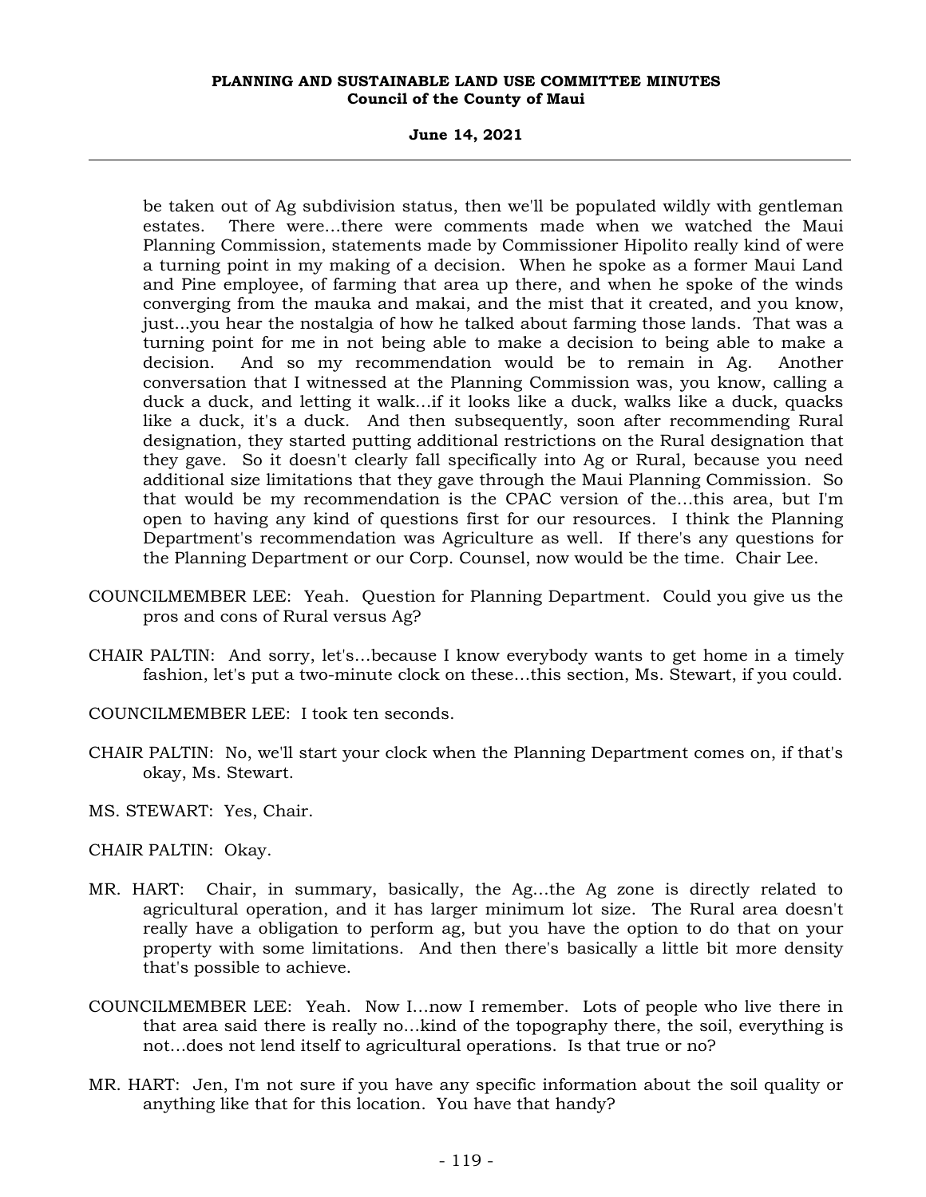be taken out of Ag subdivision status, then we'll be populated wildly with gentleman estates. There were...there were comments made when we watched the Maui Planning Commission, statements made by Commissioner Hipolito really kind of were a turning point in my making of a decision. When he spoke as a former Maui Land and Pine employee, of farming that area up there, and when he spoke of the winds converging from the mauka and makai, and the mist that it created, and you know, just...you hear the nostalgia of how he talked about farming those lands. That was a turning point for me in not being able to make a decision to being able to make a decision. And so my recommendation would be to remain in Ag. Another conversation that I witnessed at the Planning Commission was, you know, calling a duck a duck, and letting it walk...if it looks like a duck, walks like a duck, quacks like a duck, it's a duck. And then subsequently, soon after recommending Rural designation, they started putting additional restrictions on the Rural designation that they gave. So it doesn't clearly fall specifically into Ag or Rural, because you need additional size limitations that they gave through the Maui Planning Commission. So that would be my recommendation is the CPAC version of the...this area, but I'm open to having any kind of questions first for our resources. I think the Planning Department's recommendation was Agriculture as well. If there's any questions for the Planning Department or our Corp. Counsel, now would be the time. Chair Lee.

COUNCILMEMBER LEE: Yeah. Question for Planning Department. Could you give us the pros and cons of Rural versus Ag?

CHAIR PALTIN: And sorry, let's...because I know everybody wants to get home in a timely fashion, let's put a two-minute clock on these...this section, Ms. Stewart, if you could.

COUNCILMEMBER LEE: I took ten seconds.

CHAIR PALTIN: No, we'll start your clock when the Planning Department comes on, if that's okay, Ms. Stewart.

MS. STEWART: Yes, Chair.

CHAIR PALTIN: Okay.

MR. HART: Chair, in summary, basically, the Ag...the Ag zone is directly related to agricultural operation, and it has larger minimum lot size. The Rural area doesn't really have a obligation to perform ag, but you have the option to do that on your property with some limitations. And then there's basically a little bit more density that's possible to achieve.

COUNCILMEMBER LEE: Yeah. Now I...now I remember. Lots of people who live there in that area said there is really no...kind of the topography there, the soil, everything is not...does not lend itself to agricultural operations. Is that true or no?

MR. HART: Jen, I'm not sure if you have any specific information about the soil quality or anything like that for this location. You have that handy?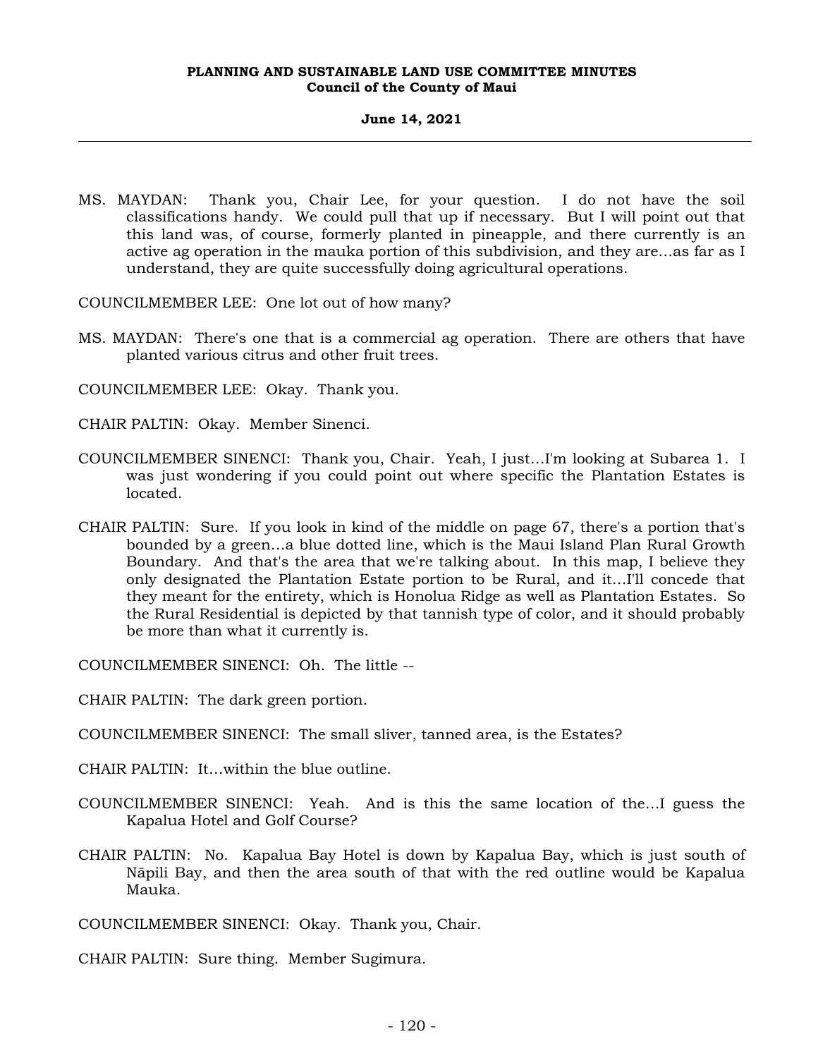MS. MAYDAN: Thank you, Chair Lee, for your question. I do not have the soil classifications handy. We could pull that up if necessary. But I will point out that this land was, of course, formerly planted in pineapple, and there currently is an active ag operation in the mauka portion of this subdivision, and they are...as far as I understand, they are quite successfully doing agricultural operations.

COUNCILMEMBER LEE: One lot out of how many?

MS. MAYDAN: There's one that is a commercial ag operation. There are others that have planted various citrus and other fruit trees.

COUNCILMEMBER LEE: Okay. Thank you.

CHAIR PALTIN: Okay. Member Sinenci.

COUNCILMEMBER SINENCI: Thank you, Chair. Yeah, I just...I'm looking at Subarea 1. I was just wondering if you could point out where specific the Plantation Estates is located.

CHAIR PALTIN: Sure. If you look in kind of the middle on page 67, there's a portion that's bounded by a green...a blue dotted line, which is the Maui Island Plan Rural Growth Boundary. And that's the area that we're talking about. In this map, I believe they only designated the Plantation Estate portion to be Rural, and it...I'll concede that they meant for the entirety, which is Honolua Ridge as well as Plantation Estates. So the Rural Residential is depicted by that tannish type of color, and it should probably be more than what it currently is.

COUNCILMEMBER SINENCI: Oh. The little --

CHAIR PALTIN: The dark green portion.

COUNCILMEMBER SINENCI: The small sliver, tanned area, is the Estates?

CHAIR PALTIN: It...within the blue outline.

COUNCILMEMBER SINENCI: Yeah. And is this the same location of the...I guess the Kapalua Hotel and Golf Course?

CHAIR PALTIN: No. Kapalua Bay Hotel is down by Kapalua Bay, which is just south of Nāpili Bay, and then the area south of that with the red outline would be Kapalua Mauka.

COUNCILMEMBER SINENCI: Okay. Thank you, Chair.

CHAIR PALTIN: Sure thing. Member Sugimura.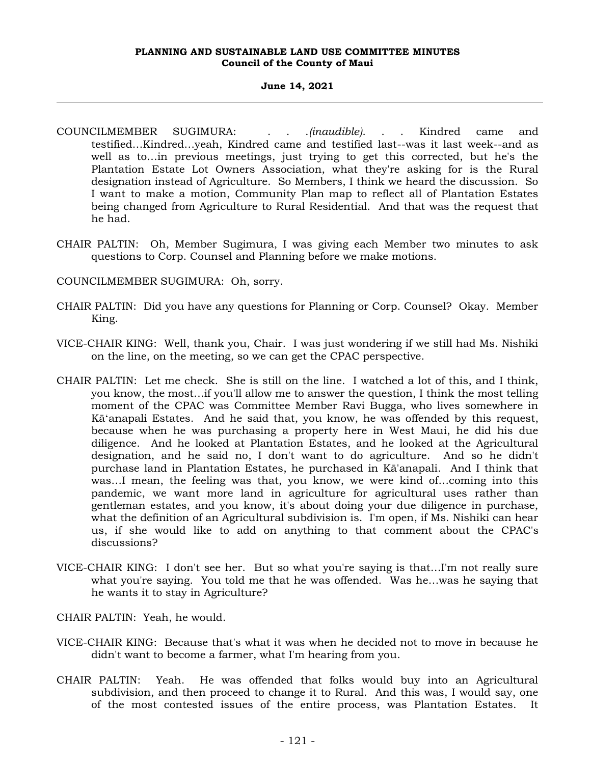COUNCILMEMBER SUGIMURA: . . .*(inaudible)*. . . Kindred came and testified...Kindred...yeah, Kindred came and testified last--was it last week--and as well as to...in previous meetings, just trying to get this corrected, but he's the Plantation Estate Lot Owners Association, what they're asking for is the Rural designation instead of Agriculture. So Members, I think we heard the discussion. So I want to make a motion, Community Plan map to reflect all of Plantation Estates being changed from Agriculture to Rural Residential. And that was the request that he had.

CHAIR PALTIN: Oh, Member Sugimura, I was giving each Member two minutes to ask questions to Corp. Counsel and Planning before we make motions.

COUNCILMEMBER SUGIMURA: Oh, sorry.

CHAIR PALTIN: Did you have any questions for Planning or Corp. Counsel? Okay. Member King.

VICE-CHAIR KING: Well, thank you, Chair. I was just wondering if we still had Ms. Nishiki on the line, on the meeting, so we can get the CPAC perspective.

CHAIR PALTIN: Let me check. She is still on the line. I watched a lot of this, and I think, you know, the most...if you'll allow me to answer the question, I think the most telling moment of the CPAC was Committee Member Ravi Bugga, who lives somewhere in Kāʻanapali Estates. And he said that, you know, he was offended by this request, because when he was purchasing a property here in West Maui, he did his due diligence. And he looked at Plantation Estates, and he looked at the Agricultural designation, and he said no, I don't want to do agriculture. And so he didn't purchase land in Plantation Estates, he purchased in Kā'anapali. And I think that was...I mean, the feeling was that, you know, we were kind of...coming into this pandemic, we want more land in agriculture for agricultural uses rather than gentleman estates, and you know, it's about doing your due diligence in purchase, what the definition of an Agricultural subdivision is. I'm open, if Ms. Nishiki can hear us, if she would like to add on anything to that comment about the CPAC's discussions?

VICE-CHAIR KING: I don't see her. But so what you're saying is that...I'm not really sure what you're saying. You told me that he was offended. Was he...was he saying that he wants it to stay in Agriculture?

CHAIR PALTIN: Yeah, he would.

VICE-CHAIR KING: Because that's what it was when he decided not to move in because he didn't want to become a farmer, what I'm hearing from you.

CHAIR PALTIN: Yeah. He was offended that folks would buy into an Agricultural subdivision, and then proceed to change it to Rural. And this was, I would say, one of the most contested issues of the entire process, was Plantation Estates. It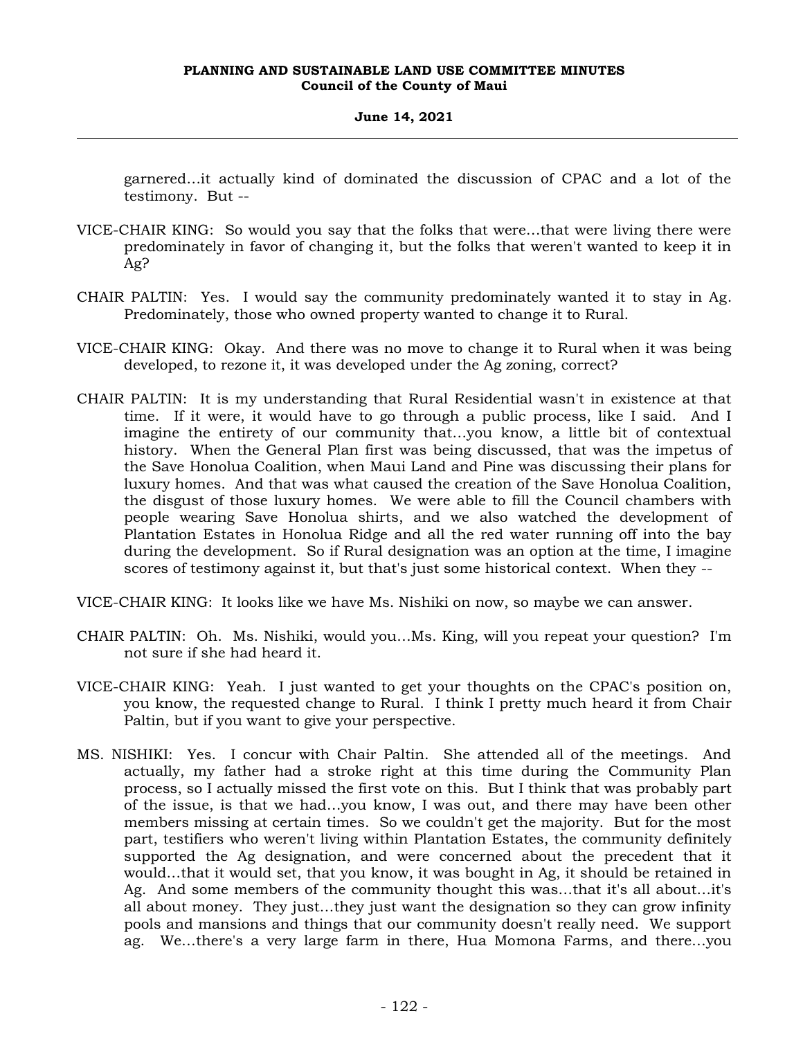garnered...it actually kind of dominated the discussion of CPAC and a lot of the testimony. But --

VICE-CHAIR KING: So would you say that the folks that were...that were living there were predominately in favor of changing it, but the folks that weren't wanted to keep it in Ag?

CHAIR PALTIN: Yes. I would say the community predominately wanted it to stay in Ag. Predominately, those who owned property wanted to change it to Rural.

VICE-CHAIR KING: Okay. And there was no move to change it to Rural when it was being developed, to rezone it, it was developed under the Ag zoning, correct?

CHAIR PALTIN: It is my understanding that Rural Residential wasn't in existence at that time. If it were, it would have to go through a public process, like I said. And I imagine the entirety of our community that...you know, a little bit of contextual history. When the General Plan first was being discussed, that was the impetus of the Save Honolua Coalition, when Maui Land and Pine was discussing their plans for luxury homes. And that was what caused the creation of the Save Honolua Coalition, the disgust of those luxury homes. We were able to fill the Council chambers with people wearing Save Honolua shirts, and we also watched the development of Plantation Estates in Honolua Ridge and all the red water running off into the bay during the development. So if Rural designation was an option at the time, I imagine scores of testimony against it, but that's just some historical context. When they --

VICE-CHAIR KING: It looks like we have Ms. Nishiki on now, so maybe we can answer.

CHAIR PALTIN: Oh. Ms. Nishiki, would you...Ms. King, will you repeat your question? I'm not sure if she had heard it.

VICE-CHAIR KING: Yeah. I just wanted to get your thoughts on the CPAC's position on, you know, the requested change to Rural. I think I pretty much heard it from Chair Paltin, but if you want to give your perspective.

MS. NISHIKI: Yes. I concur with Chair Paltin. She attended all of the meetings. And actually, my father had a stroke right at this time during the Community Plan process, so I actually missed the first vote on this. But I think that was probably part of the issue, is that we had...you know, I was out, and there may have been other members missing at certain times. So we couldn't get the majority. But for the most part, testifiers who weren't living within Plantation Estates, the community definitely supported the Ag designation, and were concerned about the precedent that it would...that it would set, that you know, it was bought in Ag, it should be retained in Ag. And some members of the community thought this was...that it's all about...it's all about money. They just...they just want the designation so they can grow infinity pools and mansions and things that our community doesn't really need. We support ag. We...there's a very large farm in there, Hua Momona Farms, and there...you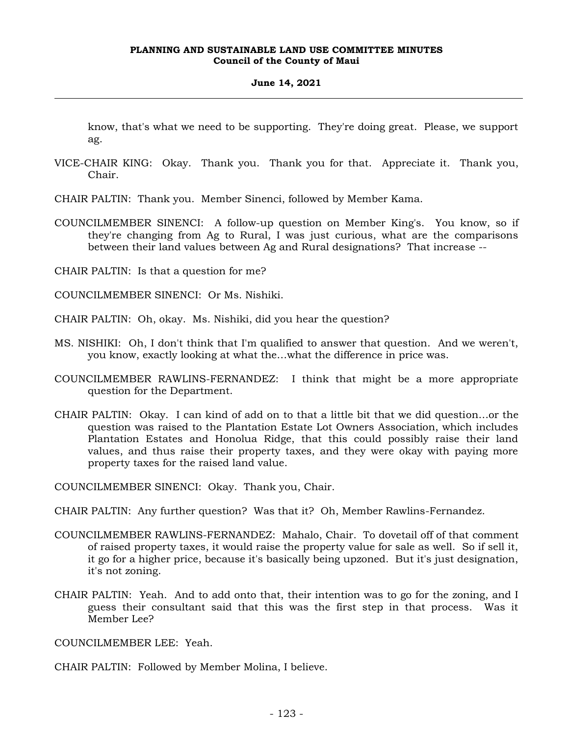know, that's what we need to be supporting. They're doing great. Please, we support ag.

VICE-CHAIR KING: Okay. Thank you. Thank you for that. Appreciate it. Thank you, Chair.

CHAIR PALTIN: Thank you. Member Sinenci, followed by Member Kama.

COUNCILMEMBER SINENCI: A follow-up question on Member King's. You know, so if they're changing from Ag to Rural, I was just curious, what are the comparisons between their land values between Ag and Rural designations? That increase --

CHAIR PALTIN: Is that a question for me?

COUNCILMEMBER SINENCI: Or Ms. Nishiki.

CHAIR PALTIN: Oh, okay. Ms. Nishiki, did you hear the question?

MS. NISHIKI: Oh, I don't think that I'm qualified to answer that question. And we weren't, you know, exactly looking at what the...what the difference in price was.

COUNCILMEMBER RAWLINS-FERNANDEZ: I think that might be a more appropriate question for the Department.

CHAIR PALTIN: Okay. I can kind of add on to that a little bit that we did question...or the question was raised to the Plantation Estate Lot Owners Association, which includes Plantation Estates and Honolua Ridge, that this could possibly raise their land values, and thus raise their property taxes, and they were okay with paying more property taxes for the raised land value.

COUNCILMEMBER SINENCI: Okay. Thank you, Chair.

CHAIR PALTIN: Any further question? Was that it? Oh, Member Rawlins-Fernandez.

COUNCILMEMBER RAWLINS-FERNANDEZ: Mahalo, Chair. To dovetail off of that comment of raised property taxes, it would raise the property value for sale as well. So if sell it, it go for a higher price, because it's basically being upzoned. But it's just designation, it's not zoning.

CHAIR PALTIN: Yeah. And to add onto that, their intention was to go for the zoning, and I guess their consultant said that this was the first step in that process. Was it Member Lee?

COUNCILMEMBER LEE: Yeah.

CHAIR PALTIN: Followed by Member Molina, I believe.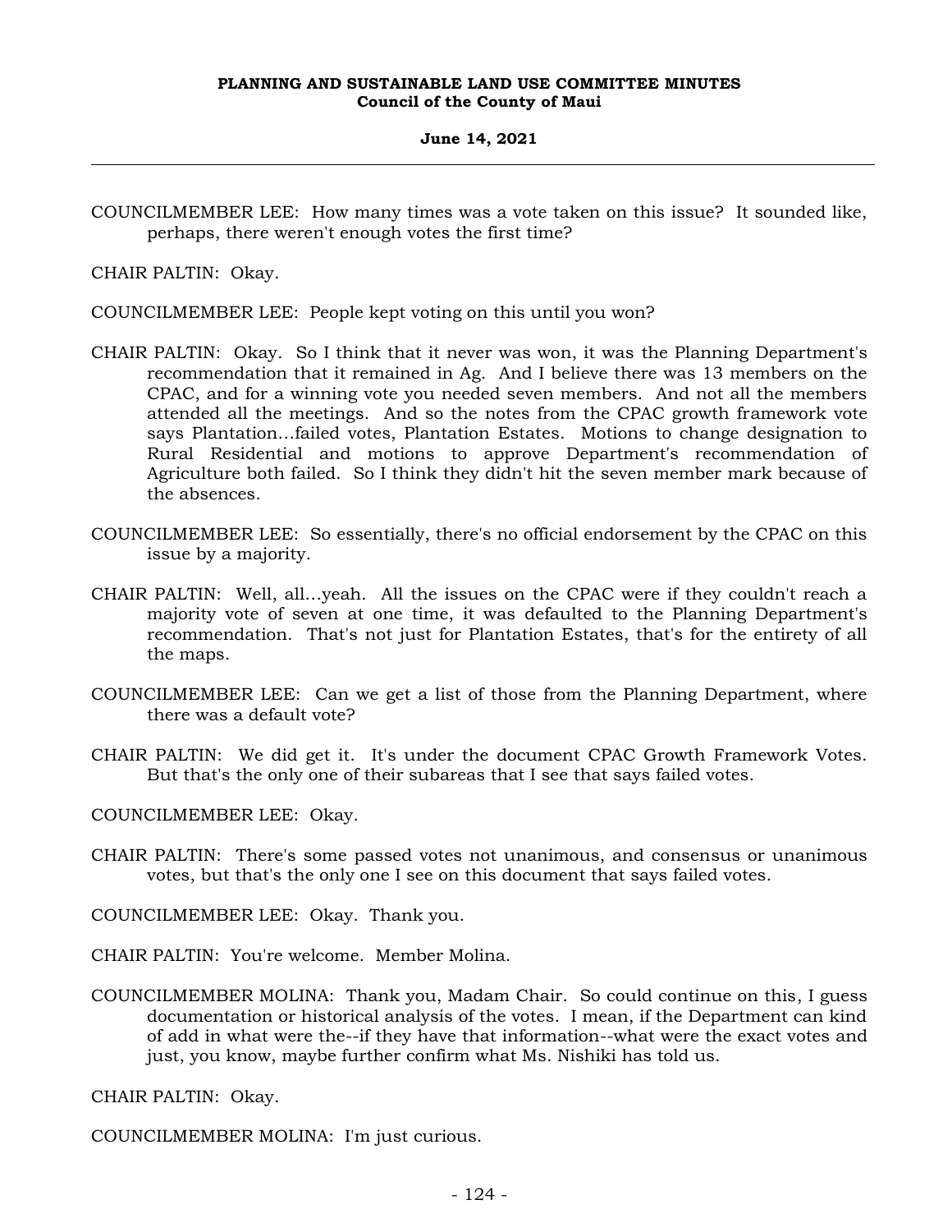COUNCILMEMBER LEE: How many times was a vote taken on this issue? It sounded like, perhaps, there weren't enough votes the first time?

CHAIR PALTIN: Okay.

COUNCILMEMBER LEE: People kept voting on this until you won?

CHAIR PALTIN: Okay. So I think that it never was won, it was the Planning Department's recommendation that it remained in Ag. And I believe there was 13 members on the CPAC, and for a winning vote you needed seven members. And not all the members attended all the meetings. And so the notes from the CPAC growth framework vote says Plantation...failed votes, Plantation Estates. Motions to change designation to Rural Residential and motions to approve Department's recommendation of Agriculture both failed. So I think they didn't hit the seven member mark because of the absences.

COUNCILMEMBER LEE: So essentially, there's no official endorsement by the CPAC on this issue by a majority.

CHAIR PALTIN: Well, all...yeah. All the issues on the CPAC were if they couldn't reach a majority vote of seven at one time, it was defaulted to the Planning Department's recommendation. That's not just for Plantation Estates, that's for the entirety of all the maps.

COUNCILMEMBER LEE: Can we get a list of those from the Planning Department, where there was a default vote?

CHAIR PALTIN: We did get it. It's under the document CPAC Growth Framework Votes. But that's the only one of their subareas that I see that says failed votes.

COUNCILMEMBER LEE: Okay.

CHAIR PALTIN: There's some passed votes not unanimous, and consensus or unanimous votes, but that's the only one I see on this document that says failed votes.

COUNCILMEMBER LEE: Okay. Thank you.

CHAIR PALTIN: You're welcome. Member Molina.

COUNCILMEMBER MOLINA: Thank you, Madam Chair. So could continue on this, I guess documentation or historical analysis of the votes. I mean, if the Department can kind of add in what were the--if they have that information--what were the exact votes and just, you know, maybe further confirm what Ms. Nishiki has told us.

CHAIR PALTIN: Okay.

COUNCILMEMBER MOLINA: I'm just curious.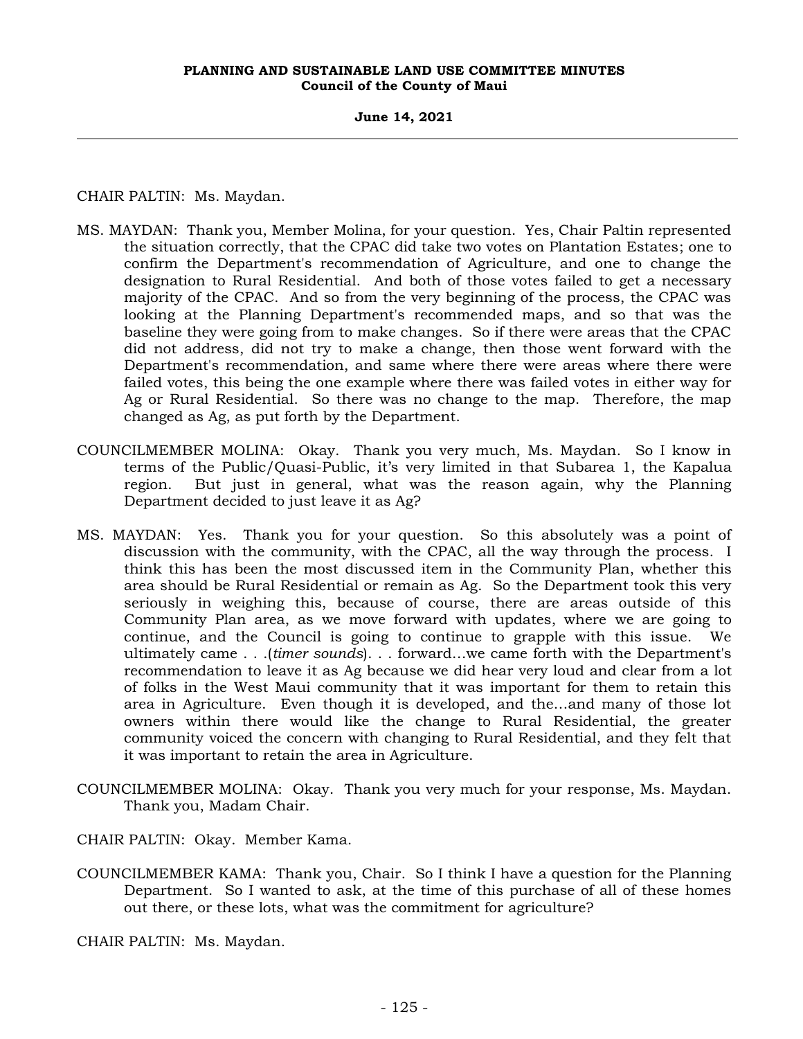CHAIR PALTIN: Ms. Maydan.

MS. MAYDAN: Thank you, Member Molina, for your question. Yes, Chair Paltin represented the situation correctly, that the CPAC did take two votes on Plantation Estates; one to confirm the Department's recommendation of Agriculture, and one to change the designation to Rural Residential. And both of those votes failed to get a necessary majority of the CPAC. And so from the very beginning of the process, the CPAC was looking at the Planning Department's recommended maps, and so that was the baseline they were going from to make changes. So if there were areas that the CPAC did not address, did not try to make a change, then those went forward with the Department's recommendation, and same where there were areas where there were failed votes, this being the one example where there was failed votes in either way for Ag or Rural Residential. So there was no change to the map. Therefore, the map changed as Ag, as put forth by the Department.

COUNCILMEMBER MOLINA: Okay. Thank you very much, Ms. Maydan. So I know in terms of the Public/Quasi-Public, it's very limited in that Subarea 1, the Kapalua region. But just in general, what was the reason again, why the Planning Department decided to just leave it as Ag?

MS. MAYDAN: Yes. Thank you for your question. So this absolutely was a point of discussion with the community, with the CPAC, all the way through the process. I think this has been the most discussed item in the Community Plan, whether this area should be Rural Residential or remain as Ag. So the Department took this very seriously in weighing this, because of course, there are areas outside of this Community Plan area, as we move forward with updates, where we are going to continue, and the Council is going to continue to grapple with this issue. We ultimately came . . .(*timer sounds*). . . forward...we came forth with the Department's recommendation to leave it as Ag because we did hear very loud and clear from a lot of folks in the West Maui community that it was important for them to retain this area in Agriculture. Even though it is developed, and the...and many of those lot owners within there would like the change to Rural Residential, the greater community voiced the concern with changing to Rural Residential, and they felt that it was important to retain the area in Agriculture.

COUNCILMEMBER MOLINA: Okay. Thank you very much for your response, Ms. Maydan. Thank you, Madam Chair.

CHAIR PALTIN: Okay. Member Kama.

COUNCILMEMBER KAMA: Thank you, Chair. So I think I have a question for the Planning Department. So I wanted to ask, at the time of this purchase of all of these homes out there, or these lots, what was the commitment for agriculture?

CHAIR PALTIN: Ms. Maydan.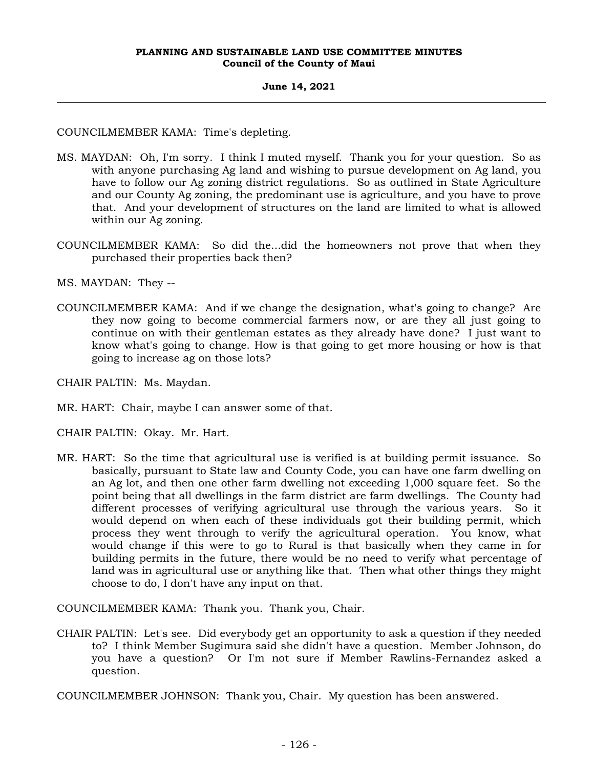COUNCILMEMBER KAMA: Time's depleting.

MS. MAYDAN: Oh, I'm sorry. I think I muted myself. Thank you for your question. So as with anyone purchasing Ag land and wishing to pursue development on Ag land, you have to follow our Ag zoning district regulations. So as outlined in State Agriculture and our County Ag zoning, the predominant use is agriculture, and you have to prove that. And your development of structures on the land are limited to what is allowed within our Ag zoning.

COUNCILMEMBER KAMA: So did the...did the homeowners not prove that when they purchased their properties back then?

MS. MAYDAN: They --

COUNCILMEMBER KAMA: And if we change the designation, what's going to change? Are they now going to become commercial farmers now, or are they all just going to continue on with their gentleman estates as they already have done? I just want to know what's going to change. How is that going to get more housing or how is that going to increase ag on those lots?

CHAIR PALTIN: Ms. Maydan.

MR. HART: Chair, maybe I can answer some of that.

CHAIR PALTIN: Okay. Mr. Hart.

MR. HART: So the time that agricultural use is verified is at building permit issuance. So basically, pursuant to State law and County Code, you can have one farm dwelling on an Ag lot, and then one other farm dwelling not exceeding 1,000 square feet. So the point being that all dwellings in the farm district are farm dwellings. The County had different processes of verifying agricultural use through the various years. So it would depend on when each of these individuals got their building permit, which process they went through to verify the agricultural operation. You know, what would change if this were to go to Rural is that basically when they came in for building permits in the future, there would be no need to verify what percentage of land was in agricultural use or anything like that. Then what other things they might choose to do, I don't have any input on that.

COUNCILMEMBER KAMA: Thank you. Thank you, Chair.

CHAIR PALTIN: Let's see. Did everybody get an opportunity to ask a question if they needed to? I think Member Sugimura said she didn't have a question. Member Johnson, do you have a question? Or I'm not sure if Member Rawlins-Fernandez asked a question.

COUNCILMEMBER JOHNSON: Thank you, Chair. My question has been answered.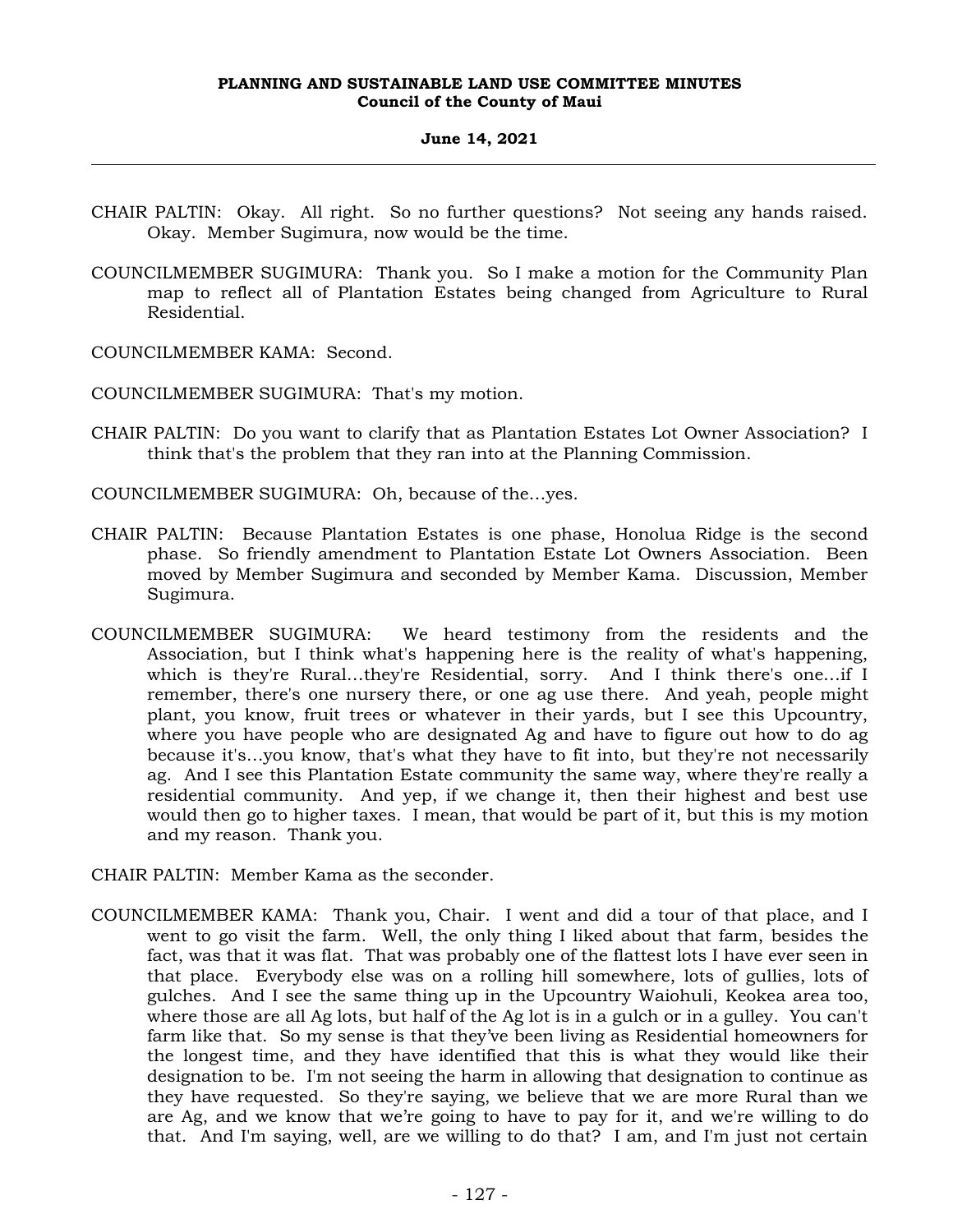CHAIR PALTIN: Okay. All right. So no further questions? Not seeing any hands raised. Okay. Member Sugimura, now would be the time.

COUNCILMEMBER SUGIMURA: Thank you. So I make a motion for the Community Plan map to reflect all of Plantation Estates being changed from Agriculture to Rural Residential.

COUNCILMEMBER KAMA: Second.

COUNCILMEMBER SUGIMURA: That's my motion.

CHAIR PALTIN: Do you want to clarify that as Plantation Estates Lot Owner Association? I think that's the problem that they ran into at the Planning Commission.

COUNCILMEMBER SUGIMURA: Oh, because of the...yes.

CHAIR PALTIN: Because Plantation Estates is one phase, Honolua Ridge is the second phase. So friendly amendment to Plantation Estate Lot Owners Association. Been moved by Member Sugimura and seconded by Member Kama. Discussion, Member Sugimura.

COUNCILMEMBER SUGIMURA: We heard testimony from the residents and the Association, but I think what's happening here is the reality of what's happening, which is they're Rural...they're Residential, sorry. And I think there's one...if I remember, there's one nursery there, or one ag use there. And yeah, people might plant, you know, fruit trees or whatever in their yards, but I see this Upcountry, where you have people who are designated Ag and have to figure out how to do ag because it's...you know, that's what they have to fit into, but they're not necessarily ag. And I see this Plantation Estate community the same way, where they're really a residential community. And yep, if we change it, then their highest and best use would then go to higher taxes. I mean, that would be part of it, but this is my motion and my reason. Thank you.

CHAIR PALTIN: Member Kama as the seconder.

COUNCILMEMBER KAMA: Thank you, Chair. I went and did a tour of that place, and I went to go visit the farm. Well, the only thing I liked about that farm, besides the fact, was that it was flat. That was probably one of the flattest lots I have ever seen in that place. Everybody else was on a rolling hill somewhere, lots of gullies, lots of gulches. And I see the same thing up in the Upcountry Waiohuli, Keokea area too, where those are all Ag lots, but half of the Ag lot is in a gulch or in a gulley. You can't farm like that. So my sense is that they've been living as Residential homeowners for the longest time, and they have identified that this is what they would like their designation to be. I'm not seeing the harm in allowing that designation to continue as they have requested. So they're saying, we believe that we are more Rural than we are Ag, and we know that we're going to have to pay for it, and we're willing to do that. And I'm saying, well, are we willing to do that? I am, and I'm just not certain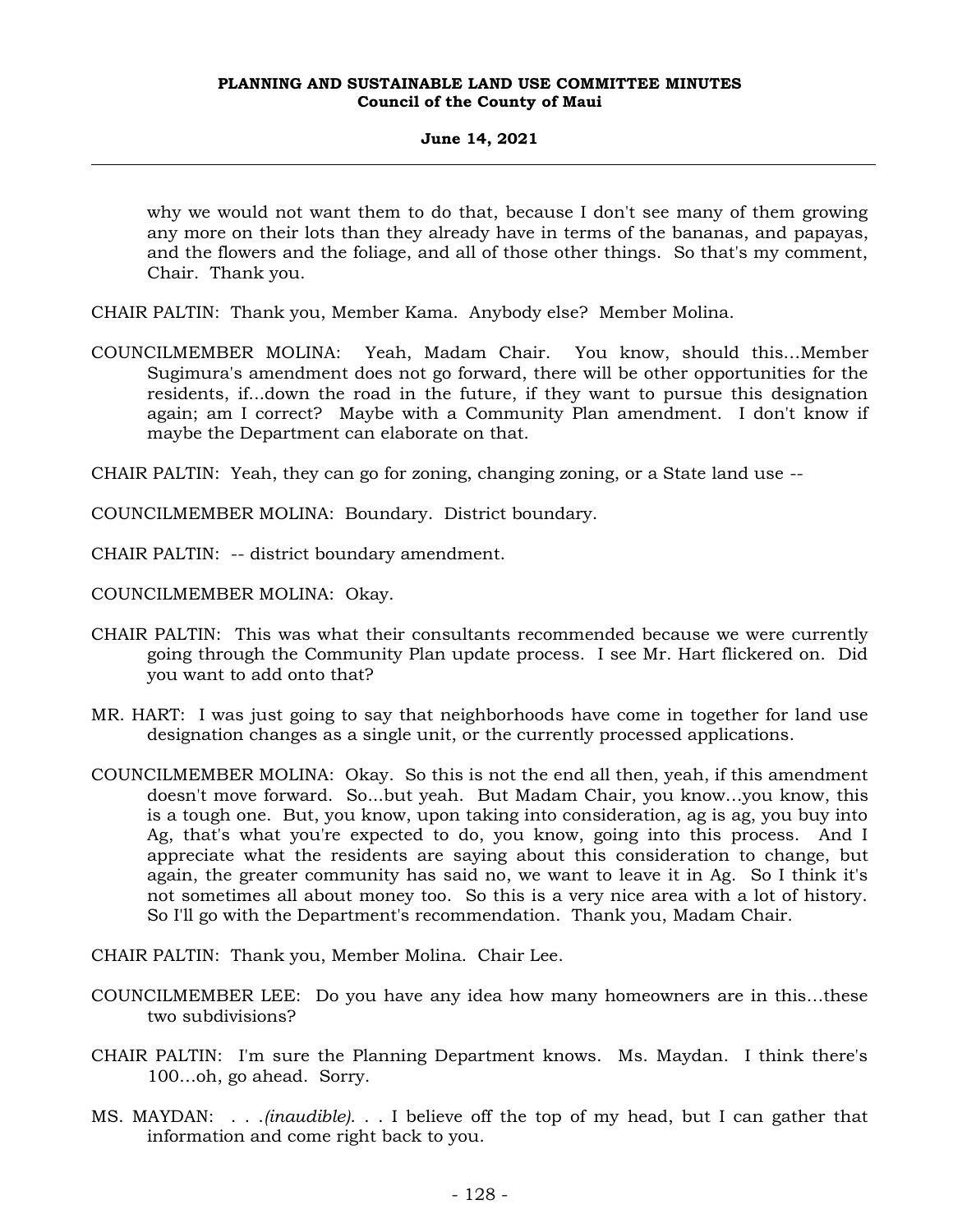why we would not want them to do that, because I don't see many of them growing any more on their lots than they already have in terms of the bananas, and papayas, and the flowers and the foliage, and all of those other things. So that's my comment, Chair. Thank you.

CHAIR PALTIN: Thank you, Member Kama. Anybody else? Member Molina.

COUNCILMEMBER MOLINA: Yeah, Madam Chair. You know, should this...Member Sugimura's amendment does not go forward, there will be other opportunities for the residents, if...down the road in the future, if they want to pursue this designation again; am I correct? Maybe with a Community Plan amendment. I don't know if maybe the Department can elaborate on that.

CHAIR PALTIN: Yeah, they can go for zoning, changing zoning, or a State land use --

COUNCILMEMBER MOLINA: Boundary. District boundary.

CHAIR PALTIN: -- district boundary amendment.

COUNCILMEMBER MOLINA: Okay.

CHAIR PALTIN: This was what their consultants recommended because we were currently going through the Community Plan update process. I see Mr. Hart flickered on. Did you want to add onto that?

MR. HART: I was just going to say that neighborhoods have come in together for land use designation changes as a single unit, or the currently processed applications.

COUNCILMEMBER MOLINA: Okay. So this is not the end all then, yeah, if this amendment doesn't move forward. So...but yeah. But Madam Chair, you know...you know, this is a tough one. But, you know, upon taking into consideration, ag is ag, you buy into Ag, that's what you're expected to do, you know, going into this process. And I appreciate what the residents are saying about this consideration to change, but again, the greater community has said no, we want to leave it in Ag. So I think it's not sometimes all about money too. So this is a very nice area with a lot of history. So I'll go with the Department's recommendation. Thank you, Madam Chair.

CHAIR PALTIN: Thank you, Member Molina. Chair Lee.

COUNCILMEMBER LEE: Do you have any idea how many homeowners are in this...these two subdivisions?

CHAIR PALTIN: I'm sure the Planning Department knows. Ms. Maydan. I think there's 100...oh, go ahead. Sorry.

MS. MAYDAN: . . .*(inaudible)*. . . I believe off the top of my head, but I can gather that information and come right back to you.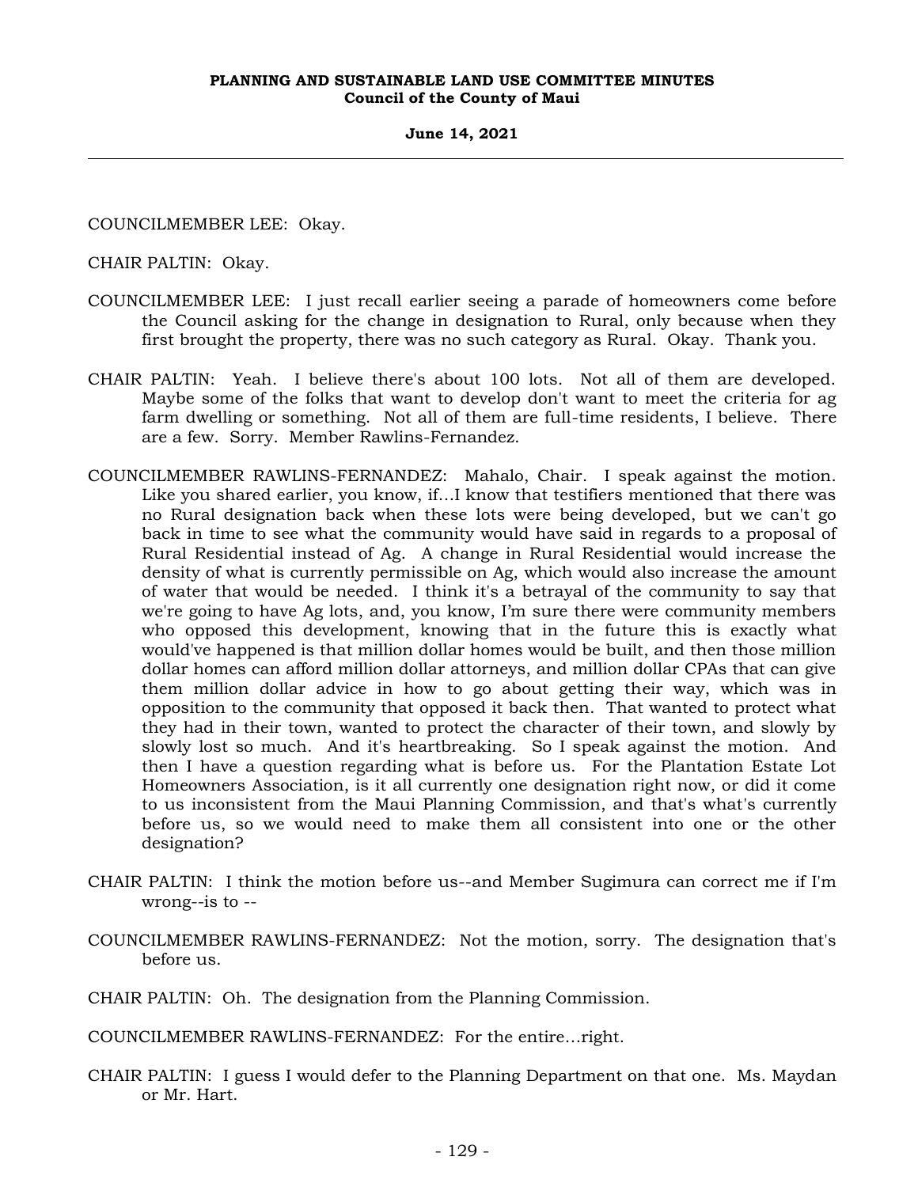COUNCILMEMBER LEE: Okay.

CHAIR PALTIN: Okay.

COUNCILMEMBER LEE: I just recall earlier seeing a parade of homeowners come before the Council asking for the change in designation to Rural, only because when they first brought the property, there was no such category as Rural. Okay. Thank you.

CHAIR PALTIN: Yeah. I believe there's about 100 lots. Not all of them are developed. Maybe some of the folks that want to develop don't want to meet the criteria for ag farm dwelling or something. Not all of them are full-time residents, I believe. There are a few. Sorry. Member Rawlins-Fernandez.

COUNCILMEMBER RAWLINS-FERNANDEZ: Mahalo, Chair. I speak against the motion. Like you shared earlier, you know, if...I know that testifiers mentioned that there was no Rural designation back when these lots were being developed, but we can't go back in time to see what the community would have said in regards to a proposal of Rural Residential instead of Ag. A change in Rural Residential would increase the density of what is currently permissible on Ag, which would also increase the amount of water that would be needed. I think it's a betrayal of the community to say that we're going to have Ag lots, and, you know, I'm sure there were community members who opposed this development, knowing that in the future this is exactly what would've happened is that million dollar homes would be built, and then those million dollar homes can afford million dollar attorneys, and million dollar CPAs that can give them million dollar advice in how to go about getting their way, which was in opposition to the community that opposed it back then. That wanted to protect what they had in their town, wanted to protect the character of their town, and slowly by slowly lost so much. And it's heartbreaking. So I speak against the motion. And then I have a question regarding what is before us. For the Plantation Estate Lot Homeowners Association, is it all currently one designation right now, or did it come to us inconsistent from the Maui Planning Commission, and that's what's currently before us, so we would need to make them all consistent into one or the other designation?

CHAIR PALTIN: I think the motion before us--and Member Sugimura can correct me if I'm wrong--is to --

COUNCILMEMBER RAWLINS-FERNANDEZ: Not the motion, sorry. The designation that's before us.

CHAIR PALTIN: Oh. The designation from the Planning Commission.

COUNCILMEMBER RAWLINS-FERNANDEZ: For the entire...right.

CHAIR PALTIN: I guess I would defer to the Planning Department on that one. Ms. Maydan or Mr. Hart.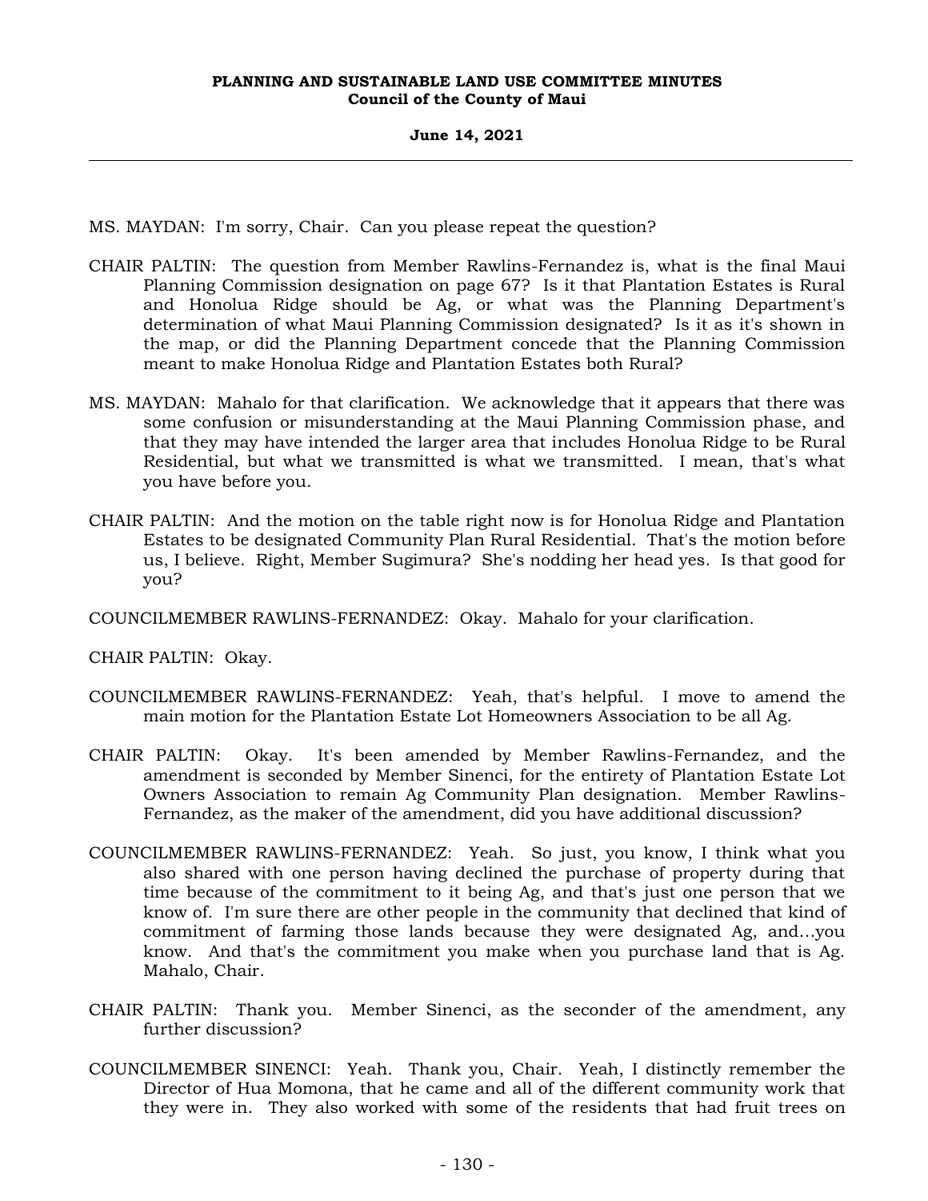MS. MAYDAN: I'm sorry, Chair. Can you please repeat the question?

CHAIR PALTIN: The question from Member Rawlins-Fernandez is, what is the final Maui Planning Commission designation on page 67? Is it that Plantation Estates is Rural and Honolua Ridge should be Ag, or what was the Planning Department's determination of what Maui Planning Commission designated? Is it as it's shown in the map, or did the Planning Department concede that the Planning Commission meant to make Honolua Ridge and Plantation Estates both Rural?

MS. MAYDAN: Mahalo for that clarification. We acknowledge that it appears that there was some confusion or misunderstanding at the Maui Planning Commission phase, and that they may have intended the larger area that includes Honolua Ridge to be Rural Residential, but what we transmitted is what we transmitted. I mean, that's what you have before you.

CHAIR PALTIN: And the motion on the table right now is for Honolua Ridge and Plantation Estates to be designated Community Plan Rural Residential. That's the motion before us, I believe. Right, Member Sugimura? She's nodding her head yes. Is that good for you?

COUNCILMEMBER RAWLINS-FERNANDEZ: Okay. Mahalo for your clarification.

CHAIR PALTIN: Okay.

COUNCILMEMBER RAWLINS-FERNANDEZ: Yeah, that's helpful. I move to amend the main motion for the Plantation Estate Lot Homeowners Association to be all Ag.

CHAIR PALTIN: Okay. It's been amended by Member Rawlins-Fernandez, and the amendment is seconded by Member Sinenci, for the entirety of Plantation Estate Lot Owners Association to remain Ag Community Plan designation. Member Rawlins-Fernandez, as the maker of the amendment, did you have additional discussion?

COUNCILMEMBER RAWLINS-FERNANDEZ: Yeah. So just, you know, I think what you also shared with one person having declined the purchase of property during that time because of the commitment to it being Ag, and that's just one person that we know of. I'm sure there are other people in the community that declined that kind of commitment of farming those lands because they were designated Ag, and...you know. And that's the commitment you make when you purchase land that is Ag. Mahalo, Chair.

CHAIR PALTIN: Thank you. Member Sinenci, as the seconder of the amendment, any further discussion?

COUNCILMEMBER SINENCI: Yeah. Thank you, Chair. Yeah, I distinctly remember the Director of Hua Momona, that he came and all of the different community work that they were in. They also worked with some of the residents that had fruit trees on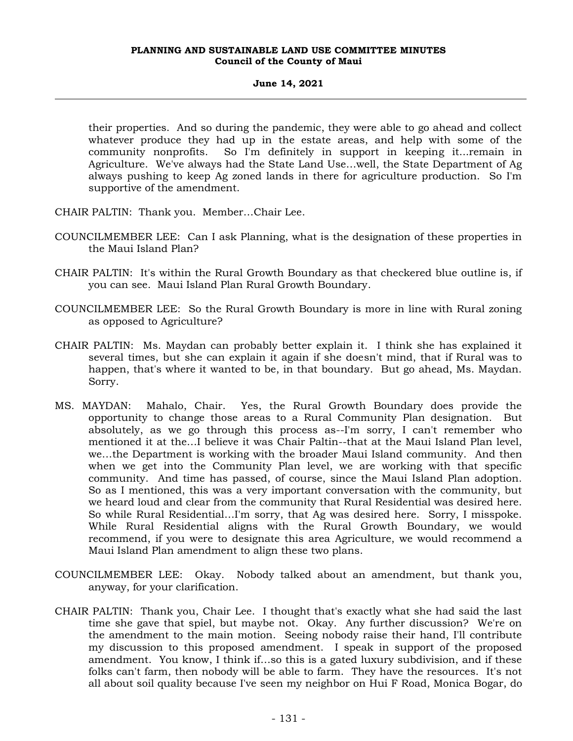their properties. And so during the pandemic, they were able to go ahead and collect whatever produce they had up in the estate areas, and help with some of the community nonprofits. So I'm definitely in support in keeping it...remain in Agriculture. We've always had the State Land Use...well, the State Department of Ag always pushing to keep Ag zoned lands in there for agriculture production. So I'm supportive of the amendment.

CHAIR PALTIN: Thank you. Member...Chair Lee.

COUNCILMEMBER LEE: Can I ask Planning, what is the designation of these properties in the Maui Island Plan?

CHAIR PALTIN: It's within the Rural Growth Boundary as that checkered blue outline is, if you can see. Maui Island Plan Rural Growth Boundary.

COUNCILMEMBER LEE: So the Rural Growth Boundary is more in line with Rural zoning as opposed to Agriculture?

CHAIR PALTIN: Ms. Maydan can probably better explain it. I think she has explained it several times, but she can explain it again if she doesn't mind, that if Rural was to happen, that's where it wanted to be, in that boundary. But go ahead, Ms. Maydan. Sorry.

MS. MAYDAN: Mahalo, Chair. Yes, the Rural Growth Boundary does provide the opportunity to change those areas to a Rural Community Plan designation. But absolutely, as we go through this process as--I'm sorry, I can't remember who mentioned it at the...I believe it was Chair Paltin--that at the Maui Island Plan level, we...the Department is working with the broader Maui Island community. And then when we get into the Community Plan level, we are working with that specific community. And time has passed, of course, since the Maui Island Plan adoption. So as I mentioned, this was a very important conversation with the community, but we heard loud and clear from the community that Rural Residential was desired here. So while Rural Residential...I'm sorry, that Ag was desired here. Sorry, I misspoke. While Rural Residential aligns with the Rural Growth Boundary, we would recommend, if you were to designate this area Agriculture, we would recommend a Maui Island Plan amendment to align these two plans.

COUNCILMEMBER LEE: Okay. Nobody talked about an amendment, but thank you, anyway, for your clarification.

CHAIR PALTIN: Thank you, Chair Lee. I thought that's exactly what she had said the last time she gave that spiel, but maybe not. Okay. Any further discussion? We're on the amendment to the main motion. Seeing nobody raise their hand, I'll contribute my discussion to this proposed amendment. I speak in support of the proposed amendment. You know, I think if...so this is a gated luxury subdivision, and if these folks can't farm, then nobody will be able to farm. They have the resources. It's not all about soil quality because I've seen my neighbor on Hui F Road, Monica Bogar, do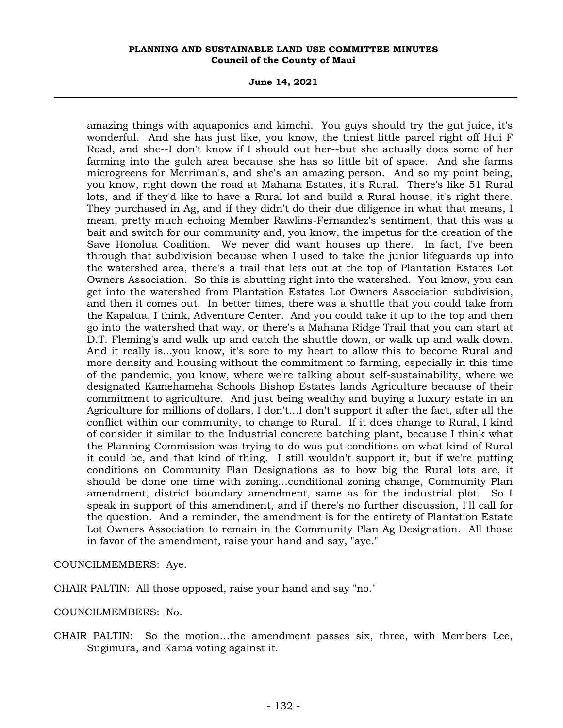amazing things with aquaponics and kimchi. You guys should try the gut juice, it's wonderful. And she has just like, you know, the tiniest little parcel right off Hui F Road, and she--I don't know if I should out her--but she actually does some of her farming into the gulch area because she has so little bit of space. And she farms microgreens for Merriman's, and she's an amazing person. And so my point being, you know, right down the road at Mahana Estates, it's Rural. There's like 51 Rural lots, and if they'd like to have a Rural lot and build a Rural house, it's right there. They purchased in Ag, and if they didn't do their due diligence in what that means, I mean, pretty much echoing Member Rawlins-Fernandez's sentiment, that this was a bait and switch for our community and, you know, the impetus for the creation of the Save Honolua Coalition. We never did want houses up there. In fact, I've been through that subdivision because when I used to take the junior lifeguards up into the watershed area, there's a trail that lets out at the top of Plantation Estates Lot Owners Association. So this is abutting right into the watershed. You know, you can get into the watershed from Plantation Estates Lot Owners Association subdivision, and then it comes out. In better times, there was a shuttle that you could take from the Kapalua, I think, Adventure Center. And you could take it up to the top and then go into the watershed that way, or there's a Mahana Ridge Trail that you can start at D.T. Fleming's and walk up and catch the shuttle down, or walk up and walk down. And it really is...you know, it's sore to my heart to allow this to become Rural and more density and housing without the commitment to farming, especially in this time of the pandemic, you know, where we're talking about self-sustainability, where we designated Kamehameha Schools Bishop Estates lands Agriculture because of their commitment to agriculture. And just being wealthy and buying a luxury estate in an Agriculture for millions of dollars, I don't...I don't support it after the fact, after all the conflict within our community, to change to Rural. If it does change to Rural, I kind of consider it similar to the Industrial concrete batching plant, because I think what the Planning Commission was trying to do was put conditions on what kind of Rural it could be, and that kind of thing. I still wouldn't support it, but if we're putting conditions on Community Plan Designations as to how big the Rural lots are, it should be done one time with zoning...conditional zoning change, Community Plan amendment, district boundary amendment, same as for the industrial plot. So I speak in support of this amendment, and if there's no further discussion, I'll call for the question. And a reminder, the amendment is for the entirety of Plantation Estate Lot Owners Association to remain in the Community Plan Ag Designation. All those in favor of the amendment, raise your hand and say, "aye."

COUNCILMEMBERS: Aye.

CHAIR PALTIN: All those opposed, raise your hand and say "no."

COUNCILMEMBERS: No.

CHAIR PALTIN: So the motion...the amendment passes six, three, with Members Lee, Sugimura, and Kama voting against it.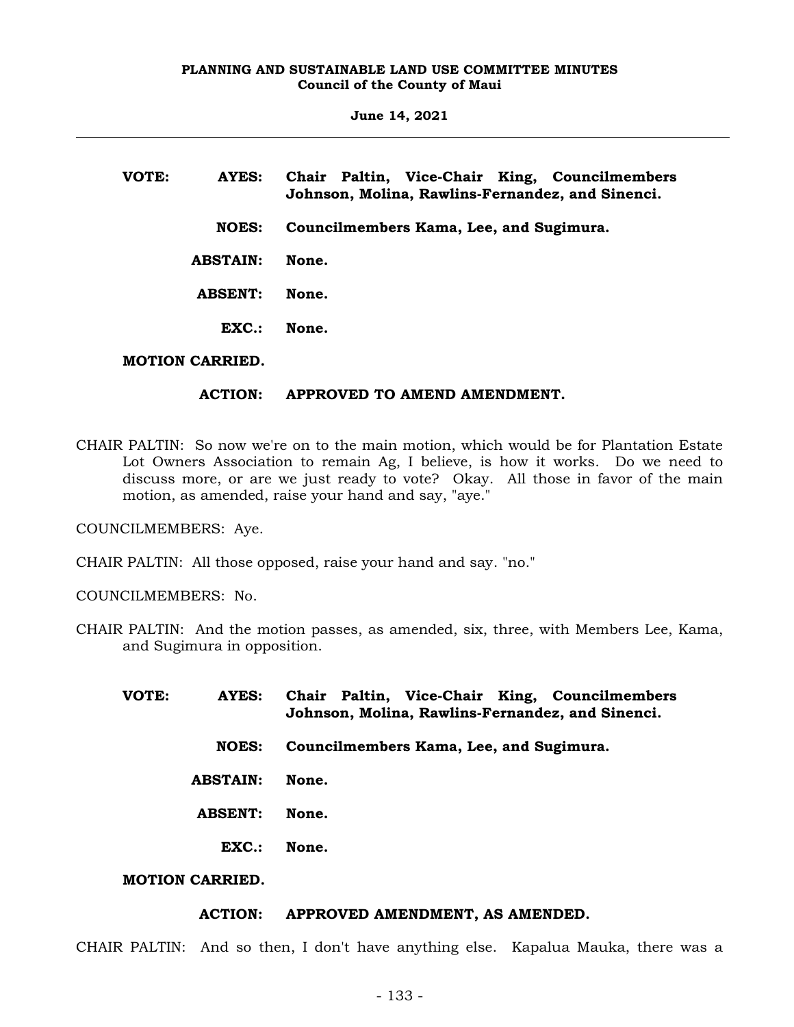**VOTE:** **AYES:** **Chair Paltin, Vice-Chair King, Councilmembers Johnson, Molina, Rawlins-Fernandez, and Sinenci.**

**NOES:** **Councilmembers Kama, Lee, and Sugimura.**

**ABSTAIN:** **None.**

**ABSENT:** **None.**

**EXC.:** **None.**

**MOTION CARRIED.**

**ACTION:** **APPROVED TO AMEND AMENDMENT.**

CHAIR PALTIN: So now we're on to the main motion, which would be for Plantation Estate Lot Owners Association to remain Ag, I believe, is how it works. Do we need to discuss more, or are we just ready to vote? Okay. All those in favor of the main motion, as amended, raise your hand and say, "aye."

COUNCILMEMBERS: Aye.

CHAIR PALTIN: All those opposed, raise your hand and say. "no."

COUNCILMEMBERS: No.

CHAIR PALTIN: And the motion passes, as amended, six, three, with Members Lee, Kama, and Sugimura in opposition.

**VOTE:** **AYES:** **Chair Paltin, Vice-Chair King, Councilmembers Johnson, Molina, Rawlins-Fernandez, and Sinenci.**

**NOES:** **Councilmembers Kama, Lee, and Sugimura.**

**ABSTAIN:** **None.**

**ABSENT:** **None.**

**EXC.:** **None.**

**MOTION CARRIED.**

**ACTION:** **APPROVED AMENDMENT, AS AMENDED.**

CHAIR PALTIN: And so then, I don't have anything else. Kapalua Mauka, there was a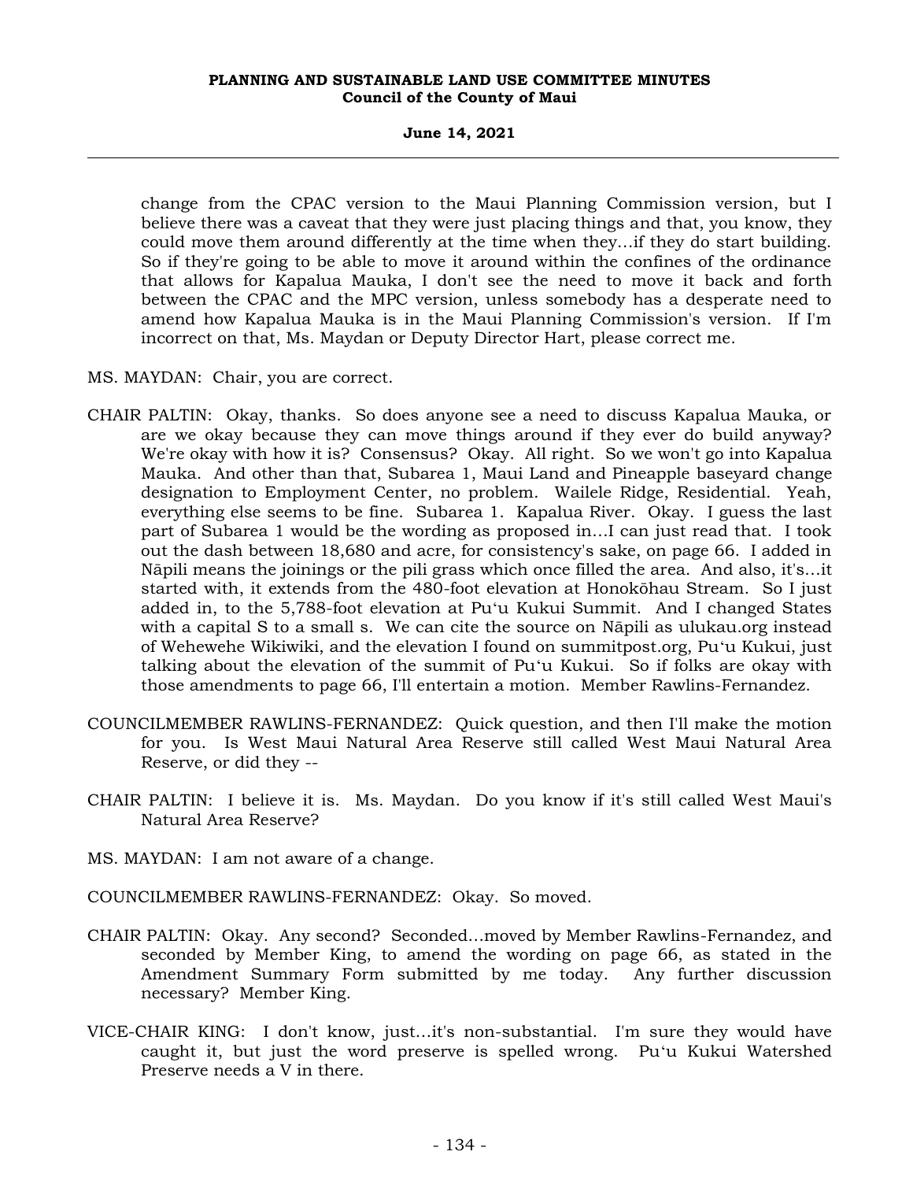change from the CPAC version to the Maui Planning Commission version, but I believe there was a caveat that they were just placing things and that, you know, they could move them around differently at the time when they...if they do start building. So if they're going to be able to move it around within the confines of the ordinance that allows for Kapalua Mauka, I don't see the need to move it back and forth between the CPAC and the MPC version, unless somebody has a desperate need to amend how Kapalua Mauka is in the Maui Planning Commission's version. If I'm incorrect on that, Ms. Maydan or Deputy Director Hart, please correct me.

MS. MAYDAN: Chair, you are correct.

CHAIR PALTIN: Okay, thanks. So does anyone see a need to discuss Kapalua Mauka, or are we okay because they can move things around if they ever do build anyway? We're okay with how it is? Consensus? Okay. All right. So we won't go into Kapalua Mauka. And other than that, Subarea 1, Maui Land and Pineapple baseyard change designation to Employment Center, no problem. Wailele Ridge, Residential. Yeah, everything else seems to be fine. Subarea 1. Kapalua River. Okay. I guess the last part of Subarea 1 would be the wording as proposed in...I can just read that. I took out the dash between 18,680 and acre, for consistency's sake, on page 66. I added in Nāpili means the joinings or the pili grass which once filled the area. And also, it's...it started with, it extends from the 480-foot elevation at Honokōhau Stream. So I just added in, to the 5,788-foot elevation at Pu'u Kukui Summit. And I changed States with a capital S to a small s. We can cite the source on Nāpili as ulukau.org instead of Wehewehe Wikiwiki, and the elevation I found on summitpost.org, Pu'u Kukui, just talking about the elevation of the summit of Pu'u Kukui. So if folks are okay with those amendments to page 66, I'll entertain a motion. Member Rawlins-Fernandez.

COUNCILMEMBER RAWLINS-FERNANDEZ: Quick question, and then I'll make the motion for you. Is West Maui Natural Area Reserve still called West Maui Natural Area Reserve, or did they --

CHAIR PALTIN: I believe it is. Ms. Maydan. Do you know if it's still called West Maui's Natural Area Reserve?

MS. MAYDAN: I am not aware of a change.

COUNCILMEMBER RAWLINS-FERNANDEZ: Okay. So moved.

CHAIR PALTIN: Okay. Any second? Seconded...moved by Member Rawlins-Fernandez, and seconded by Member King, to amend the wording on page 66, as stated in the Amendment Summary Form submitted by me today. Any further discussion necessary? Member King.

VICE-CHAIR KING: I don't know, just...it's non-substantial. I'm sure they would have caught it, but just the word preserve is spelled wrong. Pu'u Kukui Watershed Preserve needs a V in there.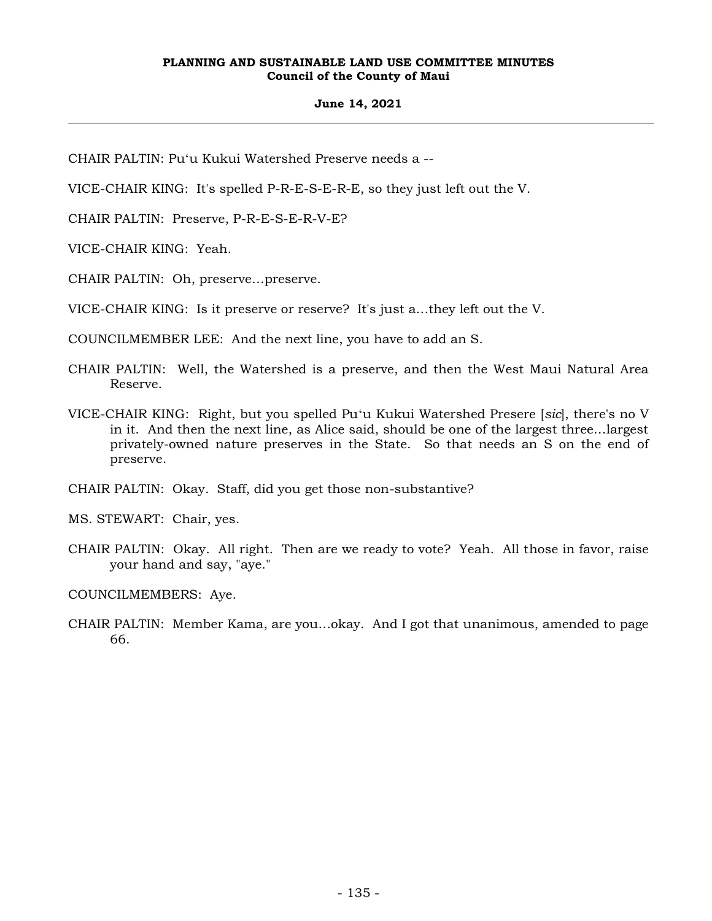CHAIR PALTIN: Puʻu Kukui Watershed Preserve needs a --

VICE-CHAIR KING: It's spelled P-R-E-S-E-R-E, so they just left out the V.

CHAIR PALTIN: Preserve, P-R-E-S-E-R-V-E?

VICE-CHAIR KING: Yeah.

CHAIR PALTIN: Oh, preserve…preserve.

VICE-CHAIR KING: Is it preserve or reserve? It's just a…they left out the V.

COUNCILMEMBER LEE: And the next line, you have to add an S.

CHAIR PALTIN: Well, the Watershed is a preserve, and then the West Maui Natural Area Reserve.

VICE-CHAIR KING: Right, but you spelled Puʻu Kukui Watershed Presere [*sic*], there's no V in it. And then the next line, as Alice said, should be one of the largest three…largest privately-owned nature preserves in the State. So that needs an S on the end of preserve.

CHAIR PALTIN: Okay. Staff, did you get those non-substantive?

MS. STEWART: Chair, yes.

CHAIR PALTIN: Okay. All right. Then are we ready to vote? Yeah. All those in favor, raise your hand and say, "aye."

COUNCILMEMBERS: Aye.

CHAIR PALTIN: Member Kama, are you…okay. And I got that unanimous, amended to page 66.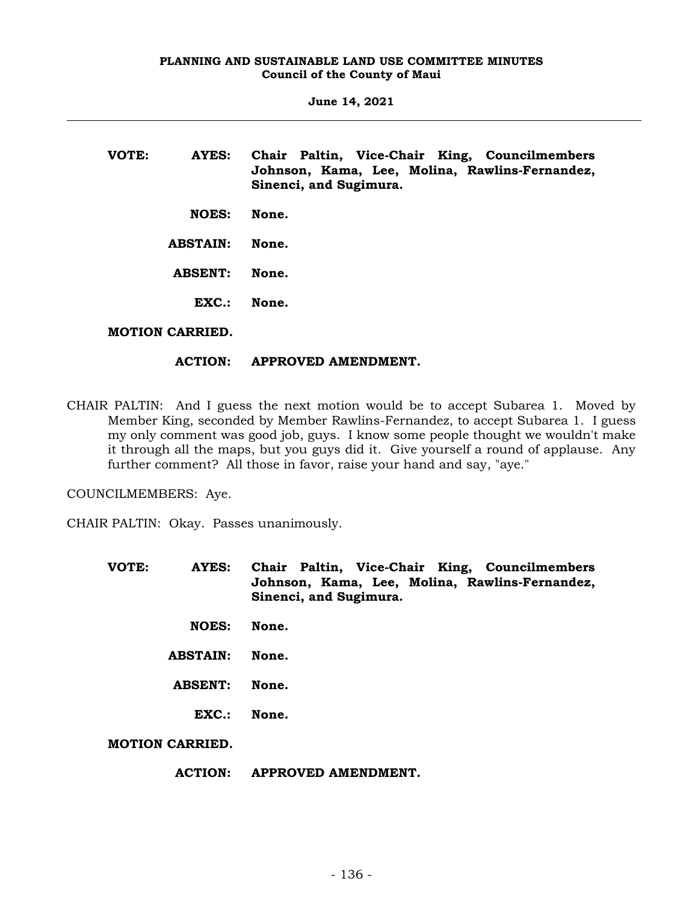**VOTE: AYES: Chair Paltin, Vice-Chair King, Councilmembers Johnson, Kama, Lee, Molina, Rawlins-Fernandez, Sinenci, and Sugimura.**

**NOES: None.**

**ABSTAIN: None.**

**ABSENT: None.**

**EXC.: None.**

**MOTION CARRIED.**

**ACTION: APPROVED AMENDMENT.**

CHAIR PALTIN: And I guess the next motion would be to accept Subarea 1. Moved by Member King, seconded by Member Rawlins-Fernandez, to accept Subarea 1. I guess my only comment was good job, guys. I know some people thought we wouldn't make it through all the maps, but you guys did it. Give yourself a round of applause. Any further comment? All those in favor, raise your hand and say, "aye."

COUNCILMEMBERS: Aye.

CHAIR PALTIN: Okay. Passes unanimously.

**VOTE: AYES: Chair Paltin, Vice-Chair King, Councilmembers Johnson, Kama, Lee, Molina, Rawlins-Fernandez, Sinenci, and Sugimura.**

**NOES: None.**

**ABSTAIN: None.**

**ABSENT: None.**

**EXC.: None.**

**MOTION CARRIED.**

**ACTION: APPROVED AMENDMENT.**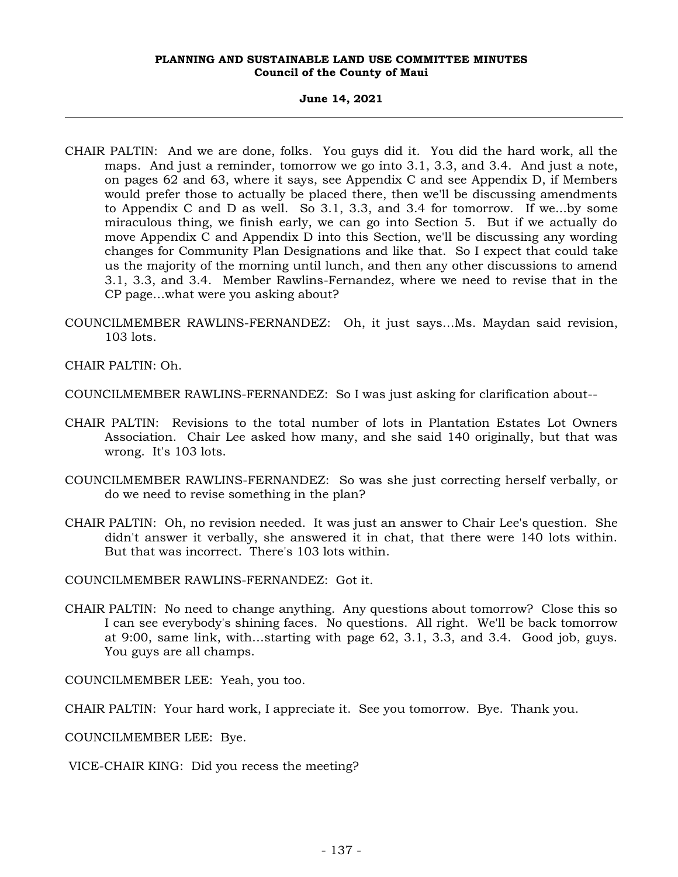CHAIR PALTIN: And we are done, folks. You guys did it. You did the hard work, all the maps. And just a reminder, tomorrow we go into 3.1, 3.3, and 3.4. And just a note, on pages 62 and 63, where it says, see Appendix C and see Appendix D, if Members would prefer those to actually be placed there, then we'll be discussing amendments to Appendix C and D as well. So 3.1, 3.3, and 3.4 for tomorrow. If we...by some miraculous thing, we finish early, we can go into Section 5. But if we actually do move Appendix C and Appendix D into this Section, we'll be discussing any wording changes for Community Plan Designations and like that. So I expect that could take us the majority of the morning until lunch, and then any other discussions to amend 3.1, 3.3, and 3.4. Member Rawlins-Fernandez, where we need to revise that in the CP page...what were you asking about?

COUNCILMEMBER RAWLINS-FERNANDEZ: Oh, it just says...Ms. Maydan said revision, 103 lots.

CHAIR PALTIN: Oh.

COUNCILMEMBER RAWLINS-FERNANDEZ: So I was just asking for clarification about--

CHAIR PALTIN: Revisions to the total number of lots in Plantation Estates Lot Owners Association. Chair Lee asked how many, and she said 140 originally, but that was wrong. It's 103 lots.

COUNCILMEMBER RAWLINS-FERNANDEZ: So was she just correcting herself verbally, or do we need to revise something in the plan?

CHAIR PALTIN: Oh, no revision needed. It was just an answer to Chair Lee's question. She didn't answer it verbally, she answered it in chat, that there were 140 lots within. But that was incorrect. There's 103 lots within.

COUNCILMEMBER RAWLINS-FERNANDEZ: Got it.

CHAIR PALTIN: No need to change anything. Any questions about tomorrow? Close this so I can see everybody's shining faces. No questions. All right. We'll be back tomorrow at 9:00, same link, with...starting with page 62, 3.1, 3.3, and 3.4. Good job, guys. You guys are all champs.

COUNCILMEMBER LEE: Yeah, you too.

CHAIR PALTIN: Your hard work, I appreciate it. See you tomorrow. Bye. Thank you.

COUNCILMEMBER LEE: Bye.

VICE-CHAIR KING: Did you recess the meeting?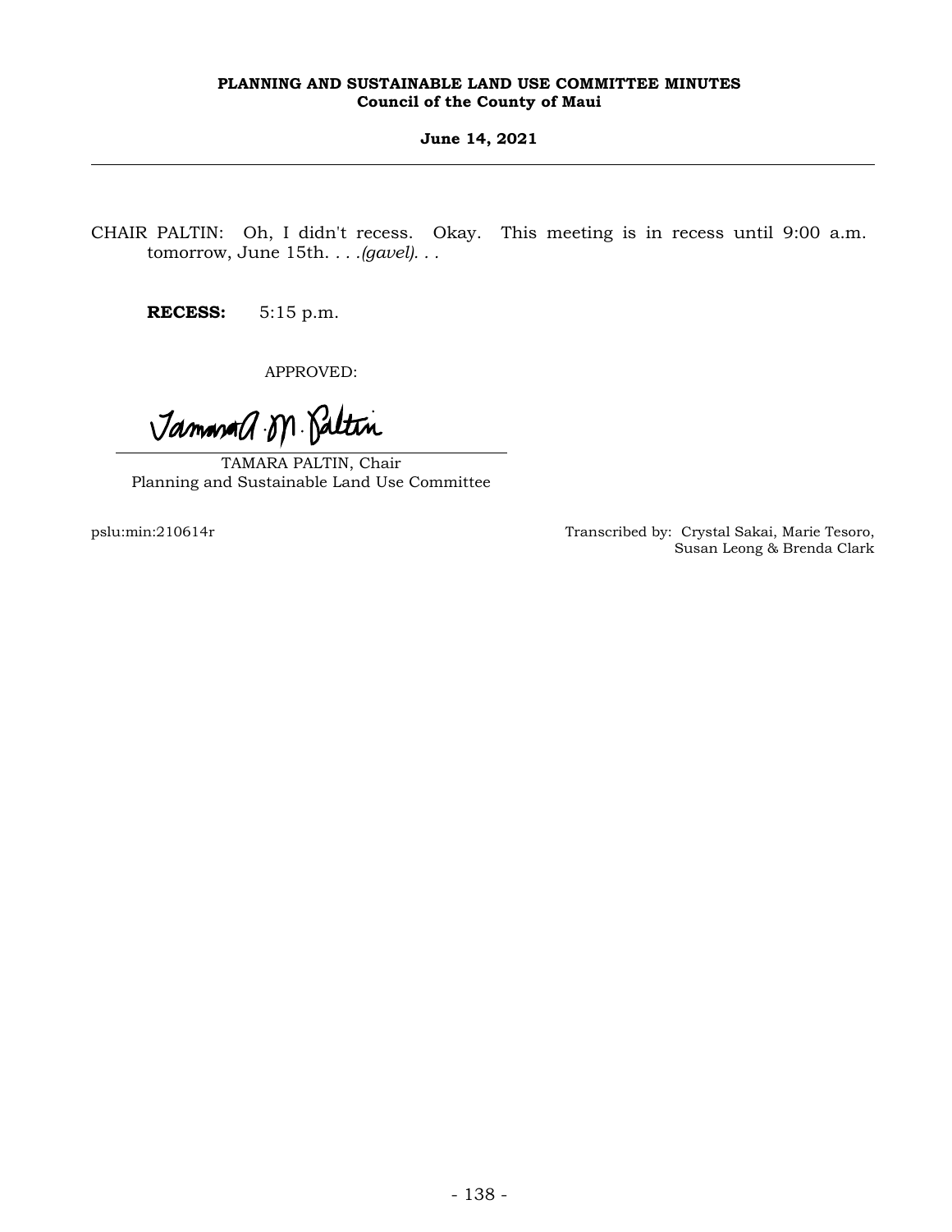CHAIR PALTIN: Oh, I didn't recess. Okay. This meeting is in recess until 9:00 a.m. tomorrow, June 15th. . . .*(gavel)*. . .

**RECESS:** 5:15 p.m.

APPROVED:

TAMARA PALTIN, Chair
Planning and Sustainable Land Use Committee

pslu:min:210614r

Transcribed by: Crystal Sakai, Marie Tesoro, Susan Leong & Brenda Clark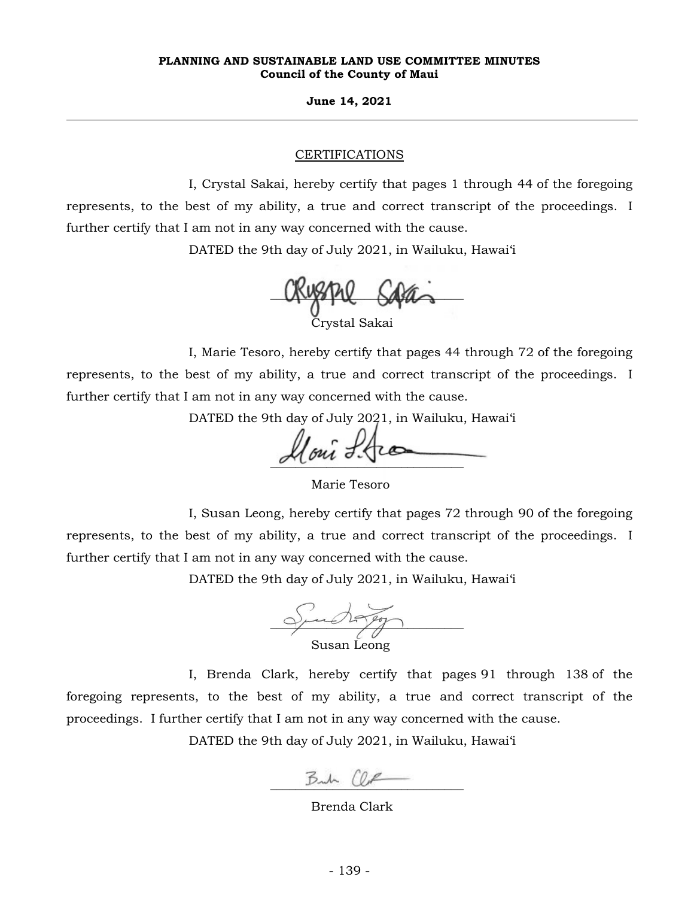CERTIFICATIONS

I, Crystal Sakai, hereby certify that pages 1 through 44 of the foregoing represents, to the best of my ability, a true and correct transcript of the proceedings. I further certify that I am not in any way concerned with the cause.

DATED the 9th day of July 2021, in Wailuku, Hawaiʻi

Crystal Sakai

I, Marie Tesoro, hereby certify that pages 44 through 72 of the foregoing represents, to the best of my ability, a true and correct transcript of the proceedings. I further certify that I am not in any way concerned with the cause.

DATED the 9th day of July 2021, in Wailuku, Hawaiʻi

Marie Tesoro

I, Susan Leong, hereby certify that pages 72 through 90 of the foregoing represents, to the best of my ability, a true and correct transcript of the proceedings. I further certify that I am not in any way concerned with the cause.

DATED the 9th day of July 2021, in Wailuku, Hawaiʻi

Susan Leong

I, Brenda Clark, hereby certify that pages 91 through 138 of the foregoing represents, to the best of my ability, a true and correct transcript of the proceedings. I further certify that I am not in any way concerned with the cause.

DATED the 9th day of July 2021, in Wailuku, Hawaiʻi

Brenda Clark